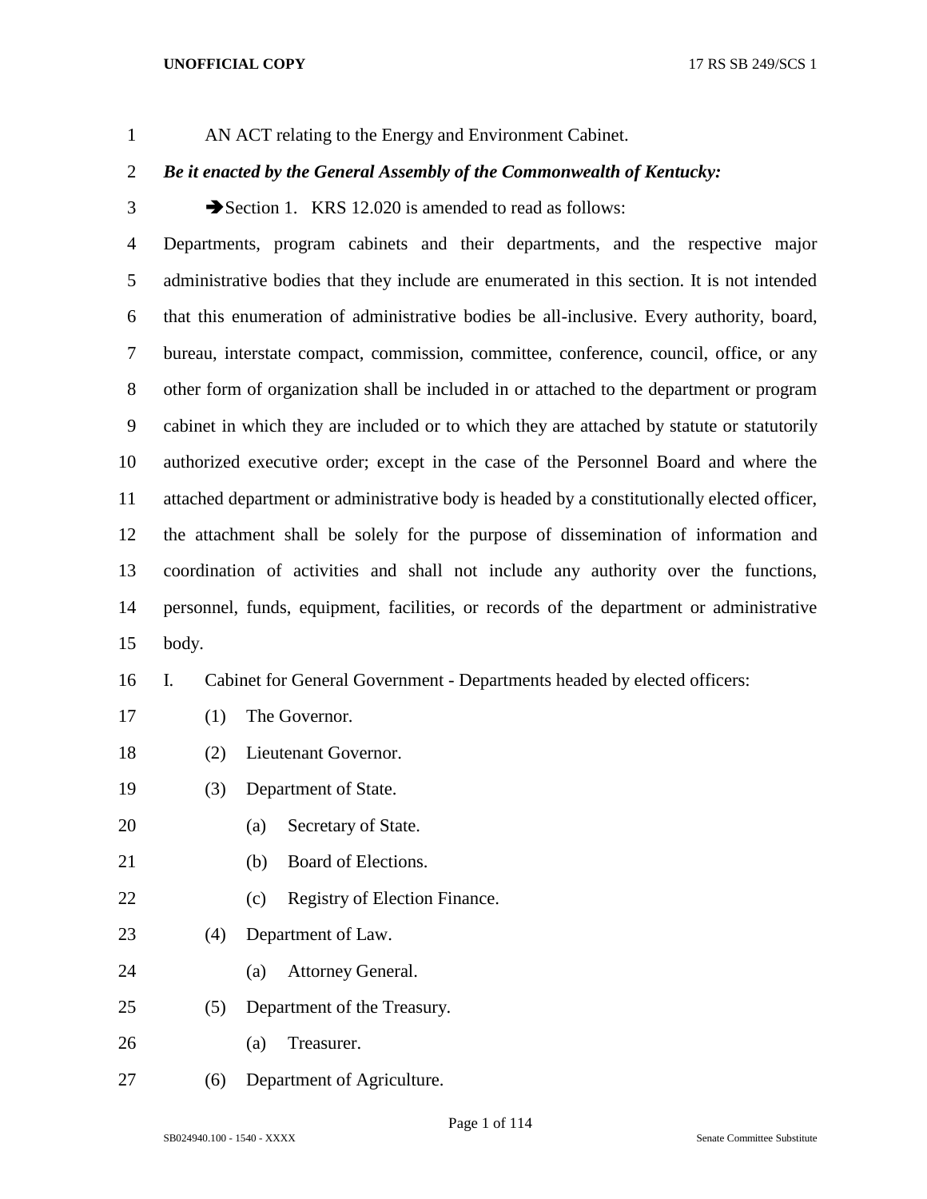AN ACT relating to the Energy and Environment Cabinet.

***Be it enacted by the General Assembly of the Commonwealth of Kentucky:***

➔Section 1. KRS 12.020 is amended to read as follows:

Departments, program cabinets and their departments, and the respective major administrative bodies that they include are enumerated in this section. It is not intended that this enumeration of administrative bodies be all-inclusive. Every authority, board, bureau, interstate compact, commission, committee, conference, council, office, or any other form of organization shall be included in or attached to the department or program cabinet in which they are included or to which they are attached by statute or statutorily authorized executive order; except in the case of the Personnel Board and where the attached department or administrative body is headed by a constitutionally elected officer, the attachment shall be solely for the purpose of dissemination of information and coordination of activities and shall not include any authority over the functions, personnel, funds, equipment, facilities, or records of the department or administrative body.

I. Cabinet for General Government - Departments headed by elected officers:

(1) The Governor.

(2) Lieutenant Governor.

(3) Department of State.

(a) Secretary of State.

(b) Board of Elections.

(c) Registry of Election Finance.

(4) Department of Law.

(a) Attorney General.

(5) Department of the Treasury.

(a) Treasurer.

(6) Department of Agriculture.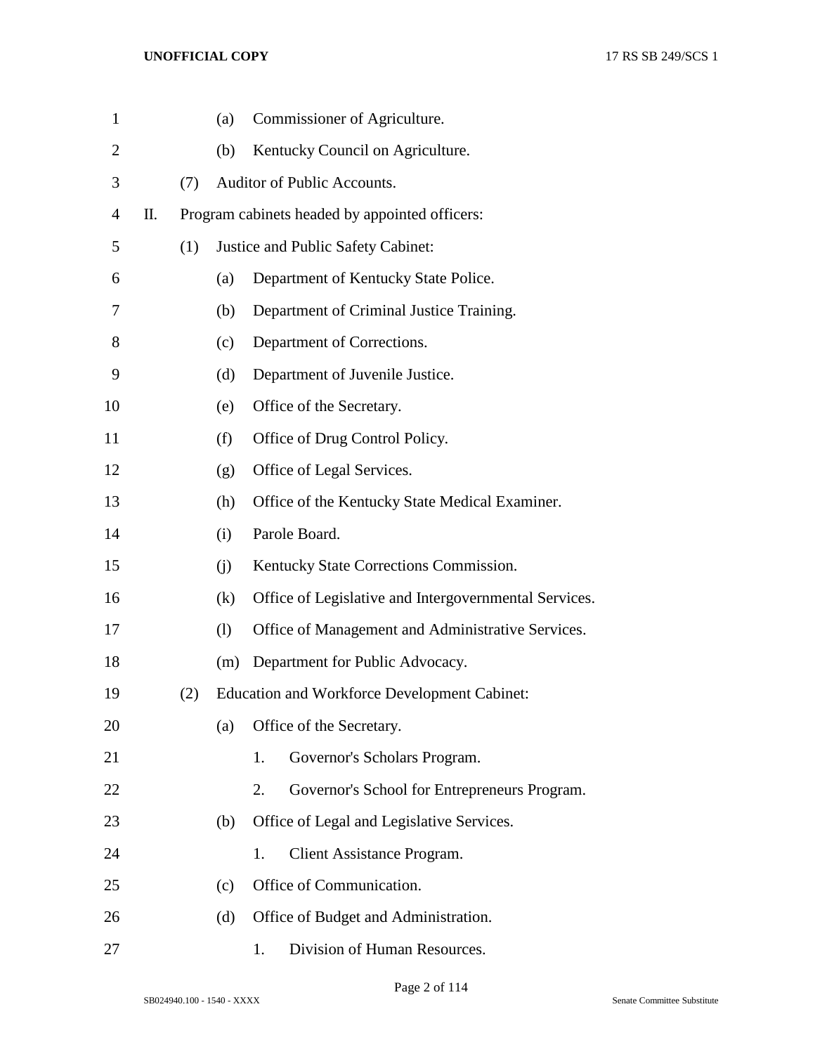(a) Commissioner of Agriculture.

(b) Kentucky Council on Agriculture.

(7) Auditor of Public Accounts.

II. Program cabinets headed by appointed officers:

(1) Justice and Public Safety Cabinet:

(a) Department of Kentucky State Police.

(b) Department of Criminal Justice Training.

(c) Department of Corrections.

(d) Department of Juvenile Justice.

(e) Office of the Secretary.

(f) Office of Drug Control Policy.

(g) Office of Legal Services.

(h) Office of the Kentucky State Medical Examiner.

(i) Parole Board.

(j) Kentucky State Corrections Commission.

(k) Office of Legislative and Intergovernmental Services.

(l) Office of Management and Administrative Services.

(m) Department for Public Advocacy.

(2) Education and Workforce Development Cabinet:

(a) Office of the Secretary.

1. Governor's Scholars Program.

2. Governor's School for Entrepreneurs Program.

(b) Office of Legal and Legislative Services.

1. Client Assistance Program.

(c) Office of Communication.

(d) Office of Budget and Administration.

1. Division of Human Resources.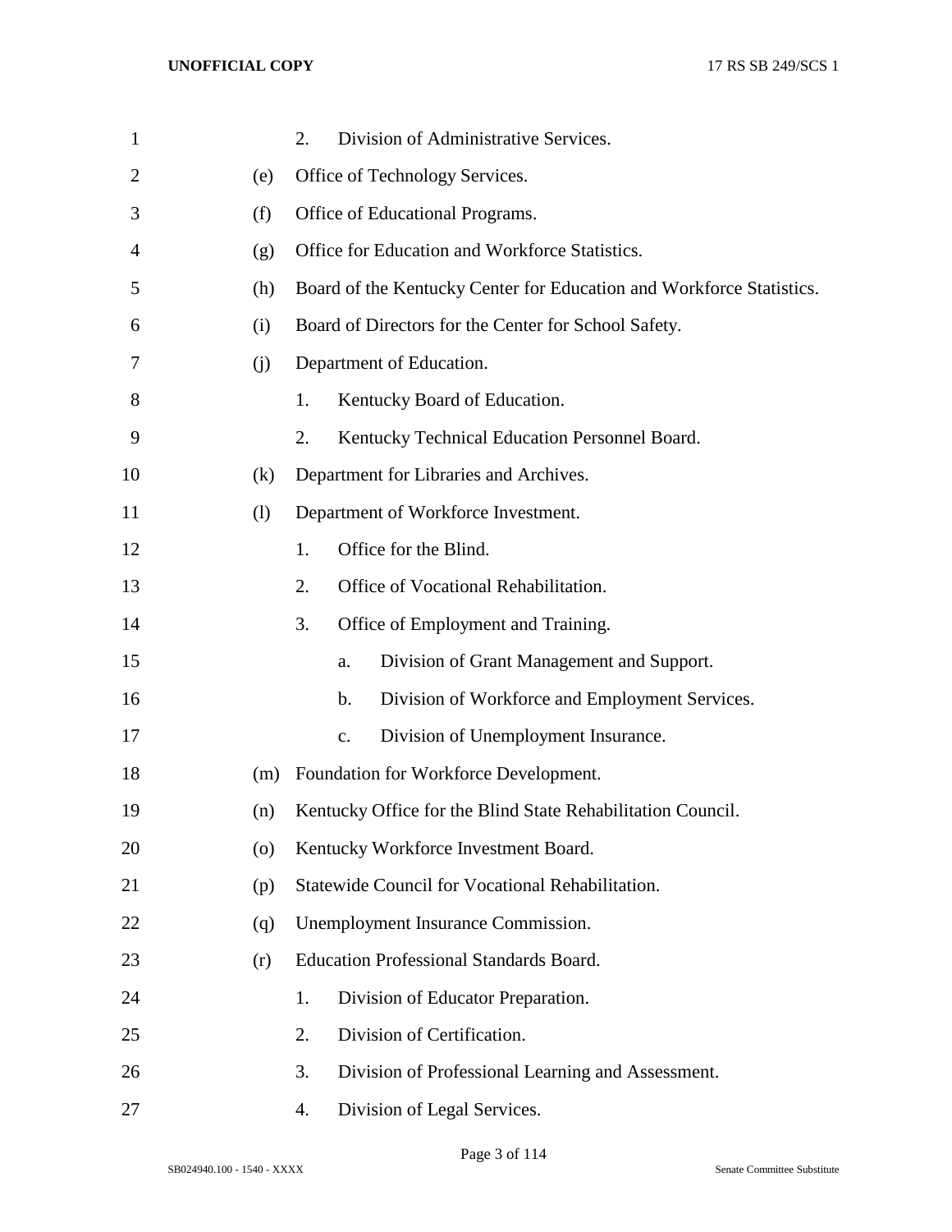2. Division of Administrative Services.

(e) Office of Technology Services.

(f) Office of Educational Programs.

(g) Office for Education and Workforce Statistics.

(h) Board of the Kentucky Center for Education and Workforce Statistics.

(i) Board of Directors for the Center for School Safety.

(j) Department of Education.

1. Kentucky Board of Education.
2. Kentucky Technical Education Personnel Board.

(k) Department for Libraries and Archives.

(l) Department of Workforce Investment.

1. Office for the Blind.
2. Office of Vocational Rehabilitation.
3. Office of Employment and Training.
   a. Division of Grant Management and Support.
   b. Division of Workforce and Employment Services.
   c. Division of Unemployment Insurance.

(m) Foundation for Workforce Development.

(n) Kentucky Office for the Blind State Rehabilitation Council.

(o) Kentucky Workforce Investment Board.

(p) Statewide Council for Vocational Rehabilitation.

(q) Unemployment Insurance Commission.

(r) Education Professional Standards Board.

1. Division of Educator Preparation.
2. Division of Certification.
3. Division of Professional Learning and Assessment.
4. Division of Legal Services.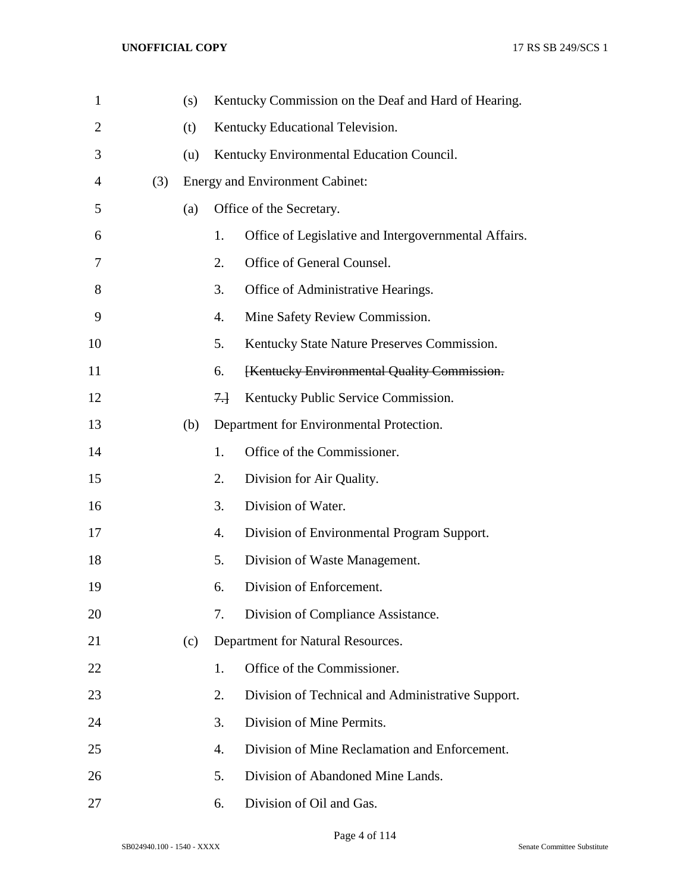(s) Kentucky Commission on the Deaf and Hard of Hearing.

(t) Kentucky Educational Television.

(u) Kentucky Environmental Education Council.

(3) Energy and Environment Cabinet:

(a) Office of the Secretary.

1. Office of Legislative and Intergovernmental Affairs.
2. Office of General Counsel.
3. Office of Administrative Hearings.
4. Mine Safety Review Commission.
5. Kentucky State Nature Preserves Commission.
6. ~~[Kentucky Environmental Quality Commission.~~

~~7.]~~ Kentucky Public Service Commission.

(b) Department for Environmental Protection.

1. Office of the Commissioner.
2. Division for Air Quality.
3. Division of Water.
4. Division of Environmental Program Support.
5. Division of Waste Management.
6. Division of Enforcement.
7. Division of Compliance Assistance.

(c) Department for Natural Resources.

1. Office of the Commissioner.
2. Division of Technical and Administrative Support.
3. Division of Mine Permits.
4. Division of Mine Reclamation and Enforcement.
5. Division of Abandoned Mine Lands.
6. Division of Oil and Gas.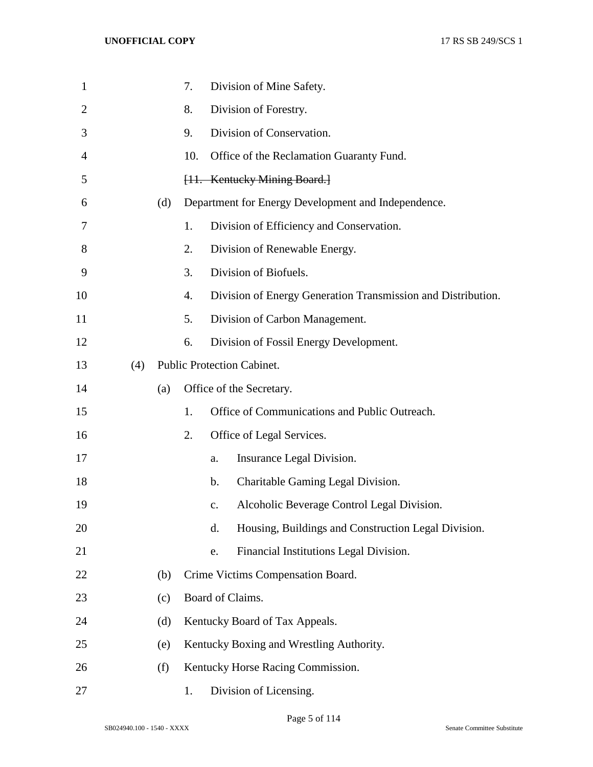7. Division of Mine Safety.
8. Division of Forestry.
9. Division of Conservation.
10. Office of the Reclamation Guaranty Fund.
~~[11. Kentucky Mining Board.]~~

(d) Department for Energy Development and Independence.

1. Division of Efficiency and Conservation.
2. Division of Renewable Energy.
3. Division of Biofuels.
4. Division of Energy Generation Transmission and Distribution.
5. Division of Carbon Management.
6. Division of Fossil Energy Development.

(4) Public Protection Cabinet.

(a) Office of the Secretary.

1. Office of Communications and Public Outreach.
2. Office of Legal Services.
   a. Insurance Legal Division.
   b. Charitable Gaming Legal Division.
   c. Alcoholic Beverage Control Legal Division.
   d. Housing, Buildings and Construction Legal Division.
   e. Financial Institutions Legal Division.

(b) Crime Victims Compensation Board.

(c) Board of Claims.

(d) Kentucky Board of Tax Appeals.

(e) Kentucky Boxing and Wrestling Authority.

(f) Kentucky Horse Racing Commission.

1. Division of Licensing.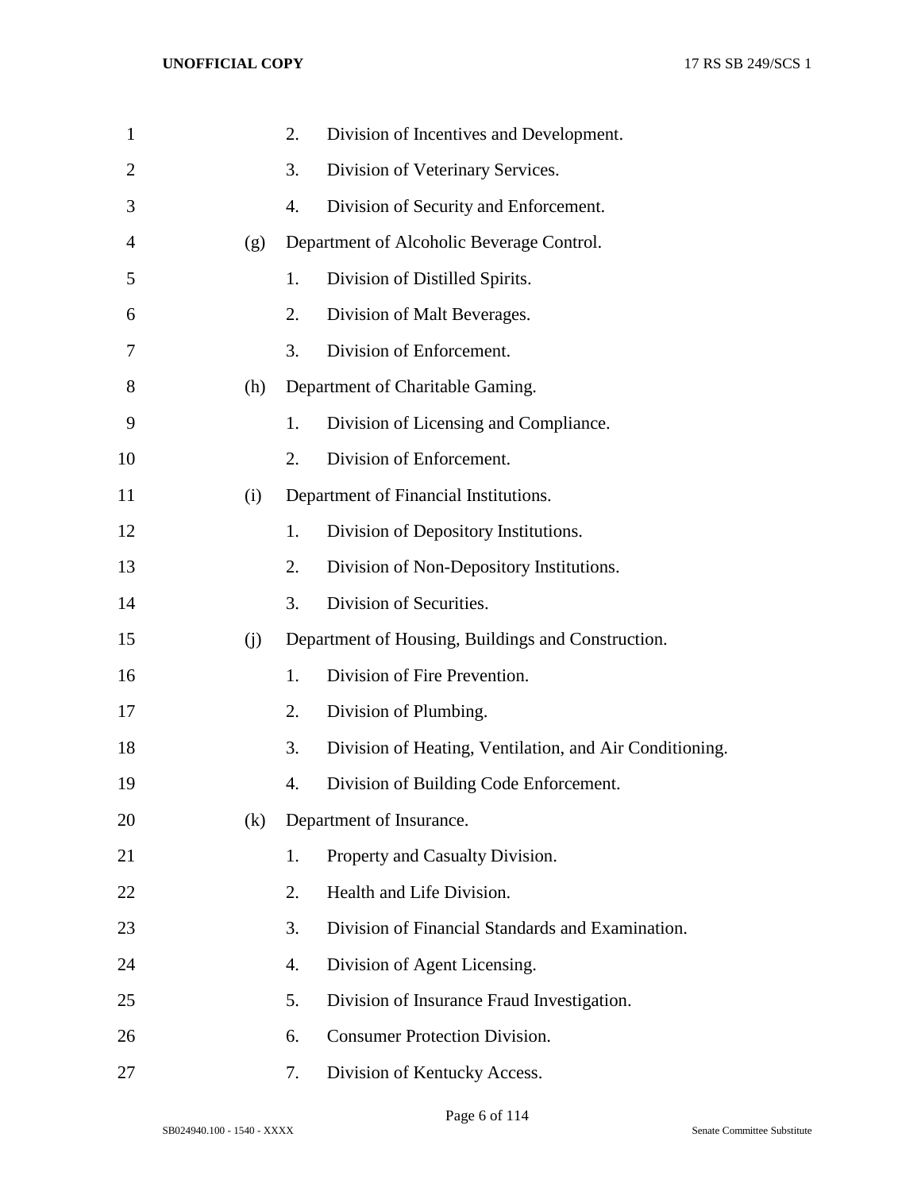2. Division of Incentives and Development.

3. Division of Veterinary Services.

4. Division of Security and Enforcement.

(g) Department of Alcoholic Beverage Control.

1. Division of Distilled Spirits.

2. Division of Malt Beverages.

3. Division of Enforcement.

(h) Department of Charitable Gaming.

1. Division of Licensing and Compliance.

2. Division of Enforcement.

(i) Department of Financial Institutions.

1. Division of Depository Institutions.

2. Division of Non-Depository Institutions.

3. Division of Securities.

(j) Department of Housing, Buildings and Construction.

1. Division of Fire Prevention.

2. Division of Plumbing.

3. Division of Heating, Ventilation, and Air Conditioning.

4. Division of Building Code Enforcement.

(k) Department of Insurance.

1. Property and Casualty Division.

2. Health and Life Division.

3. Division of Financial Standards and Examination.

4. Division of Agent Licensing.

5. Division of Insurance Fraud Investigation.

6. Consumer Protection Division.

7. Division of Kentucky Access.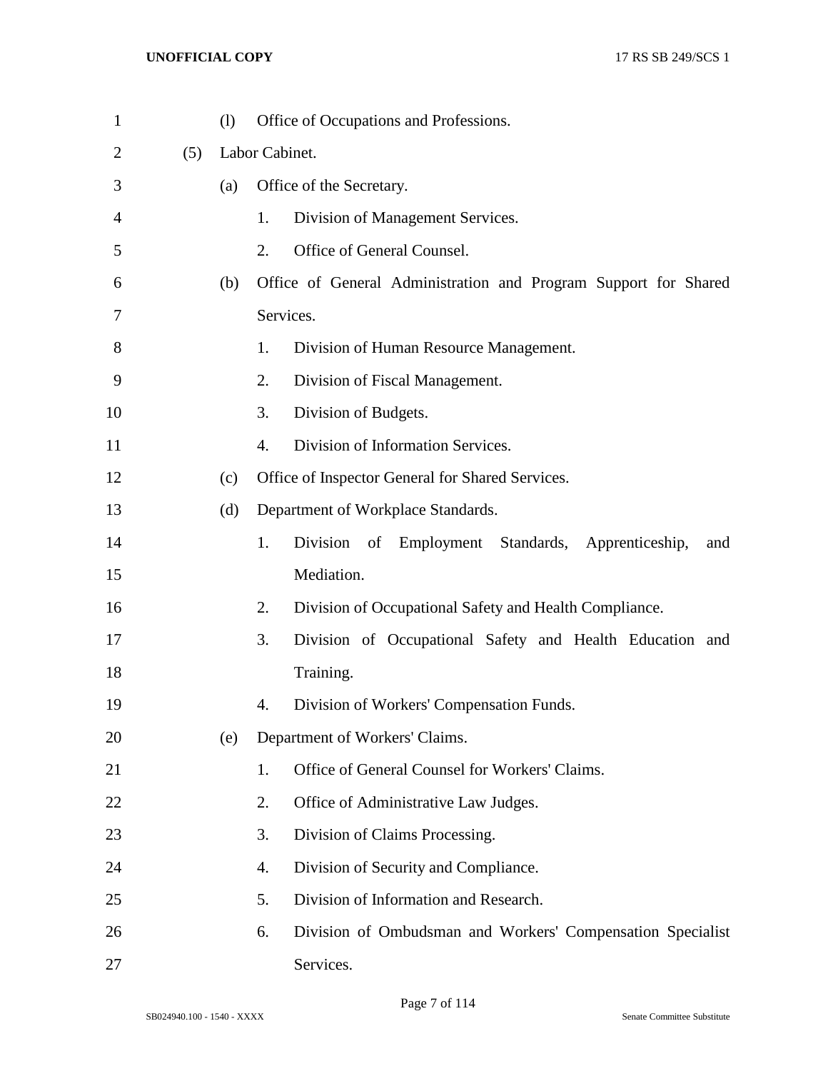(l) Office of Occupations and Professions.

(5) Labor Cabinet.

(a) Office of the Secretary.

1. Division of Management Services.
2. Office of General Counsel.

(b) Office of General Administration and Program Support for Shared Services.

1. Division of Human Resource Management.
2. Division of Fiscal Management.
3. Division of Budgets.
4. Division of Information Services.

(c) Office of Inspector General for Shared Services.

(d) Department of Workplace Standards.

1. Division of Employment Standards, Apprenticeship, and Mediation.
2. Division of Occupational Safety and Health Compliance.
3. Division of Occupational Safety and Health Education and Training.
4. Division of Workers' Compensation Funds.

(e) Department of Workers' Claims.

1. Office of General Counsel for Workers' Claims.
2. Office of Administrative Law Judges.
3. Division of Claims Processing.
4. Division of Security and Compliance.
5. Division of Information and Research.
6. Division of Ombudsman and Workers' Compensation Specialist Services.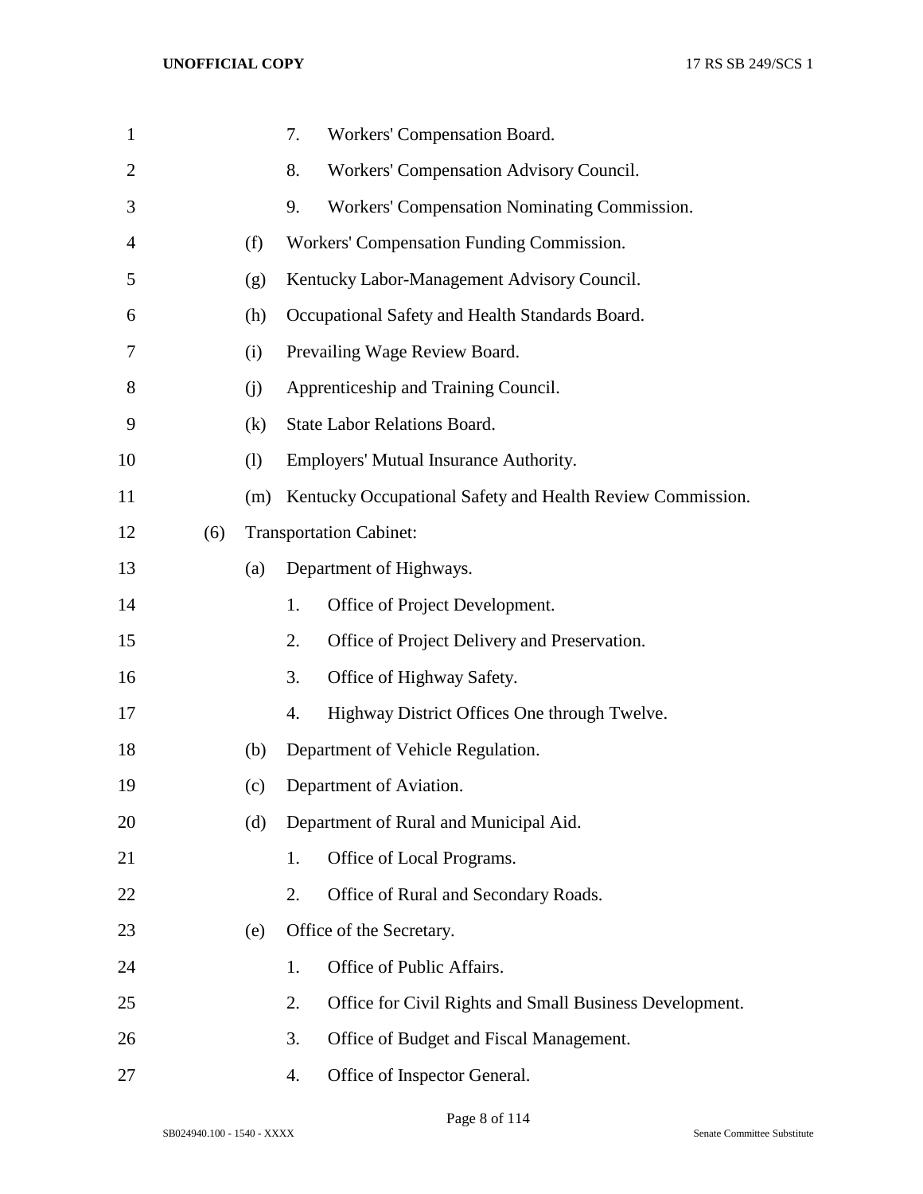7. Workers' Compensation Board.

8. Workers' Compensation Advisory Council.

9. Workers' Compensation Nominating Commission.

(f) Workers' Compensation Funding Commission.

(g) Kentucky Labor-Management Advisory Council.

(h) Occupational Safety and Health Standards Board.

(i) Prevailing Wage Review Board.

(j) Apprenticeship and Training Council.

(k) State Labor Relations Board.

(l) Employers' Mutual Insurance Authority.

(m) Kentucky Occupational Safety and Health Review Commission.

(6) Transportation Cabinet:

(a) Department of Highways.

1. Office of Project Development.

2. Office of Project Delivery and Preservation.

3. Office of Highway Safety.

4. Highway District Offices One through Twelve.

(b) Department of Vehicle Regulation.

(c) Department of Aviation.

(d) Department of Rural and Municipal Aid.

1. Office of Local Programs.

2. Office of Rural and Secondary Roads.

(e) Office of the Secretary.

1. Office of Public Affairs.

2. Office for Civil Rights and Small Business Development.

3. Office of Budget and Fiscal Management.

4. Office of Inspector General.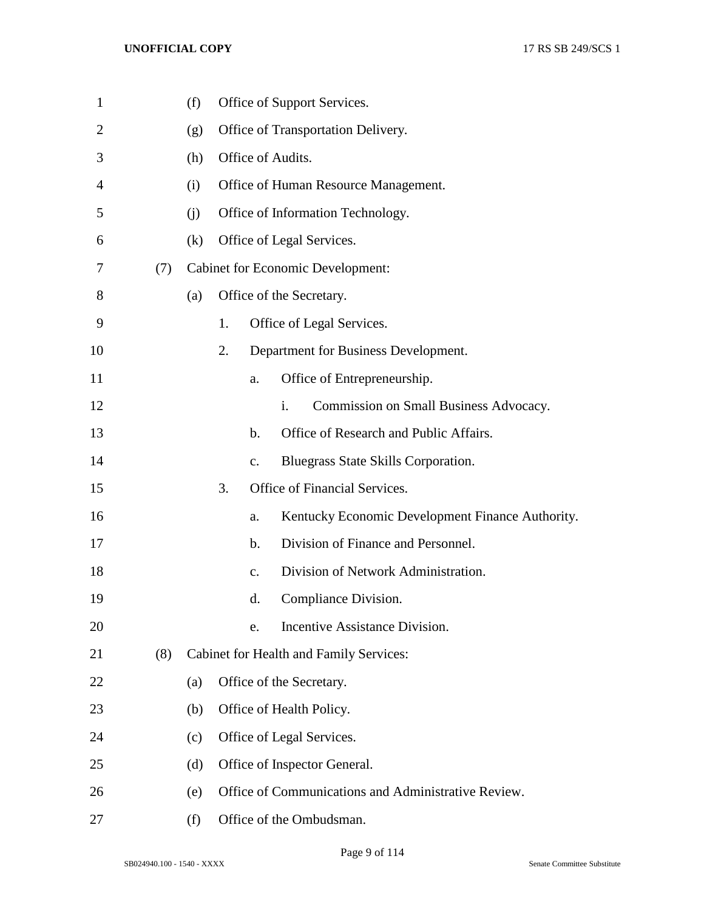(f) Office of Support Services.

(g) Office of Transportation Delivery.

(h) Office of Audits.

(i) Office of Human Resource Management.

(j) Office of Information Technology.

(k) Office of Legal Services.

(7) Cabinet for Economic Development:

(a) Office of the Secretary.

1. Office of Legal Services.

2. Department for Business Development.

a. Office of Entrepreneurship.

i. Commission on Small Business Advocacy.

b. Office of Research and Public Affairs.

c. Bluegrass State Skills Corporation.

3. Office of Financial Services.

a. Kentucky Economic Development Finance Authority.

b. Division of Finance and Personnel.

c. Division of Network Administration.

d. Compliance Division.

e. Incentive Assistance Division.

(8) Cabinet for Health and Family Services:

(a) Office of the Secretary.

(b) Office of Health Policy.

(c) Office of Legal Services.

(d) Office of Inspector General.

(e) Office of Communications and Administrative Review.

(f) Office of the Ombudsman.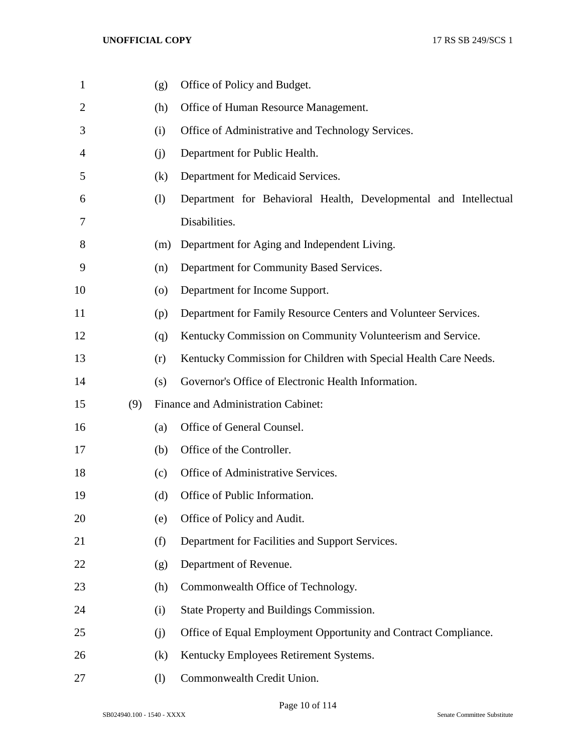(g) Office of Policy and Budget.

(h) Office of Human Resource Management.

(i) Office of Administrative and Technology Services.

(j) Department for Public Health.

(k) Department for Medicaid Services.

(l) Department for Behavioral Health, Developmental and Intellectual Disabilities.

(m) Department for Aging and Independent Living.

(n) Department for Community Based Services.

(o) Department for Income Support.

(p) Department for Family Resource Centers and Volunteer Services.

(q) Kentucky Commission on Community Volunteerism and Service.

(r) Kentucky Commission for Children with Special Health Care Needs.

(s) Governor's Office of Electronic Health Information.

(9) Finance and Administration Cabinet:

(a) Office of General Counsel.

(b) Office of the Controller.

(c) Office of Administrative Services.

(d) Office of Public Information.

(e) Office of Policy and Audit.

(f) Department for Facilities and Support Services.

(g) Department of Revenue.

(h) Commonwealth Office of Technology.

(i) State Property and Buildings Commission.

(j) Office of Equal Employment Opportunity and Contract Compliance.

(k) Kentucky Employees Retirement Systems.

(l) Commonwealth Credit Union.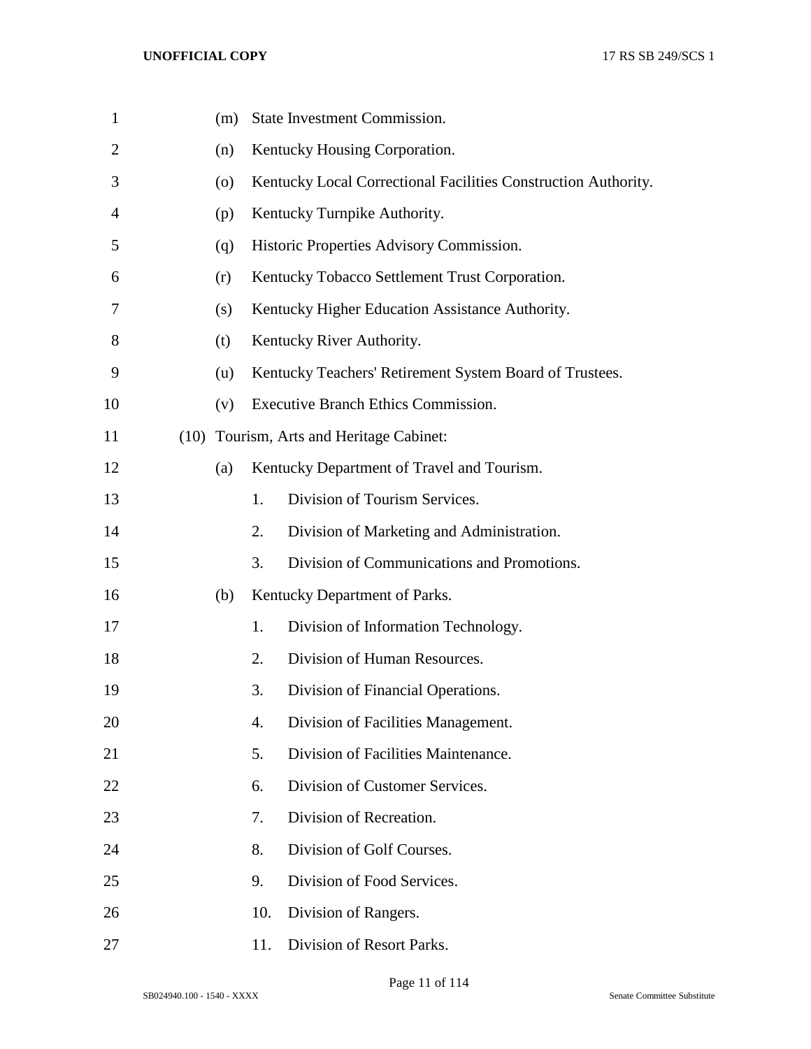(m) State Investment Commission.

(n) Kentucky Housing Corporation.

(o) Kentucky Local Correctional Facilities Construction Authority.

(p) Kentucky Turnpike Authority.

(q) Historic Properties Advisory Commission.

(r) Kentucky Tobacco Settlement Trust Corporation.

(s) Kentucky Higher Education Assistance Authority.

(t) Kentucky River Authority.

(u) Kentucky Teachers' Retirement System Board of Trustees.

(v) Executive Branch Ethics Commission.

(10) Tourism, Arts and Heritage Cabinet:

(a) Kentucky Department of Travel and Tourism.

1. Division of Tourism Services.
2. Division of Marketing and Administration.
3. Division of Communications and Promotions.

(b) Kentucky Department of Parks.

1. Division of Information Technology.
2. Division of Human Resources.
3. Division of Financial Operations.
4. Division of Facilities Management.
5. Division of Facilities Maintenance.
6. Division of Customer Services.
7. Division of Recreation.
8. Division of Golf Courses.
9. Division of Food Services.
10. Division of Rangers.
11. Division of Resort Parks.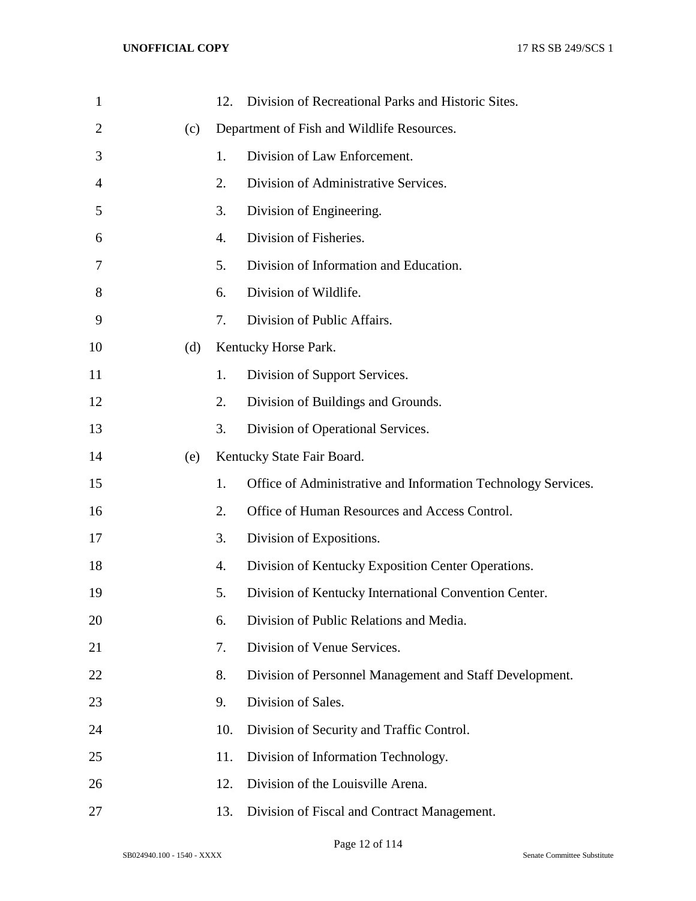12. Division of Recreational Parks and Historic Sites.

(c) Department of Fish and Wildlife Resources.

1. Division of Law Enforcement.
2. Division of Administrative Services.
3. Division of Engineering.
4. Division of Fisheries.
5. Division of Information and Education.
6. Division of Wildlife.
7. Division of Public Affairs.

(d) Kentucky Horse Park.

1. Division of Support Services.
2. Division of Buildings and Grounds.
3. Division of Operational Services.

(e) Kentucky State Fair Board.

1. Office of Administrative and Information Technology Services.
2. Office of Human Resources and Access Control.
3. Division of Expositions.
4. Division of Kentucky Exposition Center Operations.
5. Division of Kentucky International Convention Center.
6. Division of Public Relations and Media.
7. Division of Venue Services.
8. Division of Personnel Management and Staff Development.
9. Division of Sales.
10. Division of Security and Traffic Control.
11. Division of Information Technology.
12. Division of the Louisville Arena.
13. Division of Fiscal and Contract Management.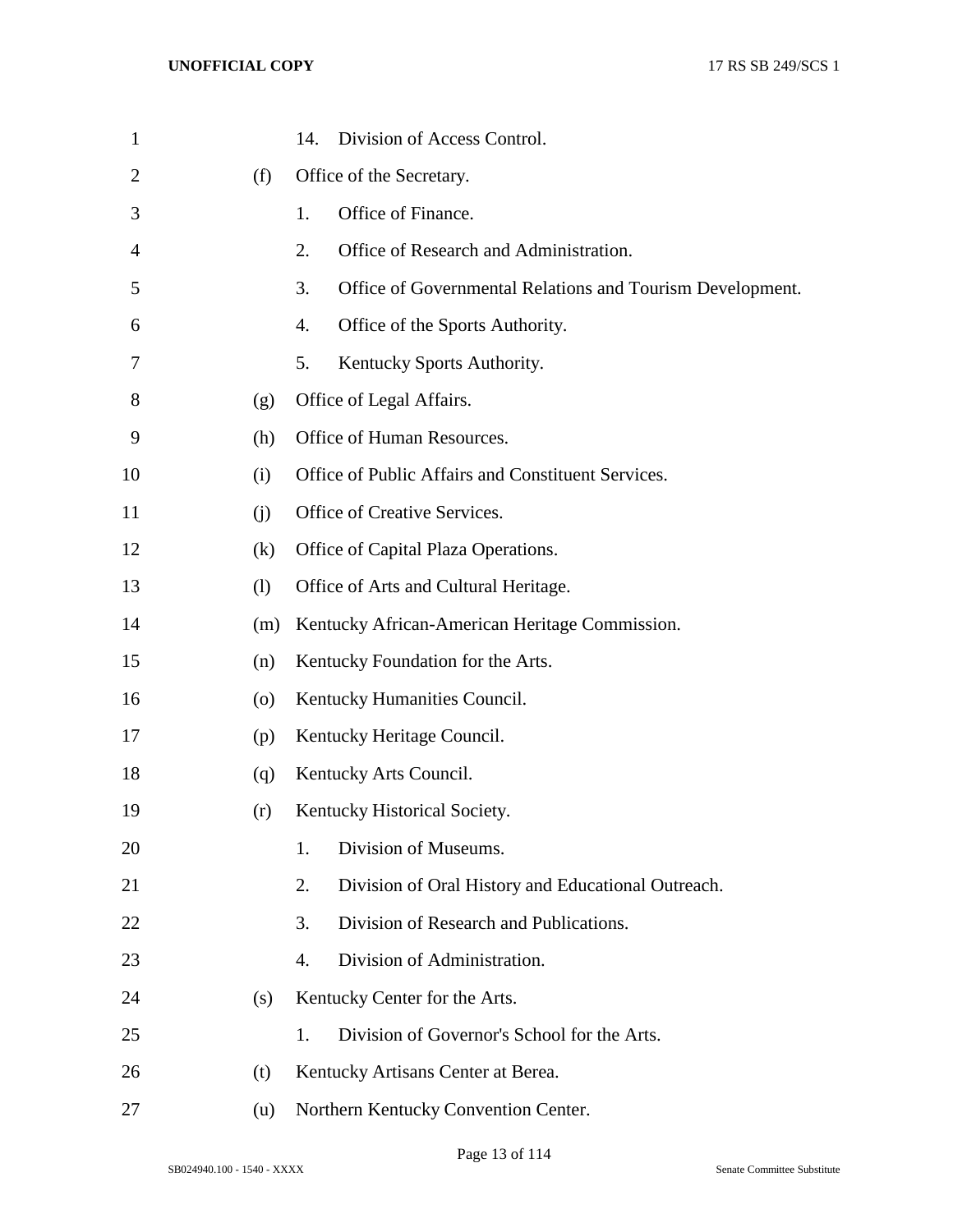14. Division of Access Control.

(f) Office of the Secretary.

1. Office of Finance.
2. Office of Research and Administration.
3. Office of Governmental Relations and Tourism Development.
4. Office of the Sports Authority.
5. Kentucky Sports Authority.

(g) Office of Legal Affairs.

(h) Office of Human Resources.

(i) Office of Public Affairs and Constituent Services.

(j) Office of Creative Services.

(k) Office of Capital Plaza Operations.

(l) Office of Arts and Cultural Heritage.

(m) Kentucky African-American Heritage Commission.

(n) Kentucky Foundation for the Arts.

(o) Kentucky Humanities Council.

(p) Kentucky Heritage Council.

(q) Kentucky Arts Council.

(r) Kentucky Historical Society.

1. Division of Museums.
2. Division of Oral History and Educational Outreach.
3. Division of Research and Publications.
4. Division of Administration.

(s) Kentucky Center for the Arts.

1. Division of Governor's School for the Arts.

(t) Kentucky Artisans Center at Berea.

(u) Northern Kentucky Convention Center.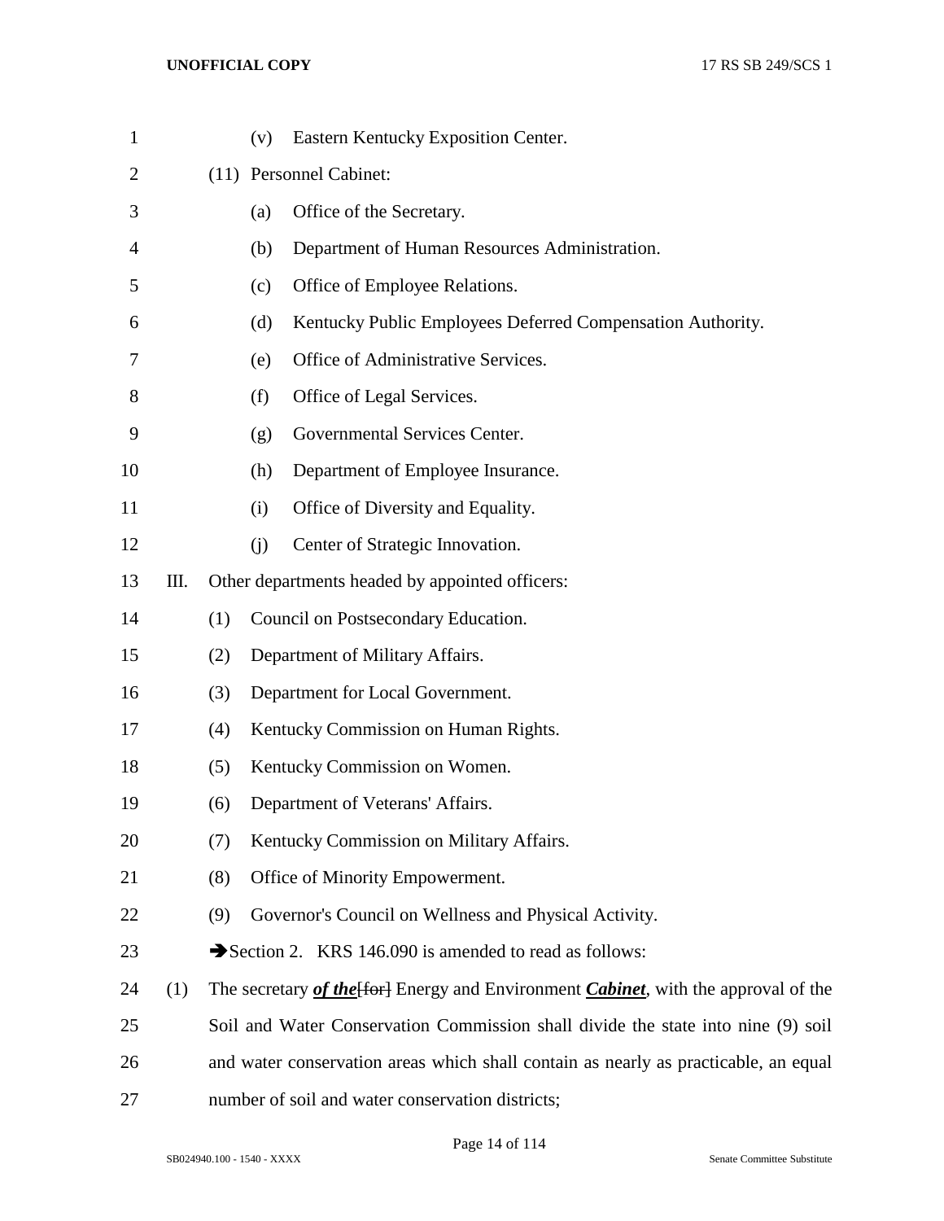(v) Eastern Kentucky Exposition Center.

(11) Personnel Cabinet:

(a) Office of the Secretary.

(b) Department of Human Resources Administration.

(c) Office of Employee Relations.

(d) Kentucky Public Employees Deferred Compensation Authority.

(e) Office of Administrative Services.

(f) Office of Legal Services.

(g) Governmental Services Center.

(h) Department of Employee Insurance.

(i) Office of Diversity and Equality.

(j) Center of Strategic Innovation.

III. Other departments headed by appointed officers:

(1) Council on Postsecondary Education.

(2) Department of Military Affairs.

(3) Department for Local Government.

(4) Kentucky Commission on Human Rights.

(5) Kentucky Commission on Women.

(6) Department of Veterans' Affairs.

(7) Kentucky Commission on Military Affairs.

(8) Office of Minority Empowerment.

(9) Governor's Council on Wellness and Physical Activity.

➔Section 2. KRS 146.090 is amended to read as follows:

(1) The secretary ***of the***[~~for~~] Energy and Environment ***Cabinet***, with the approval of the Soil and Water Conservation Commission shall divide the state into nine (9) soil and water conservation areas which shall contain as nearly as practicable, an equal number of soil and water conservation districts;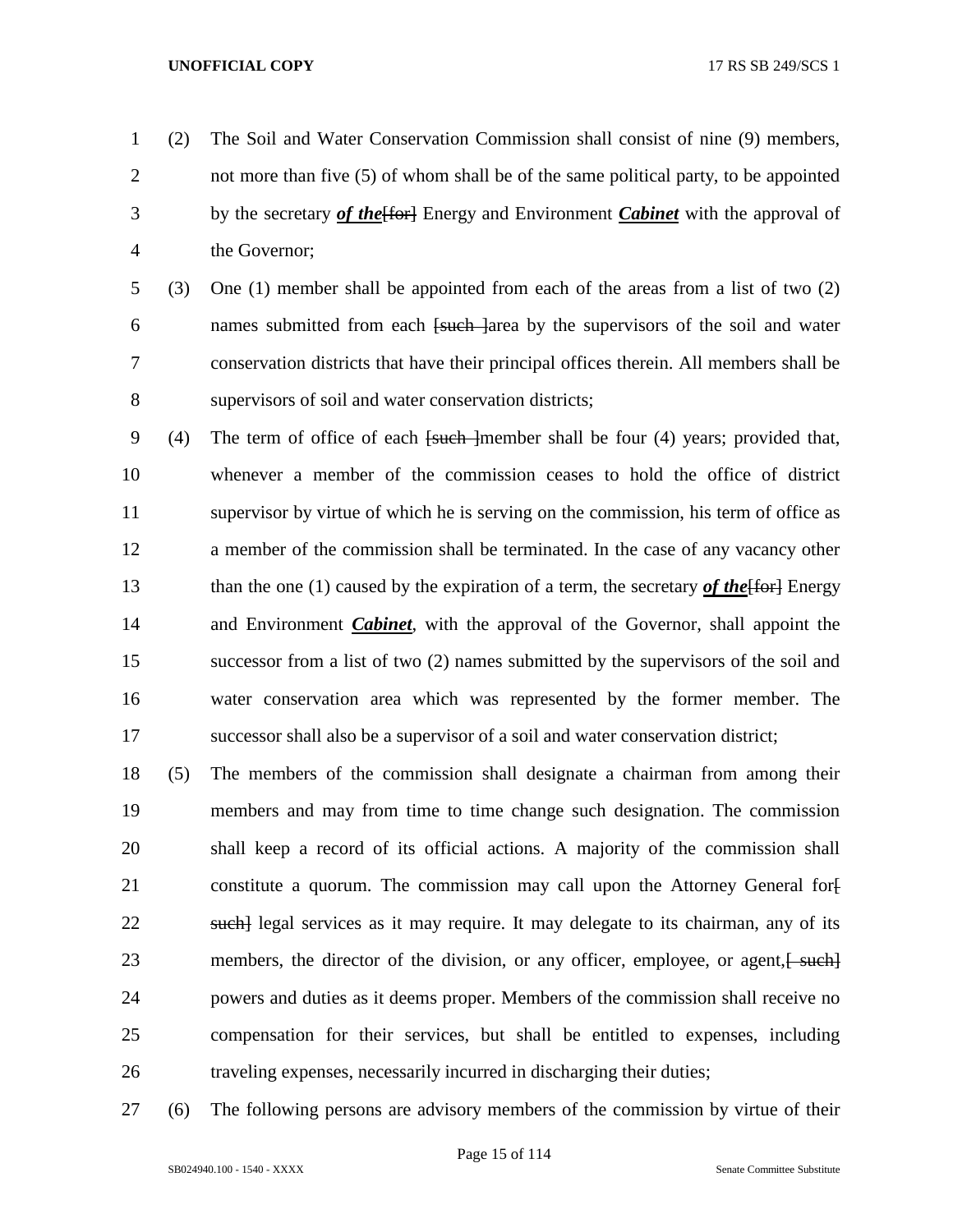(2) The Soil and Water Conservation Commission shall consist of nine (9) members, not more than five (5) of whom shall be of the same political party, to be appointed by the secretary ***of the***[~~for~~] Energy and Environment ***Cabinet*** with the approval of the Governor;

(3) One (1) member shall be appointed from each of the areas from a list of two (2) names submitted from each [~~such~~ ]area by the supervisors of the soil and water conservation districts that have their principal offices therein. All members shall be supervisors of soil and water conservation districts;

(4) The term of office of each [~~such~~ ]member shall be four (4) years; provided that, whenever a member of the commission ceases to hold the office of district supervisor by virtue of which he is serving on the commission, his term of office as a member of the commission shall be terminated. In the case of any vacancy other than the one (1) caused by the expiration of a term, the secretary ***of the***[~~for~~] Energy and Environment ***Cabinet***, with the approval of the Governor, shall appoint the successor from a list of two (2) names submitted by the supervisors of the soil and water conservation area which was represented by the former member. The successor shall also be a supervisor of a soil and water conservation district;

(5) The members of the commission shall designate a chairman from among their members and may from time to time change such designation. The commission shall keep a record of its official actions. A majority of the commission shall constitute a quorum. The commission may call upon the Attorney General for[~~ such~~] legal services as it may require. It may delegate to its chairman, any of its members, the director of the division, or any officer, employee, or agent,[~~ such~~] powers and duties as it deems proper. Members of the commission shall receive no compensation for their services, but shall be entitled to expenses, including traveling expenses, necessarily incurred in discharging their duties;

(6) The following persons are advisory members of the commission by virtue of their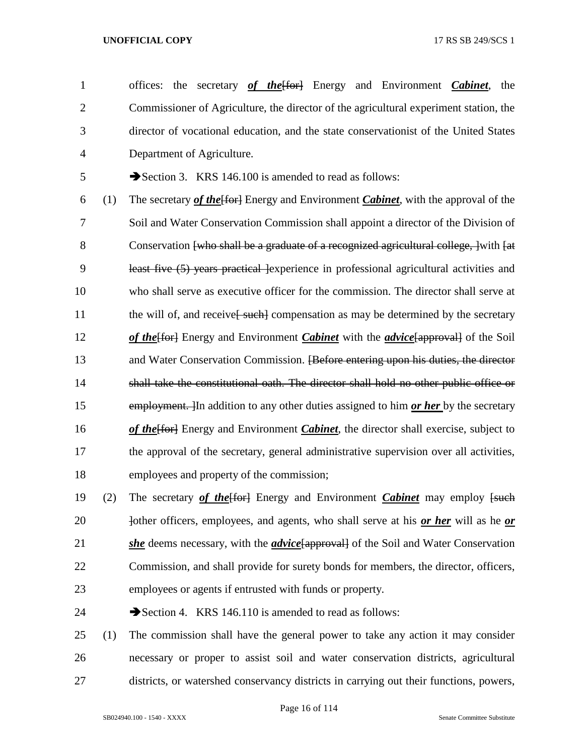offices: the secretary ***of the***[for] Energy and Environment ***Cabinet***, the Commissioner of Agriculture, the director of the agricultural experiment station, the director of vocational education, and the state conservationist of the United States Department of Agriculture.

➔Section 3. KRS 146.100 is amended to read as follows:

(1) The secretary ***of the***[for] Energy and Environment ***Cabinet***, with the approval of the Soil and Water Conservation Commission shall appoint a director of the Division of Conservation [who shall be a graduate of a recognized agricultural college, ]with [at least five (5) years practical ]experience in professional agricultural activities and who shall serve as executive officer for the commission. The director shall serve at the will of, and receive[ such] compensation as may be determined by the secretary ***of the***[for] Energy and Environment ***Cabinet*** with the ***advice***[approval] of the Soil and Water Conservation Commission. [Before entering upon his duties, the director shall take the constitutional oath. The director shall hold no other public office or employment. ]In addition to any other duties assigned to him ***or her*** by the secretary ***of the***[for] Energy and Environment ***Cabinet***, the director shall exercise, subject to the approval of the secretary, general administrative supervision over all activities, employees and property of the commission;

(2) The secretary ***of the***[for] Energy and Environment ***Cabinet*** may employ [such ]other officers, employees, and agents, who shall serve at his ***or her*** will as he ***or she*** deems necessary, with the ***advice***[approval] of the Soil and Water Conservation Commission, and shall provide for surety bonds for members, the director, officers, employees or agents if entrusted with funds or property.

➔Section 4. KRS 146.110 is amended to read as follows:

(1) The commission shall have the general power to take any action it may consider necessary or proper to assist soil and water conservation districts, agricultural districts, or watershed conservancy districts in carrying out their functions, powers,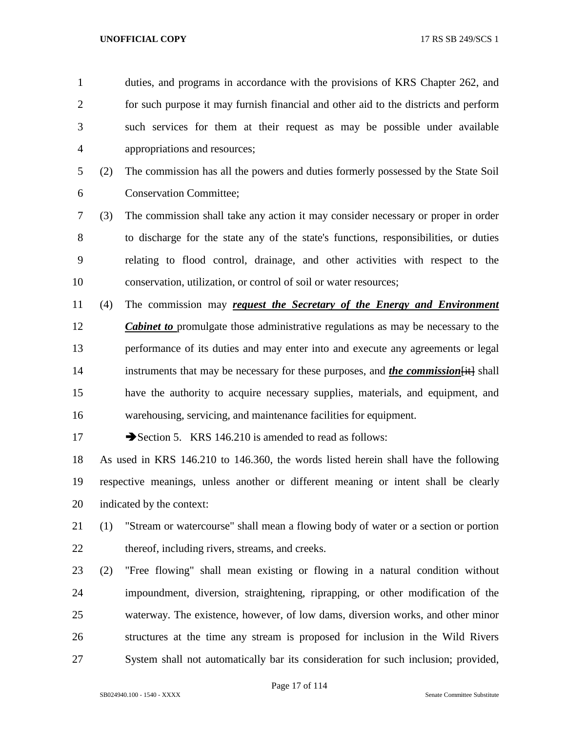duties, and programs in accordance with the provisions of KRS Chapter 262, and for such purpose it may furnish financial and other aid to the districts and perform such services for them at their request as may be possible under available appropriations and resources;

(2) The commission has all the powers and duties formerly possessed by the State Soil Conservation Committee;

(3) The commission shall take any action it may consider necessary or proper in order to discharge for the state any of the state's functions, responsibilities, or duties relating to flood control, drainage, and other activities with respect to the conservation, utilization, or control of soil or water resources;

(4) The commission may ***request the Secretary of the Energy and Environment Cabinet to*** promulgate those administrative regulations as may be necessary to the performance of its duties and may enter into and execute any agreements or legal instruments that may be necessary for these purposes, and ***the commission***[~~it~~] shall have the authority to acquire necessary supplies, materials, and equipment, and warehousing, servicing, and maintenance facilities for equipment.

➔Section 5. KRS 146.210 is amended to read as follows:

As used in KRS 146.210 to 146.360, the words listed herein shall have the following respective meanings, unless another or different meaning or intent shall be clearly indicated by the context:

(1) "Stream or watercourse" shall mean a flowing body of water or a section or portion thereof, including rivers, streams, and creeks.

(2) "Free flowing" shall mean existing or flowing in a natural condition without impoundment, diversion, straightening, riprapping, or other modification of the waterway. The existence, however, of low dams, diversion works, and other minor structures at the time any stream is proposed for inclusion in the Wild Rivers System shall not automatically bar its consideration for such inclusion; provided,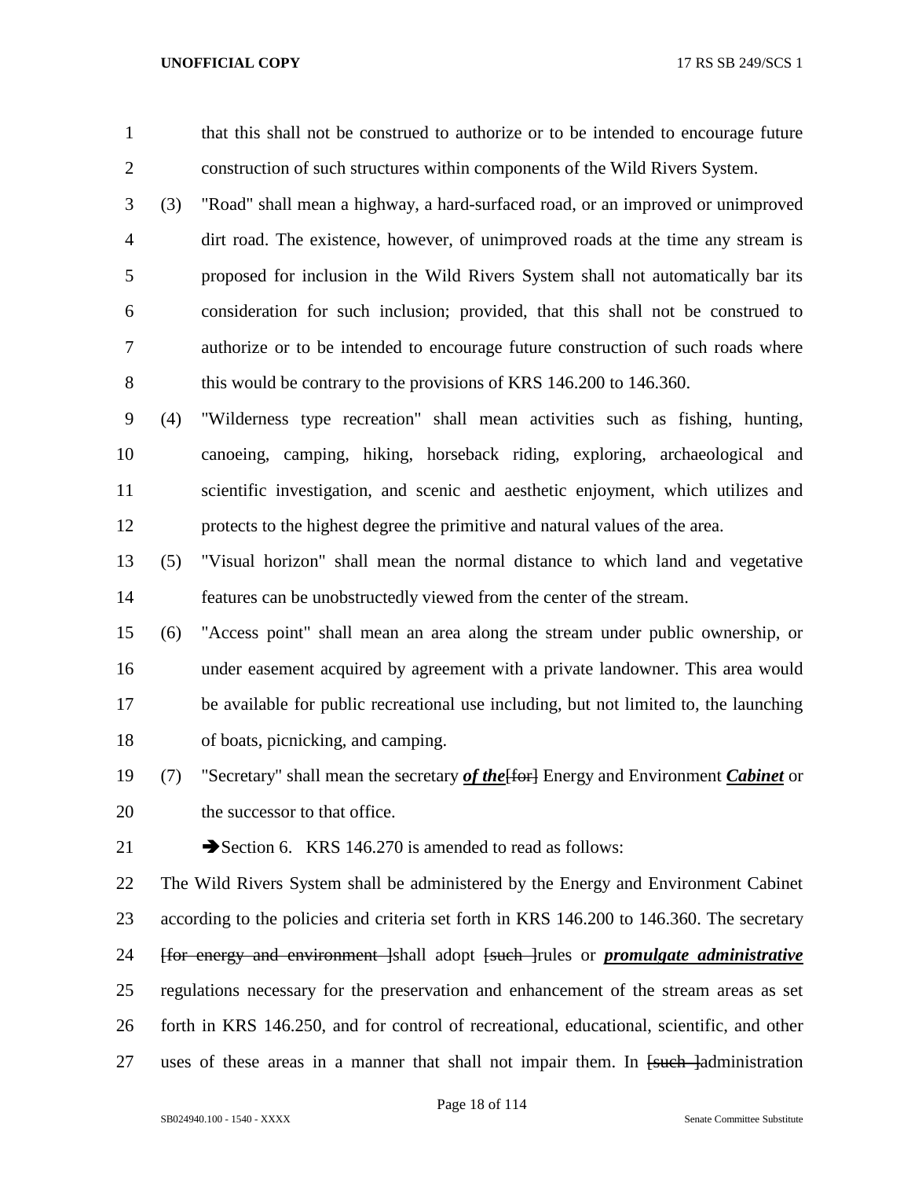that this shall not be construed to authorize or to be intended to encourage future construction of such structures within components of the Wild Rivers System.

(3) "Road" shall mean a highway, a hard-surfaced road, or an improved or unimproved dirt road. The existence, however, of unimproved roads at the time any stream is proposed for inclusion in the Wild Rivers System shall not automatically bar its consideration for such inclusion; provided, that this shall not be construed to authorize or to be intended to encourage future construction of such roads where this would be contrary to the provisions of KRS 146.200 to 146.360.

(4) "Wilderness type recreation" shall mean activities such as fishing, hunting, canoeing, camping, hiking, horseback riding, exploring, archaeological and scientific investigation, and scenic and aesthetic enjoyment, which utilizes and protects to the highest degree the primitive and natural values of the area.

(5) "Visual horizon" shall mean the normal distance to which land and vegetative features can be unobstructedly viewed from the center of the stream.

(6) "Access point" shall mean an area along the stream under public ownership, or under easement acquired by agreement with a private landowner. This area would be available for public recreational use including, but not limited to, the launching of boats, picnicking, and camping.

(7) "Secretary" shall mean the secretary ***of the***[~~for~~] Energy and Environment ***Cabinet*** or the successor to that office.

➔Section 6. KRS 146.270 is amended to read as follows:

The Wild Rivers System shall be administered by the Energy and Environment Cabinet according to the policies and criteria set forth in KRS 146.200 to 146.360. The secretary [~~for energy and environment~~ ]shall adopt [~~such~~ ]rules or ***promulgate administrative*** regulations necessary for the preservation and enhancement of the stream areas as set forth in KRS 146.250, and for control of recreational, educational, scientific, and other uses of these areas in a manner that shall not impair them. In [~~such~~ ]administration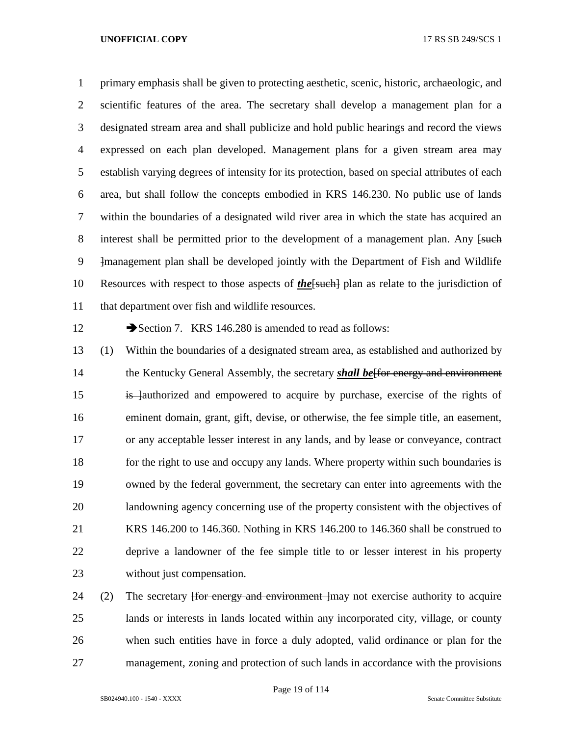primary emphasis shall be given to protecting aesthetic, scenic, historic, archaeologic, and scientific features of the area. The secretary shall develop a management plan for a designated stream area and shall publicize and hold public hearings and record the views expressed on each plan developed. Management plans for a given stream area may establish varying degrees of intensity for its protection, based on special attributes of each area, but shall follow the concepts embodied in KRS 146.230. No public use of lands within the boundaries of a designated wild river area in which the state has acquired an interest shall be permitted prior to the development of a management plan. Any ~~[such ]~~management plan shall be developed jointly with the Department of Fish and Wildlife Resources with respect to those aspects of ***the***~~[such]~~ plan as relate to the jurisdiction of that department over fish and wildlife resources.

➔Section 7. KRS 146.280 is amended to read as follows:

(1) Within the boundaries of a designated stream area, as established and authorized by the Kentucky General Assembly, the secretary ***shall be***~~[for energy and environment is ]~~authorized and empowered to acquire by purchase, exercise of the rights of eminent domain, grant, gift, devise, or otherwise, the fee simple title, an easement, or any acceptable lesser interest in any lands, and by lease or conveyance, contract for the right to use and occupy any lands. Where property within such boundaries is owned by the federal government, the secretary can enter into agreements with the landowning agency concerning use of the property consistent with the objectives of KRS 146.200 to 146.360. Nothing in KRS 146.200 to 146.360 shall be construed to deprive a landowner of the fee simple title to or lesser interest in his property without just compensation.

(2) The secretary ~~[for energy and environment ]~~may not exercise authority to acquire lands or interests in lands located within any incorporated city, village, or county when such entities have in force a duly adopted, valid ordinance or plan for the management, zoning and protection of such lands in accordance with the provisions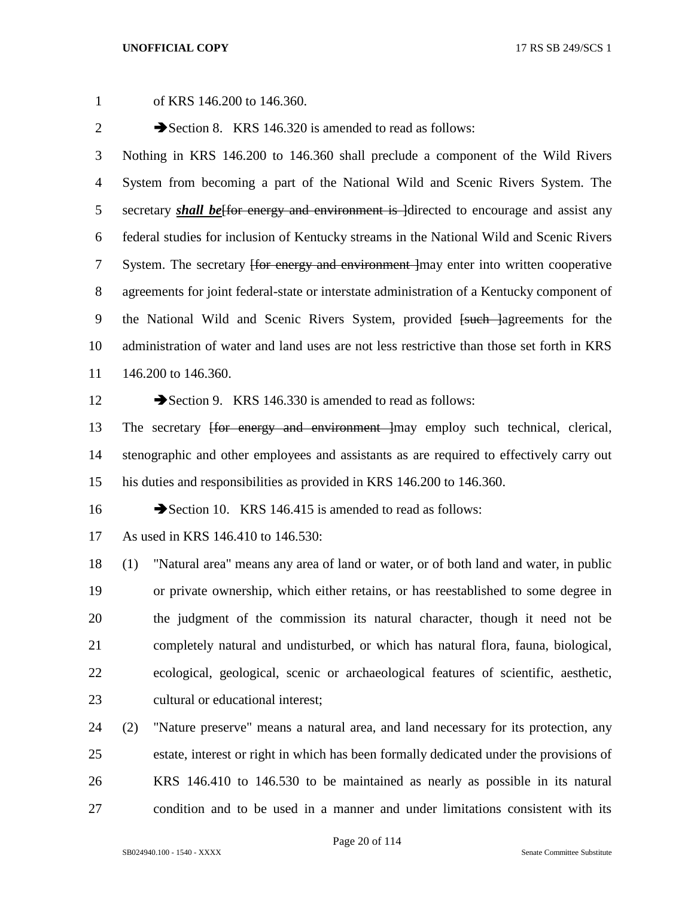of KRS 146.200 to 146.360.

➔Section 8. KRS 146.320 is amended to read as follows:

Nothing in KRS 146.200 to 146.360 shall preclude a component of the Wild Rivers System from becoming a part of the National Wild and Scenic Rivers System. The secretary ***shall be***~~[for energy and environment is ]~~directed to encourage and assist any federal studies for inclusion of Kentucky streams in the National Wild and Scenic Rivers System. The secretary ~~[for energy and environment ]~~may enter into written cooperative agreements for joint federal-state or interstate administration of a Kentucky component of the National Wild and Scenic Rivers System, provided ~~[such ]~~agreements for the administration of water and land uses are not less restrictive than those set forth in KRS 146.200 to 146.360.

➔Section 9. KRS 146.330 is amended to read as follows:

The secretary ~~[for energy and environment ]~~may employ such technical, clerical, stenographic and other employees and assistants as are required to effectively carry out his duties and responsibilities as provided in KRS 146.200 to 146.360.

➔Section 10. KRS 146.415 is amended to read as follows:

As used in KRS 146.410 to 146.530:

(1) "Natural area" means any area of land or water, or of both land and water, in public or private ownership, which either retains, or has reestablished to some degree in the judgment of the commission its natural character, though it need not be completely natural and undisturbed, or which has natural flora, fauna, biological, ecological, geological, scenic or archaeological features of scientific, aesthetic, cultural or educational interest;

(2) "Nature preserve" means a natural area, and land necessary for its protection, any estate, interest or right in which has been formally dedicated under the provisions of KRS 146.410 to 146.530 to be maintained as nearly as possible in its natural condition and to be used in a manner and under limitations consistent with its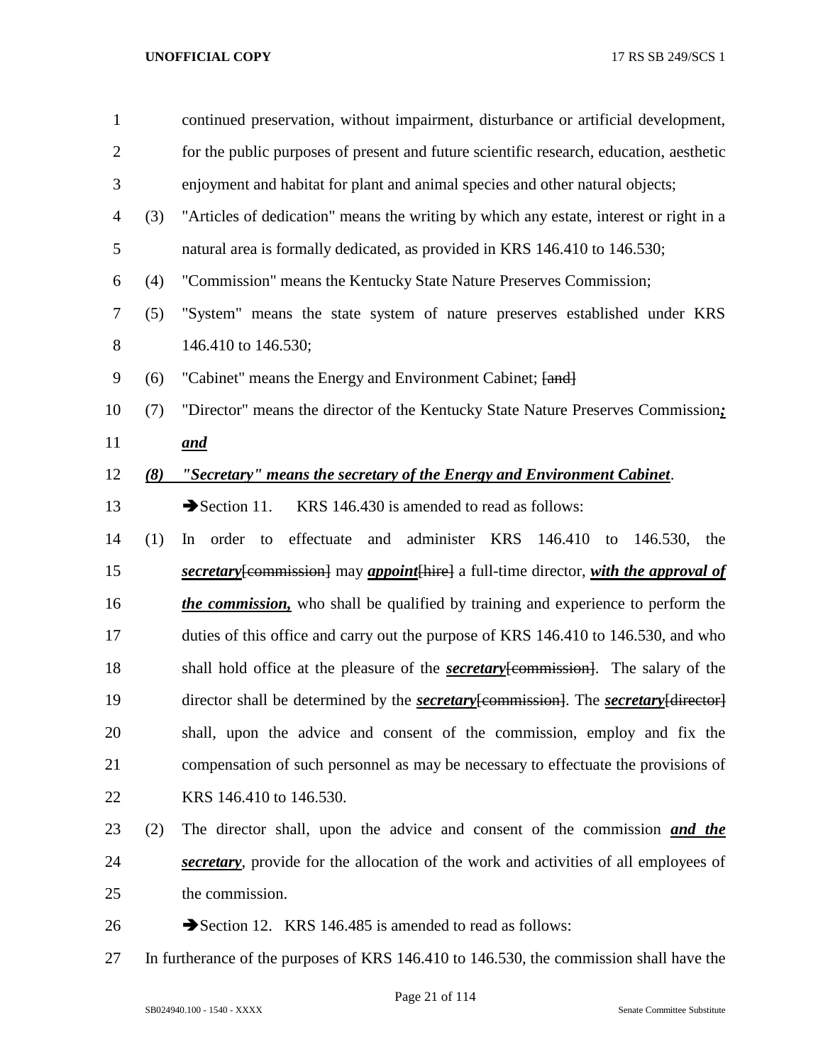continued preservation, without impairment, disturbance or artificial development, for the public purposes of present and future scientific research, education, aesthetic enjoyment and habitat for plant and animal species and other natural objects;

(3) "Articles of dedication" means the writing by which any estate, interest or right in a natural area is formally dedicated, as provided in KRS 146.410 to 146.530;

(4) "Commission" means the Kentucky State Nature Preserves Commission;

(5) "System" means the state system of nature preserves established under KRS 146.410 to 146.530;

(6) "Cabinet" means the Energy and Environment Cabinet; ~~[and]~~

(7) "Director" means the director of the Kentucky State Nature Preserves Commission***;*** ***and***

***(8) "Secretary" means the secretary of the Energy and Environment Cabinet***.

➔Section 11. KRS 146.430 is amended to read as follows:

(1) In order to effectuate and administer KRS 146.410 to 146.530, the ***secretary***~~[commission]~~ may ***appoint***~~[hire]~~ a full-time director, ***with the approval of the commission,*** who shall be qualified by training and experience to perform the duties of this office and carry out the purpose of KRS 146.410 to 146.530, and who shall hold office at the pleasure of the ***secretary***~~[commission]~~. The salary of the director shall be determined by the ***secretary***~~[commission]~~. The ***secretary***~~[director]~~ shall, upon the advice and consent of the commission, employ and fix the compensation of such personnel as may be necessary to effectuate the provisions of KRS 146.410 to 146.530.

(2) The director shall, upon the advice and consent of the commission ***and the secretary***, provide for the allocation of the work and activities of all employees of the commission.

➔Section 12. KRS 146.485 is amended to read as follows:

In furtherance of the purposes of KRS 146.410 to 146.530, the commission shall have the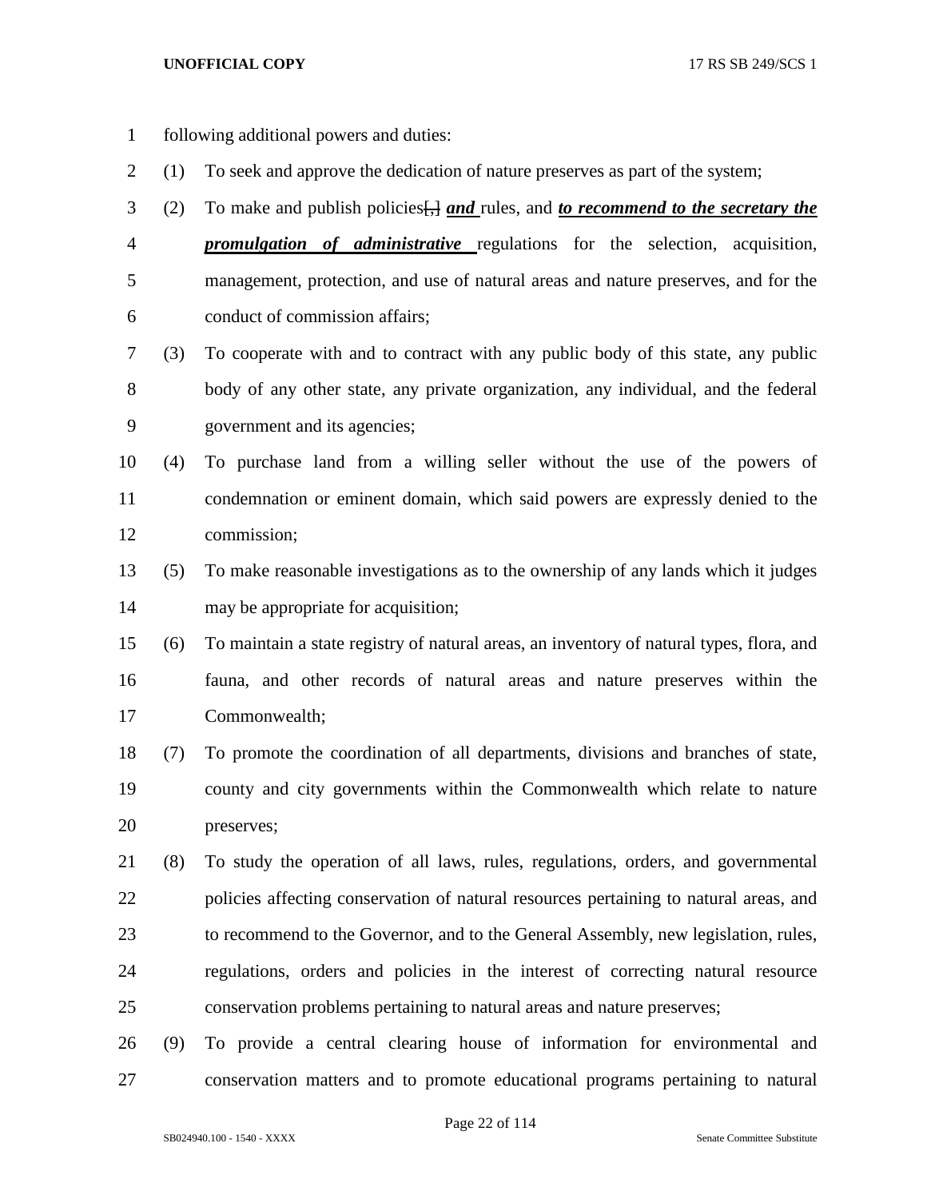following additional powers and duties:

(1) To seek and approve the dedication of nature preserves as part of the system;

(2) To make and publish policies[,] ***and*** rules, and ***to recommend to the secretary the promulgation of administrative*** regulations for the selection, acquisition, management, protection, and use of natural areas and nature preserves, and for the conduct of commission affairs;

(3) To cooperate with and to contract with any public body of this state, any public body of any other state, any private organization, any individual, and the federal government and its agencies;

(4) To purchase land from a willing seller without the use of the powers of condemnation or eminent domain, which said powers are expressly denied to the commission;

(5) To make reasonable investigations as to the ownership of any lands which it judges may be appropriate for acquisition;

(6) To maintain a state registry of natural areas, an inventory of natural types, flora, and fauna, and other records of natural areas and nature preserves within the Commonwealth;

(7) To promote the coordination of all departments, divisions and branches of state, county and city governments within the Commonwealth which relate to nature preserves;

(8) To study the operation of all laws, rules, regulations, orders, and governmental policies affecting conservation of natural resources pertaining to natural areas, and to recommend to the Governor, and to the General Assembly, new legislation, rules, regulations, orders and policies in the interest of correcting natural resource conservation problems pertaining to natural areas and nature preserves;

(9) To provide a central clearing house of information for environmental and conservation matters and to promote educational programs pertaining to natural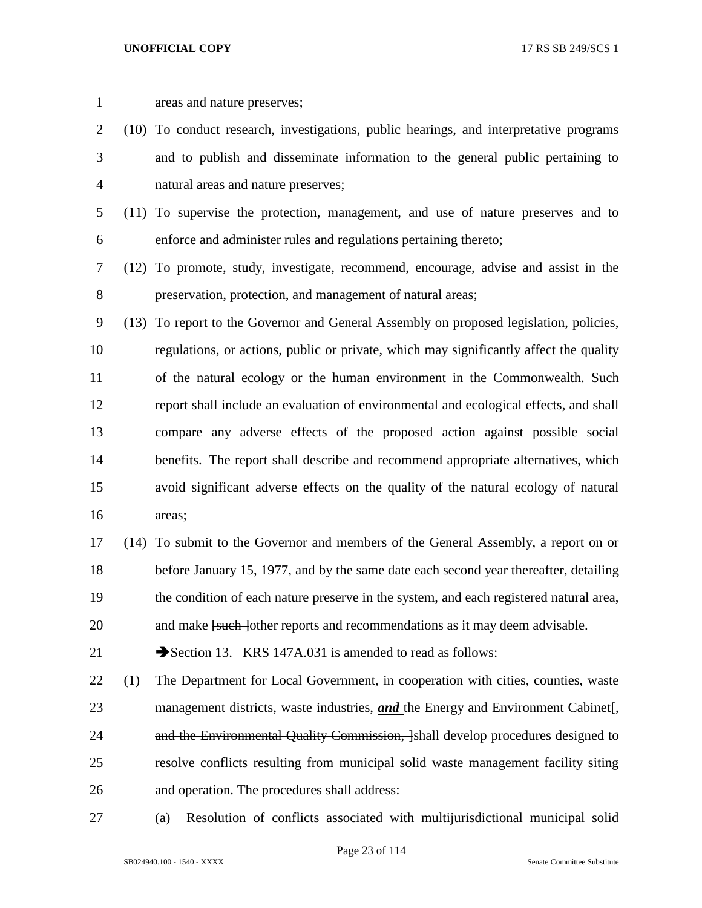areas and nature preserves;

(10) To conduct research, investigations, public hearings, and interpretative programs and to publish and disseminate information to the general public pertaining to natural areas and nature preserves;

(11) To supervise the protection, management, and use of nature preserves and to enforce and administer rules and regulations pertaining thereto;

(12) To promote, study, investigate, recommend, encourage, advise and assist in the preservation, protection, and management of natural areas;

(13) To report to the Governor and General Assembly on proposed legislation, policies, regulations, or actions, public or private, which may significantly affect the quality of the natural ecology or the human environment in the Commonwealth. Such report shall include an evaluation of environmental and ecological effects, and shall compare any adverse effects of the proposed action against possible social benefits. The report shall describe and recommend appropriate alternatives, which avoid significant adverse effects on the quality of the natural ecology of natural areas;

(14) To submit to the Governor and members of the General Assembly, a report on or before January 15, 1977, and by the same date each second year thereafter, detailing the condition of each nature preserve in the system, and each registered natural area, and make [~~such~~ ]other reports and recommendations as it may deem advisable.

➔Section 13. KRS 147A.031 is amended to read as follows:

(1) The Department for Local Government, in cooperation with cities, counties, waste management districts, waste industries, ***and*** the Energy and Environment Cabinet[~~, and the Environmental Quality Commission,~~ ]shall develop procedures designed to resolve conflicts resulting from municipal solid waste management facility siting and operation. The procedures shall address:

(a) Resolution of conflicts associated with multijurisdictional municipal solid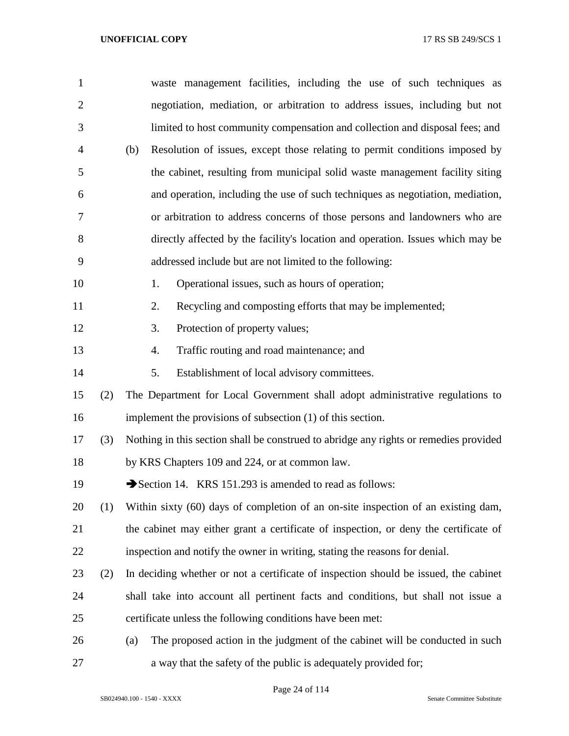waste management facilities, including the use of such techniques as negotiation, mediation, or arbitration to address issues, including but not limited to host community compensation and collection and disposal fees; and

(b) Resolution of issues, except those relating to permit conditions imposed by the cabinet, resulting from municipal solid waste management facility siting and operation, including the use of such techniques as negotiation, mediation, or arbitration to address concerns of those persons and landowners who are directly affected by the facility's location and operation. Issues which may be addressed include but are not limited to the following:

1. Operational issues, such as hours of operation;
2. Recycling and composting efforts that may be implemented;
3. Protection of property values;
4. Traffic routing and road maintenance; and
5. Establishment of local advisory committees.

(2) The Department for Local Government shall adopt administrative regulations to implement the provisions of subsection (1) of this section.

(3) Nothing in this section shall be construed to abridge any rights or remedies provided by KRS Chapters 109 and 224, or at common law.

➔Section 14. KRS 151.293 is amended to read as follows:

(1) Within sixty (60) days of completion of an on-site inspection of an existing dam, the cabinet may either grant a certificate of inspection, or deny the certificate of inspection and notify the owner in writing, stating the reasons for denial.

(2) In deciding whether or not a certificate of inspection should be issued, the cabinet shall take into account all pertinent facts and conditions, but shall not issue a certificate unless the following conditions have been met:

(a) The proposed action in the judgment of the cabinet will be conducted in such a way that the safety of the public is adequately provided for;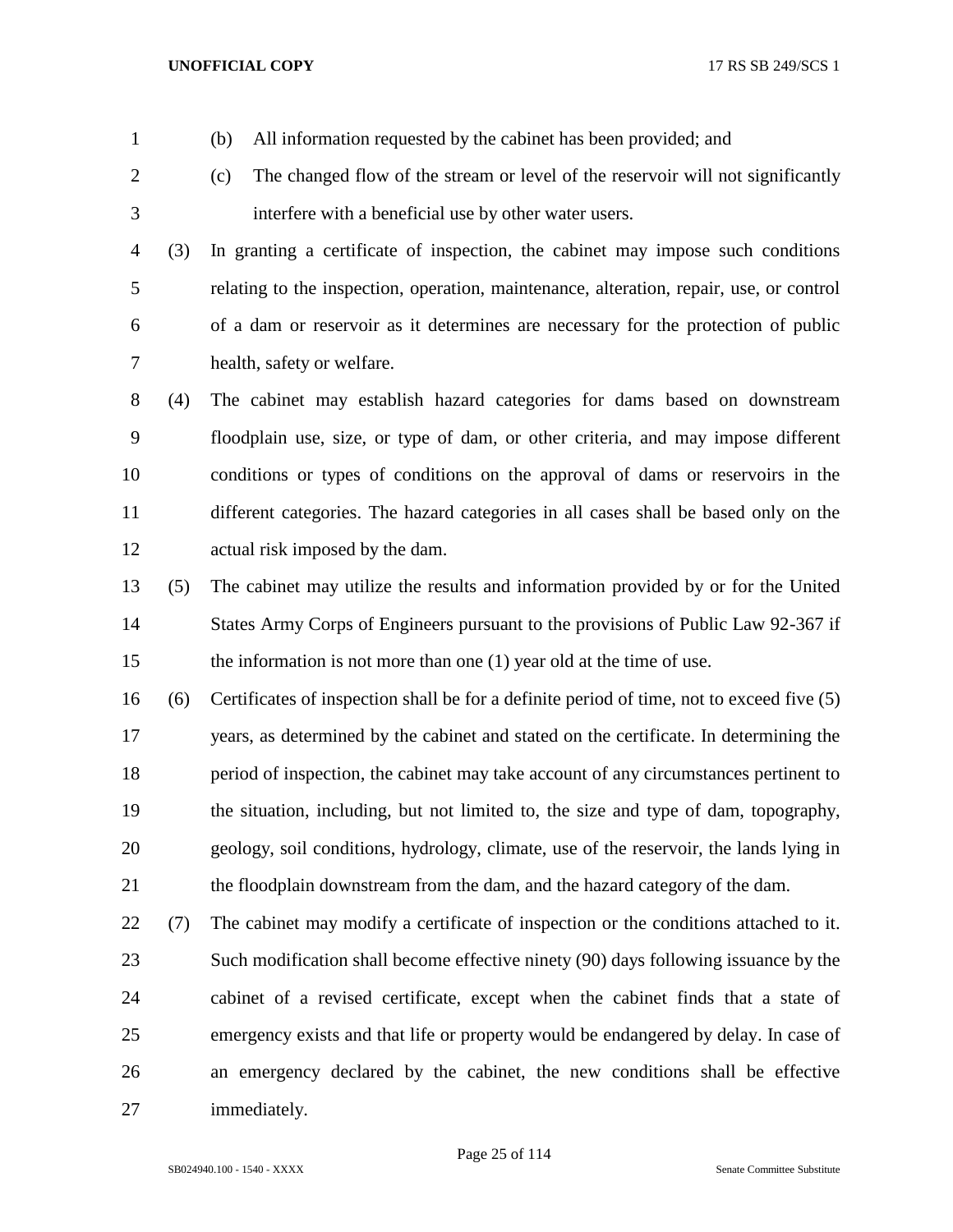(b) All information requested by the cabinet has been provided; and

(c) The changed flow of the stream or level of the reservoir will not significantly interfere with a beneficial use by other water users.

(3) In granting a certificate of inspection, the cabinet may impose such conditions relating to the inspection, operation, maintenance, alteration, repair, use, or control of a dam or reservoir as it determines are necessary for the protection of public health, safety or welfare.

(4) The cabinet may establish hazard categories for dams based on downstream floodplain use, size, or type of dam, or other criteria, and may impose different conditions or types of conditions on the approval of dams or reservoirs in the different categories. The hazard categories in all cases shall be based only on the actual risk imposed by the dam.

(5) The cabinet may utilize the results and information provided by or for the United States Army Corps of Engineers pursuant to the provisions of Public Law 92-367 if the information is not more than one (1) year old at the time of use.

(6) Certificates of inspection shall be for a definite period of time, not to exceed five (5) years, as determined by the cabinet and stated on the certificate. In determining the period of inspection, the cabinet may take account of any circumstances pertinent to the situation, including, but not limited to, the size and type of dam, topography, geology, soil conditions, hydrology, climate, use of the reservoir, the lands lying in the floodplain downstream from the dam, and the hazard category of the dam.

(7) The cabinet may modify a certificate of inspection or the conditions attached to it. Such modification shall become effective ninety (90) days following issuance by the cabinet of a revised certificate, except when the cabinet finds that a state of emergency exists and that life or property would be endangered by delay. In case of an emergency declared by the cabinet, the new conditions shall be effective immediately.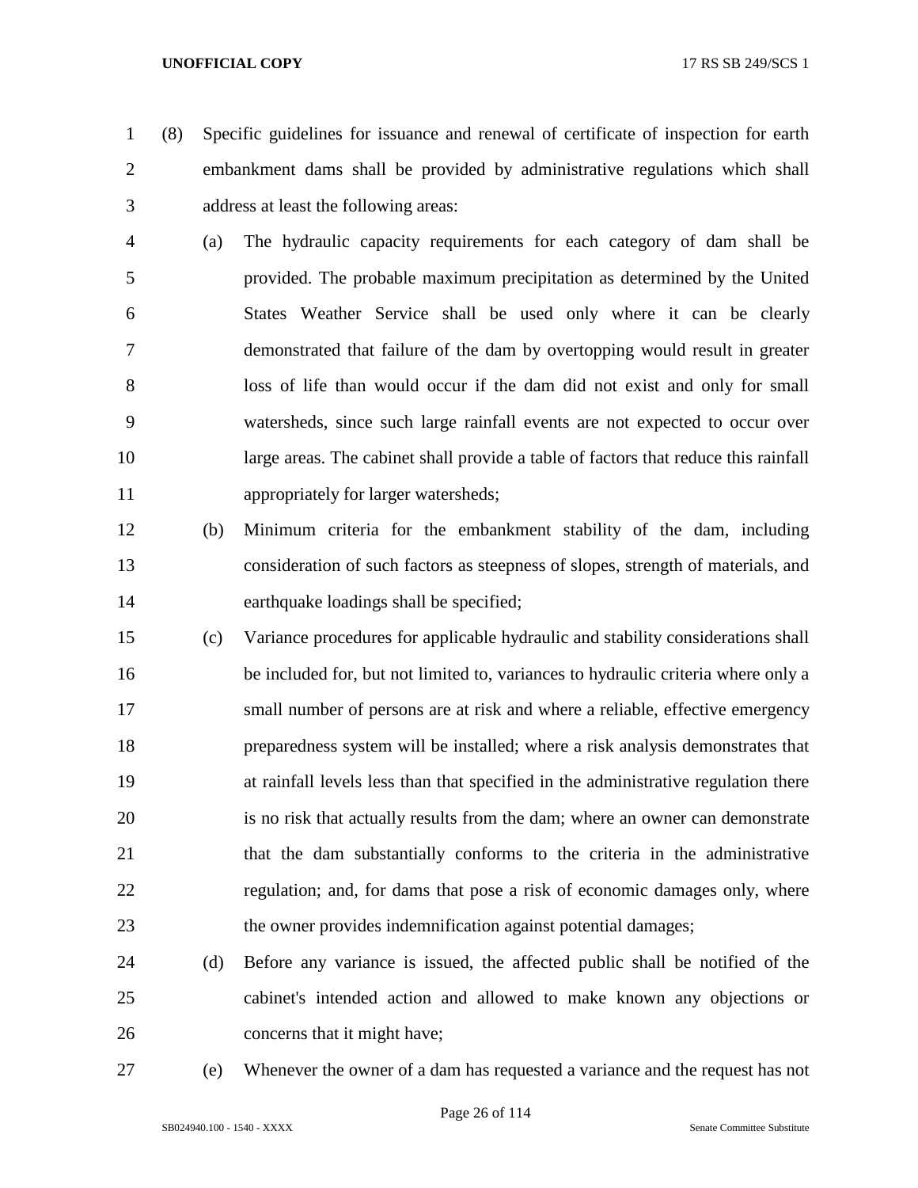(8) Specific guidelines for issuance and renewal of certificate of inspection for earth embankment dams shall be provided by administrative regulations which shall address at least the following areas:

(a) The hydraulic capacity requirements for each category of dam shall be provided. The probable maximum precipitation as determined by the United States Weather Service shall be used only where it can be clearly demonstrated that failure of the dam by overtopping would result in greater loss of life than would occur if the dam did not exist and only for small watersheds, since such large rainfall events are not expected to occur over large areas. The cabinet shall provide a table of factors that reduce this rainfall appropriately for larger watersheds;

(b) Minimum criteria for the embankment stability of the dam, including consideration of such factors as steepness of slopes, strength of materials, and earthquake loadings shall be specified;

(c) Variance procedures for applicable hydraulic and stability considerations shall be included for, but not limited to, variances to hydraulic criteria where only a small number of persons are at risk and where a reliable, effective emergency preparedness system will be installed; where a risk analysis demonstrates that at rainfall levels less than that specified in the administrative regulation there is no risk that actually results from the dam; where an owner can demonstrate that the dam substantially conforms to the criteria in the administrative regulation; and, for dams that pose a risk of economic damages only, where the owner provides indemnification against potential damages;

(d) Before any variance is issued, the affected public shall be notified of the cabinet's intended action and allowed to make known any objections or concerns that it might have;

(e) Whenever the owner of a dam has requested a variance and the request has not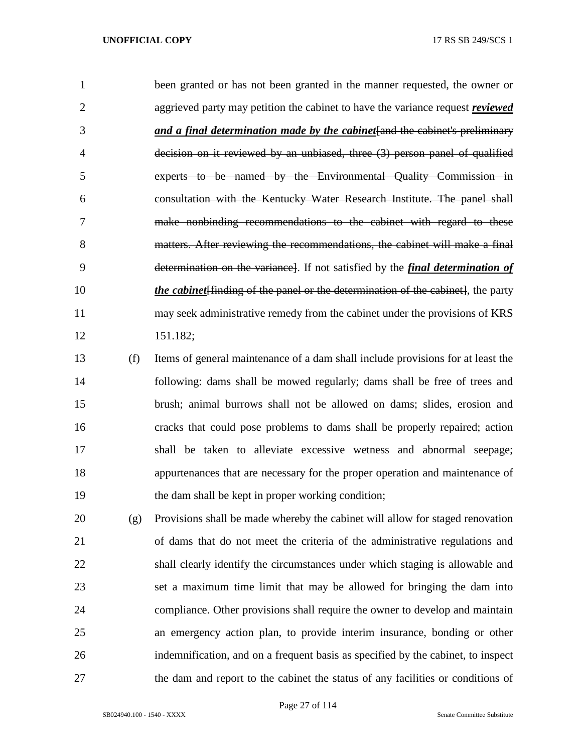been granted or has not been granted in the manner requested, the owner or aggrieved party may petition the cabinet to have the variance request ***reviewed and a final determination made by the cabinet***[~~and the cabinet's preliminary decision on it reviewed by an unbiased, three (3) person panel of qualified experts to be named by the Environmental Quality Commission in consultation with the Kentucky Water Research Institute. The panel shall make nonbinding recommendations to the cabinet with regard to these matters. After reviewing the recommendations, the cabinet will make a final determination on the variance~~]. If not satisfied by the ***final determination of the cabinet***[~~finding of the panel or the determination of the cabinet~~], the party may seek administrative remedy from the cabinet under the provisions of KRS 151.182;

(f) Items of general maintenance of a dam shall include provisions for at least the following: dams shall be mowed regularly; dams shall be free of trees and brush; animal burrows shall not be allowed on dams; slides, erosion and cracks that could pose problems to dams shall be properly repaired; action shall be taken to alleviate excessive wetness and abnormal seepage; appurtenances that are necessary for the proper operation and maintenance of the dam shall be kept in proper working condition;

(g) Provisions shall be made whereby the cabinet will allow for staged renovation of dams that do not meet the criteria of the administrative regulations and shall clearly identify the circumstances under which staging is allowable and set a maximum time limit that may be allowed for bringing the dam into compliance. Other provisions shall require the owner to develop and maintain an emergency action plan, to provide interim insurance, bonding or other indemnification, and on a frequent basis as specified by the cabinet, to inspect the dam and report to the cabinet the status of any facilities or conditions of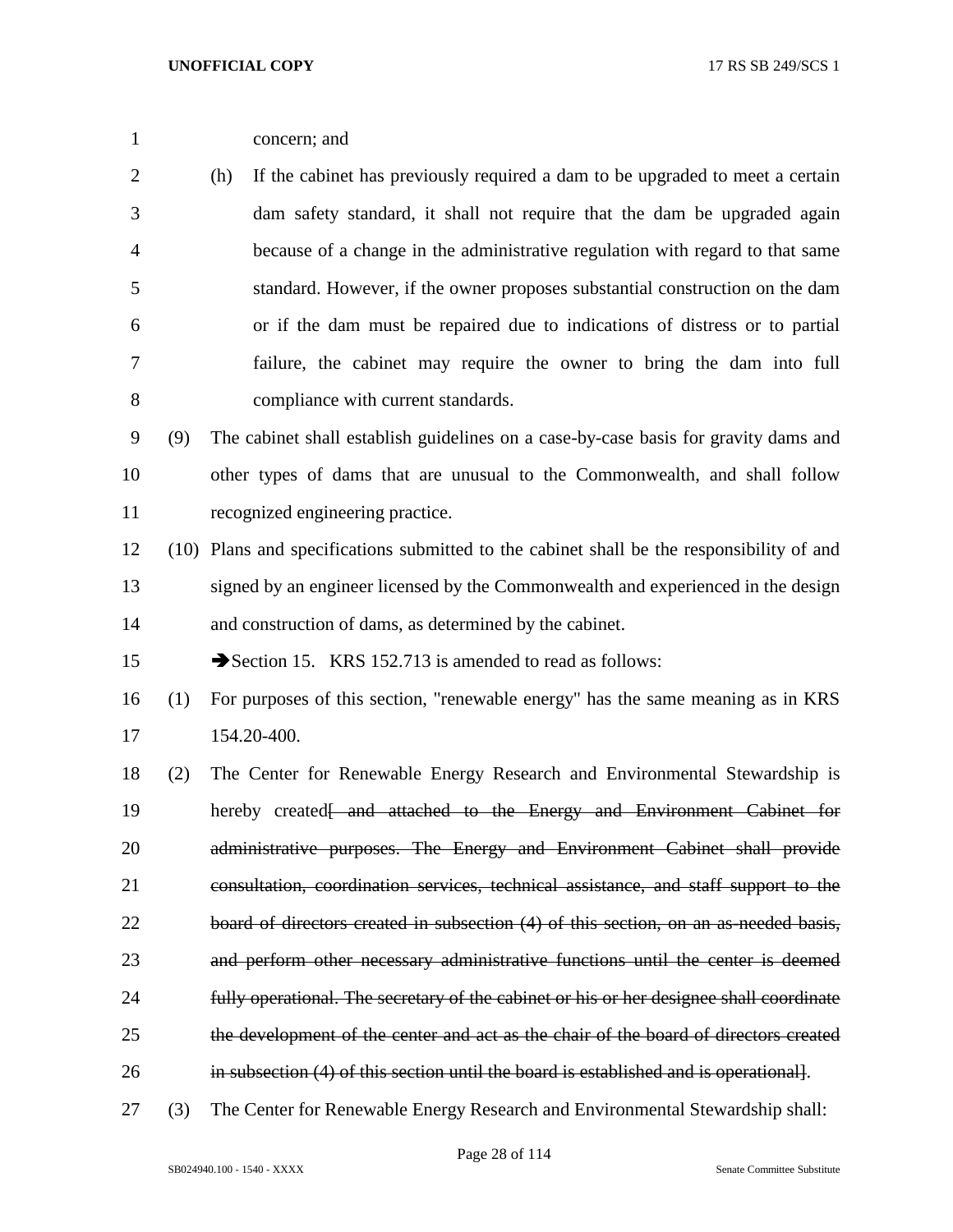concern; and

(h) If the cabinet has previously required a dam to be upgraded to meet a certain dam safety standard, it shall not require that the dam be upgraded again because of a change in the administrative regulation with regard to that same standard. However, if the owner proposes substantial construction on the dam or if the dam must be repaired due to indications of distress or to partial failure, the cabinet may require the owner to bring the dam into full compliance with current standards.

(9) The cabinet shall establish guidelines on a case-by-case basis for gravity dams and other types of dams that are unusual to the Commonwealth, and shall follow recognized engineering practice.

(10) Plans and specifications submitted to the cabinet shall be the responsibility of and signed by an engineer licensed by the Commonwealth and experienced in the design and construction of dams, as determined by the cabinet.

➔Section 15. KRS 152.713 is amended to read as follows:

(1) For purposes of this section, "renewable energy" has the same meaning as in KRS 154.20-400.

(2) The Center for Renewable Energy Research and Environmental Stewardship is hereby created~~[ and attached to the Energy and Environment Cabinet for administrative purposes. The Energy and Environment Cabinet shall provide consultation, coordination services, technical assistance, and staff support to the board of directors created in subsection (4) of this section, on an as-needed basis, and perform other necessary administrative functions until the center is deemed fully operational. The secretary of the cabinet or his or her designee shall coordinate the development of the center and act as the chair of the board of directors created in subsection (4) of this section until the board is established and is operational]~~.

(3) The Center for Renewable Energy Research and Environmental Stewardship shall: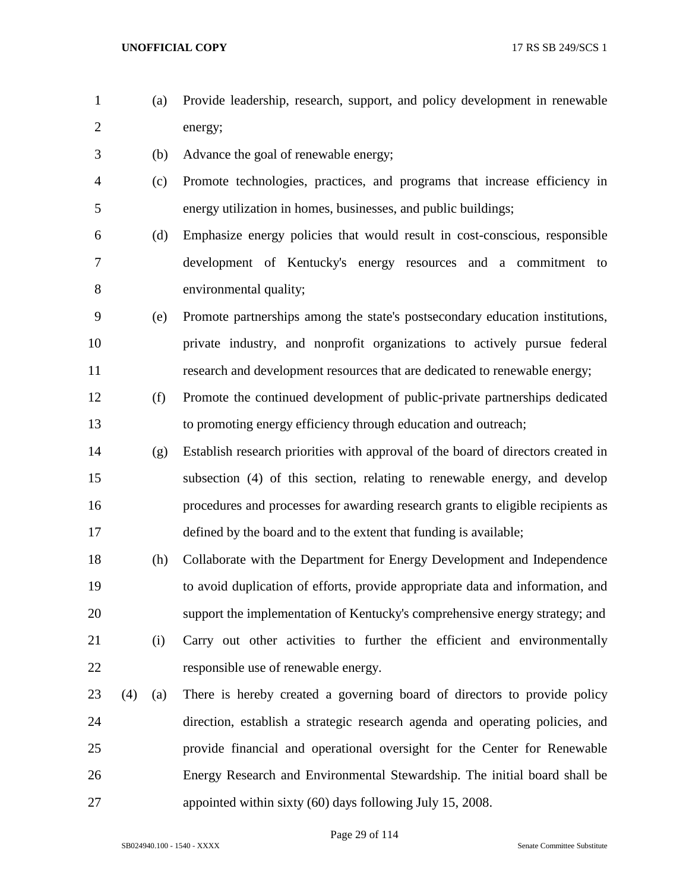(a) Provide leadership, research, support, and policy development in renewable energy;

(b) Advance the goal of renewable energy;

(c) Promote technologies, practices, and programs that increase efficiency in energy utilization in homes, businesses, and public buildings;

(d) Emphasize energy policies that would result in cost-conscious, responsible development of Kentucky's energy resources and a commitment to environmental quality;

(e) Promote partnerships among the state's postsecondary education institutions, private industry, and nonprofit organizations to actively pursue federal research and development resources that are dedicated to renewable energy;

(f) Promote the continued development of public-private partnerships dedicated to promoting energy efficiency through education and outreach;

(g) Establish research priorities with approval of the board of directors created in subsection (4) of this section, relating to renewable energy, and develop procedures and processes for awarding research grants to eligible recipients as defined by the board and to the extent that funding is available;

(h) Collaborate with the Department for Energy Development and Independence to avoid duplication of efforts, provide appropriate data and information, and support the implementation of Kentucky's comprehensive energy strategy; and

(i) Carry out other activities to further the efficient and environmentally responsible use of renewable energy.

(4) (a) There is hereby created a governing board of directors to provide policy direction, establish a strategic research agenda and operating policies, and provide financial and operational oversight for the Center for Renewable Energy Research and Environmental Stewardship. The initial board shall be appointed within sixty (60) days following July 15, 2008.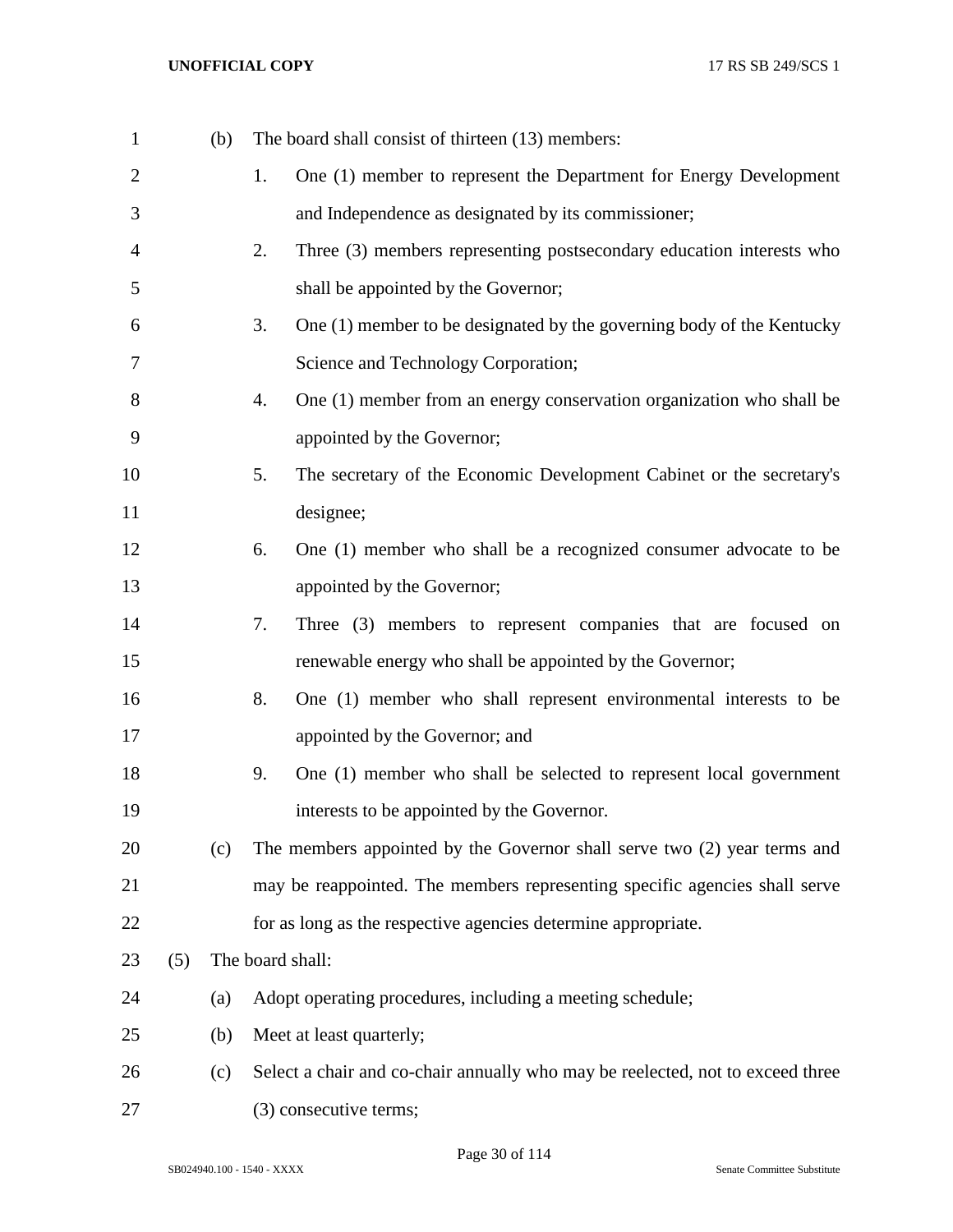(b) The board shall consist of thirteen (13) members:

1. One (1) member to represent the Department for Energy Development and Independence as designated by its commissioner;
2. Three (3) members representing postsecondary education interests who shall be appointed by the Governor;
3. One (1) member to be designated by the governing body of the Kentucky Science and Technology Corporation;
4. One (1) member from an energy conservation organization who shall be appointed by the Governor;
5. The secretary of the Economic Development Cabinet or the secretary's designee;
6. One (1) member who shall be a recognized consumer advocate to be appointed by the Governor;
7. Three (3) members to represent companies that are focused on renewable energy who shall be appointed by the Governor;
8. One (1) member who shall represent environmental interests to be appointed by the Governor; and
9. One (1) member who shall be selected to represent local government interests to be appointed by the Governor.

(c) The members appointed by the Governor shall serve two (2) year terms and may be reappointed. The members representing specific agencies shall serve for as long as the respective agencies determine appropriate.

(5) The board shall:

(a) Adopt operating procedures, including a meeting schedule;

(b) Meet at least quarterly;

(c) Select a chair and co-chair annually who may be reelected, not to exceed three (3) consecutive terms;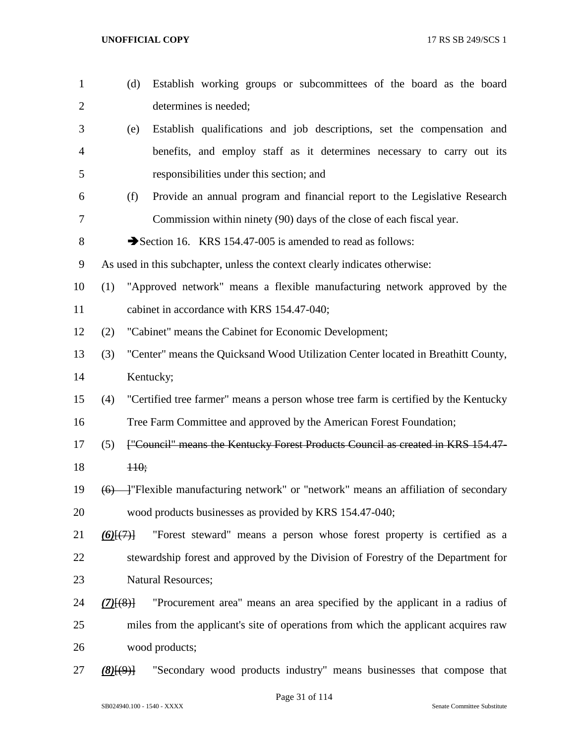(d) Establish working groups or subcommittees of the board as the board determines is needed;

(e) Establish qualifications and job descriptions, set the compensation and benefits, and employ staff as it determines necessary to carry out its responsibilities under this section; and

(f) Provide an annual program and financial report to the Legislative Research Commission within ninety (90) days of the close of each fiscal year.

➔Section 16. KRS 154.47-005 is amended to read as follows:

As used in this subchapter, unless the context clearly indicates otherwise:

(1) "Approved network" means a flexible manufacturing network approved by the cabinet in accordance with KRS 154.47-040;

(2) "Cabinet" means the Cabinet for Economic Development;

(3) "Center" means the Quicksand Wood Utilization Center located in Breathitt County, Kentucky;

(4) "Certified tree farmer" means a person whose tree farm is certified by the Kentucky Tree Farm Committee and approved by the American Forest Foundation;

(5) [~~"Council" means the Kentucky Forest Products Council as created in KRS 154.47-110;~~

~~(6)~~ ]"Flexible manufacturing network" or "network" means an affiliation of secondary wood products businesses as provided by KRS 154.47-040;

***(6)***[~~(7)~~] "Forest steward" means a person whose forest property is certified as a stewardship forest and approved by the Division of Forestry of the Department for Natural Resources;

***(7)***[~~(8)~~] "Procurement area" means an area specified by the applicant in a radius of miles from the applicant's site of operations from which the applicant acquires raw wood products;

***(8)***[~~(9)~~] "Secondary wood products industry" means businesses that compose that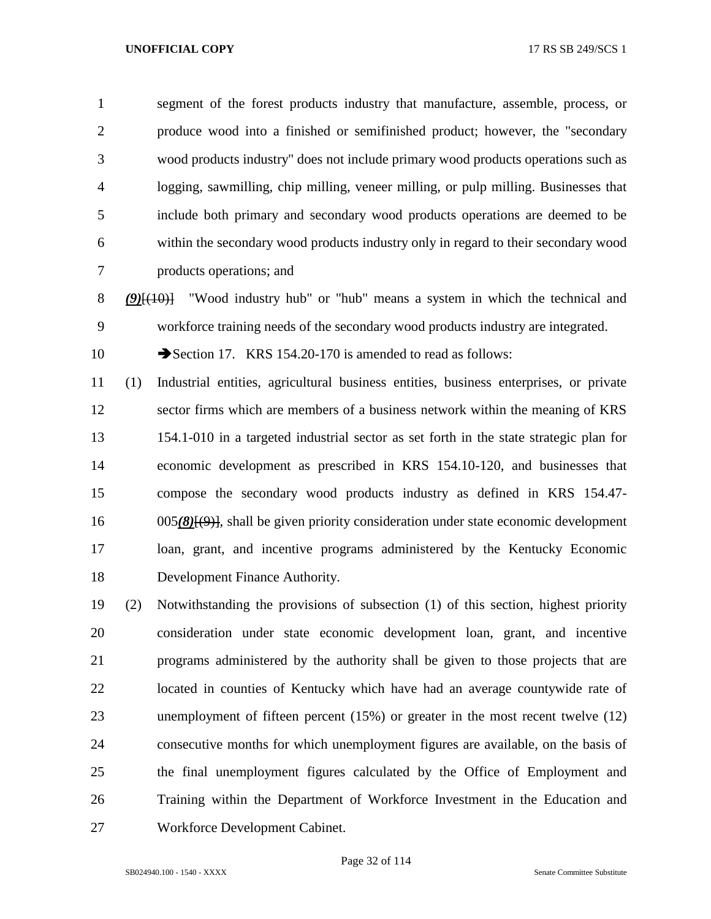segment of the forest products industry that manufacture, assemble, process, or produce wood into a finished or semifinished product; however, the "secondary wood products industry" does not include primary wood products operations such as logging, sawmilling, chip milling, veneer milling, or pulp milling. Businesses that include both primary and secondary wood products operations are deemed to be within the secondary wood products industry only in regard to their secondary wood products operations; and

***(9)***~~[(10)]~~ "Wood industry hub" or "hub" means a system in which the technical and workforce training needs of the secondary wood products industry are integrated.

➔Section 17. KRS 154.20-170 is amended to read as follows:

(1) Industrial entities, agricultural business entities, business enterprises, or private sector firms which are members of a business network within the meaning of KRS 154.1-010 in a targeted industrial sector as set forth in the state strategic plan for economic development as prescribed in KRS 154.10-120, and businesses that compose the secondary wood products industry as defined in KRS 154.47-005***(8)***~~[(9)]~~, shall be given priority consideration under state economic development loan, grant, and incentive programs administered by the Kentucky Economic Development Finance Authority.

(2) Notwithstanding the provisions of subsection (1) of this section, highest priority consideration under state economic development loan, grant, and incentive programs administered by the authority shall be given to those projects that are located in counties of Kentucky which have had an average countywide rate of unemployment of fifteen percent (15%) or greater in the most recent twelve (12) consecutive months for which unemployment figures are available, on the basis of the final unemployment figures calculated by the Office of Employment and Training within the Department of Workforce Investment in the Education and Workforce Development Cabinet.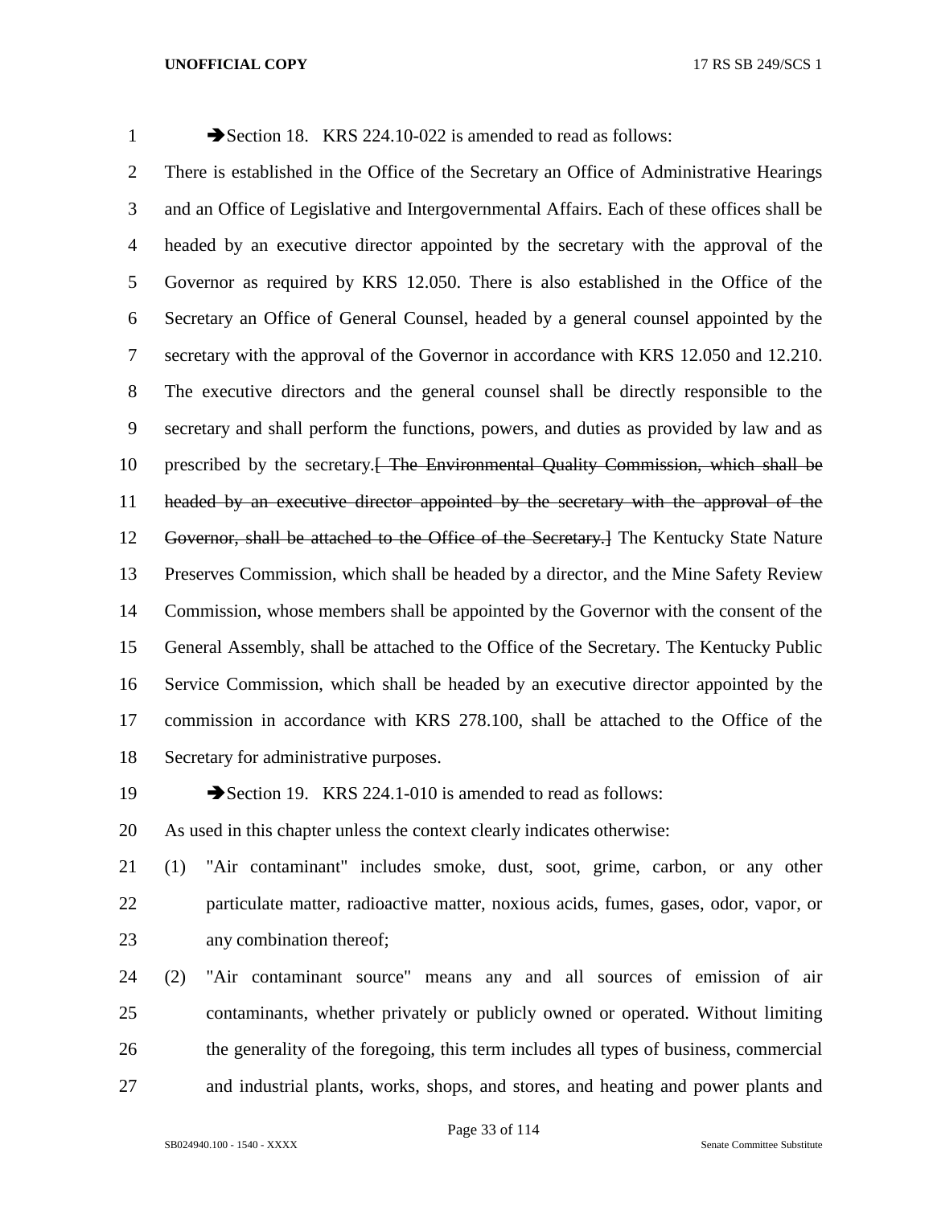➔Section 18. KRS 224.10-022 is amended to read as follows:

There is established in the Office of the Secretary an Office of Administrative Hearings and an Office of Legislative and Intergovernmental Affairs. Each of these offices shall be headed by an executive director appointed by the secretary with the approval of the Governor as required by KRS 12.050. There is also established in the Office of the Secretary an Office of General Counsel, headed by a general counsel appointed by the secretary with the approval of the Governor in accordance with KRS 12.050 and 12.210. The executive directors and the general counsel shall be directly responsible to the secretary and shall perform the functions, powers, and duties as provided by law and as prescribed by the secretary.~~[ The Environmental Quality Commission, which shall be headed by an executive director appointed by the secretary with the approval of the Governor, shall be attached to the Office of the Secretary.]~~ The Kentucky State Nature Preserves Commission, which shall be headed by a director, and the Mine Safety Review Commission, whose members shall be appointed by the Governor with the consent of the General Assembly, shall be attached to the Office of the Secretary. The Kentucky Public Service Commission, which shall be headed by an executive director appointed by the commission in accordance with KRS 278.100, shall be attached to the Office of the Secretary for administrative purposes.

➔Section 19. KRS 224.1-010 is amended to read as follows:

As used in this chapter unless the context clearly indicates otherwise:

(1) "Air contaminant" includes smoke, dust, soot, grime, carbon, or any other particulate matter, radioactive matter, noxious acids, fumes, gases, odor, vapor, or any combination thereof;

(2) "Air contaminant source" means any and all sources of emission of air contaminants, whether privately or publicly owned or operated. Without limiting the generality of the foregoing, this term includes all types of business, commercial and industrial plants, works, shops, and stores, and heating and power plants and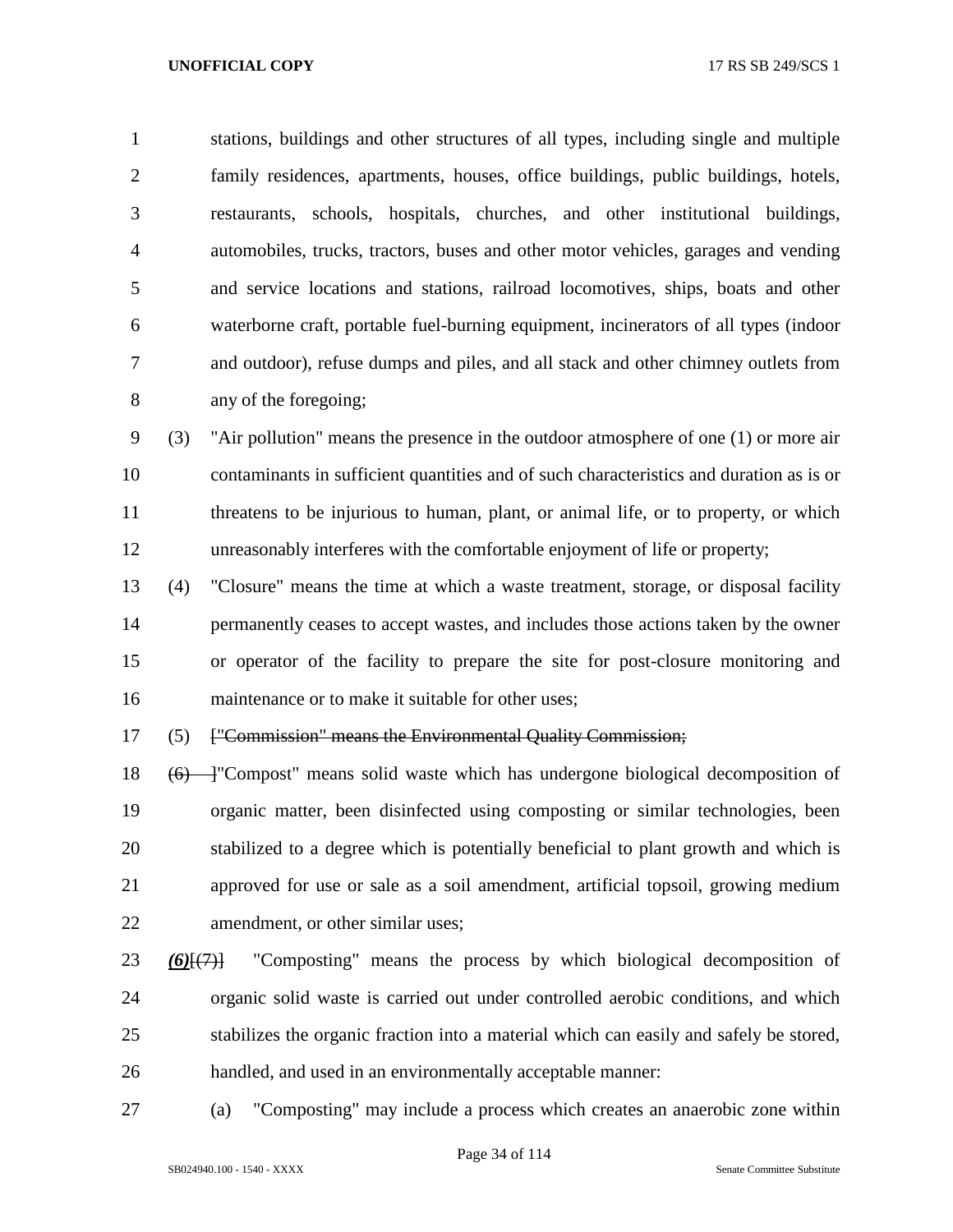stations, buildings and other structures of all types, including single and multiple family residences, apartments, houses, office buildings, public buildings, hotels, restaurants, schools, hospitals, churches, and other institutional buildings, automobiles, trucks, tractors, buses and other motor vehicles, garages and vending and service locations and stations, railroad locomotives, ships, boats and other waterborne craft, portable fuel-burning equipment, incinerators of all types (indoor and outdoor), refuse dumps and piles, and all stack and other chimney outlets from any of the foregoing;

(3) "Air pollution" means the presence in the outdoor atmosphere of one (1) or more air contaminants in sufficient quantities and of such characteristics and duration as is or threatens to be injurious to human, plant, or animal life, or to property, or which unreasonably interferes with the comfortable enjoyment of life or property;

(4) "Closure" means the time at which a waste treatment, storage, or disposal facility permanently ceases to accept wastes, and includes those actions taken by the owner or operator of the facility to prepare the site for post-closure monitoring and maintenance or to make it suitable for other uses;

(5) ~~["Commission" means the Environmental Quality Commission;~~

~~(6)~~ ]"Compost" means solid waste which has undergone biological decomposition of organic matter, been disinfected using composting or similar technologies, been stabilized to a degree which is potentially beneficial to plant growth and which is approved for use or sale as a soil amendment, artificial topsoil, growing medium amendment, or other similar uses;

***(6)***[~~(7)~~] "Composting" means the process by which biological decomposition of organic solid waste is carried out under controlled aerobic conditions, and which stabilizes the organic fraction into a material which can easily and safely be stored, handled, and used in an environmentally acceptable manner:

(a) "Composting" may include a process which creates an anaerobic zone within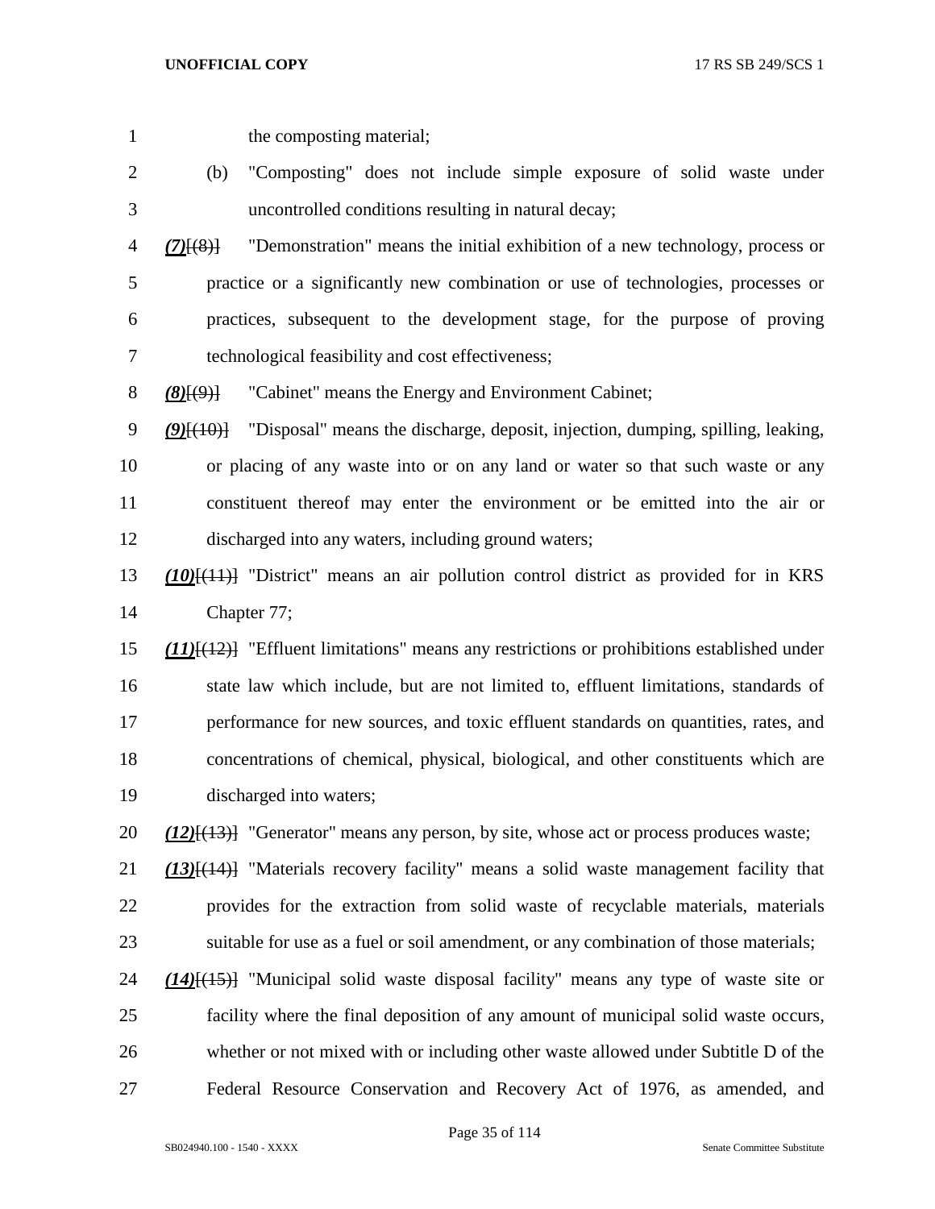the composting material;

(b) "Composting" does not include simple exposure of solid waste under uncontrolled conditions resulting in natural decay;

***(7)***~~[(8)]~~ "Demonstration" means the initial exhibition of a new technology, process or practice or a significantly new combination or use of technologies, processes or practices, subsequent to the development stage, for the purpose of proving technological feasibility and cost effectiveness;

***(8)***~~[(9)]~~ "Cabinet" means the Energy and Environment Cabinet;

***(9)***~~[(10)]~~ "Disposal" means the discharge, deposit, injection, dumping, spilling, leaking, or placing of any waste into or on any land or water so that such waste or any constituent thereof may enter the environment or be emitted into the air or discharged into any waters, including ground waters;

***(10)***~~[(11)]~~ "District" means an air pollution control district as provided for in KRS Chapter 77;

***(11)***~~[(12)]~~ "Effluent limitations" means any restrictions or prohibitions established under state law which include, but are not limited to, effluent limitations, standards of performance for new sources, and toxic effluent standards on quantities, rates, and concentrations of chemical, physical, biological, and other constituents which are discharged into waters;

***(12)***~~[(13)]~~ "Generator" means any person, by site, whose act or process produces waste;

***(13)***~~[(14)]~~ "Materials recovery facility" means a solid waste management facility that provides for the extraction from solid waste of recyclable materials, materials suitable for use as a fuel or soil amendment, or any combination of those materials;

***(14)***~~[(15)]~~ "Municipal solid waste disposal facility" means any type of waste site or facility where the final deposition of any amount of municipal solid waste occurs, whether or not mixed with or including other waste allowed under Subtitle D of the Federal Resource Conservation and Recovery Act of 1976, as amended, and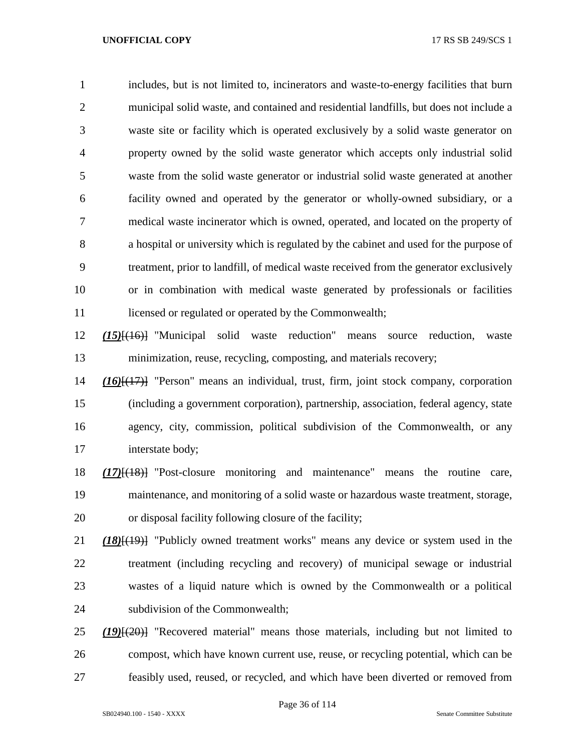includes, but is not limited to, incinerators and waste-to-energy facilities that burn municipal solid waste, and contained and residential landfills, but does not include a waste site or facility which is operated exclusively by a solid waste generator on property owned by the solid waste generator which accepts only industrial solid waste from the solid waste generator or industrial solid waste generated at another facility owned and operated by the generator or wholly-owned subsidiary, or a medical waste incinerator which is owned, operated, and located on the property of a hospital or university which is regulated by the cabinet and used for the purpose of treatment, prior to landfill, of medical waste received from the generator exclusively or in combination with medical waste generated by professionals or facilities licensed or regulated or operated by the Commonwealth;

***(15)***[~~(16)~~] "Municipal solid waste reduction" means source reduction, waste minimization, reuse, recycling, composting, and materials recovery;

***(16)***[~~(17)~~] "Person" means an individual, trust, firm, joint stock company, corporation (including a government corporation), partnership, association, federal agency, state agency, city, commission, political subdivision of the Commonwealth, or any interstate body;

***(17)***[~~(18)~~] "Post-closure monitoring and maintenance" means the routine care, maintenance, and monitoring of a solid waste or hazardous waste treatment, storage, or disposal facility following closure of the facility;

***(18)***[~~(19)~~] "Publicly owned treatment works" means any device or system used in the treatment (including recycling and recovery) of municipal sewage or industrial wastes of a liquid nature which is owned by the Commonwealth or a political subdivision of the Commonwealth;

***(19)***[~~(20)~~] "Recovered material" means those materials, including but not limited to compost, which have known current use, reuse, or recycling potential, which can be feasibly used, reused, or recycled, and which have been diverted or removed from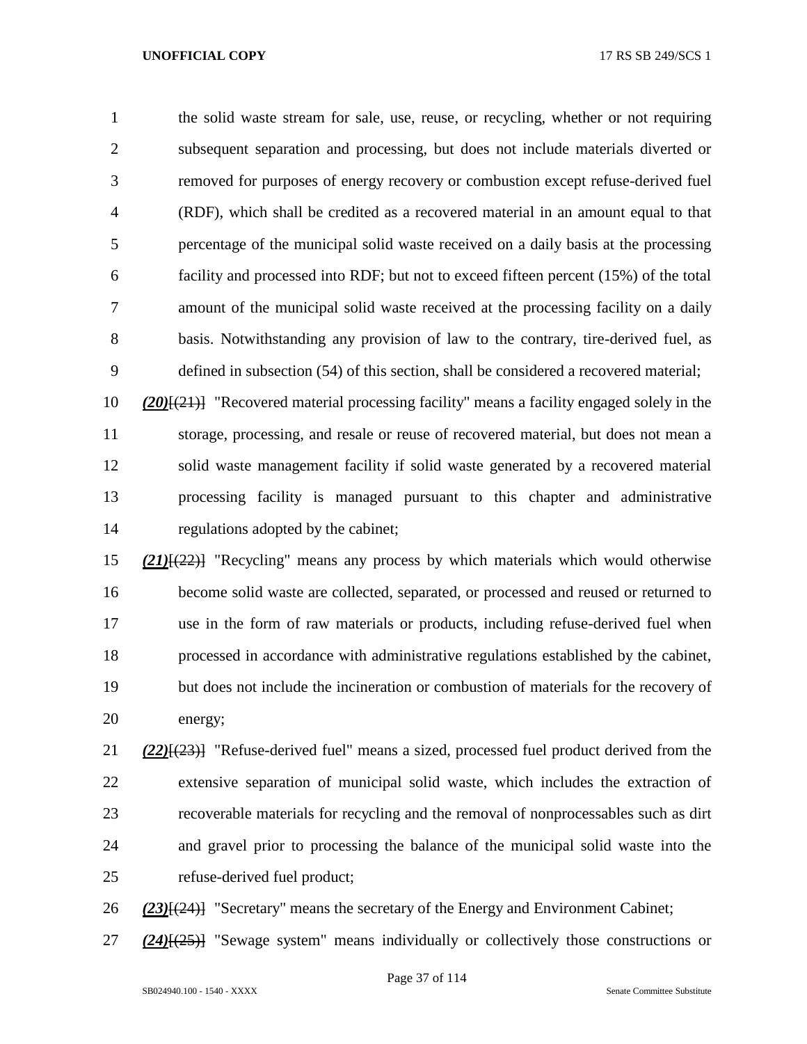the solid waste stream for sale, use, reuse, or recycling, whether or not requiring subsequent separation and processing, but does not include materials diverted or removed for purposes of energy recovery or combustion except refuse-derived fuel (RDF), which shall be credited as a recovered material in an amount equal to that percentage of the municipal solid waste received on a daily basis at the processing facility and processed into RDF; but not to exceed fifteen percent (15%) of the total amount of the municipal solid waste received at the processing facility on a daily basis. Notwithstanding any provision of law to the contrary, tire-derived fuel, as defined in subsection (54) of this section, shall be considered a recovered material;

***(20)***[~~(21)~~] "Recovered material processing facility" means a facility engaged solely in the storage, processing, and resale or reuse of recovered material, but does not mean a solid waste management facility if solid waste generated by a recovered material processing facility is managed pursuant to this chapter and administrative regulations adopted by the cabinet;

***(21)***[~~(22)~~] "Recycling" means any process by which materials which would otherwise become solid waste are collected, separated, or processed and reused or returned to use in the form of raw materials or products, including refuse-derived fuel when processed in accordance with administrative regulations established by the cabinet, but does not include the incineration or combustion of materials for the recovery of energy;

***(22)***[~~(23)~~] "Refuse-derived fuel" means a sized, processed fuel product derived from the extensive separation of municipal solid waste, which includes the extraction of recoverable materials for recycling and the removal of nonprocessables such as dirt and gravel prior to processing the balance of the municipal solid waste into the refuse-derived fuel product;

***(23)***[~~(24)~~] "Secretary" means the secretary of the Energy and Environment Cabinet;

***(24)***[~~(25)~~] "Sewage system" means individually or collectively those constructions or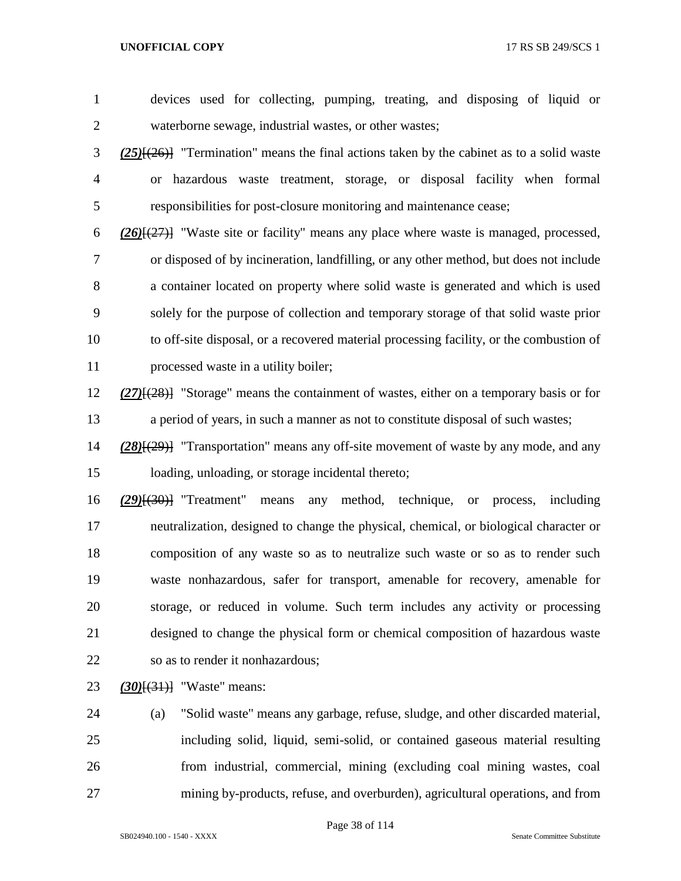devices used for collecting, pumping, treating, and disposing of liquid or waterborne sewage, industrial wastes, or other wastes;

***(25)***[~~(26)~~] "Termination" means the final actions taken by the cabinet as to a solid waste or hazardous waste treatment, storage, or disposal facility when formal responsibilities for post-closure monitoring and maintenance cease;

***(26)***[~~(27)~~] "Waste site or facility" means any place where waste is managed, processed, or disposed of by incineration, landfilling, or any other method, but does not include a container located on property where solid waste is generated and which is used solely for the purpose of collection and temporary storage of that solid waste prior to off-site disposal, or a recovered material processing facility, or the combustion of processed waste in a utility boiler;

***(27)***[~~(28)~~] "Storage" means the containment of wastes, either on a temporary basis or for a period of years, in such a manner as not to constitute disposal of such wastes;

***(28)***[~~(29)~~] "Transportation" means any off-site movement of waste by any mode, and any loading, unloading, or storage incidental thereto;

***(29)***[~~(30)~~] "Treatment" means any method, technique, or process, including neutralization, designed to change the physical, chemical, or biological character or composition of any waste so as to neutralize such waste or so as to render such waste nonhazardous, safer for transport, amenable for recovery, amenable for storage, or reduced in volume. Such term includes any activity or processing designed to change the physical form or chemical composition of hazardous waste so as to render it nonhazardous;

***(30)***[~~(31)~~] "Waste" means:

(a) "Solid waste" means any garbage, refuse, sludge, and other discarded material, including solid, liquid, semi-solid, or contained gaseous material resulting from industrial, commercial, mining (excluding coal mining wastes, coal mining by-products, refuse, and overburden), agricultural operations, and from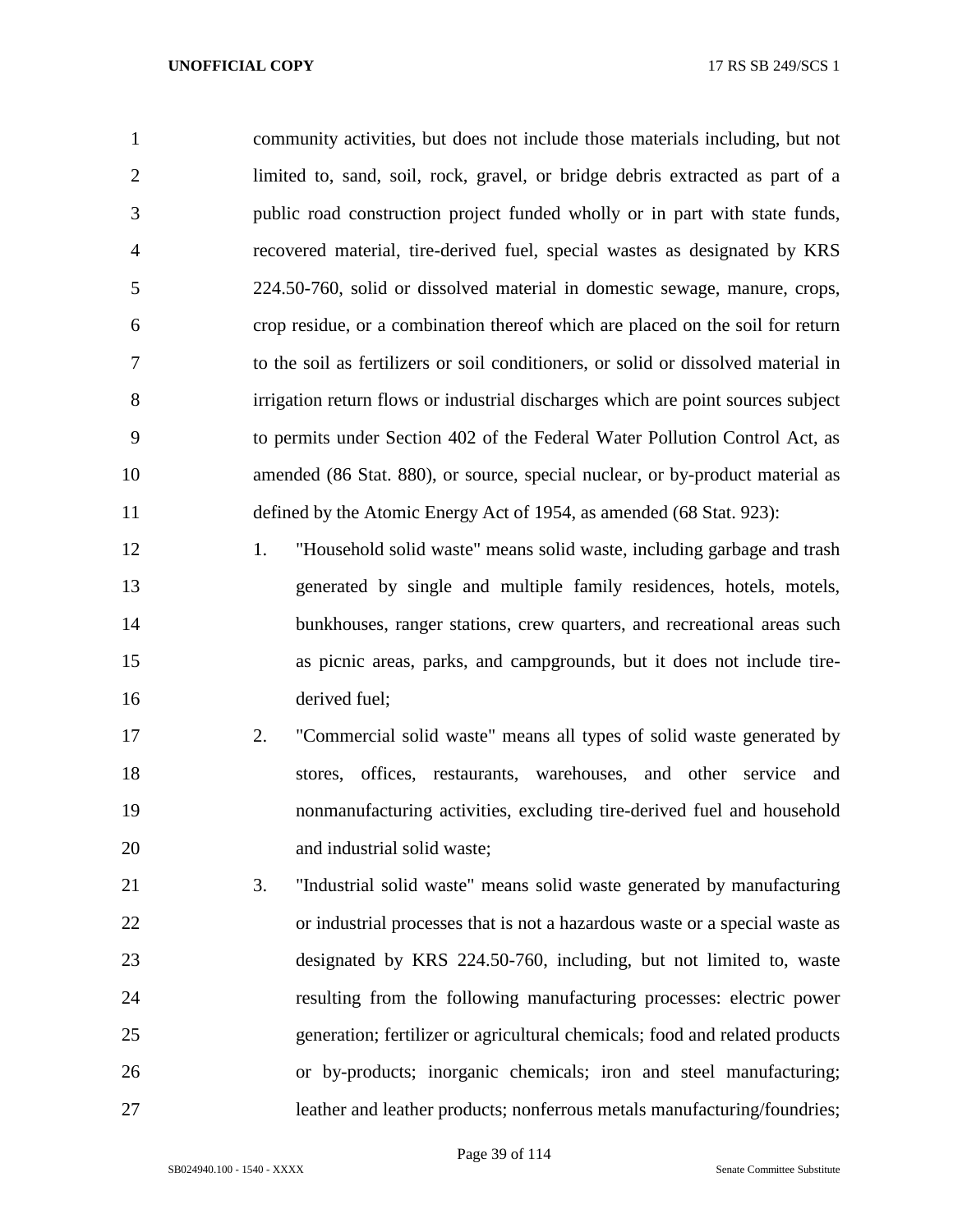community activities, but does not include those materials including, but not limited to, sand, soil, rock, gravel, or bridge debris extracted as part of a public road construction project funded wholly or in part with state funds, recovered material, tire-derived fuel, special wastes as designated by KRS 224.50-760, solid or dissolved material in domestic sewage, manure, crops, crop residue, or a combination thereof which are placed on the soil for return to the soil as fertilizers or soil conditioners, or solid or dissolved material in irrigation return flows or industrial discharges which are point sources subject to permits under Section 402 of the Federal Water Pollution Control Act, as amended (86 Stat. 880), or source, special nuclear, or by-product material as defined by the Atomic Energy Act of 1954, as amended (68 Stat. 923):

1. "Household solid waste" means solid waste, including garbage and trash generated by single and multiple family residences, hotels, motels, bunkhouses, ranger stations, crew quarters, and recreational areas such as picnic areas, parks, and campgrounds, but it does not include tire-derived fuel;
2. "Commercial solid waste" means all types of solid waste generated by stores, offices, restaurants, warehouses, and other service and nonmanufacturing activities, excluding tire-derived fuel and household and industrial solid waste;
3. "Industrial solid waste" means solid waste generated by manufacturing or industrial processes that is not a hazardous waste or a special waste as designated by KRS 224.50-760, including, but not limited to, waste resulting from the following manufacturing processes: electric power generation; fertilizer or agricultural chemicals; food and related products or by-products; inorganic chemicals; iron and steel manufacturing; leather and leather products; nonferrous metals manufacturing/foundries;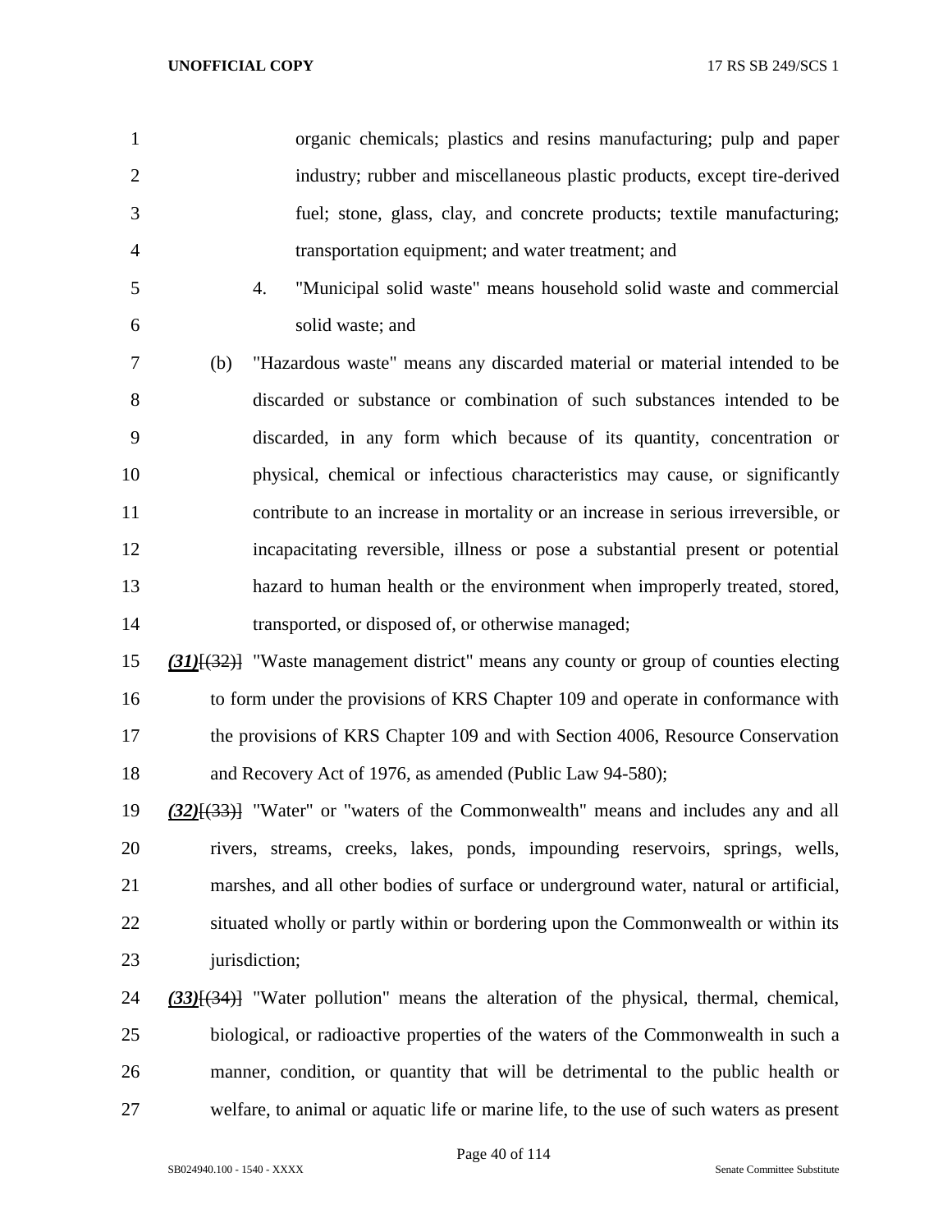organic chemicals; plastics and resins manufacturing; pulp and paper industry; rubber and miscellaneous plastic products, except tire-derived fuel; stone, glass, clay, and concrete products; textile manufacturing; transportation equipment; and water treatment; and

4. "Municipal solid waste" means household solid waste and commercial solid waste; and

(b) "Hazardous waste" means any discarded material or material intended to be discarded or substance or combination of such substances intended to be discarded, in any form which because of its quantity, concentration or physical, chemical or infectious characteristics may cause, or significantly contribute to an increase in mortality or an increase in serious irreversible, or incapacitating reversible, illness or pose a substantial present or potential hazard to human health or the environment when improperly treated, stored, transported, or disposed of, or otherwise managed;

***(31)***~~[(32)]~~ "Waste management district" means any county or group of counties electing to form under the provisions of KRS Chapter 109 and operate in conformance with the provisions of KRS Chapter 109 and with Section 4006, Resource Conservation and Recovery Act of 1976, as amended (Public Law 94-580);

***(32)***~~[(33)]~~ "Water" or "waters of the Commonwealth" means and includes any and all rivers, streams, creeks, lakes, ponds, impounding reservoirs, springs, wells, marshes, and all other bodies of surface or underground water, natural or artificial, situated wholly or partly within or bordering upon the Commonwealth or within its jurisdiction;

***(33)***~~[(34)]~~ "Water pollution" means the alteration of the physical, thermal, chemical, biological, or radioactive properties of the waters of the Commonwealth in such a manner, condition, or quantity that will be detrimental to the public health or welfare, to animal or aquatic life or marine life, to the use of such waters as present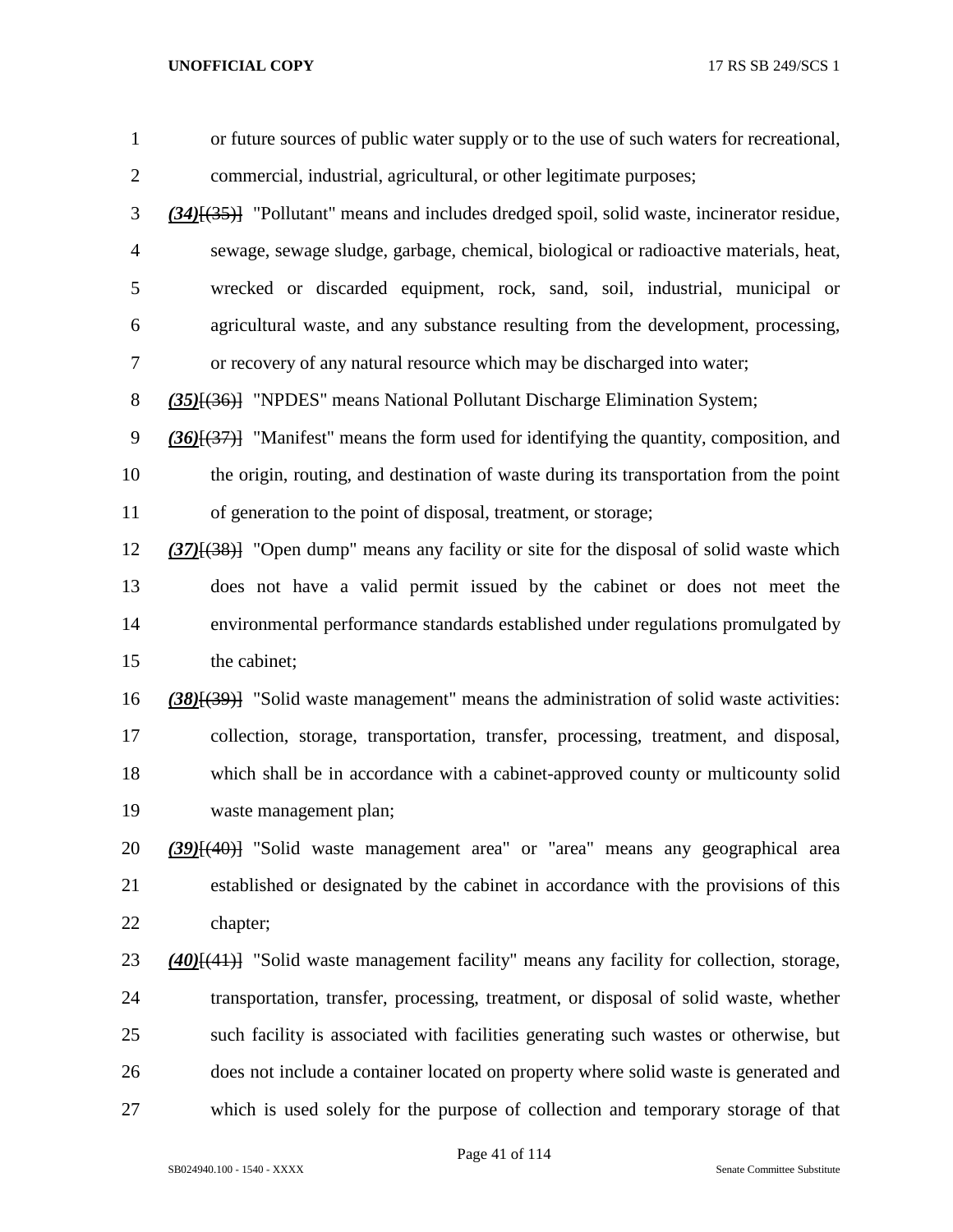or future sources of public water supply or to the use of such waters for recreational, commercial, industrial, agricultural, or other legitimate purposes;

***(34)***[(35)] "Pollutant" means and includes dredged spoil, solid waste, incinerator residue, sewage, sewage sludge, garbage, chemical, biological or radioactive materials, heat, wrecked or discarded equipment, rock, sand, soil, industrial, municipal or agricultural waste, and any substance resulting from the development, processing, or recovery of any natural resource which may be discharged into water;

***(35)***[(36)] "NPDES" means National Pollutant Discharge Elimination System;

***(36)***[(37)] "Manifest" means the form used for identifying the quantity, composition, and the origin, routing, and destination of waste during its transportation from the point of generation to the point of disposal, treatment, or storage;

***(37)***[(38)] "Open dump" means any facility or site for the disposal of solid waste which does not have a valid permit issued by the cabinet or does not meet the environmental performance standards established under regulations promulgated by the cabinet;

***(38)***[(39)] "Solid waste management" means the administration of solid waste activities: collection, storage, transportation, transfer, processing, treatment, and disposal, which shall be in accordance with a cabinet-approved county or multicounty solid waste management plan;

***(39)***[(40)] "Solid waste management area" or "area" means any geographical area established or designated by the cabinet in accordance with the provisions of this chapter;

***(40)***[(41)] "Solid waste management facility" means any facility for collection, storage, transportation, transfer, processing, treatment, or disposal of solid waste, whether such facility is associated with facilities generating such wastes or otherwise, but does not include a container located on property where solid waste is generated and which is used solely for the purpose of collection and temporary storage of that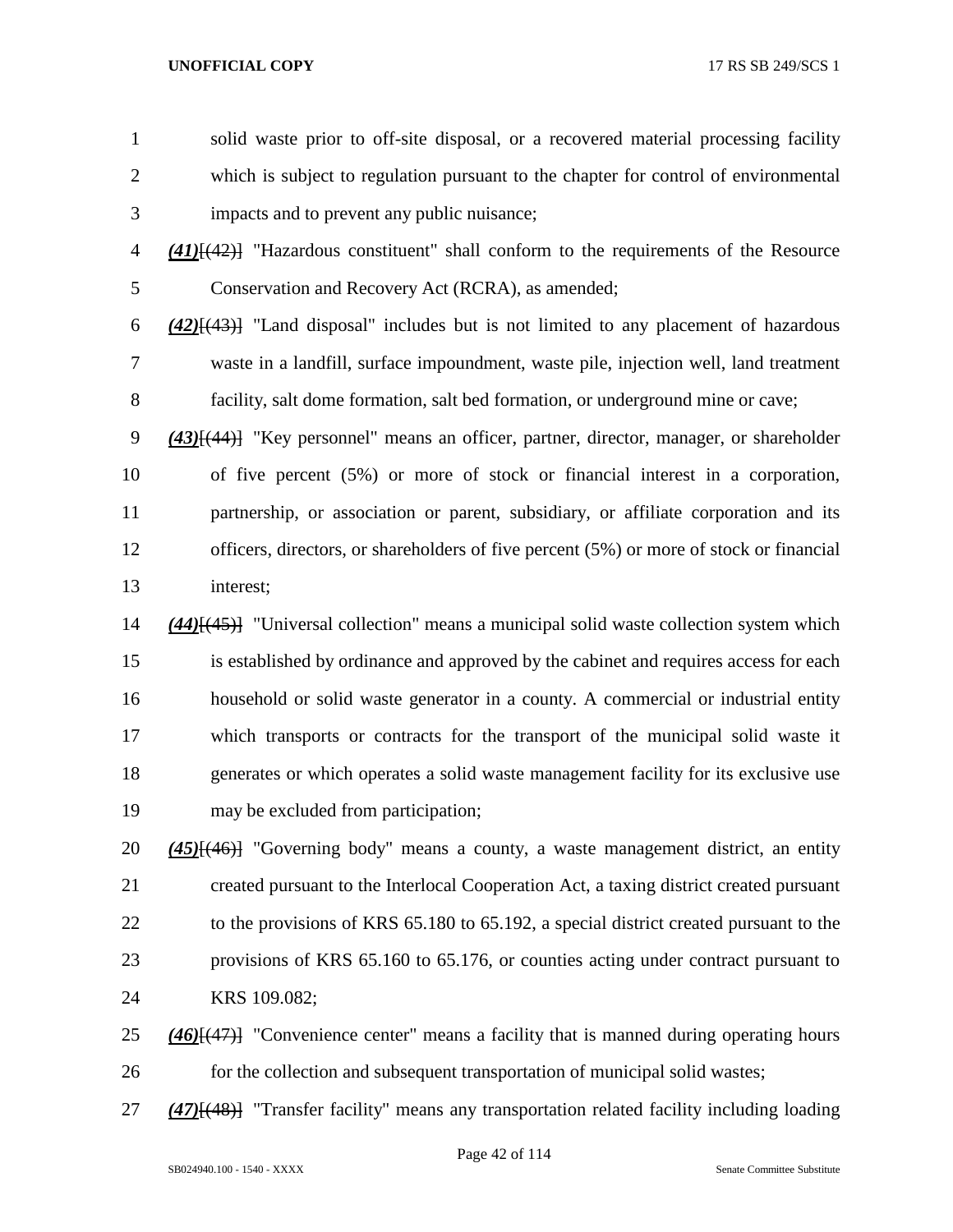solid waste prior to off-site disposal, or a recovered material processing facility which is subject to regulation pursuant to the chapter for control of environmental impacts and to prevent any public nuisance;

***(41)***[(42)] "Hazardous constituent" shall conform to the requirements of the Resource Conservation and Recovery Act (RCRA), as amended;

***(42)***[(43)] "Land disposal" includes but is not limited to any placement of hazardous waste in a landfill, surface impoundment, waste pile, injection well, land treatment facility, salt dome formation, salt bed formation, or underground mine or cave;

***(43)***[(44)] "Key personnel" means an officer, partner, director, manager, or shareholder of five percent (5%) or more of stock or financial interest in a corporation, partnership, or association or parent, subsidiary, or affiliate corporation and its officers, directors, or shareholders of five percent (5%) or more of stock or financial interest;

***(44)***[(45)] "Universal collection" means a municipal solid waste collection system which is established by ordinance and approved by the cabinet and requires access for each household or solid waste generator in a county. A commercial or industrial entity which transports or contracts for the transport of the municipal solid waste it generates or which operates a solid waste management facility for its exclusive use may be excluded from participation;

***(45)***[(46)] "Governing body" means a county, a waste management district, an entity created pursuant to the Interlocal Cooperation Act, a taxing district created pursuant to the provisions of KRS 65.180 to 65.192, a special district created pursuant to the provisions of KRS 65.160 to 65.176, or counties acting under contract pursuant to KRS 109.082;

***(46)***[(47)] "Convenience center" means a facility that is manned during operating hours for the collection and subsequent transportation of municipal solid wastes;

***(47)***[(48)] "Transfer facility" means any transportation related facility including loading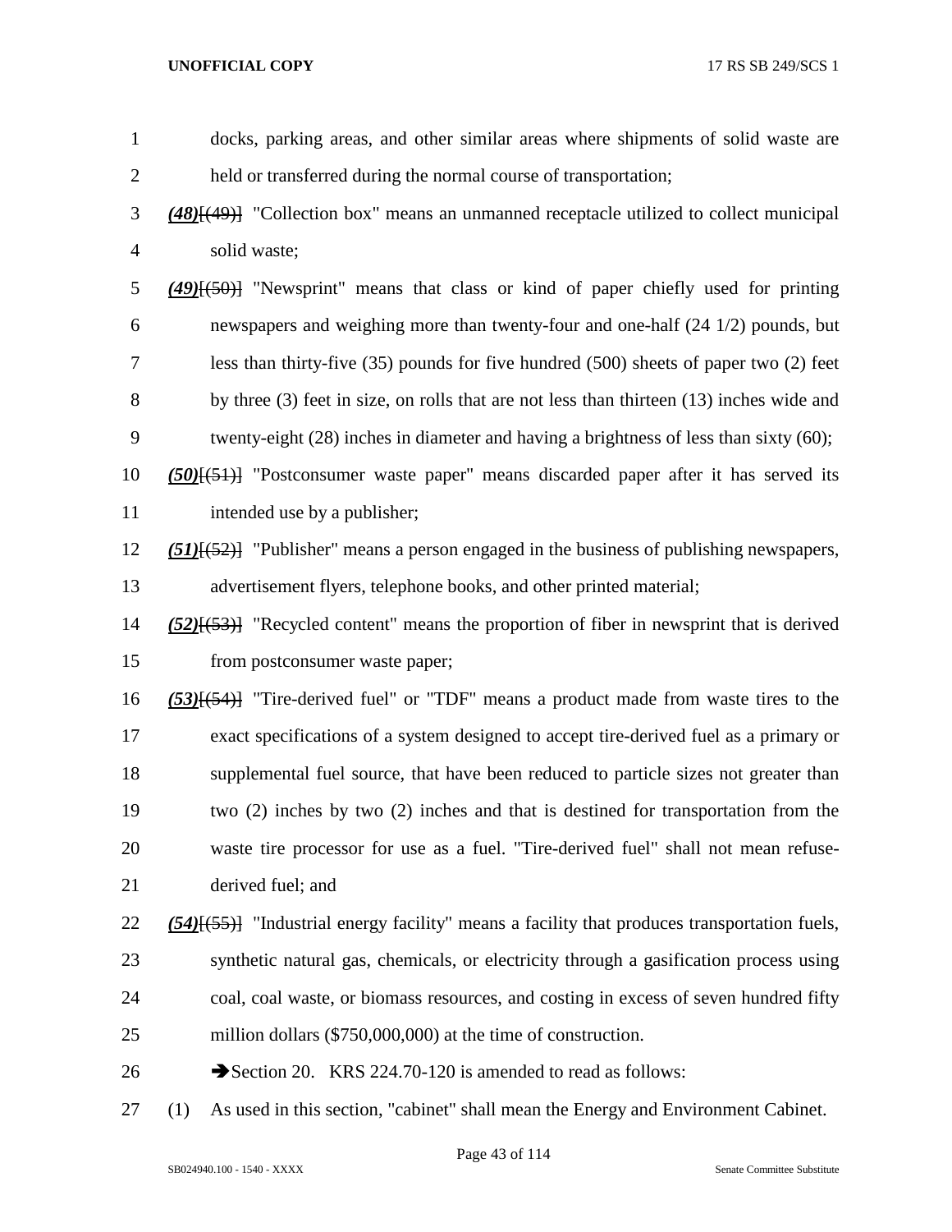docks, parking areas, and other similar areas where shipments of solid waste are held or transferred during the normal course of transportation;

***(48)***~~[(49)]~~ "Collection box" means an unmanned receptacle utilized to collect municipal solid waste;

***(49)***~~[(50)]~~ "Newsprint" means that class or kind of paper chiefly used for printing newspapers and weighing more than twenty-four and one-half (24 1/2) pounds, but less than thirty-five (35) pounds for five hundred (500) sheets of paper two (2) feet by three (3) feet in size, on rolls that are not less than thirteen (13) inches wide and twenty-eight (28) inches in diameter and having a brightness of less than sixty (60);

***(50)***~~[(51)]~~ "Postconsumer waste paper" means discarded paper after it has served its intended use by a publisher;

***(51)***~~[(52)]~~ "Publisher" means a person engaged in the business of publishing newspapers, advertisement flyers, telephone books, and other printed material;

***(52)***~~[(53)]~~ "Recycled content" means the proportion of fiber in newsprint that is derived from postconsumer waste paper;

***(53)***~~[(54)]~~ "Tire-derived fuel" or "TDF" means a product made from waste tires to the exact specifications of a system designed to accept tire-derived fuel as a primary or supplemental fuel source, that have been reduced to particle sizes not greater than two (2) inches by two (2) inches and that is destined for transportation from the waste tire processor for use as a fuel. "Tire-derived fuel" shall not mean refuse-derived fuel; and

***(54)***~~[(55)]~~ "Industrial energy facility" means a facility that produces transportation fuels, synthetic natural gas, chemicals, or electricity through a gasification process using coal, coal waste, or biomass resources, and costing in excess of seven hundred fifty million dollars ($750,000,000) at the time of construction.

➔Section 20. KRS 224.70-120 is amended to read as follows:

(1) As used in this section, "cabinet" shall mean the Energy and Environment Cabinet.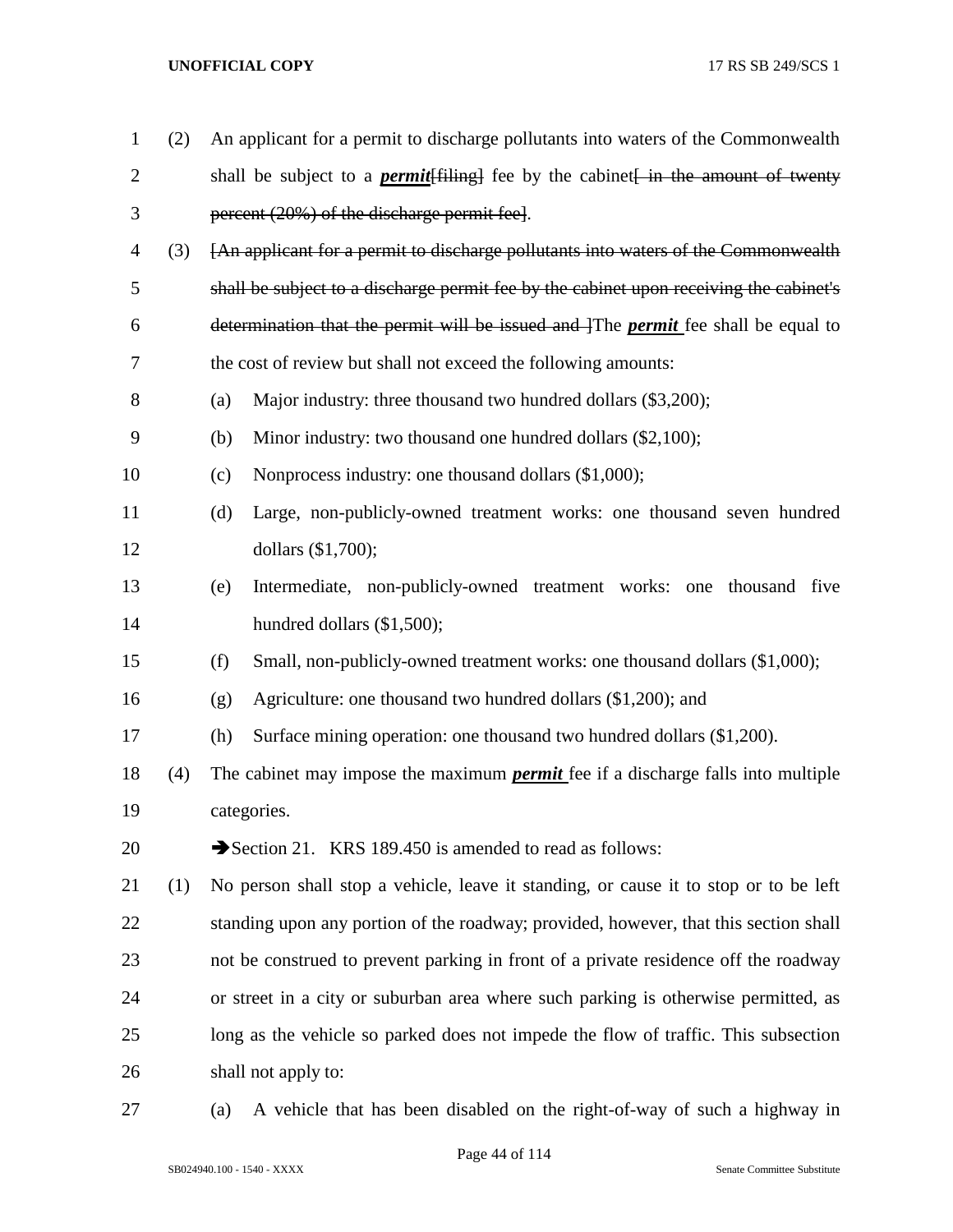(2) An applicant for a permit to discharge pollutants into waters of the Commonwealth shall be subject to a ***permit***~~[filing]~~ fee by the cabinet~~[ in the amount of twenty percent (20%) of the discharge permit fee]~~.

(3) ~~[An applicant for a permit to discharge pollutants into waters of the Commonwealth shall be subject to a discharge permit fee by the cabinet upon receiving the cabinet's determination that the permit will be issued and ]~~The ***permit*** fee shall be equal to the cost of review but shall not exceed the following amounts:

(a) Major industry: three thousand two hundred dollars ($3,200);

(b) Minor industry: two thousand one hundred dollars ($2,100);

(c) Nonprocess industry: one thousand dollars ($1,000);

(d) Large, non-publicly-owned treatment works: one thousand seven hundred dollars ($1,700);

(e) Intermediate, non-publicly-owned treatment works: one thousand five hundred dollars ($1,500);

(f) Small, non-publicly-owned treatment works: one thousand dollars ($1,000);

(g) Agriculture: one thousand two hundred dollars ($1,200); and

(h) Surface mining operation: one thousand two hundred dollars ($1,200).

(4) The cabinet may impose the maximum ***permit*** fee if a discharge falls into multiple categories.

➔Section 21. KRS 189.450 is amended to read as follows:

(1) No person shall stop a vehicle, leave it standing, or cause it to stop or to be left standing upon any portion of the roadway; provided, however, that this section shall not be construed to prevent parking in front of a private residence off the roadway or street in a city or suburban area where such parking is otherwise permitted, as long as the vehicle so parked does not impede the flow of traffic. This subsection shall not apply to:

(a) A vehicle that has been disabled on the right-of-way of such a highway in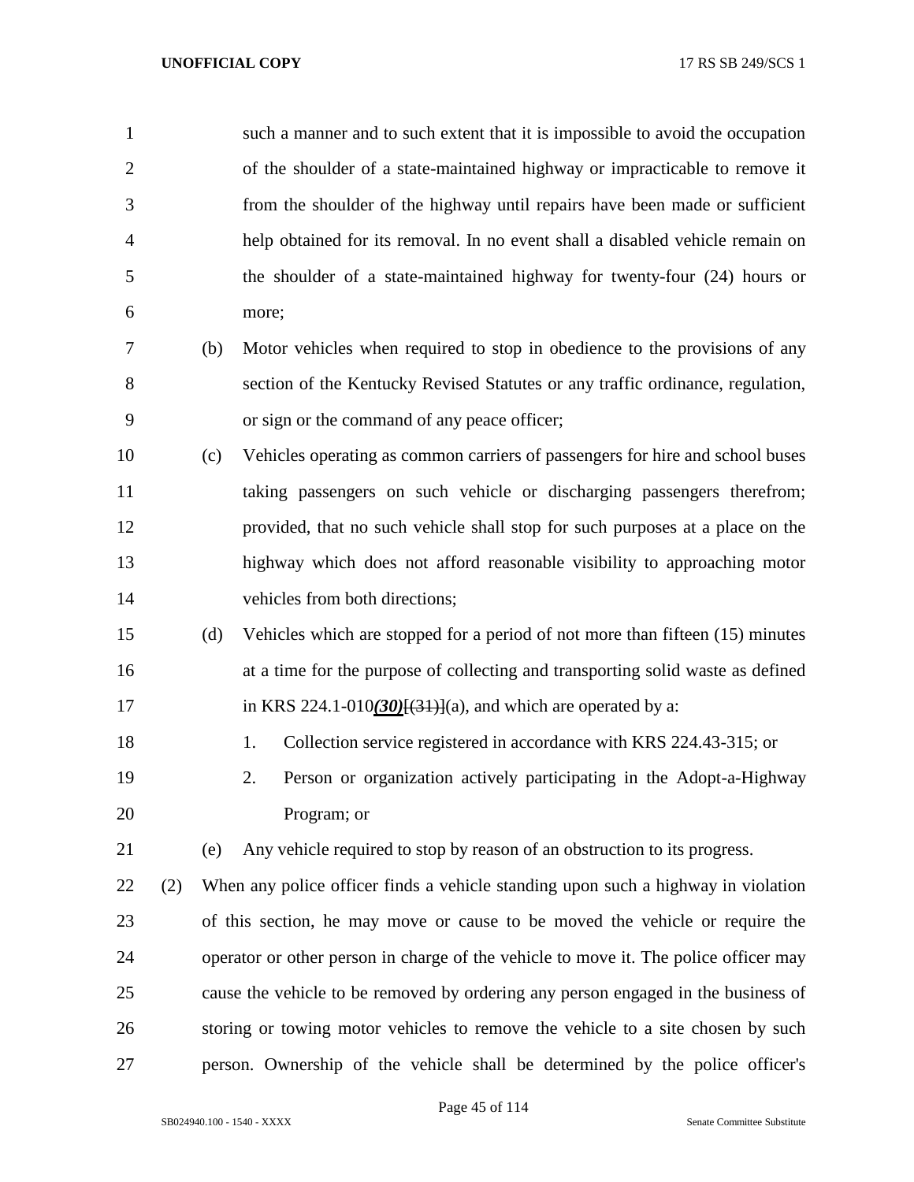such a manner and to such extent that it is impossible to avoid the occupation of the shoulder of a state-maintained highway or impracticable to remove it from the shoulder of the highway until repairs have been made or sufficient help obtained for its removal. In no event shall a disabled vehicle remain on the shoulder of a state-maintained highway for twenty-four (24) hours or more;

(b) Motor vehicles when required to stop in obedience to the provisions of any section of the Kentucky Revised Statutes or any traffic ordinance, regulation, or sign or the command of any peace officer;

(c) Vehicles operating as common carriers of passengers for hire and school buses taking passengers on such vehicle or discharging passengers therefrom; provided, that no such vehicle shall stop for such purposes at a place on the highway which does not afford reasonable visibility to approaching motor vehicles from both directions;

(d) Vehicles which are stopped for a period of not more than fifteen (15) minutes at a time for the purpose of collecting and transporting solid waste as defined in KRS 224.1-010***(30)***[~~(31)~~](a), and which are operated by a:

1. Collection service registered in accordance with KRS 224.43-315; or
2. Person or organization actively participating in the Adopt-a-Highway Program; or

(e) Any vehicle required to stop by reason of an obstruction to its progress.

(2) When any police officer finds a vehicle standing upon such a highway in violation of this section, he may move or cause to be moved the vehicle or require the operator or other person in charge of the vehicle to move it. The police officer may cause the vehicle to be removed by ordering any person engaged in the business of storing or towing motor vehicles to remove the vehicle to a site chosen by such person. Ownership of the vehicle shall be determined by the police officer's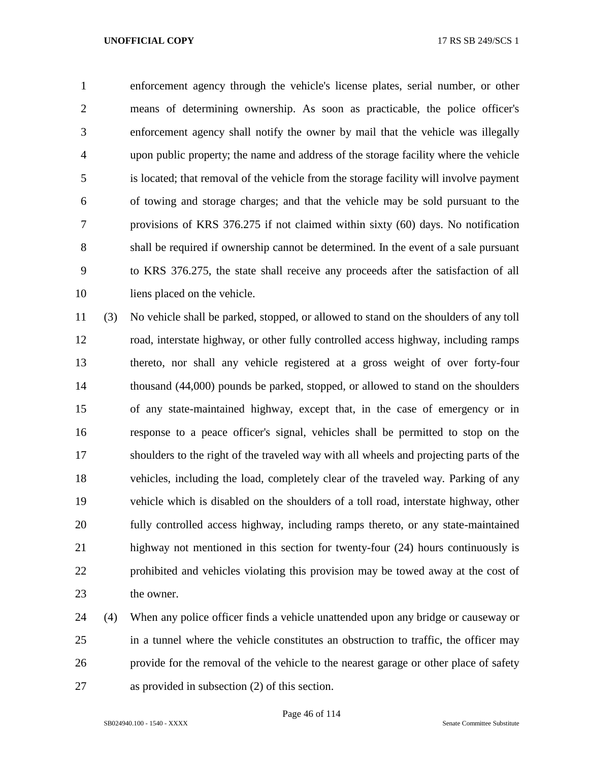enforcement agency through the vehicle's license plates, serial number, or other means of determining ownership. As soon as practicable, the police officer's enforcement agency shall notify the owner by mail that the vehicle was illegally upon public property; the name and address of the storage facility where the vehicle is located; that removal of the vehicle from the storage facility will involve payment of towing and storage charges; and that the vehicle may be sold pursuant to the provisions of KRS 376.275 if not claimed within sixty (60) days. No notification shall be required if ownership cannot be determined. In the event of a sale pursuant to KRS 376.275, the state shall receive any proceeds after the satisfaction of all liens placed on the vehicle.

(3) No vehicle shall be parked, stopped, or allowed to stand on the shoulders of any toll road, interstate highway, or other fully controlled access highway, including ramps thereto, nor shall any vehicle registered at a gross weight of over forty-four thousand (44,000) pounds be parked, stopped, or allowed to stand on the shoulders of any state-maintained highway, except that, in the case of emergency or in response to a peace officer's signal, vehicles shall be permitted to stop on the shoulders to the right of the traveled way with all wheels and projecting parts of the vehicles, including the load, completely clear of the traveled way. Parking of any vehicle which is disabled on the shoulders of a toll road, interstate highway, other fully controlled access highway, including ramps thereto, or any state-maintained highway not mentioned in this section for twenty-four (24) hours continuously is prohibited and vehicles violating this provision may be towed away at the cost of the owner.

(4) When any police officer finds a vehicle unattended upon any bridge or causeway or in a tunnel where the vehicle constitutes an obstruction to traffic, the officer may provide for the removal of the vehicle to the nearest garage or other place of safety as provided in subsection (2) of this section.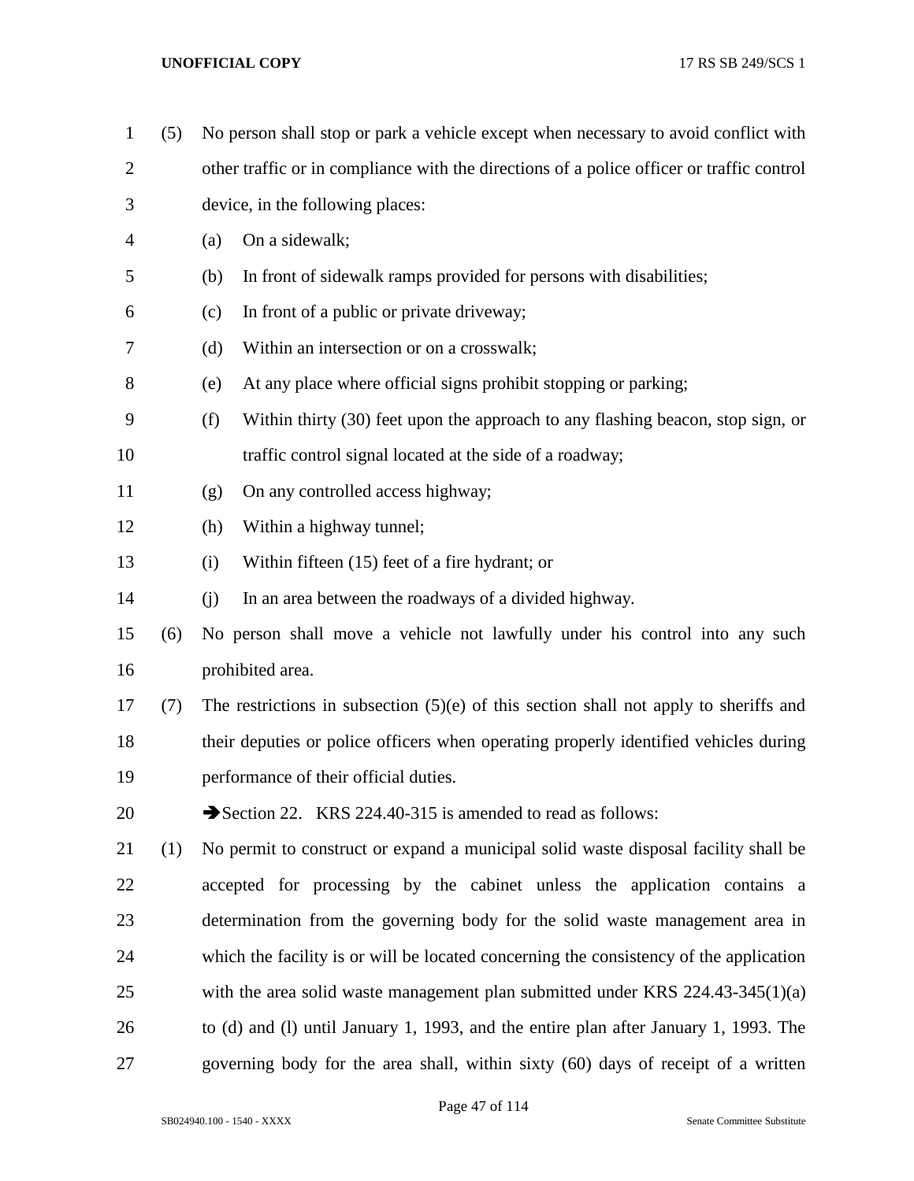(5) No person shall stop or park a vehicle except when necessary to avoid conflict with other traffic or in compliance with the directions of a police officer or traffic control device, in the following places:

(a) On a sidewalk;

(b) In front of sidewalk ramps provided for persons with disabilities;

(c) In front of a public or private driveway;

(d) Within an intersection or on a crosswalk;

(e) At any place where official signs prohibit stopping or parking;

(f) Within thirty (30) feet upon the approach to any flashing beacon, stop sign, or traffic control signal located at the side of a roadway;

(g) On any controlled access highway;

(h) Within a highway tunnel;

(i) Within fifteen (15) feet of a fire hydrant; or

(j) In an area between the roadways of a divided highway.

(6) No person shall move a vehicle not lawfully under his control into any such prohibited area.

(7) The restrictions in subsection (5)(e) of this section shall not apply to sheriffs and their deputies or police officers when operating properly identified vehicles during performance of their official duties.

➔Section 22. KRS 224.40-315 is amended to read as follows:

(1) No permit to construct or expand a municipal solid waste disposal facility shall be accepted for processing by the cabinet unless the application contains a determination from the governing body for the solid waste management area in which the facility is or will be located concerning the consistency of the application with the area solid waste management plan submitted under KRS 224.43-345(1)(a) to (d) and (l) until January 1, 1993, and the entire plan after January 1, 1993. The governing body for the area shall, within sixty (60) days of receipt of a written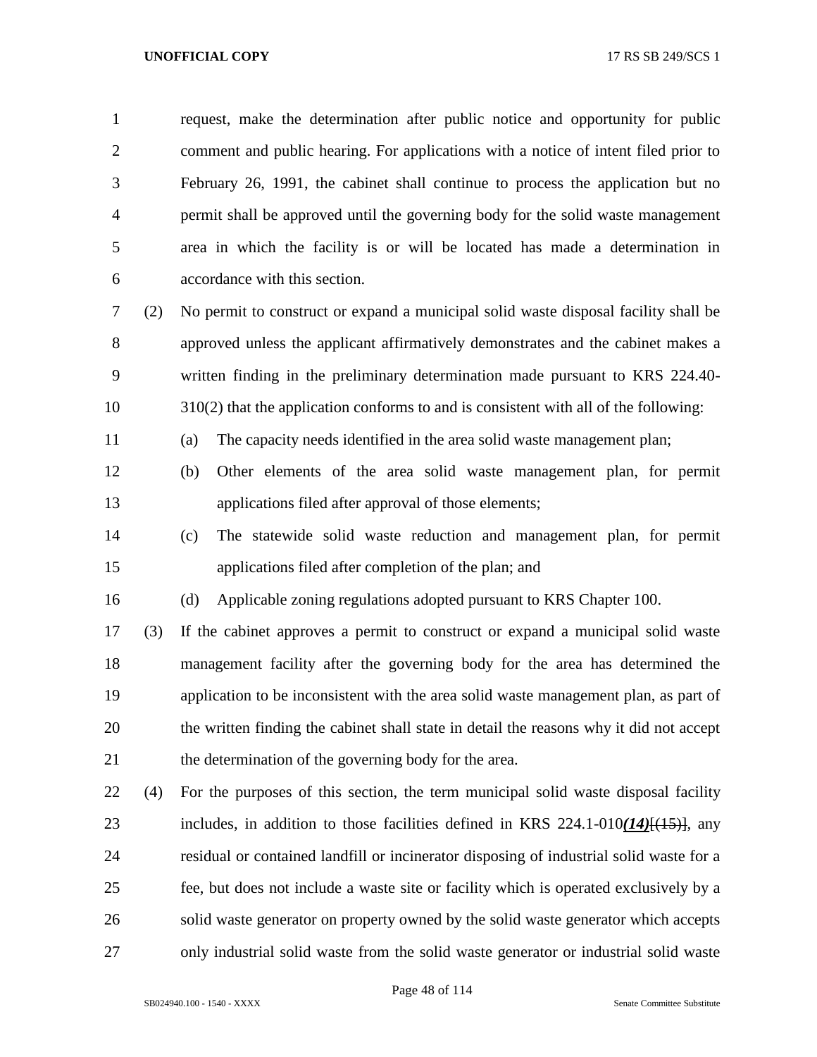request, make the determination after public notice and opportunity for public comment and public hearing. For applications with a notice of intent filed prior to February 26, 1991, the cabinet shall continue to process the application but no permit shall be approved until the governing body for the solid waste management area in which the facility is or will be located has made a determination in accordance with this section.

(2) No permit to construct or expand a municipal solid waste disposal facility shall be approved unless the applicant affirmatively demonstrates and the cabinet makes a written finding in the preliminary determination made pursuant to KRS 224.40-310(2) that the application conforms to and is consistent with all of the following:

(a) The capacity needs identified in the area solid waste management plan;

(b) Other elements of the area solid waste management plan, for permit applications filed after approval of those elements;

(c) The statewide solid waste reduction and management plan, for permit applications filed after completion of the plan; and

(d) Applicable zoning regulations adopted pursuant to KRS Chapter 100.

(3) If the cabinet approves a permit to construct or expand a municipal solid waste management facility after the governing body for the area has determined the application to be inconsistent with the area solid waste management plan, as part of the written finding the cabinet shall state in detail the reasons why it did not accept the determination of the governing body for the area.

(4) For the purposes of this section, the term municipal solid waste disposal facility includes, in addition to those facilities defined in KRS 224.1-010***(14)***[(15)], any residual or contained landfill or incinerator disposing of industrial solid waste for a fee, but does not include a waste site or facility which is operated exclusively by a solid waste generator on property owned by the solid waste generator which accepts only industrial solid waste from the solid waste generator or industrial solid waste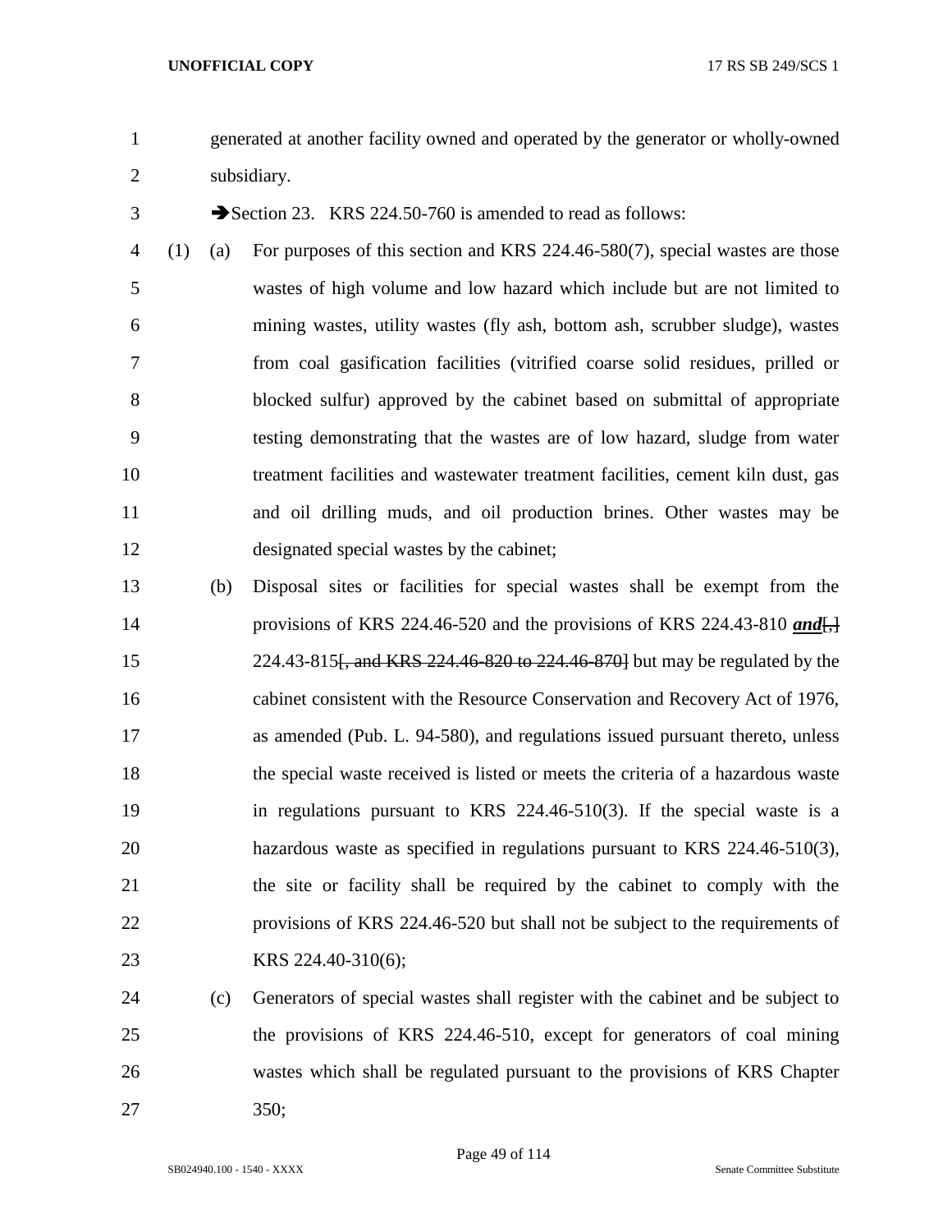generated at another facility owned and operated by the generator or wholly-owned subsidiary.

➔Section 23. KRS 224.50-760 is amended to read as follows:

(1) (a) For purposes of this section and KRS 224.46-580(7), special wastes are those wastes of high volume and low hazard which include but are not limited to mining wastes, utility wastes (fly ash, bottom ash, scrubber sludge), wastes from coal gasification facilities (vitrified coarse solid residues, prilled or blocked sulfur) approved by the cabinet based on submittal of appropriate testing demonstrating that the wastes are of low hazard, sludge from water treatment facilities and wastewater treatment facilities, cement kiln dust, gas and oil drilling muds, and oil production brines. Other wastes may be designated special wastes by the cabinet;

(b) Disposal sites or facilities for special wastes shall be exempt from the provisions of KRS 224.46-520 and the provisions of KRS 224.43-810 ***and***~~[,]~~ 224.43-815~~[, and KRS 224.46-820 to 224.46-870]~~ but may be regulated by the cabinet consistent with the Resource Conservation and Recovery Act of 1976, as amended (Pub. L. 94-580), and regulations issued pursuant thereto, unless the special waste received is listed or meets the criteria of a hazardous waste in regulations pursuant to KRS 224.46-510(3). If the special waste is a hazardous waste as specified in regulations pursuant to KRS 224.46-510(3), the site or facility shall be required by the cabinet to comply with the provisions of KRS 224.46-520 but shall not be subject to the requirements of KRS 224.40-310(6);

(c) Generators of special wastes shall register with the cabinet and be subject to the provisions of KRS 224.46-510, except for generators of coal mining wastes which shall be regulated pursuant to the provisions of KRS Chapter 350;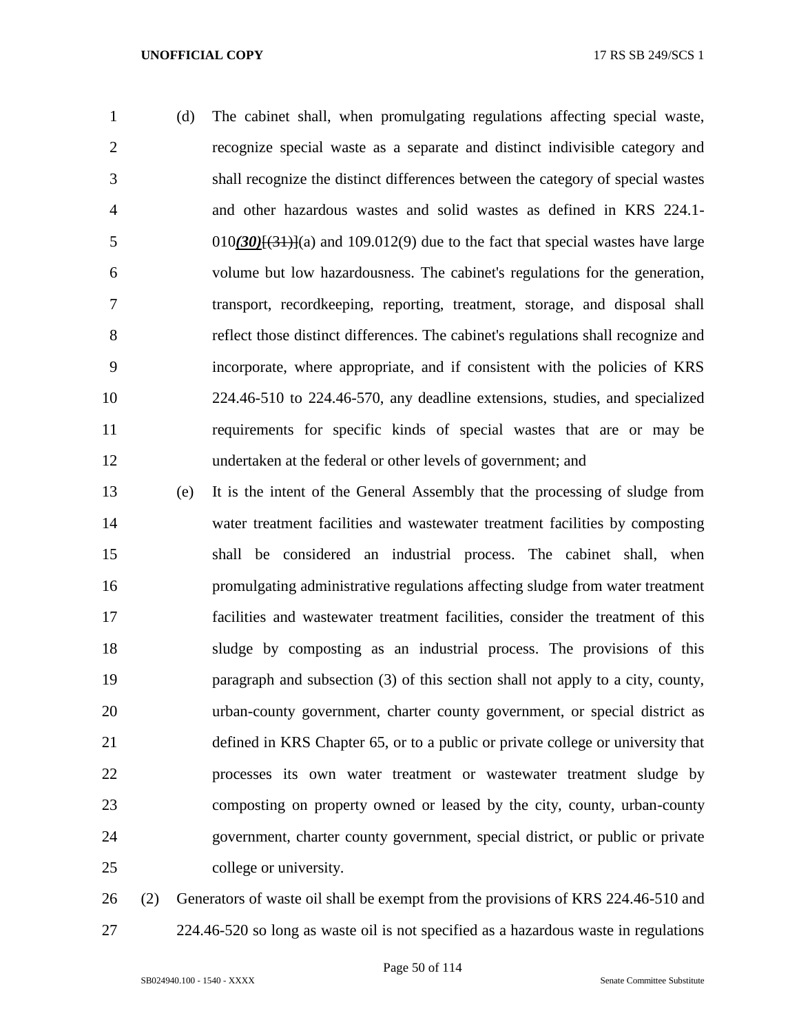(d) The cabinet shall, when promulgating regulations affecting special waste, recognize special waste as a separate and distinct indivisible category and shall recognize the distinct differences between the category of special wastes and other hazardous wastes and solid wastes as defined in KRS 224.1-010***(30)***[(31)](a) and 109.012(9) due to the fact that special wastes have large volume but low hazardousness. The cabinet's regulations for the generation, transport, recordkeeping, reporting, treatment, storage, and disposal shall reflect those distinct differences. The cabinet's regulations shall recognize and incorporate, where appropriate, and if consistent with the policies of KRS 224.46-510 to 224.46-570, any deadline extensions, studies, and specialized requirements for specific kinds of special wastes that are or may be undertaken at the federal or other levels of government; and

(e) It is the intent of the General Assembly that the processing of sludge from water treatment facilities and wastewater treatment facilities by composting shall be considered an industrial process. The cabinet shall, when promulgating administrative regulations affecting sludge from water treatment facilities and wastewater treatment facilities, consider the treatment of this sludge by composting as an industrial process. The provisions of this paragraph and subsection (3) of this section shall not apply to a city, county, urban-county government, charter county government, or special district as defined in KRS Chapter 65, or to a public or private college or university that processes its own water treatment or wastewater treatment sludge by composting on property owned or leased by the city, county, urban-county government, charter county government, special district, or public or private college or university.

(2) Generators of waste oil shall be exempt from the provisions of KRS 224.46-510 and 224.46-520 so long as waste oil is not specified as a hazardous waste in regulations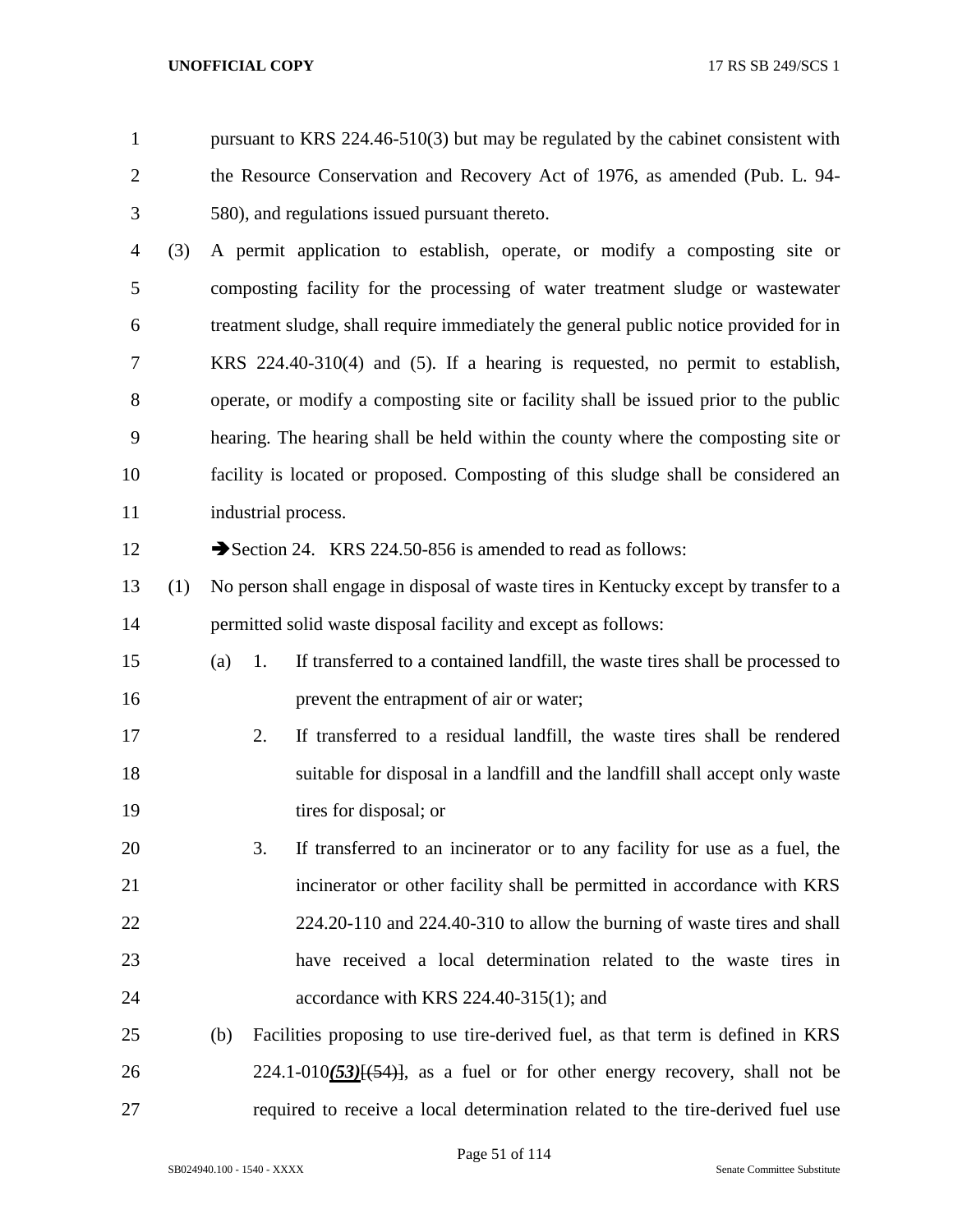pursuant to KRS 224.46-510(3) but may be regulated by the cabinet consistent with the Resource Conservation and Recovery Act of 1976, as amended (Pub. L. 94-580), and regulations issued pursuant thereto.

(3) A permit application to establish, operate, or modify a composting site or composting facility for the processing of water treatment sludge or wastewater treatment sludge, shall require immediately the general public notice provided for in KRS 224.40-310(4) and (5). If a hearing is requested, no permit to establish, operate, or modify a composting site or facility shall be issued prior to the public hearing. The hearing shall be held within the county where the composting site or facility is located or proposed. Composting of this sludge shall be considered an industrial process.

➔Section 24. KRS 224.50-856 is amended to read as follows:

(1) No person shall engage in disposal of waste tires in Kentucky except by transfer to a permitted solid waste disposal facility and except as follows:

(a) 1. If transferred to a contained landfill, the waste tires shall be processed to prevent the entrapment of air or water;

2. If transferred to a residual landfill, the waste tires shall be rendered suitable for disposal in a landfill and the landfill shall accept only waste tires for disposal; or

3. If transferred to an incinerator or to any facility for use as a fuel, the incinerator or other facility shall be permitted in accordance with KRS 224.20-110 and 224.40-310 to allow the burning of waste tires and shall have received a local determination related to the waste tires in accordance with KRS 224.40-315(1); and

(b) Facilities proposing to use tire-derived fuel, as that term is defined in KRS 224.1-010***(53)***~~[(54)]~~, as a fuel or for other energy recovery, shall not be required to receive a local determination related to the tire-derived fuel use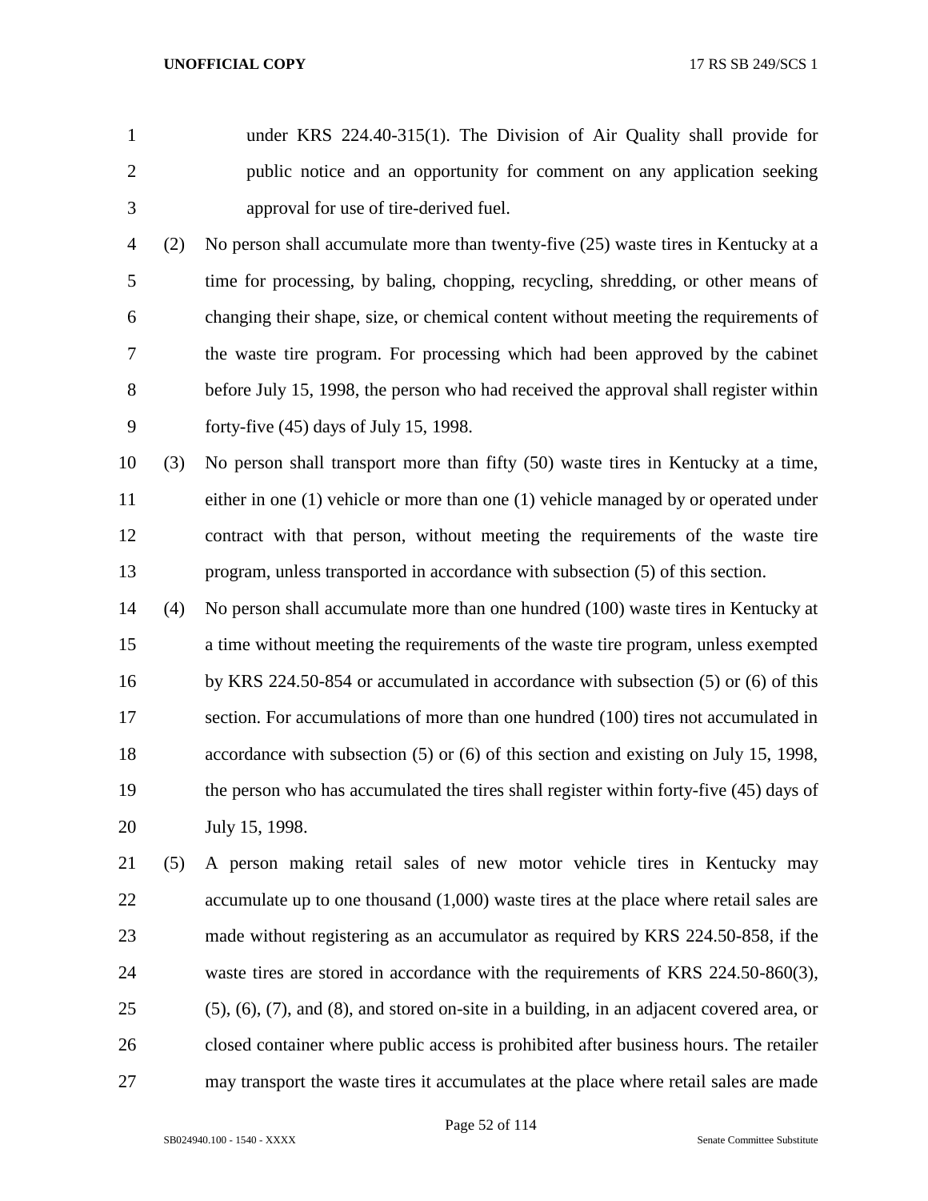under KRS 224.40-315(1). The Division of Air Quality shall provide for public notice and an opportunity for comment on any application seeking approval for use of tire-derived fuel.

(2) No person shall accumulate more than twenty-five (25) waste tires in Kentucky at a time for processing, by baling, chopping, recycling, shredding, or other means of changing their shape, size, or chemical content without meeting the requirements of the waste tire program. For processing which had been approved by the cabinet before July 15, 1998, the person who had received the approval shall register within forty-five (45) days of July 15, 1998.

(3) No person shall transport more than fifty (50) waste tires in Kentucky at a time, either in one (1) vehicle or more than one (1) vehicle managed by or operated under contract with that person, without meeting the requirements of the waste tire program, unless transported in accordance with subsection (5) of this section.

(4) No person shall accumulate more than one hundred (100) waste tires in Kentucky at a time without meeting the requirements of the waste tire program, unless exempted by KRS 224.50-854 or accumulated in accordance with subsection (5) or (6) of this section. For accumulations of more than one hundred (100) tires not accumulated in accordance with subsection (5) or (6) of this section and existing on July 15, 1998, the person who has accumulated the tires shall register within forty-five (45) days of July 15, 1998.

(5) A person making retail sales of new motor vehicle tires in Kentucky may accumulate up to one thousand (1,000) waste tires at the place where retail sales are made without registering as an accumulator as required by KRS 224.50-858, if the waste tires are stored in accordance with the requirements of KRS 224.50-860(3), (5), (6), (7), and (8), and stored on-site in a building, in an adjacent covered area, or closed container where public access is prohibited after business hours. The retailer may transport the waste tires it accumulates at the place where retail sales are made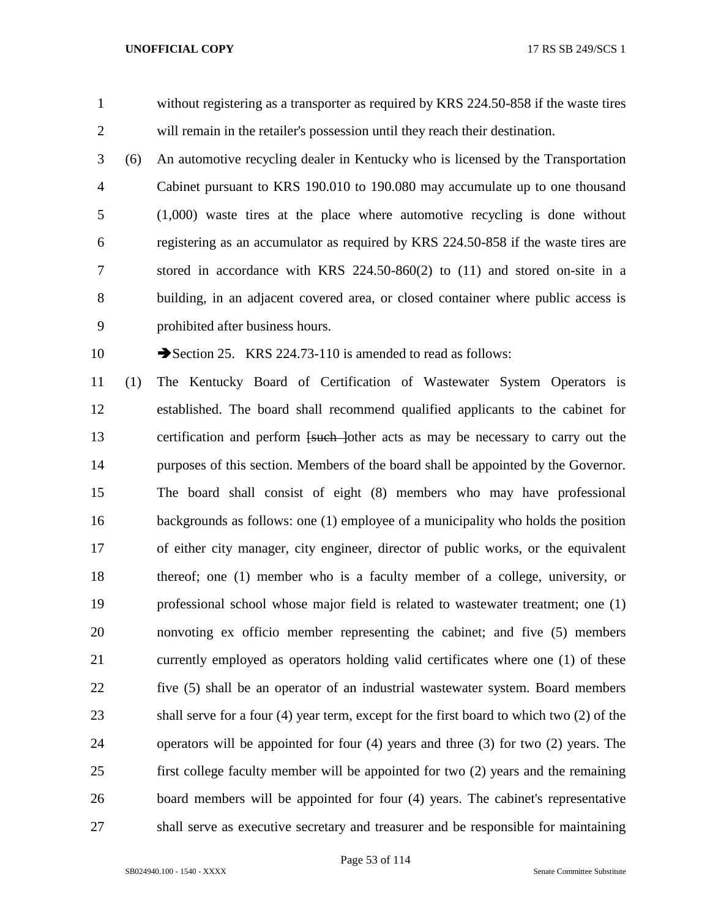without registering as a transporter as required by KRS 224.50-858 if the waste tires will remain in the retailer's possession until they reach their destination.

(6) An automotive recycling dealer in Kentucky who is licensed by the Transportation Cabinet pursuant to KRS 190.010 to 190.080 may accumulate up to one thousand (1,000) waste tires at the place where automotive recycling is done without registering as an accumulator as required by KRS 224.50-858 if the waste tires are stored in accordance with KRS 224.50-860(2) to (11) and stored on-site in a building, in an adjacent covered area, or closed container where public access is prohibited after business hours.

➔Section 25. KRS 224.73-110 is amended to read as follows:

(1) The Kentucky Board of Certification of Wastewater System Operators is established. The board shall recommend qualified applicants to the cabinet for certification and perform ~~[such ]~~other acts as may be necessary to carry out the purposes of this section. Members of the board shall be appointed by the Governor. The board shall consist of eight (8) members who may have professional backgrounds as follows: one (1) employee of a municipality who holds the position of either city manager, city engineer, director of public works, or the equivalent thereof; one (1) member who is a faculty member of a college, university, or professional school whose major field is related to wastewater treatment; one (1) nonvoting ex officio member representing the cabinet; and five (5) members currently employed as operators holding valid certificates where one (1) of these five (5) shall be an operator of an industrial wastewater system. Board members shall serve for a four (4) year term, except for the first board to which two (2) of the operators will be appointed for four (4) years and three (3) for two (2) years. The first college faculty member will be appointed for two (2) years and the remaining board members will be appointed for four (4) years. The cabinet's representative shall serve as executive secretary and treasurer and be responsible for maintaining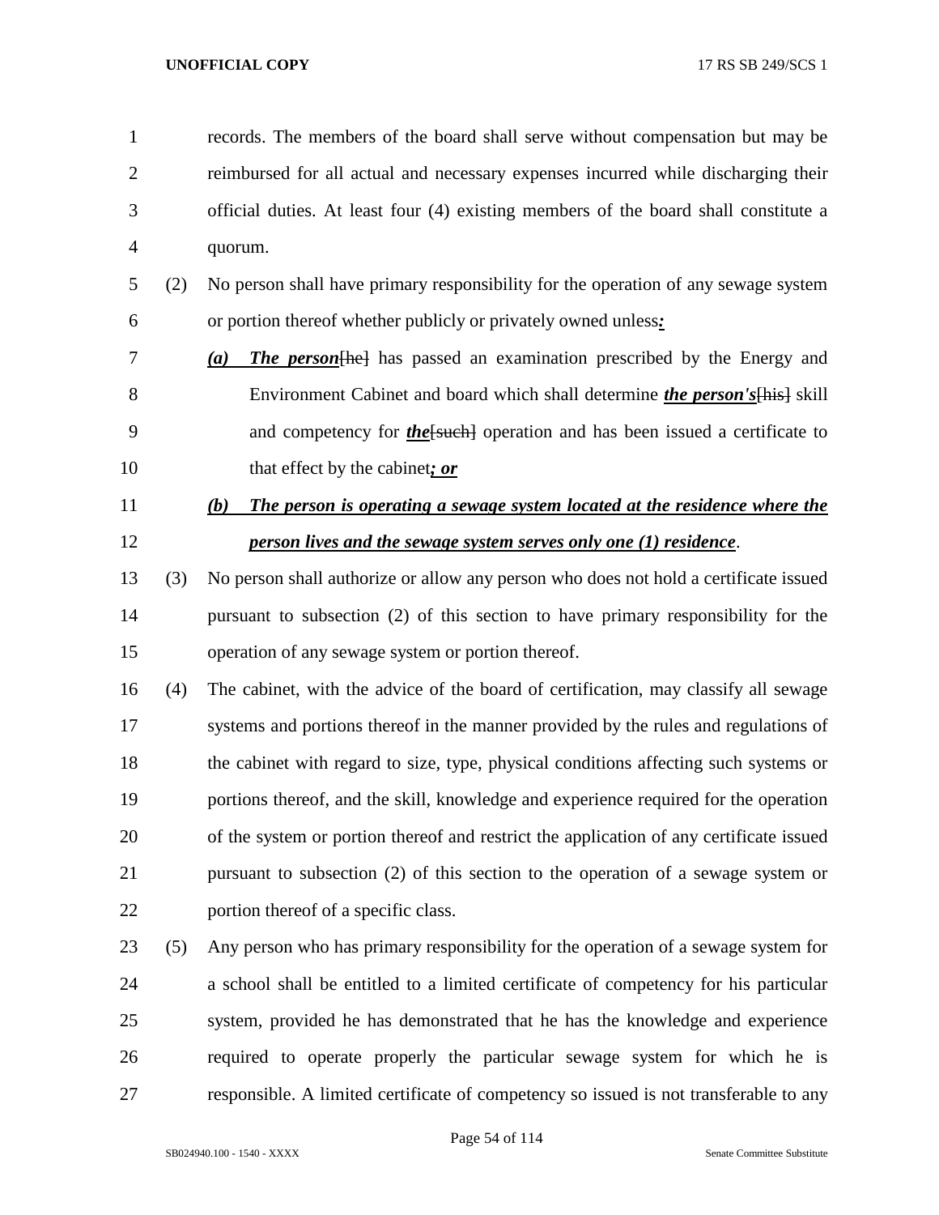records. The members of the board shall serve without compensation but may be reimbursed for all actual and necessary expenses incurred while discharging their official duties. At least four (4) existing members of the board shall constitute a quorum.

(2) No person shall have primary responsibility for the operation of any sewage system or portion thereof whether publicly or privately owned unless***:***

***(a)*** ***The person***[he] has passed an examination prescribed by the Energy and Environment Cabinet and board which shall determine ***the person's***[his] skill and competency for ***the***[such] operation and has been issued a certificate to that effect by the cabinet***; or***

***(b)*** ***The person is operating a sewage system located at the residence where the person lives and the sewage system serves only one (1) residence***.

(3) No person shall authorize or allow any person who does not hold a certificate issued pursuant to subsection (2) of this section to have primary responsibility for the operation of any sewage system or portion thereof.

(4) The cabinet, with the advice of the board of certification, may classify all sewage systems and portions thereof in the manner provided by the rules and regulations of the cabinet with regard to size, type, physical conditions affecting such systems or portions thereof, and the skill, knowledge and experience required for the operation of the system or portion thereof and restrict the application of any certificate issued pursuant to subsection (2) of this section to the operation of a sewage system or portion thereof of a specific class.

(5) Any person who has primary responsibility for the operation of a sewage system for a school shall be entitled to a limited certificate of competency for his particular system, provided he has demonstrated that he has the knowledge and experience required to operate properly the particular sewage system for which he is responsible. A limited certificate of competency so issued is not transferable to any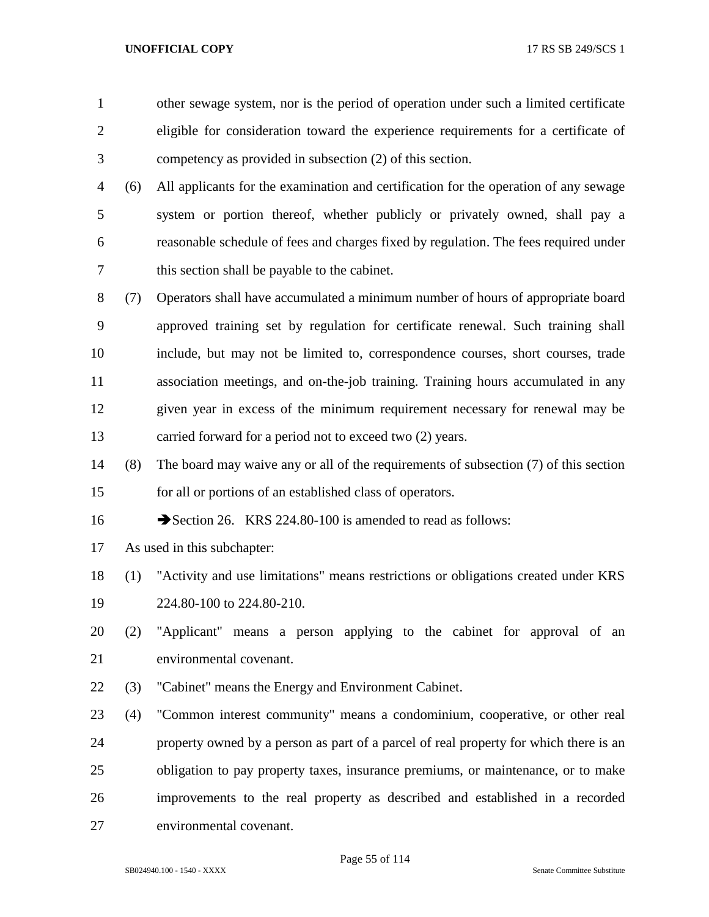other sewage system, nor is the period of operation under such a limited certificate eligible for consideration toward the experience requirements for a certificate of competency as provided in subsection (2) of this section.

(6) All applicants for the examination and certification for the operation of any sewage system or portion thereof, whether publicly or privately owned, shall pay a reasonable schedule of fees and charges fixed by regulation. The fees required under this section shall be payable to the cabinet.

(7) Operators shall have accumulated a minimum number of hours of appropriate board approved training set by regulation for certificate renewal. Such training shall include, but may not be limited to, correspondence courses, short courses, trade association meetings, and on-the-job training. Training hours accumulated in any given year in excess of the minimum requirement necessary for renewal may be carried forward for a period not to exceed two (2) years.

(8) The board may waive any or all of the requirements of subsection (7) of this section for all or portions of an established class of operators.

➔Section 26. KRS 224.80-100 is amended to read as follows:

As used in this subchapter:

(1) "Activity and use limitations" means restrictions or obligations created under KRS 224.80-100 to 224.80-210.

(2) "Applicant" means a person applying to the cabinet for approval of an environmental covenant.

(3) "Cabinet" means the Energy and Environment Cabinet.

(4) "Common interest community" means a condominium, cooperative, or other real property owned by a person as part of a parcel of real property for which there is an obligation to pay property taxes, insurance premiums, or maintenance, or to make improvements to the real property as described and established in a recorded environmental covenant.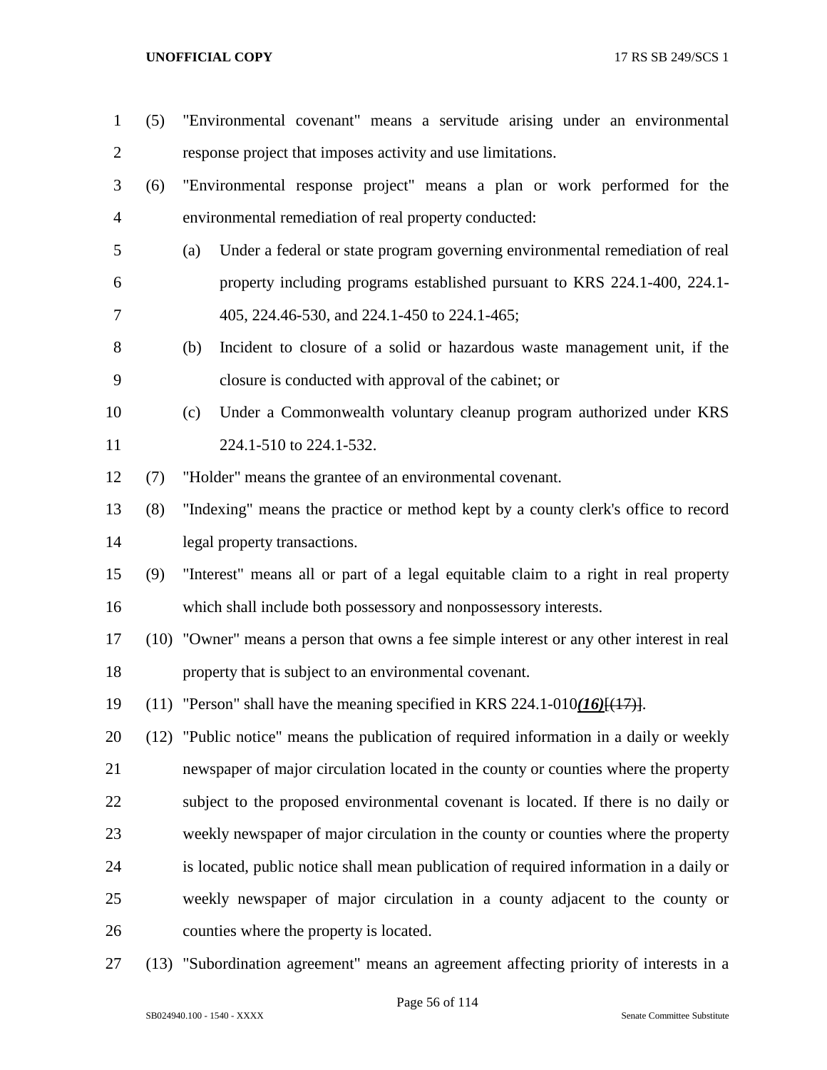(5) "Environmental covenant" means a servitude arising under an environmental response project that imposes activity and use limitations.

(6) "Environmental response project" means a plan or work performed for the environmental remediation of real property conducted:

(a) Under a federal or state program governing environmental remediation of real property including programs established pursuant to KRS 224.1-400, 224.1-405, 224.46-530, and 224.1-450 to 224.1-465;

(b) Incident to closure of a solid or hazardous waste management unit, if the closure is conducted with approval of the cabinet; or

(c) Under a Commonwealth voluntary cleanup program authorized under KRS 224.1-510 to 224.1-532.

(7) "Holder" means the grantee of an environmental covenant.

(8) "Indexing" means the practice or method kept by a county clerk's office to record legal property transactions.

(9) "Interest" means all or part of a legal equitable claim to a right in real property which shall include both possessory and nonpossessory interests.

(10) "Owner" means a person that owns a fee simple interest or any other interest in real property that is subject to an environmental covenant.

(11) "Person" shall have the meaning specified in KRS 224.1-010***(16)***[~~(17)~~].

(12) "Public notice" means the publication of required information in a daily or weekly newspaper of major circulation located in the county or counties where the property subject to the proposed environmental covenant is located. If there is no daily or weekly newspaper of major circulation in the county or counties where the property is located, public notice shall mean publication of required information in a daily or weekly newspaper of major circulation in a county adjacent to the county or counties where the property is located.

(13) "Subordination agreement" means an agreement affecting priority of interests in a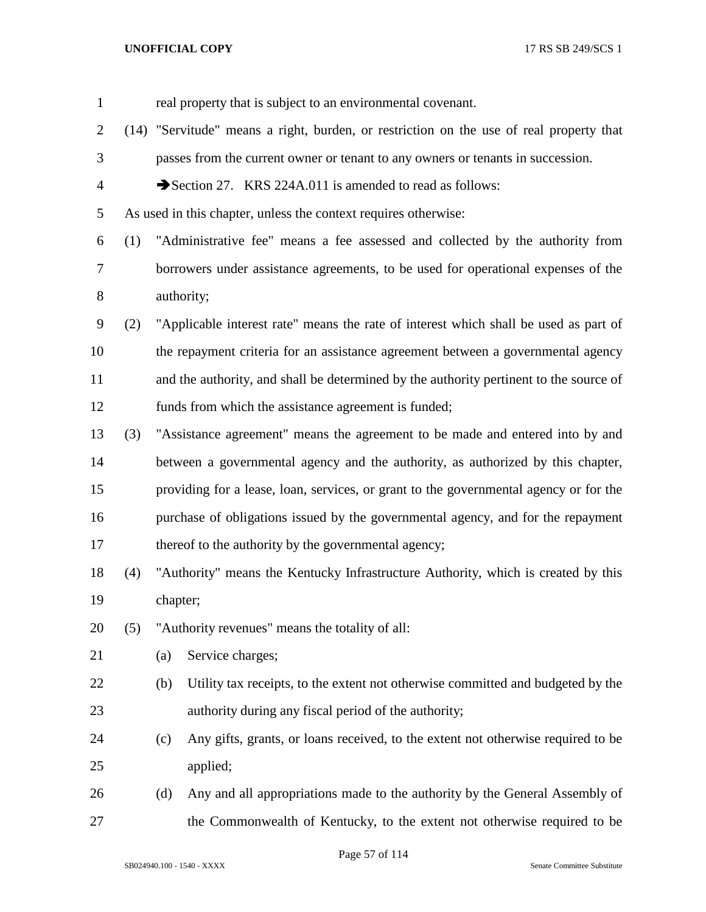real property that is subject to an environmental covenant.

(14) "Servitude" means a right, burden, or restriction on the use of real property that passes from the current owner or tenant to any owners or tenants in succession.

➔Section 27. KRS 224A.011 is amended to read as follows:

As used in this chapter, unless the context requires otherwise:

(1) "Administrative fee" means a fee assessed and collected by the authority from borrowers under assistance agreements, to be used for operational expenses of the authority;

(2) "Applicable interest rate" means the rate of interest which shall be used as part of the repayment criteria for an assistance agreement between a governmental agency and the authority, and shall be determined by the authority pertinent to the source of funds from which the assistance agreement is funded;

(3) "Assistance agreement" means the agreement to be made and entered into by and between a governmental agency and the authority, as authorized by this chapter, providing for a lease, loan, services, or grant to the governmental agency or for the purchase of obligations issued by the governmental agency, and for the repayment thereof to the authority by the governmental agency;

(4) "Authority" means the Kentucky Infrastructure Authority, which is created by this chapter;

(5) "Authority revenues" means the totality of all:

(a) Service charges;

(b) Utility tax receipts, to the extent not otherwise committed and budgeted by the authority during any fiscal period of the authority;

(c) Any gifts, grants, or loans received, to the extent not otherwise required to be applied;

(d) Any and all appropriations made to the authority by the General Assembly of the Commonwealth of Kentucky, to the extent not otherwise required to be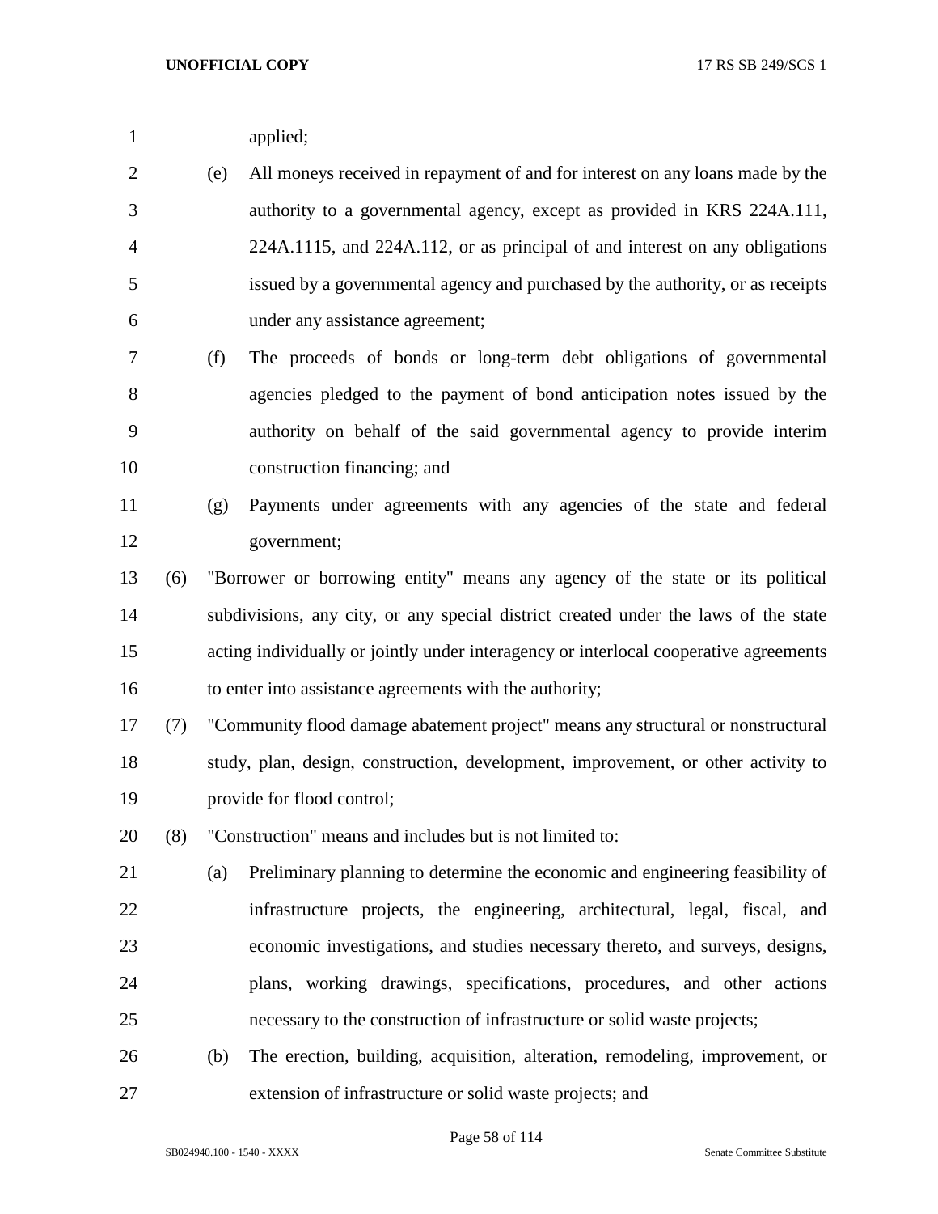applied;

(e) All moneys received in repayment of and for interest on any loans made by the authority to a governmental agency, except as provided in KRS 224A.111, 224A.1115, and 224A.112, or as principal of and interest on any obligations issued by a governmental agency and purchased by the authority, or as receipts under any assistance agreement;

(f) The proceeds of bonds or long-term debt obligations of governmental agencies pledged to the payment of bond anticipation notes issued by the authority on behalf of the said governmental agency to provide interim construction financing; and

(g) Payments under agreements with any agencies of the state and federal government;

(6) "Borrower or borrowing entity" means any agency of the state or its political subdivisions, any city, or any special district created under the laws of the state acting individually or jointly under interagency or interlocal cooperative agreements to enter into assistance agreements with the authority;

(7) "Community flood damage abatement project" means any structural or nonstructural study, plan, design, construction, development, improvement, or other activity to provide for flood control;

(8) "Construction" means and includes but is not limited to:

(a) Preliminary planning to determine the economic and engineering feasibility of infrastructure projects, the engineering, architectural, legal, fiscal, and economic investigations, and studies necessary thereto, and surveys, designs, plans, working drawings, specifications, procedures, and other actions necessary to the construction of infrastructure or solid waste projects;

(b) The erection, building, acquisition, alteration, remodeling, improvement, or extension of infrastructure or solid waste projects; and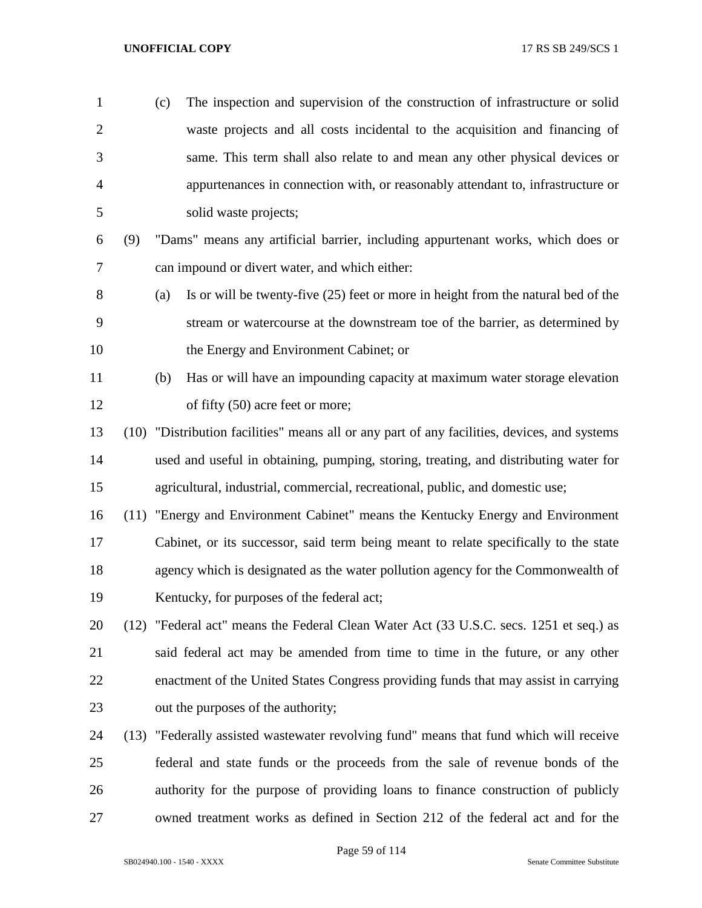(c) The inspection and supervision of the construction of infrastructure or solid waste projects and all costs incidental to the acquisition and financing of same. This term shall also relate to and mean any other physical devices or appurtenances in connection with, or reasonably attendant to, infrastructure or solid waste projects;

(9) "Dams" means any artificial barrier, including appurtenant works, which does or can impound or divert water, and which either:

(a) Is or will be twenty-five (25) feet or more in height from the natural bed of the stream or watercourse at the downstream toe of the barrier, as determined by the Energy and Environment Cabinet; or

(b) Has or will have an impounding capacity at maximum water storage elevation of fifty (50) acre feet or more;

(10) "Distribution facilities" means all or any part of any facilities, devices, and systems used and useful in obtaining, pumping, storing, treating, and distributing water for agricultural, industrial, commercial, recreational, public, and domestic use;

(11) "Energy and Environment Cabinet" means the Kentucky Energy and Environment Cabinet, or its successor, said term being meant to relate specifically to the state agency which is designated as the water pollution agency for the Commonwealth of Kentucky, for purposes of the federal act;

(12) "Federal act" means the Federal Clean Water Act (33 U.S.C. secs. 1251 et seq.) as said federal act may be amended from time to time in the future, or any other enactment of the United States Congress providing funds that may assist in carrying out the purposes of the authority;

(13) "Federally assisted wastewater revolving fund" means that fund which will receive federal and state funds or the proceeds from the sale of revenue bonds of the authority for the purpose of providing loans to finance construction of publicly owned treatment works as defined in Section 212 of the federal act and for the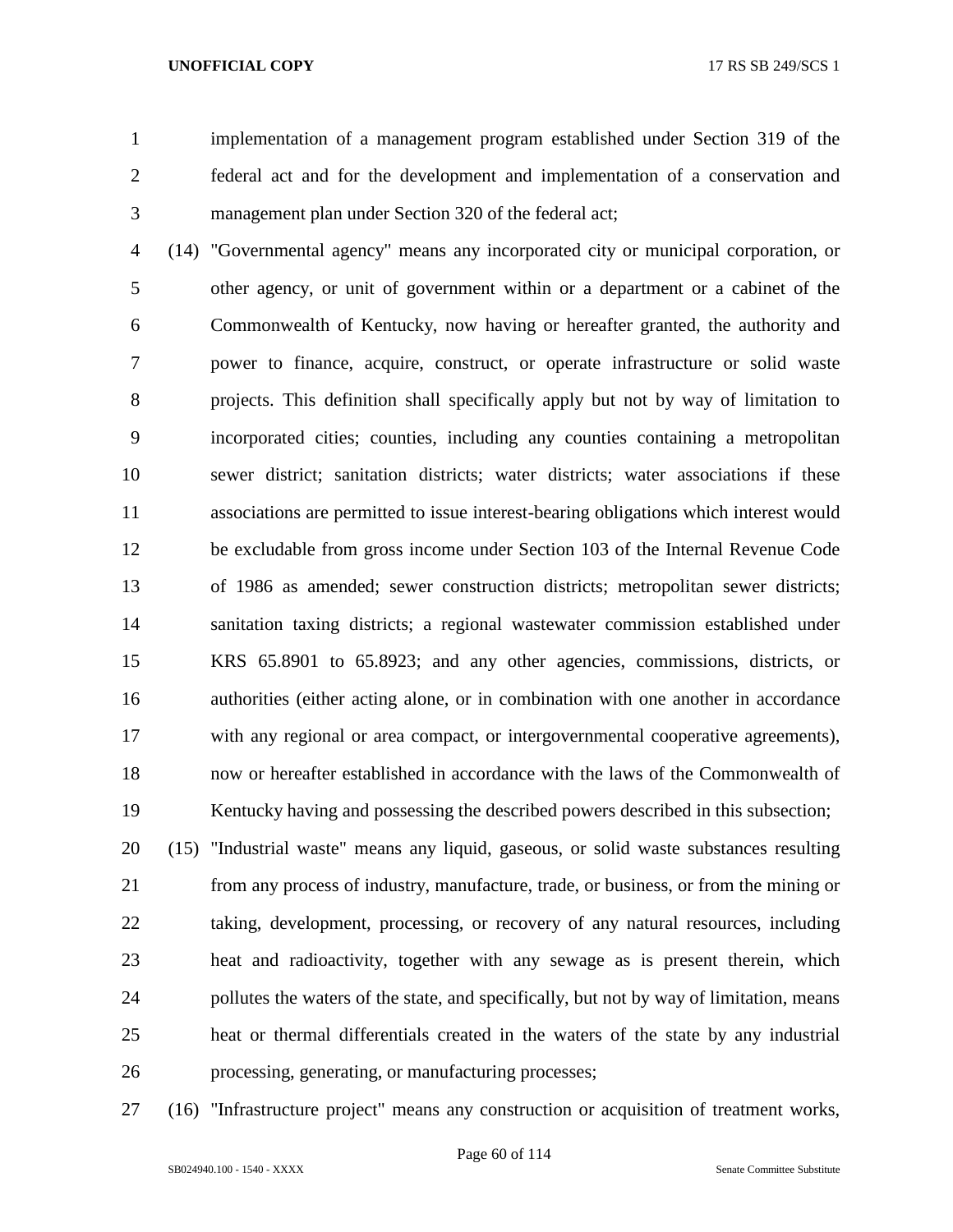implementation of a management program established under Section 319 of the federal act and for the development and implementation of a conservation and management plan under Section 320 of the federal act;

(14) "Governmental agency" means any incorporated city or municipal corporation, or other agency, or unit of government within or a department or a cabinet of the Commonwealth of Kentucky, now having or hereafter granted, the authority and power to finance, acquire, construct, or operate infrastructure or solid waste projects. This definition shall specifically apply but not by way of limitation to incorporated cities; counties, including any counties containing a metropolitan sewer district; sanitation districts; water districts; water associations if these associations are permitted to issue interest-bearing obligations which interest would be excludable from gross income under Section 103 of the Internal Revenue Code of 1986 as amended; sewer construction districts; metropolitan sewer districts; sanitation taxing districts; a regional wastewater commission established under KRS 65.8901 to 65.8923; and any other agencies, commissions, districts, or authorities (either acting alone, or in combination with one another in accordance with any regional or area compact, or intergovernmental cooperative agreements), now or hereafter established in accordance with the laws of the Commonwealth of Kentucky having and possessing the described powers described in this subsection;

(15) "Industrial waste" means any liquid, gaseous, or solid waste substances resulting from any process of industry, manufacture, trade, or business, or from the mining or taking, development, processing, or recovery of any natural resources, including heat and radioactivity, together with any sewage as is present therein, which pollutes the waters of the state, and specifically, but not by way of limitation, means heat or thermal differentials created in the waters of the state by any industrial processing, generating, or manufacturing processes;

(16) "Infrastructure project" means any construction or acquisition of treatment works,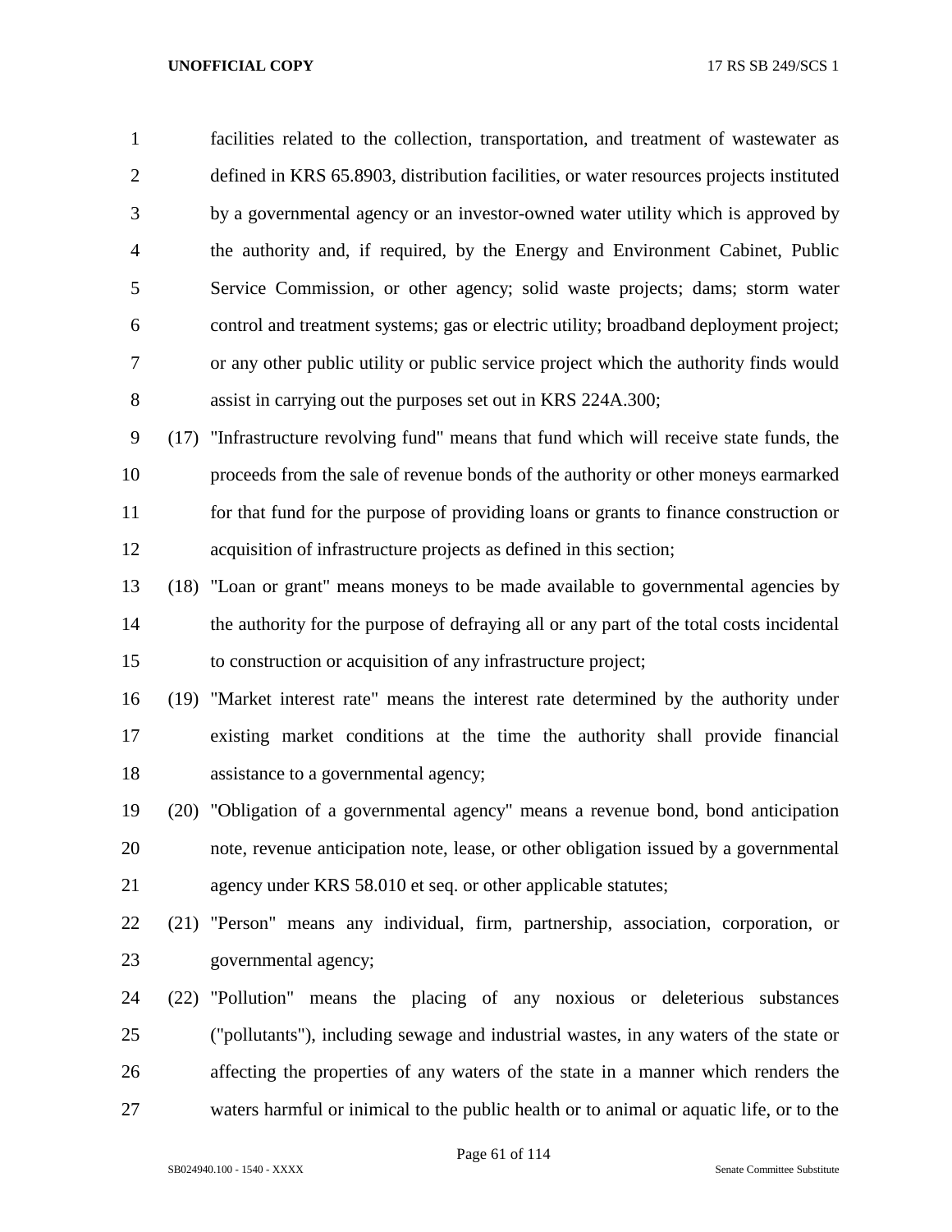facilities related to the collection, transportation, and treatment of wastewater as defined in KRS 65.8903, distribution facilities, or water resources projects instituted by a governmental agency or an investor-owned water utility which is approved by the authority and, if required, by the Energy and Environment Cabinet, Public Service Commission, or other agency; solid waste projects; dams; storm water control and treatment systems; gas or electric utility; broadband deployment project; or any other public utility or public service project which the authority finds would assist in carrying out the purposes set out in KRS 224A.300;

(17) "Infrastructure revolving fund" means that fund which will receive state funds, the proceeds from the sale of revenue bonds of the authority or other moneys earmarked for that fund for the purpose of providing loans or grants to finance construction or acquisition of infrastructure projects as defined in this section;

(18) "Loan or grant" means moneys to be made available to governmental agencies by the authority for the purpose of defraying all or any part of the total costs incidental to construction or acquisition of any infrastructure project;

(19) "Market interest rate" means the interest rate determined by the authority under existing market conditions at the time the authority shall provide financial assistance to a governmental agency;

(20) "Obligation of a governmental agency" means a revenue bond, bond anticipation note, revenue anticipation note, lease, or other obligation issued by a governmental agency under KRS 58.010 et seq. or other applicable statutes;

(21) "Person" means any individual, firm, partnership, association, corporation, or governmental agency;

(22) "Pollution" means the placing of any noxious or deleterious substances ("pollutants"), including sewage and industrial wastes, in any waters of the state or affecting the properties of any waters of the state in a manner which renders the waters harmful or inimical to the public health or to animal or aquatic life, or to the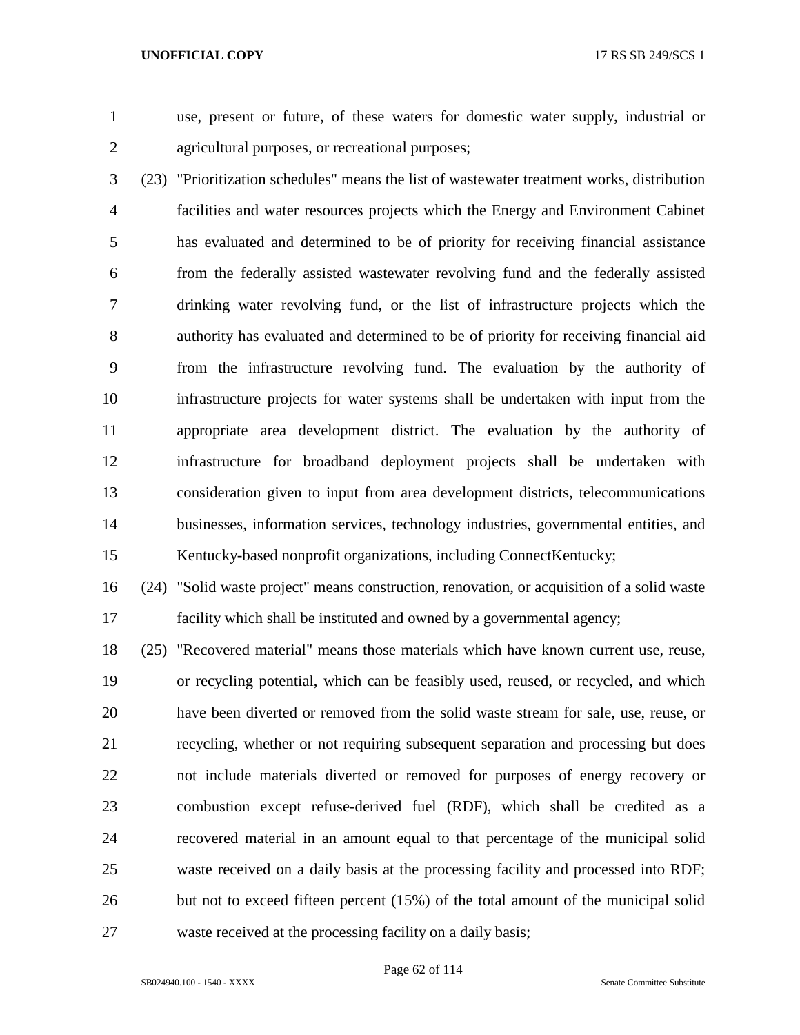use, present or future, of these waters for domestic water supply, industrial or agricultural purposes, or recreational purposes;

(23) "Prioritization schedules" means the list of wastewater treatment works, distribution facilities and water resources projects which the Energy and Environment Cabinet has evaluated and determined to be of priority for receiving financial assistance from the federally assisted wastewater revolving fund and the federally assisted drinking water revolving fund, or the list of infrastructure projects which the authority has evaluated and determined to be of priority for receiving financial aid from the infrastructure revolving fund. The evaluation by the authority of infrastructure projects for water systems shall be undertaken with input from the appropriate area development district. The evaluation by the authority of infrastructure for broadband deployment projects shall be undertaken with consideration given to input from area development districts, telecommunications businesses, information services, technology industries, governmental entities, and Kentucky-based nonprofit organizations, including ConnectKentucky;

(24) "Solid waste project" means construction, renovation, or acquisition of a solid waste facility which shall be instituted and owned by a governmental agency;

(25) "Recovered material" means those materials which have known current use, reuse, or recycling potential, which can be feasibly used, reused, or recycled, and which have been diverted or removed from the solid waste stream for sale, use, reuse, or recycling, whether or not requiring subsequent separation and processing but does not include materials diverted or removed for purposes of energy recovery or combustion except refuse-derived fuel (RDF), which shall be credited as a recovered material in an amount equal to that percentage of the municipal solid waste received on a daily basis at the processing facility and processed into RDF; but not to exceed fifteen percent (15%) of the total amount of the municipal solid waste received at the processing facility on a daily basis;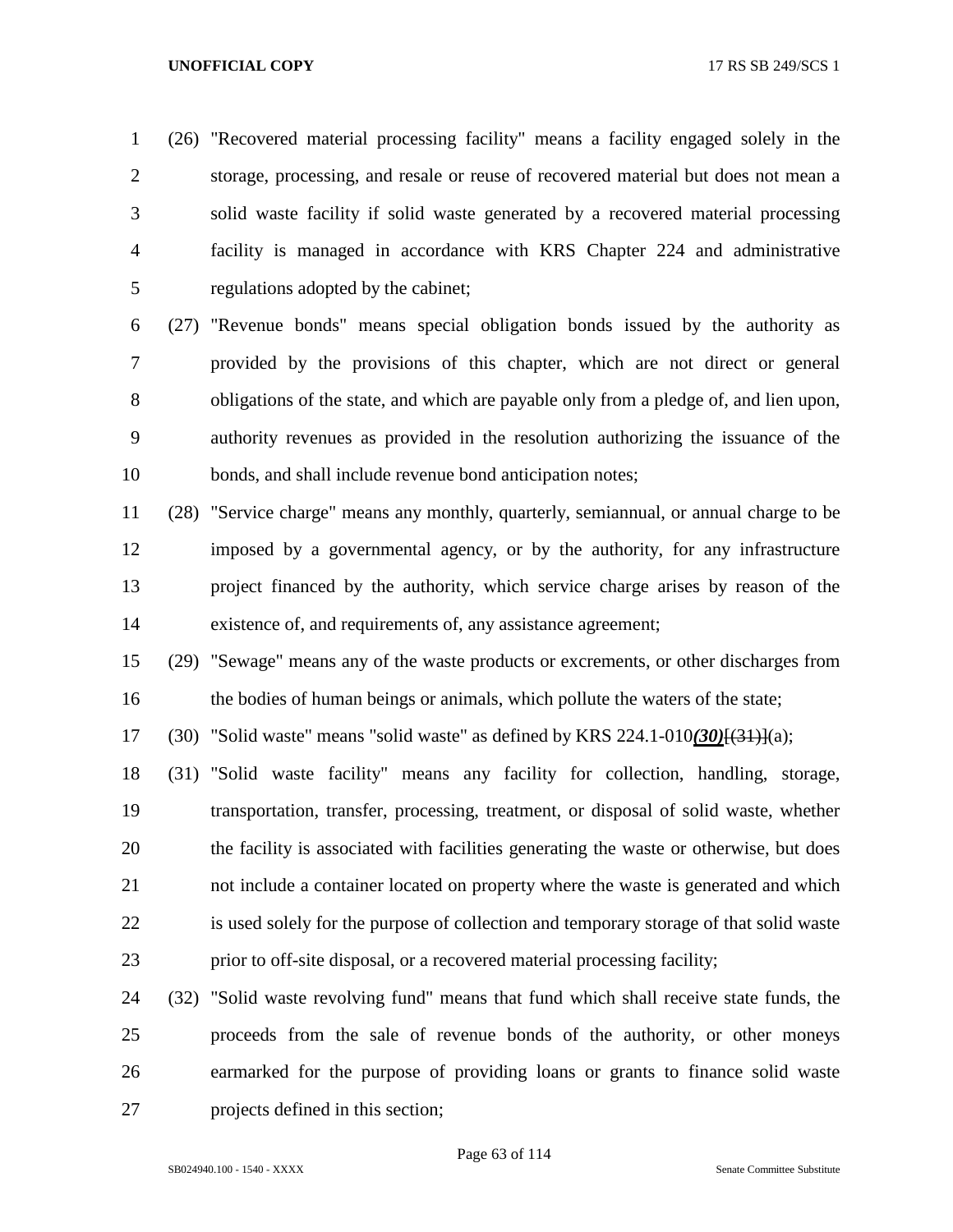(26) "Recovered material processing facility" means a facility engaged solely in the storage, processing, and resale or reuse of recovered material but does not mean a solid waste facility if solid waste generated by a recovered material processing facility is managed in accordance with KRS Chapter 224 and administrative regulations adopted by the cabinet;

(27) "Revenue bonds" means special obligation bonds issued by the authority as provided by the provisions of this chapter, which are not direct or general obligations of the state, and which are payable only from a pledge of, and lien upon, authority revenues as provided in the resolution authorizing the issuance of the bonds, and shall include revenue bond anticipation notes;

(28) "Service charge" means any monthly, quarterly, semiannual, or annual charge to be imposed by a governmental agency, or by the authority, for any infrastructure project financed by the authority, which service charge arises by reason of the existence of, and requirements of, any assistance agreement;

(29) "Sewage" means any of the waste products or excrements, or other discharges from the bodies of human beings or animals, which pollute the waters of the state;

(30) "Solid waste" means "solid waste" as defined by KRS 224.1-010***(30)***[~~(31)~~](a);

(31) "Solid waste facility" means any facility for collection, handling, storage, transportation, transfer, processing, treatment, or disposal of solid waste, whether the facility is associated with facilities generating the waste or otherwise, but does not include a container located on property where the waste is generated and which is used solely for the purpose of collection and temporary storage of that solid waste prior to off-site disposal, or a recovered material processing facility;

(32) "Solid waste revolving fund" means that fund which shall receive state funds, the proceeds from the sale of revenue bonds of the authority, or other moneys earmarked for the purpose of providing loans or grants to finance solid waste projects defined in this section;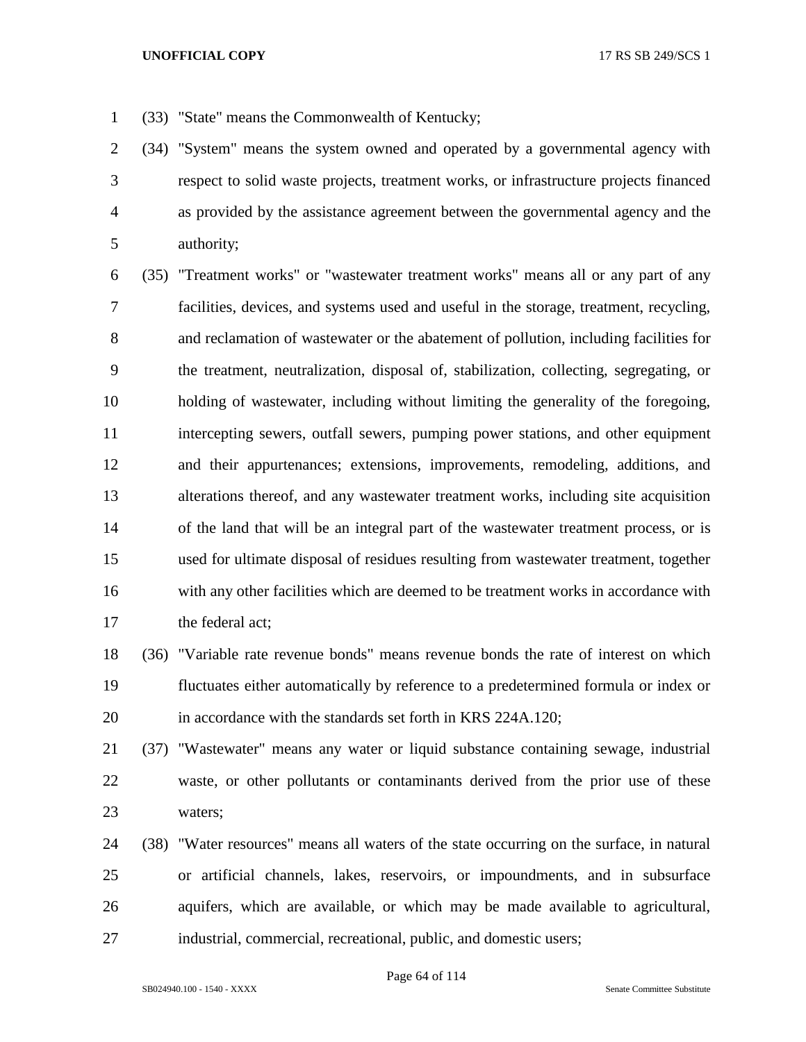(33) "State" means the Commonwealth of Kentucky;

(34) "System" means the system owned and operated by a governmental agency with respect to solid waste projects, treatment works, or infrastructure projects financed as provided by the assistance agreement between the governmental agency and the authority;

(35) "Treatment works" or "wastewater treatment works" means all or any part of any facilities, devices, and systems used and useful in the storage, treatment, recycling, and reclamation of wastewater or the abatement of pollution, including facilities for the treatment, neutralization, disposal of, stabilization, collecting, segregating, or holding of wastewater, including without limiting the generality of the foregoing, intercepting sewers, outfall sewers, pumping power stations, and other equipment and their appurtenances; extensions, improvements, remodeling, additions, and alterations thereof, and any wastewater treatment works, including site acquisition of the land that will be an integral part of the wastewater treatment process, or is used for ultimate disposal of residues resulting from wastewater treatment, together with any other facilities which are deemed to be treatment works in accordance with the federal act;

(36) "Variable rate revenue bonds" means revenue bonds the rate of interest on which fluctuates either automatically by reference to a predetermined formula or index or in accordance with the standards set forth in KRS 224A.120;

(37) "Wastewater" means any water or liquid substance containing sewage, industrial waste, or other pollutants or contaminants derived from the prior use of these waters;

(38) "Water resources" means all waters of the state occurring on the surface, in natural or artificial channels, lakes, reservoirs, or impoundments, and in subsurface aquifers, which are available, or which may be made available to agricultural, industrial, commercial, recreational, public, and domestic users;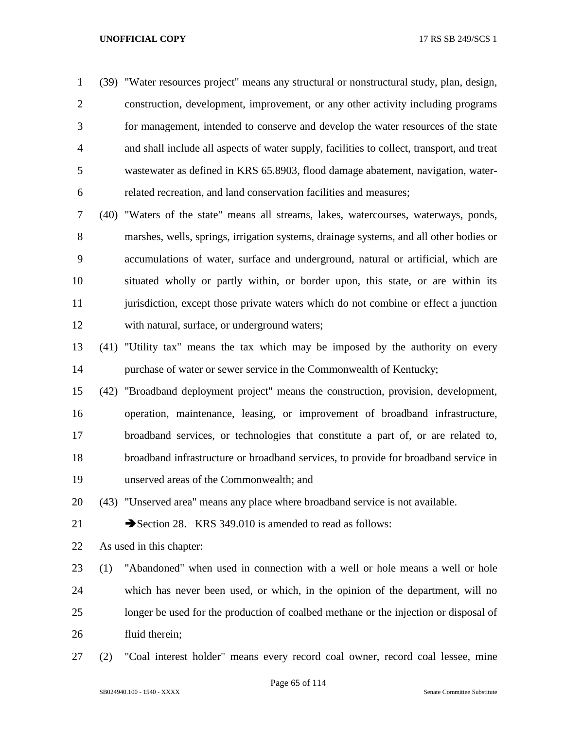(39) "Water resources project" means any structural or nonstructural study, plan, design, construction, development, improvement, or any other activity including programs for management, intended to conserve and develop the water resources of the state and shall include all aspects of water supply, facilities to collect, transport, and treat wastewater as defined in KRS 65.8903, flood damage abatement, navigation, water-related recreation, and land conservation facilities and measures;

(40) "Waters of the state" means all streams, lakes, watercourses, waterways, ponds, marshes, wells, springs, irrigation systems, drainage systems, and all other bodies or accumulations of water, surface and underground, natural or artificial, which are situated wholly or partly within, or border upon, this state, or are within its jurisdiction, except those private waters which do not combine or effect a junction with natural, surface, or underground waters;

(41) "Utility tax" means the tax which may be imposed by the authority on every purchase of water or sewer service in the Commonwealth of Kentucky;

(42) "Broadband deployment project" means the construction, provision, development, operation, maintenance, leasing, or improvement of broadband infrastructure, broadband services, or technologies that constitute a part of, or are related to, broadband infrastructure or broadband services, to provide for broadband service in unserved areas of the Commonwealth; and

(43) "Unserved area" means any place where broadband service is not available.

➔Section 28. KRS 349.010 is amended to read as follows:

As used in this chapter:

(1) "Abandoned" when used in connection with a well or hole means a well or hole which has never been used, or which, in the opinion of the department, will no longer be used for the production of coalbed methane or the injection or disposal of fluid therein;

(2) "Coal interest holder" means every record coal owner, record coal lessee, mine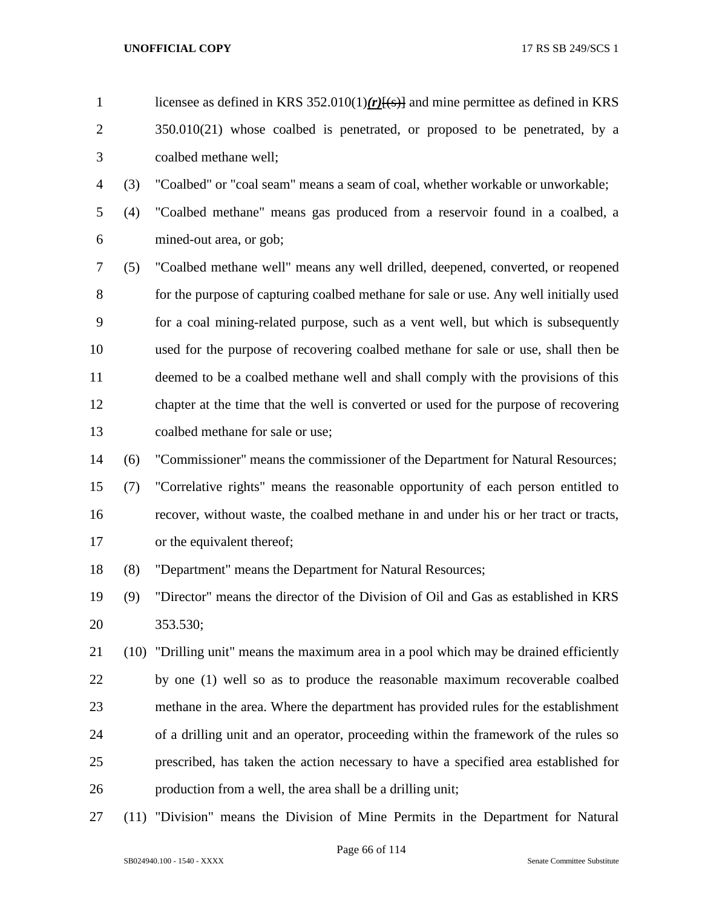licensee as defined in KRS 352.010(1)***(r)***[(s)] and mine permittee as defined in KRS 350.010(21) whose coalbed is penetrated, or proposed to be penetrated, by a coalbed methane well;

(3) "Coalbed" or "coal seam" means a seam of coal, whether workable or unworkable;

(4) "Coalbed methane" means gas produced from a reservoir found in a coalbed, a mined-out area, or gob;

(5) "Coalbed methane well" means any well drilled, deepened, converted, or reopened for the purpose of capturing coalbed methane for sale or use. Any well initially used for a coal mining-related purpose, such as a vent well, but which is subsequently used for the purpose of recovering coalbed methane for sale or use, shall then be deemed to be a coalbed methane well and shall comply with the provisions of this chapter at the time that the well is converted or used for the purpose of recovering coalbed methane for sale or use;

(6) "Commissioner" means the commissioner of the Department for Natural Resources;

(7) "Correlative rights" means the reasonable opportunity of each person entitled to recover, without waste, the coalbed methane in and under his or her tract or tracts, or the equivalent thereof;

(8) "Department" means the Department for Natural Resources;

(9) "Director" means the director of the Division of Oil and Gas as established in KRS 353.530;

(10) "Drilling unit" means the maximum area in a pool which may be drained efficiently by one (1) well so as to produce the reasonable maximum recoverable coalbed methane in the area. Where the department has provided rules for the establishment of a drilling unit and an operator, proceeding within the framework of the rules so prescribed, has taken the action necessary to have a specified area established for production from a well, the area shall be a drilling unit;

(11) "Division" means the Division of Mine Permits in the Department for Natural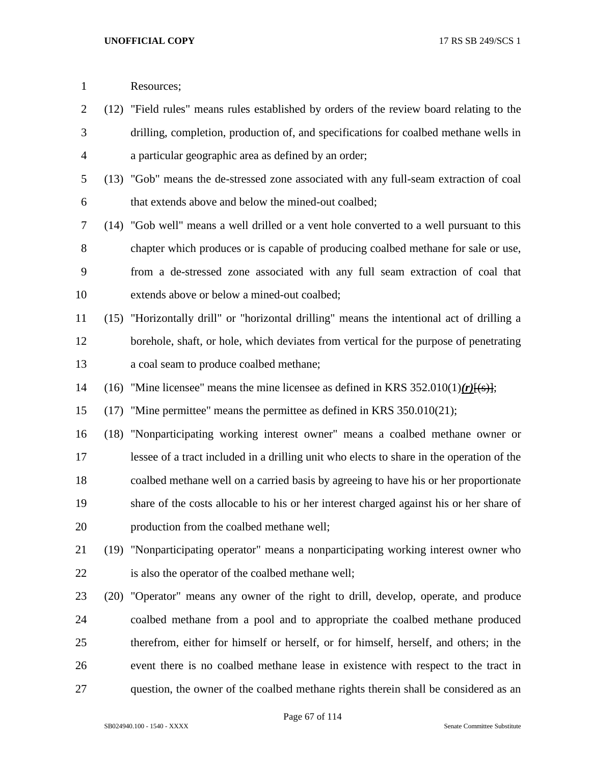Resources;

(12) "Field rules" means rules established by orders of the review board relating to the drilling, completion, production of, and specifications for coalbed methane wells in a particular geographic area as defined by an order;

(13) "Gob" means the de-stressed zone associated with any full-seam extraction of coal that extends above and below the mined-out coalbed;

(14) "Gob well" means a well drilled or a vent hole converted to a well pursuant to this chapter which produces or is capable of producing coalbed methane for sale or use, from a de-stressed zone associated with any full seam extraction of coal that extends above or below a mined-out coalbed;

(15) "Horizontally drill" or "horizontal drilling" means the intentional act of drilling a borehole, shaft, or hole, which deviates from vertical for the purpose of penetrating a coal seam to produce coalbed methane;

(16) "Mine licensee" means the mine licensee as defined in KRS 352.010(1)***(r)***[~~(s)~~];

(17) "Mine permittee" means the permittee as defined in KRS 350.010(21);

(18) "Nonparticipating working interest owner" means a coalbed methane owner or lessee of a tract included in a drilling unit who elects to share in the operation of the coalbed methane well on a carried basis by agreeing to have his or her proportionate share of the costs allocable to his or her interest charged against his or her share of production from the coalbed methane well;

(19) "Nonparticipating operator" means a nonparticipating working interest owner who is also the operator of the coalbed methane well;

(20) "Operator" means any owner of the right to drill, develop, operate, and produce coalbed methane from a pool and to appropriate the coalbed methane produced therefrom, either for himself or herself, or for himself, herself, and others; in the event there is no coalbed methane lease in existence with respect to the tract in question, the owner of the coalbed methane rights therein shall be considered as an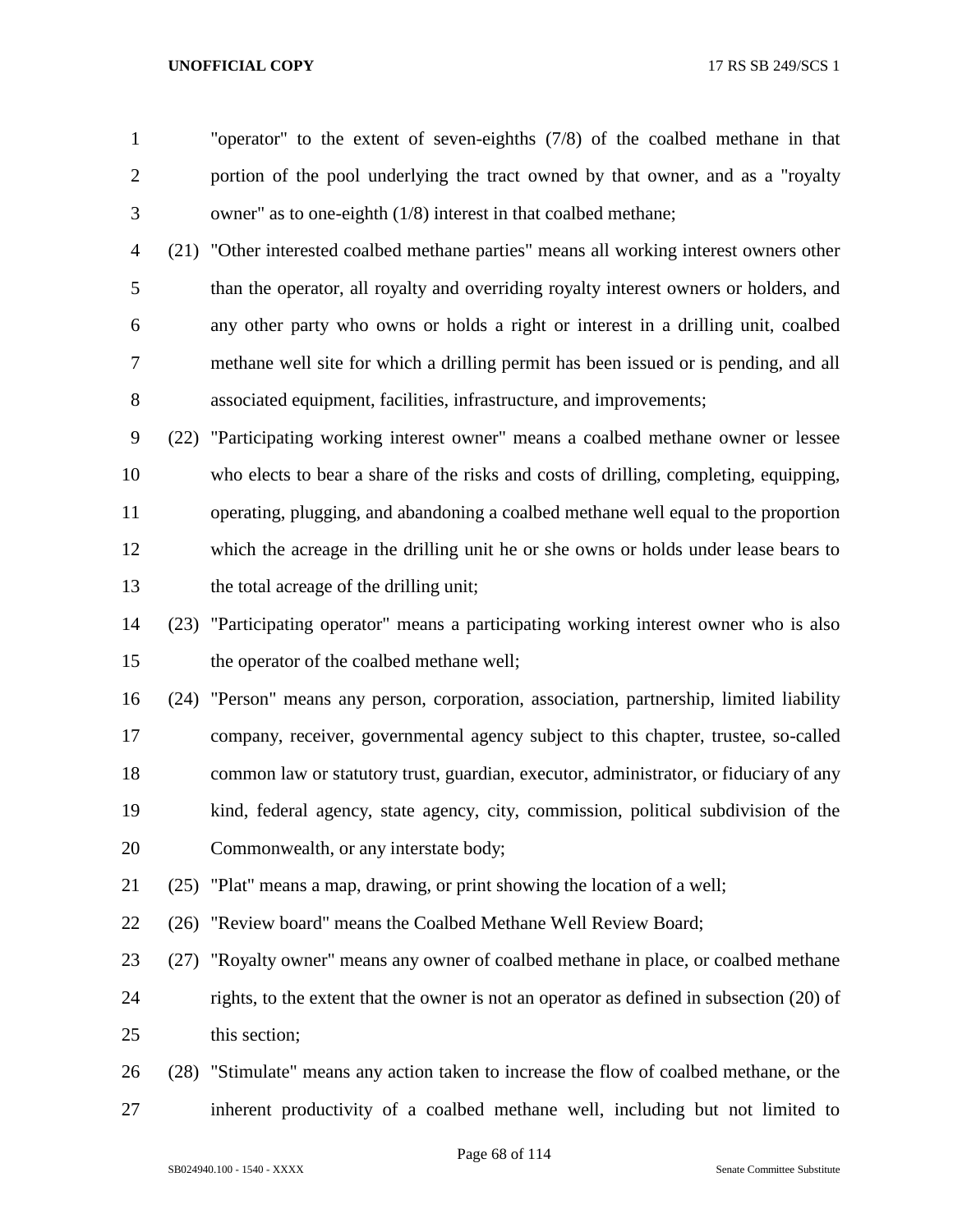"operator" to the extent of seven-eighths (7/8) of the coalbed methane in that portion of the pool underlying the tract owned by that owner, and as a "royalty owner" as to one-eighth (1/8) interest in that coalbed methane;

(21) "Other interested coalbed methane parties" means all working interest owners other than the operator, all royalty and overriding royalty interest owners or holders, and any other party who owns or holds a right or interest in a drilling unit, coalbed methane well site for which a drilling permit has been issued or is pending, and all associated equipment, facilities, infrastructure, and improvements;

(22) "Participating working interest owner" means a coalbed methane owner or lessee who elects to bear a share of the risks and costs of drilling, completing, equipping, operating, plugging, and abandoning a coalbed methane well equal to the proportion which the acreage in the drilling unit he or she owns or holds under lease bears to the total acreage of the drilling unit;

(23) "Participating operator" means a participating working interest owner who is also the operator of the coalbed methane well;

(24) "Person" means any person, corporation, association, partnership, limited liability company, receiver, governmental agency subject to this chapter, trustee, so-called common law or statutory trust, guardian, executor, administrator, or fiduciary of any kind, federal agency, state agency, city, commission, political subdivision of the Commonwealth, or any interstate body;

(25) "Plat" means a map, drawing, or print showing the location of a well;

(26) "Review board" means the Coalbed Methane Well Review Board;

(27) "Royalty owner" means any owner of coalbed methane in place, or coalbed methane rights, to the extent that the owner is not an operator as defined in subsection (20) of this section;

(28) "Stimulate" means any action taken to increase the flow of coalbed methane, or the inherent productivity of a coalbed methane well, including but not limited to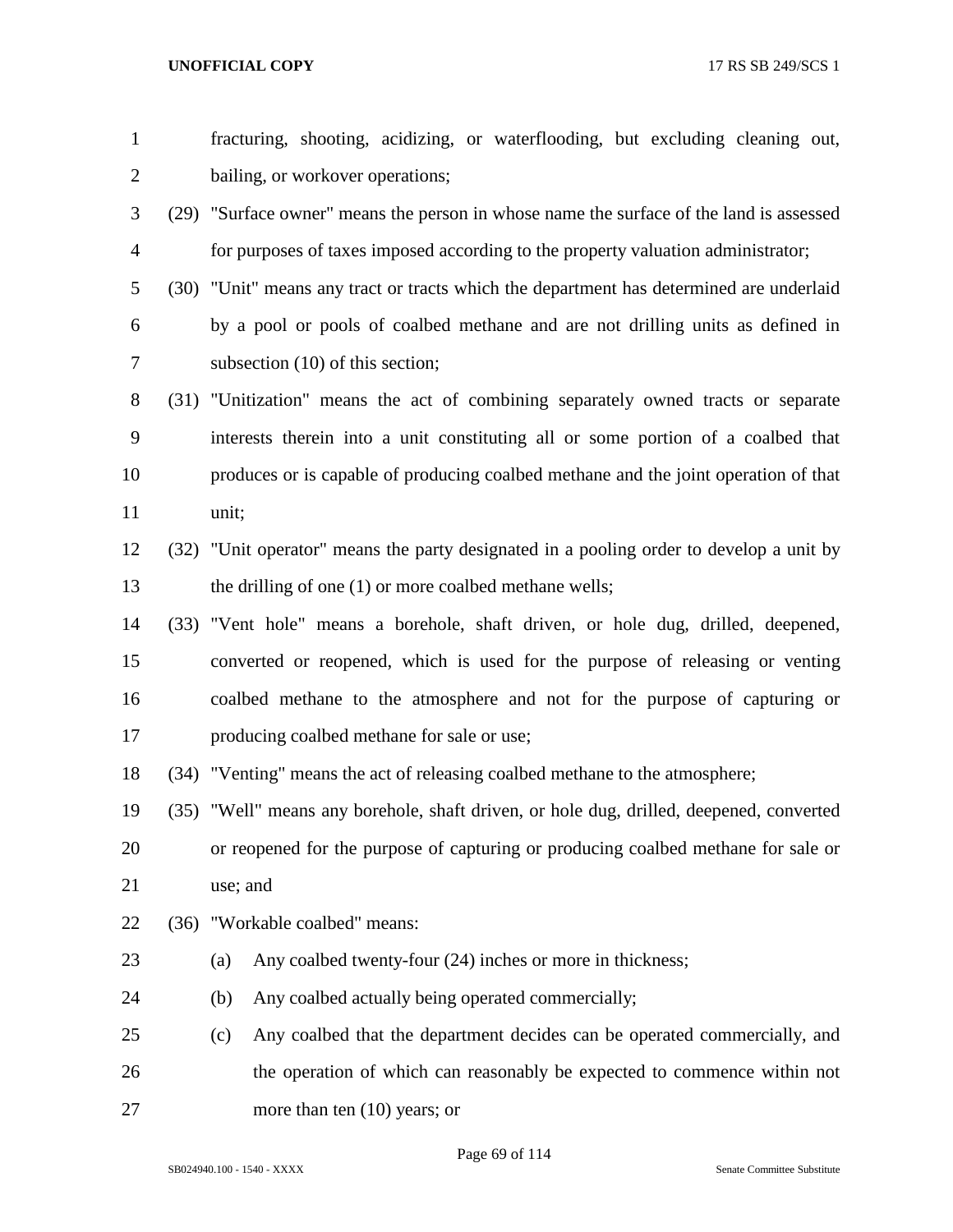fracturing, shooting, acidizing, or waterflooding, but excluding cleaning out, bailing, or workover operations;

(29) "Surface owner" means the person in whose name the surface of the land is assessed for purposes of taxes imposed according to the property valuation administrator;

(30) "Unit" means any tract or tracts which the department has determined are underlaid by a pool or pools of coalbed methane and are not drilling units as defined in subsection (10) of this section;

(31) "Unitization" means the act of combining separately owned tracts or separate interests therein into a unit constituting all or some portion of a coalbed that produces or is capable of producing coalbed methane and the joint operation of that unit;

(32) "Unit operator" means the party designated in a pooling order to develop a unit by the drilling of one (1) or more coalbed methane wells;

(33) "Vent hole" means a borehole, shaft driven, or hole dug, drilled, deepened, converted or reopened, which is used for the purpose of releasing or venting coalbed methane to the atmosphere and not for the purpose of capturing or producing coalbed methane for sale or use;

(34) "Venting" means the act of releasing coalbed methane to the atmosphere;

(35) "Well" means any borehole, shaft driven, or hole dug, drilled, deepened, converted or reopened for the purpose of capturing or producing coalbed methane for sale or use; and

(36) "Workable coalbed" means:

(a) Any coalbed twenty-four (24) inches or more in thickness;

(b) Any coalbed actually being operated commercially;

(c) Any coalbed that the department decides can be operated commercially, and the operation of which can reasonably be expected to commence within not more than ten (10) years; or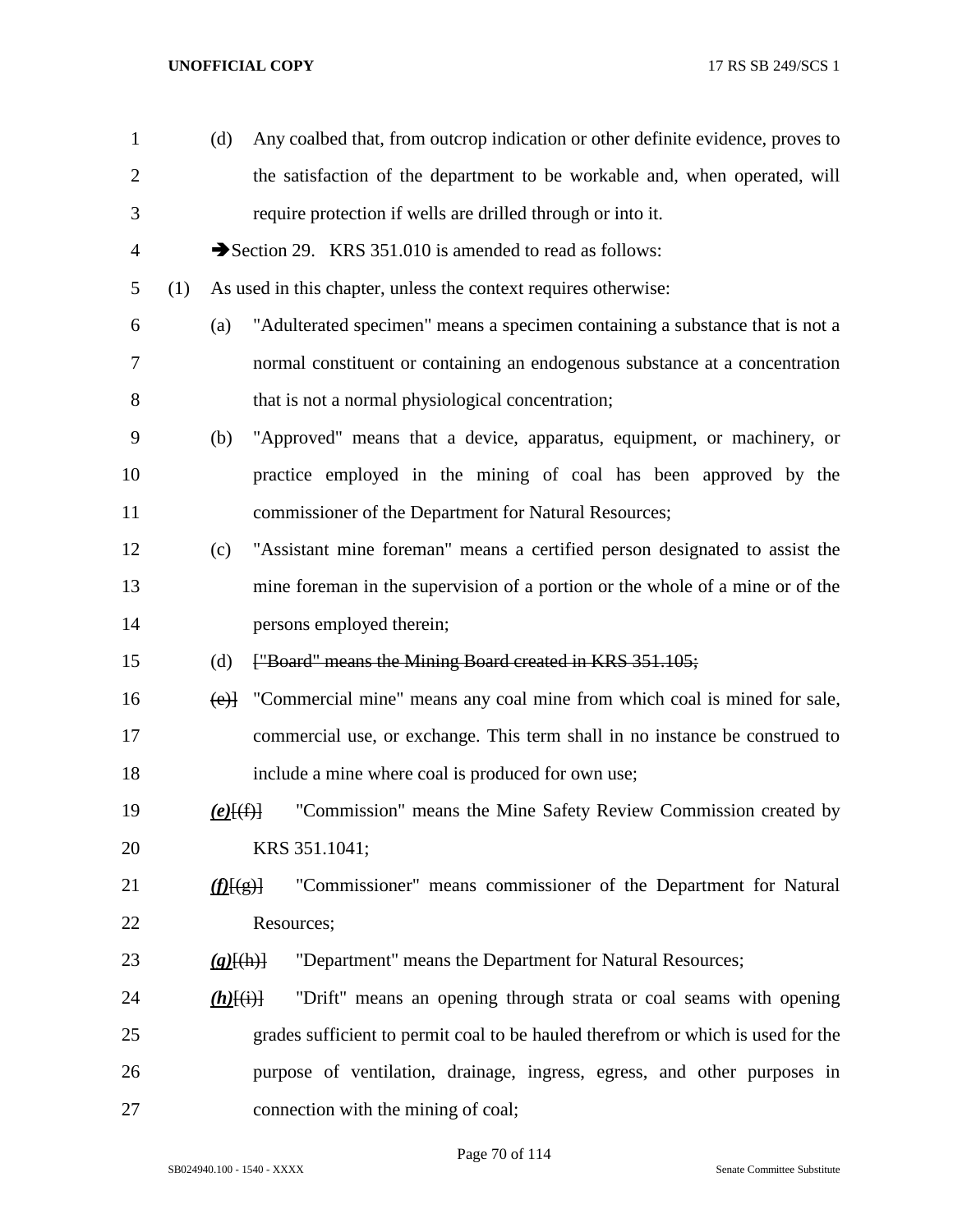(d) Any coalbed that, from outcrop indication or other definite evidence, proves to the satisfaction of the department to be workable and, when operated, will require protection if wells are drilled through or into it.

➔Section 29. KRS 351.010 is amended to read as follows:

(1) As used in this chapter, unless the context requires otherwise:

(a) "Adulterated specimen" means a specimen containing a substance that is not a normal constituent or containing an endogenous substance at a concentration that is not a normal physiological concentration;

(b) "Approved" means that a device, apparatus, equipment, or machinery, or practice employed in the mining of coal has been approved by the commissioner of the Department for Natural Resources;

(c) "Assistant mine foreman" means a certified person designated to assist the mine foreman in the supervision of a portion or the whole of a mine or of the persons employed therein;

(d) ~~["Board" means the Mining Board created in KRS 351.105;~~

~~(e)]~~ "Commercial mine" means any coal mine from which coal is mined for sale, commercial use, or exchange. This term shall in no instance be construed to include a mine where coal is produced for own use;

***(e)***~~[(f)]~~ "Commission" means the Mine Safety Review Commission created by KRS 351.1041;

***(f)***~~[(g)]~~ "Commissioner" means commissioner of the Department for Natural Resources;

***(g)***~~[(h)]~~ "Department" means the Department for Natural Resources;

***(h)***~~[(i)]~~ "Drift" means an opening through strata or coal seams with opening grades sufficient to permit coal to be hauled therefrom or which is used for the purpose of ventilation, drainage, ingress, egress, and other purposes in connection with the mining of coal;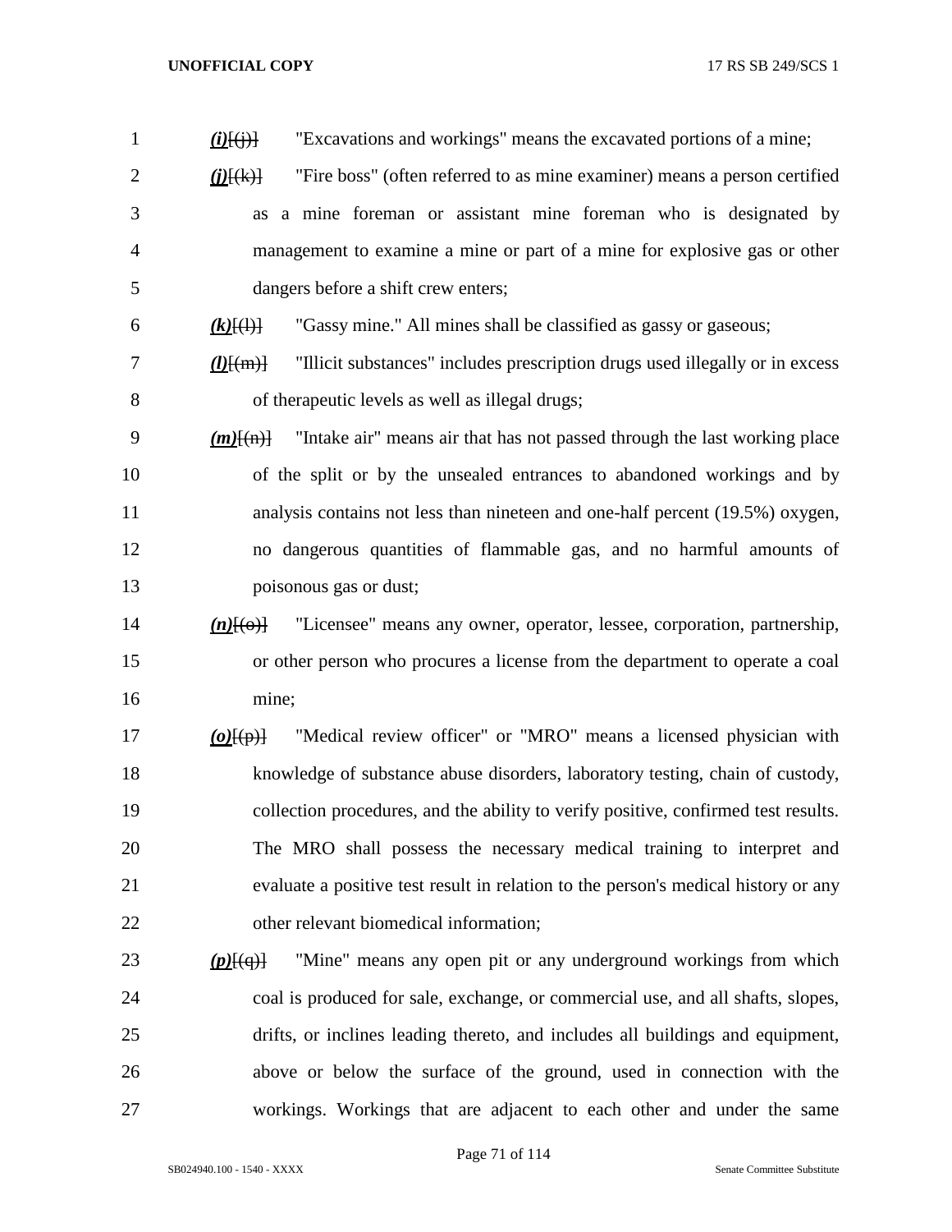*(i)*[(j)] "Excavations and workings" means the excavated portions of a mine;

*(j)*[(k)] "Fire boss" (often referred to as mine examiner) means a person certified as a mine foreman or assistant mine foreman who is designated by management to examine a mine or part of a mine for explosive gas or other dangers before a shift crew enters;

*(k)*[(l)] "Gassy mine." All mines shall be classified as gassy or gaseous;

*(l)*[(m)] "Illicit substances" includes prescription drugs used illegally or in excess of therapeutic levels as well as illegal drugs;

*(m)*[(n)] "Intake air" means air that has not passed through the last working place of the split or by the unsealed entrances to abandoned workings and by analysis contains not less than nineteen and one-half percent (19.5%) oxygen, no dangerous quantities of flammable gas, and no harmful amounts of poisonous gas or dust;

*(n)*[(o)] "Licensee" means any owner, operator, lessee, corporation, partnership, or other person who procures a license from the department to operate a coal mine;

*(o)*[(p)] "Medical review officer" or "MRO" means a licensed physician with knowledge of substance abuse disorders, laboratory testing, chain of custody, collection procedures, and the ability to verify positive, confirmed test results. The MRO shall possess the necessary medical training to interpret and evaluate a positive test result in relation to the person's medical history or any other relevant biomedical information;

*(p)*[(q)] "Mine" means any open pit or any underground workings from which coal is produced for sale, exchange, or commercial use, and all shafts, slopes, drifts, or inclines leading thereto, and includes all buildings and equipment, above or below the surface of the ground, used in connection with the workings. Workings that are adjacent to each other and under the same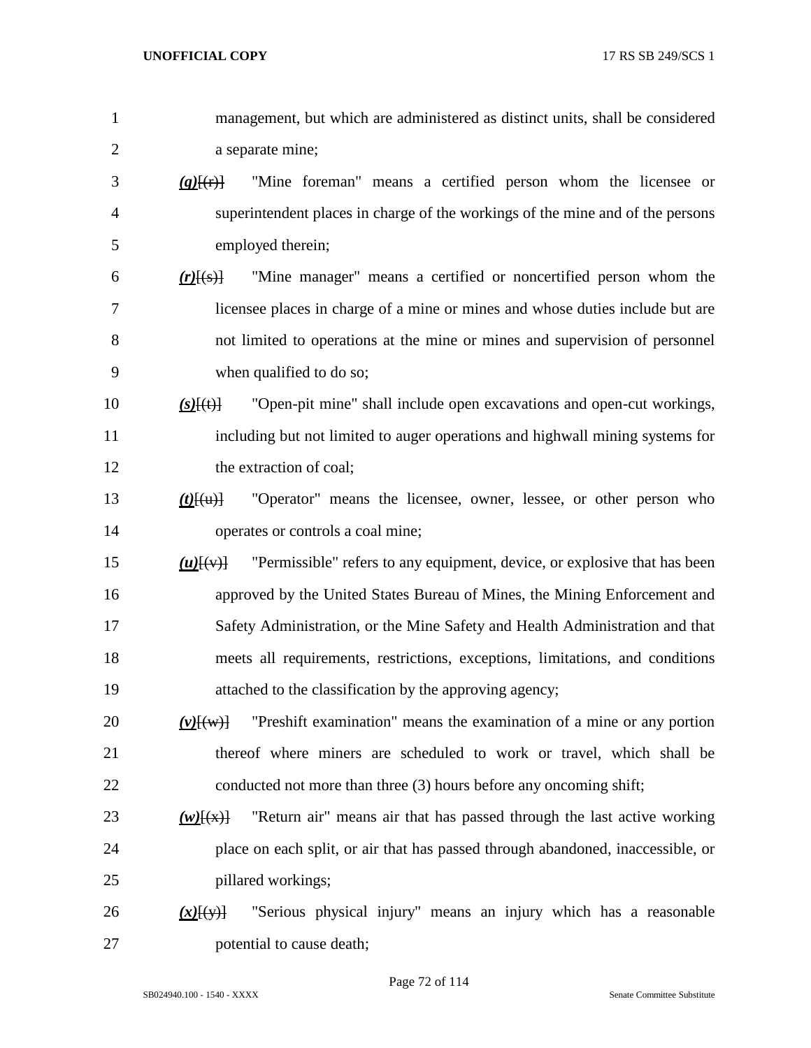management, but which are administered as distinct units, shall be considered a separate mine;

***(q)***[~~(r)~~] "Mine foreman" means a certified person whom the licensee or superintendent places in charge of the workings of the mine and of the persons employed therein;

***(r)***[~~(s)~~] "Mine manager" means a certified or noncertified person whom the licensee places in charge of a mine or mines and whose duties include but are not limited to operations at the mine or mines and supervision of personnel when qualified to do so;

***(s)***[~~(t)~~] "Open-pit mine" shall include open excavations and open-cut workings, including but not limited to auger operations and highwall mining systems for the extraction of coal;

***(t)***[~~(u)~~] "Operator" means the licensee, owner, lessee, or other person who operates or controls a coal mine;

***(u)***[~~(v)~~] "Permissible" refers to any equipment, device, or explosive that has been approved by the United States Bureau of Mines, the Mining Enforcement and Safety Administration, or the Mine Safety and Health Administration and that meets all requirements, restrictions, exceptions, limitations, and conditions attached to the classification by the approving agency;

***(v)***[~~(w)~~] "Preshift examination" means the examination of a mine or any portion thereof where miners are scheduled to work or travel, which shall be conducted not more than three (3) hours before any oncoming shift;

***(w)***[~~(x)~~] "Return air" means air that has passed through the last active working place on each split, or air that has passed through abandoned, inaccessible, or pillared workings;

***(x)***[~~(y)~~] "Serious physical injury" means an injury which has a reasonable potential to cause death;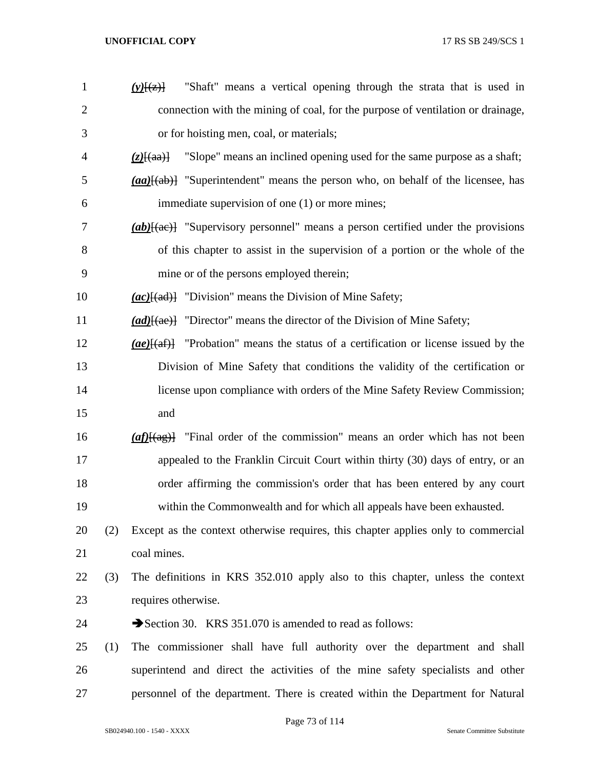*(y)*[(z)] "Shaft" means a vertical opening through the strata that is used in connection with the mining of coal, for the purpose of ventilation or drainage, or for hoisting men, coal, or materials;

*(z)*[(aa)] "Slope" means an inclined opening used for the same purpose as a shaft;

*(aa)*[(ab)] "Superintendent" means the person who, on behalf of the licensee, has immediate supervision of one (1) or more mines;

*(ab)*[(ac)] "Supervisory personnel" means a person certified under the provisions of this chapter to assist in the supervision of a portion or the whole of the mine or of the persons employed therein;

*(ac)*[(ad)] "Division" means the Division of Mine Safety;

*(ad)*[(ae)] "Director" means the director of the Division of Mine Safety;

*(ae)*[(af)] "Probation" means the status of a certification or license issued by the Division of Mine Safety that conditions the validity of the certification or license upon compliance with orders of the Mine Safety Review Commission; and

*(af)*[(ag)] "Final order of the commission" means an order which has not been appealed to the Franklin Circuit Court within thirty (30) days of entry, or an order affirming the commission's order that has been entered by any court within the Commonwealth and for which all appeals have been exhausted.

(2) Except as the context otherwise requires, this chapter applies only to commercial coal mines.

(3) The definitions in KRS 352.010 apply also to this chapter, unless the context requires otherwise.

➔Section 30. KRS 351.070 is amended to read as follows:

(1) The commissioner shall have full authority over the department and shall superintend and direct the activities of the mine safety specialists and other personnel of the department. There is created within the Department for Natural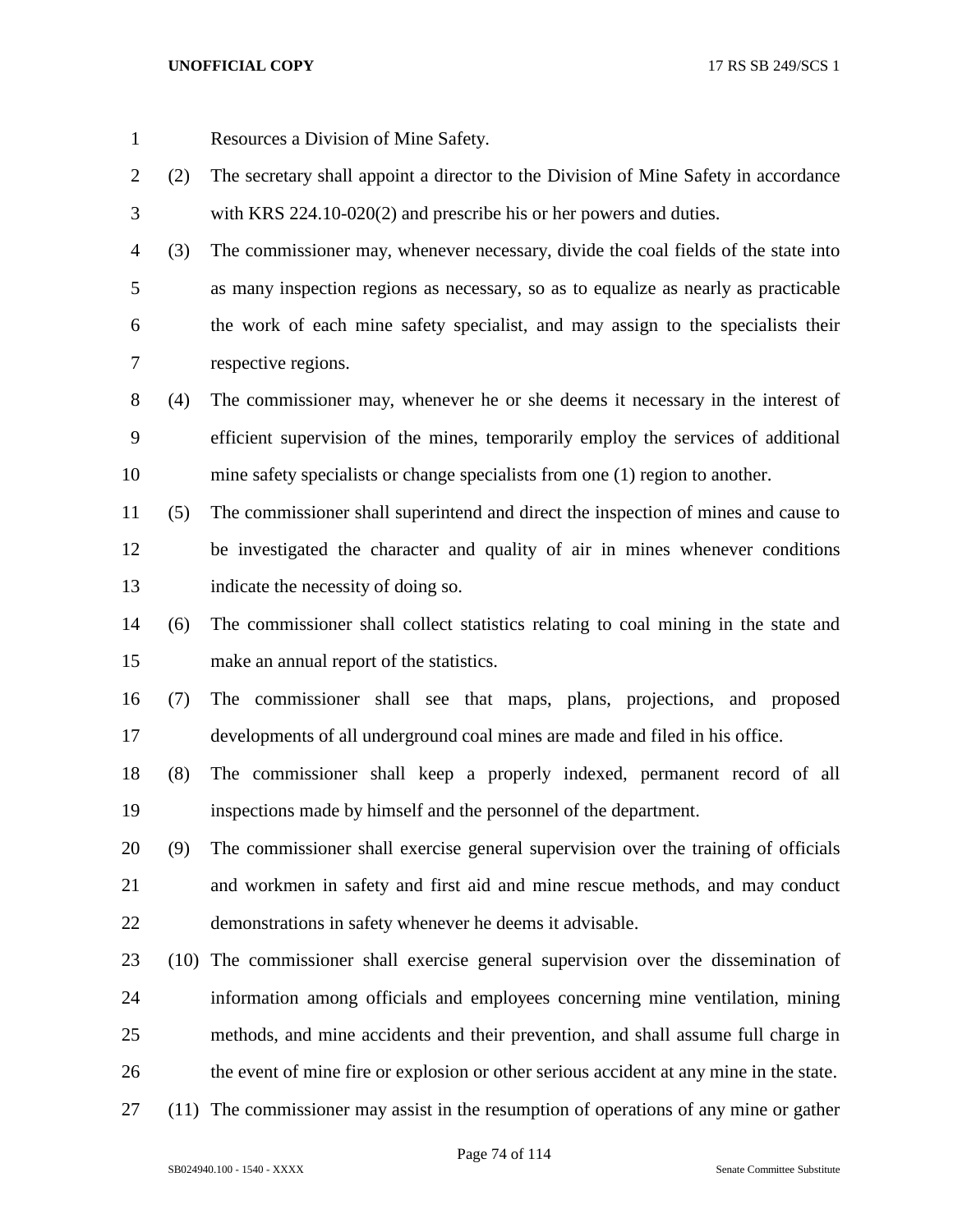Resources a Division of Mine Safety.

(2) The secretary shall appoint a director to the Division of Mine Safety in accordance with KRS 224.10-020(2) and prescribe his or her powers and duties.

(3) The commissioner may, whenever necessary, divide the coal fields of the state into as many inspection regions as necessary, so as to equalize as nearly as practicable the work of each mine safety specialist, and may assign to the specialists their respective regions.

(4) The commissioner may, whenever he or she deems it necessary in the interest of efficient supervision of the mines, temporarily employ the services of additional mine safety specialists or change specialists from one (1) region to another.

(5) The commissioner shall superintend and direct the inspection of mines and cause to be investigated the character and quality of air in mines whenever conditions indicate the necessity of doing so.

(6) The commissioner shall collect statistics relating to coal mining in the state and make an annual report of the statistics.

(7) The commissioner shall see that maps, plans, projections, and proposed developments of all underground coal mines are made and filed in his office.

(8) The commissioner shall keep a properly indexed, permanent record of all inspections made by himself and the personnel of the department.

(9) The commissioner shall exercise general supervision over the training of officials and workmen in safety and first aid and mine rescue methods, and may conduct demonstrations in safety whenever he deems it advisable.

(10) The commissioner shall exercise general supervision over the dissemination of information among officials and employees concerning mine ventilation, mining methods, and mine accidents and their prevention, and shall assume full charge in the event of mine fire or explosion or other serious accident at any mine in the state.

(11) The commissioner may assist in the resumption of operations of any mine or gather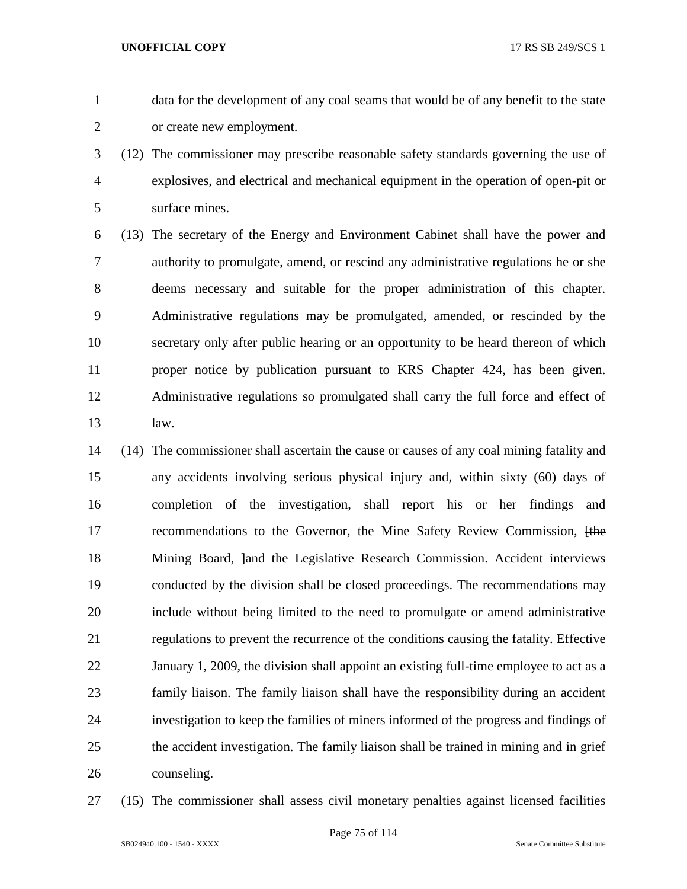data for the development of any coal seams that would be of any benefit to the state or create new employment.

(12) The commissioner may prescribe reasonable safety standards governing the use of explosives, and electrical and mechanical equipment in the operation of open-pit or surface mines.

(13) The secretary of the Energy and Environment Cabinet shall have the power and authority to promulgate, amend, or rescind any administrative regulations he or she deems necessary and suitable for the proper administration of this chapter. Administrative regulations may be promulgated, amended, or rescinded by the secretary only after public hearing or an opportunity to be heard thereon of which proper notice by publication pursuant to KRS Chapter 424, has been given. Administrative regulations so promulgated shall carry the full force and effect of law.

(14) The commissioner shall ascertain the cause or causes of any coal mining fatality and any accidents involving serious physical injury and, within sixty (60) days of completion of the investigation, shall report his or her findings and recommendations to the Governor, the Mine Safety Review Commission, [~~the Mining Board,~~ ]and the Legislative Research Commission. Accident interviews conducted by the division shall be closed proceedings. The recommendations may include without being limited to the need to promulgate or amend administrative regulations to prevent the recurrence of the conditions causing the fatality. Effective January 1, 2009, the division shall appoint an existing full-time employee to act as a family liaison. The family liaison shall have the responsibility during an accident investigation to keep the families of miners informed of the progress and findings of the accident investigation. The family liaison shall be trained in mining and in grief counseling.

(15) The commissioner shall assess civil monetary penalties against licensed facilities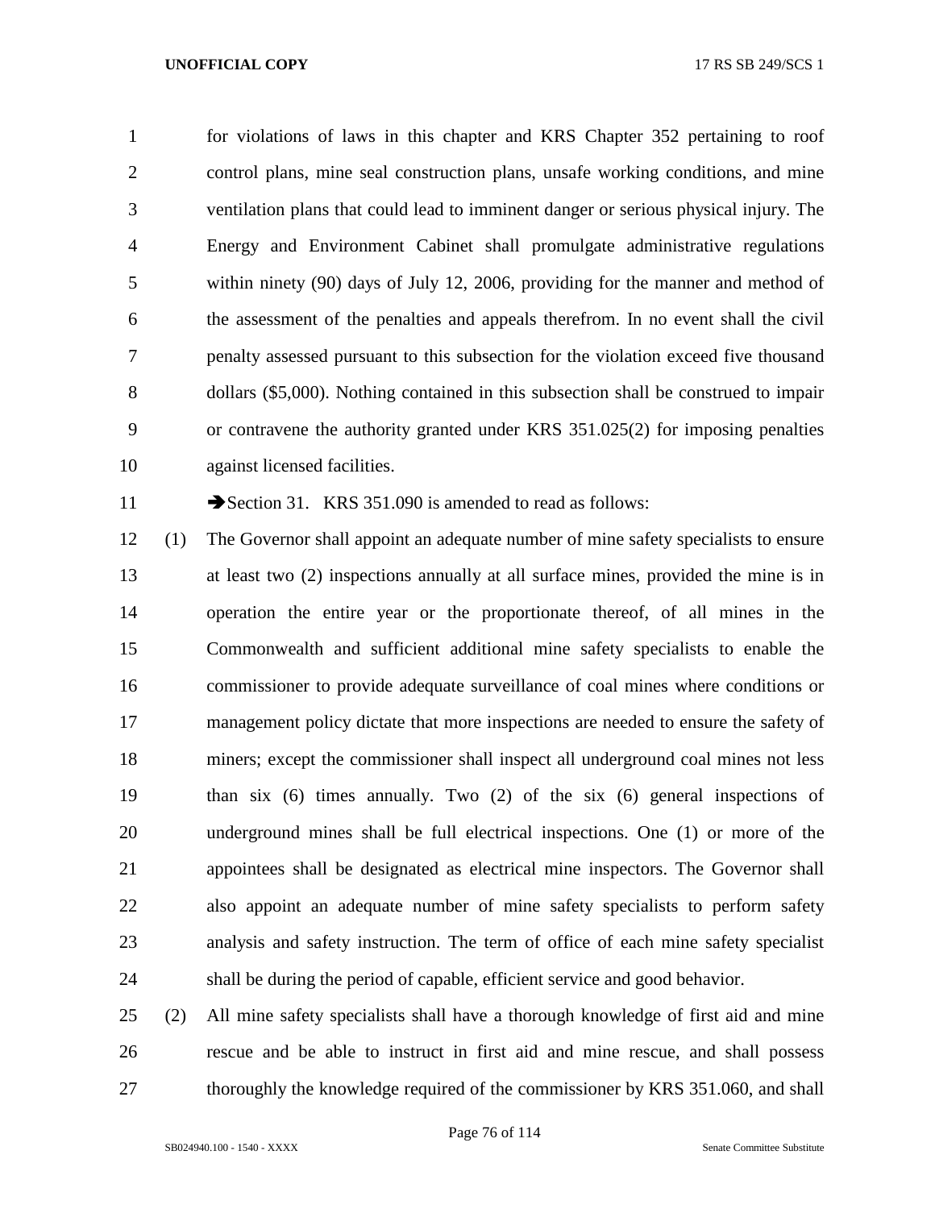for violations of laws in this chapter and KRS Chapter 352 pertaining to roof control plans, mine seal construction plans, unsafe working conditions, and mine ventilation plans that could lead to imminent danger or serious physical injury. The Energy and Environment Cabinet shall promulgate administrative regulations within ninety (90) days of July 12, 2006, providing for the manner and method of the assessment of the penalties and appeals therefrom. In no event shall the civil penalty assessed pursuant to this subsection for the violation exceed five thousand dollars ($5,000). Nothing contained in this subsection shall be construed to impair or contravene the authority granted under KRS 351.025(2) for imposing penalties against licensed facilities.

➔Section 31. KRS 351.090 is amended to read as follows:

(1) The Governor shall appoint an adequate number of mine safety specialists to ensure at least two (2) inspections annually at all surface mines, provided the mine is in operation the entire year or the proportionate thereof, of all mines in the Commonwealth and sufficient additional mine safety specialists to enable the commissioner to provide adequate surveillance of coal mines where conditions or management policy dictate that more inspections are needed to ensure the safety of miners; except the commissioner shall inspect all underground coal mines not less than six (6) times annually. Two (2) of the six (6) general inspections of underground mines shall be full electrical inspections. One (1) or more of the appointees shall be designated as electrical mine inspectors. The Governor shall also appoint an adequate number of mine safety specialists to perform safety analysis and safety instruction. The term of office of each mine safety specialist shall be during the period of capable, efficient service and good behavior.

(2) All mine safety specialists shall have a thorough knowledge of first aid and mine rescue and be able to instruct in first aid and mine rescue, and shall possess thoroughly the knowledge required of the commissioner by KRS 351.060, and shall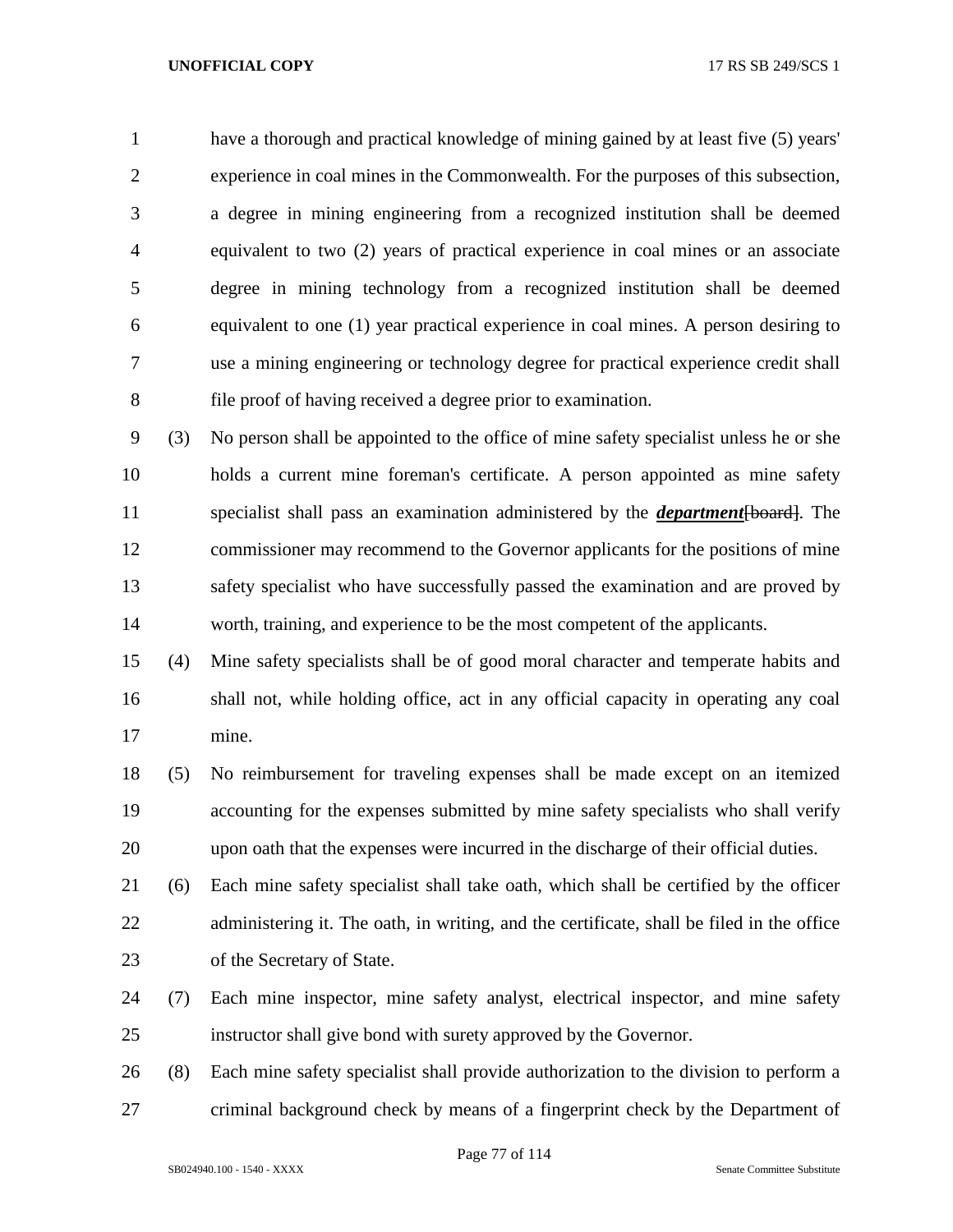have a thorough and practical knowledge of mining gained by at least five (5) years' experience in coal mines in the Commonwealth. For the purposes of this subsection, a degree in mining engineering from a recognized institution shall be deemed equivalent to two (2) years of practical experience in coal mines or an associate degree in mining technology from a recognized institution shall be deemed equivalent to one (1) year practical experience in coal mines. A person desiring to use a mining engineering or technology degree for practical experience credit shall file proof of having received a degree prior to examination.

(3) No person shall be appointed to the office of mine safety specialist unless he or she holds a current mine foreman's certificate. A person appointed as mine safety specialist shall pass an examination administered by the ***department***~~[board]~~. The commissioner may recommend to the Governor applicants for the positions of mine safety specialist who have successfully passed the examination and are proved by worth, training, and experience to be the most competent of the applicants.

(4) Mine safety specialists shall be of good moral character and temperate habits and shall not, while holding office, act in any official capacity in operating any coal mine.

(5) No reimbursement for traveling expenses shall be made except on an itemized accounting for the expenses submitted by mine safety specialists who shall verify upon oath that the expenses were incurred in the discharge of their official duties.

(6) Each mine safety specialist shall take oath, which shall be certified by the officer administering it. The oath, in writing, and the certificate, shall be filed in the office of the Secretary of State.

(7) Each mine inspector, mine safety analyst, electrical inspector, and mine safety instructor shall give bond with surety approved by the Governor.

(8) Each mine safety specialist shall provide authorization to the division to perform a criminal background check by means of a fingerprint check by the Department of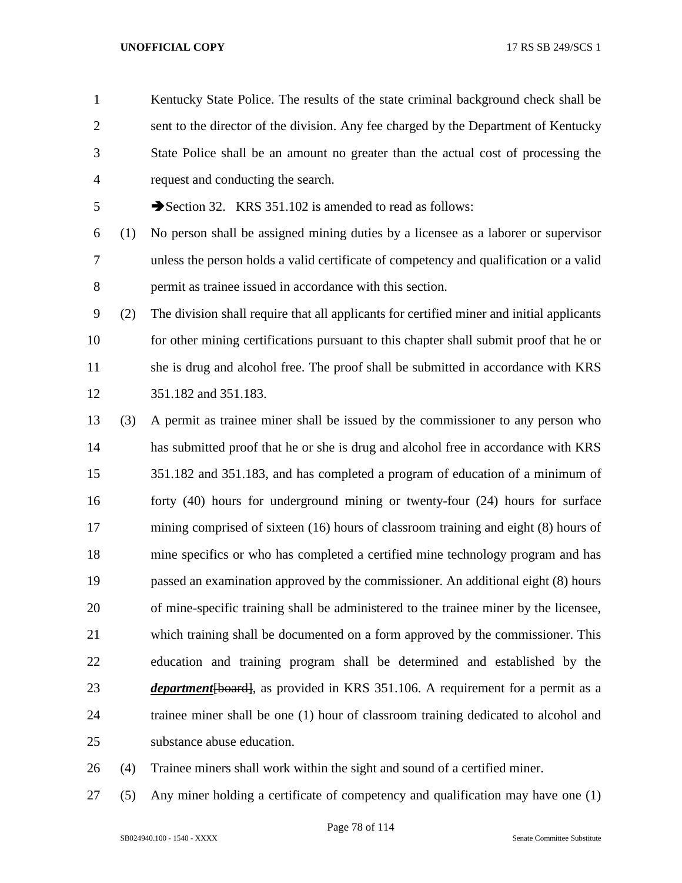Kentucky State Police. The results of the state criminal background check shall be sent to the director of the division. Any fee charged by the Department of Kentucky State Police shall be an amount no greater than the actual cost of processing the request and conducting the search.

➔Section 32. KRS 351.102 is amended to read as follows:

(1) No person shall be assigned mining duties by a licensee as a laborer or supervisor unless the person holds a valid certificate of competency and qualification or a valid permit as trainee issued in accordance with this section.

(2) The division shall require that all applicants for certified miner and initial applicants for other mining certifications pursuant to this chapter shall submit proof that he or she is drug and alcohol free. The proof shall be submitted in accordance with KRS 351.182 and 351.183.

(3) A permit as trainee miner shall be issued by the commissioner to any person who has submitted proof that he or she is drug and alcohol free in accordance with KRS 351.182 and 351.183, and has completed a program of education of a minimum of forty (40) hours for underground mining or twenty-four (24) hours for surface mining comprised of sixteen (16) hours of classroom training and eight (8) hours of mine specifics or who has completed a certified mine technology program and has passed an examination approved by the commissioner. An additional eight (8) hours of mine-specific training shall be administered to the trainee miner by the licensee, which training shall be documented on a form approved by the commissioner. This education and training program shall be determined and established by the ***department***~~[board]~~, as provided in KRS 351.106. A requirement for a permit as a trainee miner shall be one (1) hour of classroom training dedicated to alcohol and substance abuse education.

(4) Trainee miners shall work within the sight and sound of a certified miner.

(5) Any miner holding a certificate of competency and qualification may have one (1)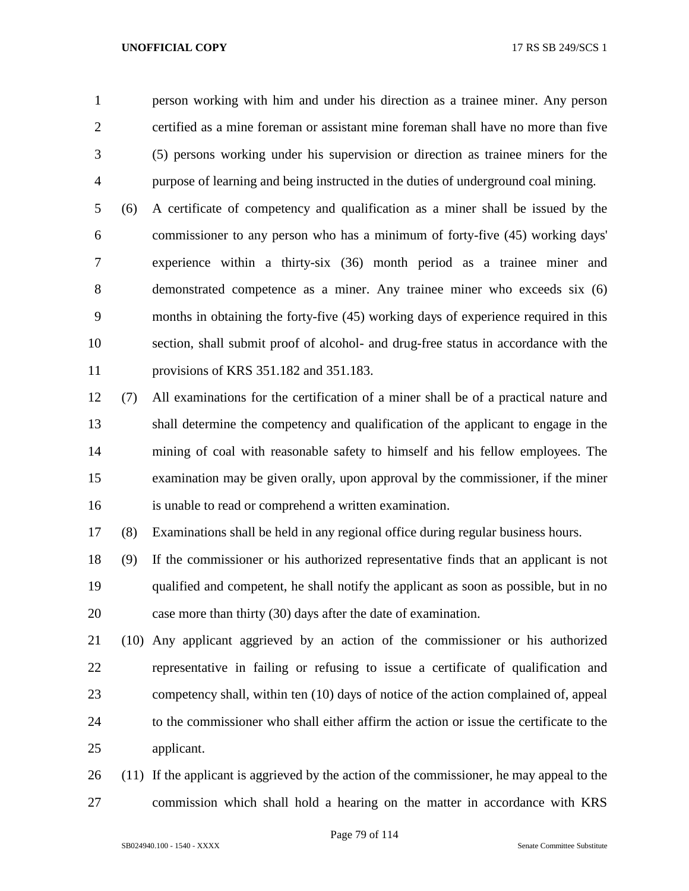person working with him and under his direction as a trainee miner. Any person certified as a mine foreman or assistant mine foreman shall have no more than five (5) persons working under his supervision or direction as trainee miners for the purpose of learning and being instructed in the duties of underground coal mining.

(6) A certificate of competency and qualification as a miner shall be issued by the commissioner to any person who has a minimum of forty-five (45) working days' experience within a thirty-six (36) month period as a trainee miner and demonstrated competence as a miner. Any trainee miner who exceeds six (6) months in obtaining the forty-five (45) working days of experience required in this section, shall submit proof of alcohol- and drug-free status in accordance with the provisions of KRS 351.182 and 351.183.

(7) All examinations for the certification of a miner shall be of a practical nature and shall determine the competency and qualification of the applicant to engage in the mining of coal with reasonable safety to himself and his fellow employees. The examination may be given orally, upon approval by the commissioner, if the miner is unable to read or comprehend a written examination.

(8) Examinations shall be held in any regional office during regular business hours.

(9) If the commissioner or his authorized representative finds that an applicant is not qualified and competent, he shall notify the applicant as soon as possible, but in no case more than thirty (30) days after the date of examination.

(10) Any applicant aggrieved by an action of the commissioner or his authorized representative in failing or refusing to issue a certificate of qualification and competency shall, within ten (10) days of notice of the action complained of, appeal to the commissioner who shall either affirm the action or issue the certificate to the applicant.

(11) If the applicant is aggrieved by the action of the commissioner, he may appeal to the commission which shall hold a hearing on the matter in accordance with KRS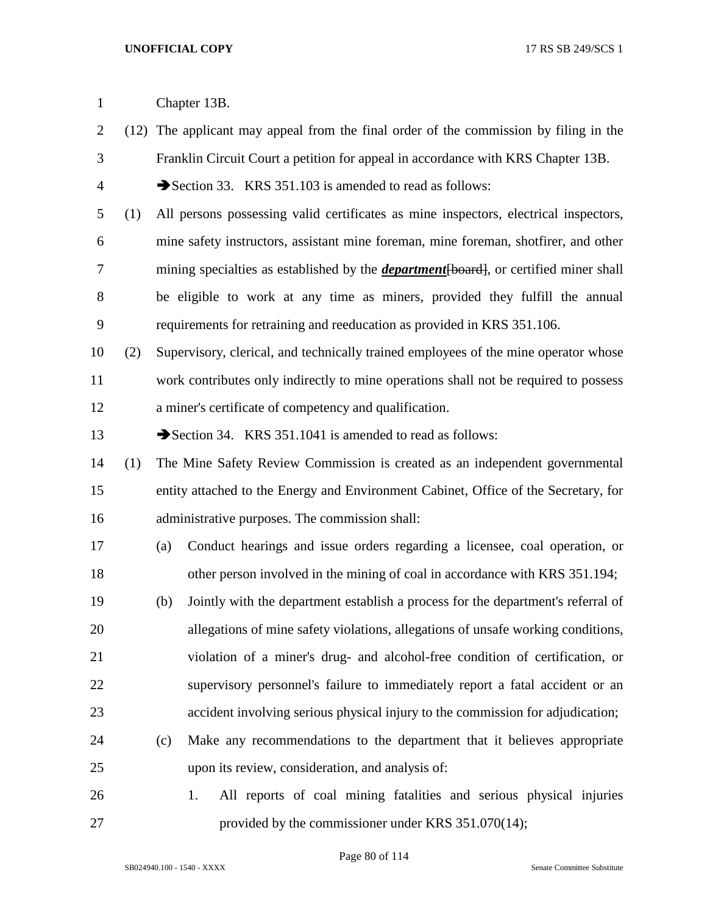Chapter 13B.

(12) The applicant may appeal from the final order of the commission by filing in the Franklin Circuit Court a petition for appeal in accordance with KRS Chapter 13B.

➔Section 33. KRS 351.103 is amended to read as follows:

(1) All persons possessing valid certificates as mine inspectors, electrical inspectors, mine safety instructors, assistant mine foreman, mine foreman, shotfirer, and other mining specialties as established by the ***department***~~[board]~~, or certified miner shall be eligible to work at any time as miners, provided they fulfill the annual requirements for retraining and reeducation as provided in KRS 351.106.

(2) Supervisory, clerical, and technically trained employees of the mine operator whose work contributes only indirectly to mine operations shall not be required to possess a miner's certificate of competency and qualification.

➔Section 34. KRS 351.1041 is amended to read as follows:

(1) The Mine Safety Review Commission is created as an independent governmental entity attached to the Energy and Environment Cabinet, Office of the Secretary, for administrative purposes. The commission shall:

(a) Conduct hearings and issue orders regarding a licensee, coal operation, or other person involved in the mining of coal in accordance with KRS 351.194;

(b) Jointly with the department establish a process for the department's referral of allegations of mine safety violations, allegations of unsafe working conditions, violation of a miner's drug- and alcohol-free condition of certification, or supervisory personnel's failure to immediately report a fatal accident or an accident involving serious physical injury to the commission for adjudication;

(c) Make any recommendations to the department that it believes appropriate upon its review, consideration, and analysis of:

1. All reports of coal mining fatalities and serious physical injuries provided by the commissioner under KRS 351.070(14);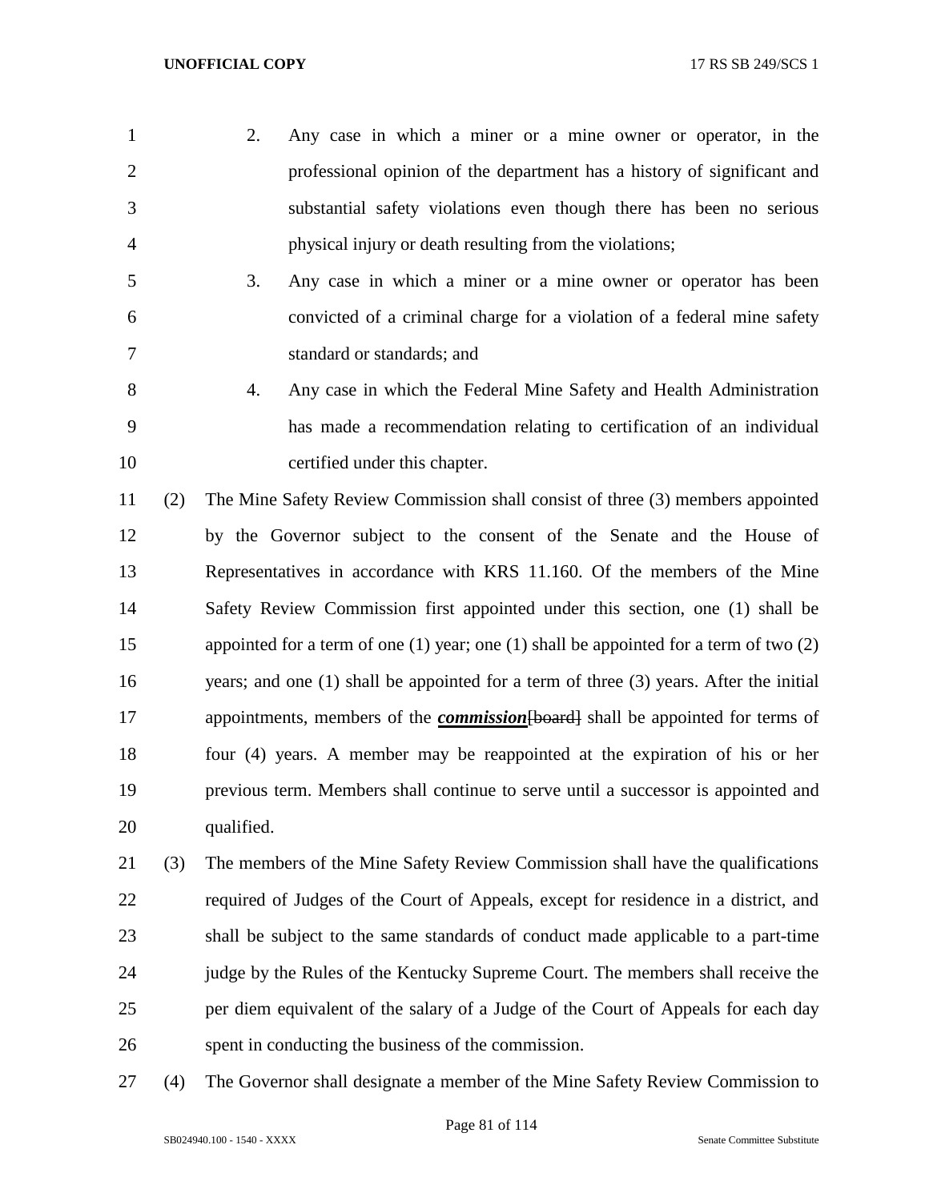2. Any case in which a miner or a mine owner or operator, in the professional opinion of the department has a history of significant and substantial safety violations even though there has been no serious physical injury or death resulting from the violations;

3. Any case in which a miner or a mine owner or operator has been convicted of a criminal charge for a violation of a federal mine safety standard or standards; and

4. Any case in which the Federal Mine Safety and Health Administration has made a recommendation relating to certification of an individual certified under this chapter.

(2) The Mine Safety Review Commission shall consist of three (3) members appointed by the Governor subject to the consent of the Senate and the House of Representatives in accordance with KRS 11.160. Of the members of the Mine Safety Review Commission first appointed under this section, one (1) shall be appointed for a term of one (1) year; one (1) shall be appointed for a term of two (2) years; and one (1) shall be appointed for a term of three (3) years. After the initial appointments, members of the ***commission***~~[board]~~ shall be appointed for terms of four (4) years. A member may be reappointed at the expiration of his or her previous term. Members shall continue to serve until a successor is appointed and qualified.

(3) The members of the Mine Safety Review Commission shall have the qualifications required of Judges of the Court of Appeals, except for residence in a district, and shall be subject to the same standards of conduct made applicable to a part-time judge by the Rules of the Kentucky Supreme Court. The members shall receive the per diem equivalent of the salary of a Judge of the Court of Appeals for each day spent in conducting the business of the commission.

(4) The Governor shall designate a member of the Mine Safety Review Commission to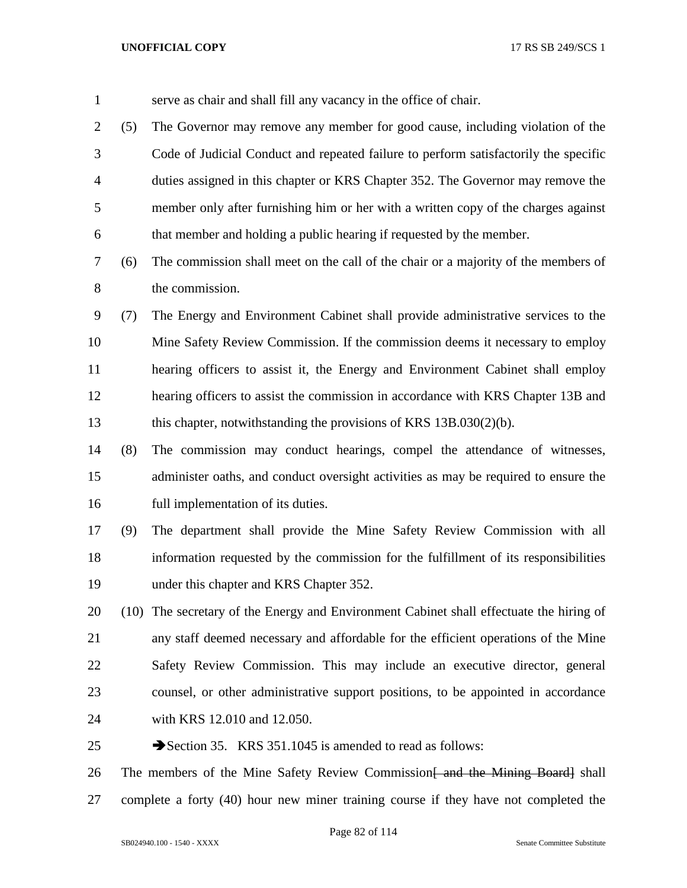serve as chair and shall fill any vacancy in the office of chair.

(5) The Governor may remove any member for good cause, including violation of the Code of Judicial Conduct and repeated failure to perform satisfactorily the specific duties assigned in this chapter or KRS Chapter 352. The Governor may remove the member only after furnishing him or her with a written copy of the charges against that member and holding a public hearing if requested by the member.

(6) The commission shall meet on the call of the chair or a majority of the members of the commission.

(7) The Energy and Environment Cabinet shall provide administrative services to the Mine Safety Review Commission. If the commission deems it necessary to employ hearing officers to assist it, the Energy and Environment Cabinet shall employ hearing officers to assist the commission in accordance with KRS Chapter 13B and this chapter, notwithstanding the provisions of KRS 13B.030(2)(b).

(8) The commission may conduct hearings, compel the attendance of witnesses, administer oaths, and conduct oversight activities as may be required to ensure the full implementation of its duties.

(9) The department shall provide the Mine Safety Review Commission with all information requested by the commission for the fulfillment of its responsibilities under this chapter and KRS Chapter 352.

(10) The secretary of the Energy and Environment Cabinet shall effectuate the hiring of any staff deemed necessary and affordable for the efficient operations of the Mine Safety Review Commission. This may include an executive director, general counsel, or other administrative support positions, to be appointed in accordance with KRS 12.010 and 12.050.

➔Section 35. KRS 351.1045 is amended to read as follows:

The members of the Mine Safety Review Commission~~[ and the Mining Board]~~ shall complete a forty (40) hour new miner training course if they have not completed the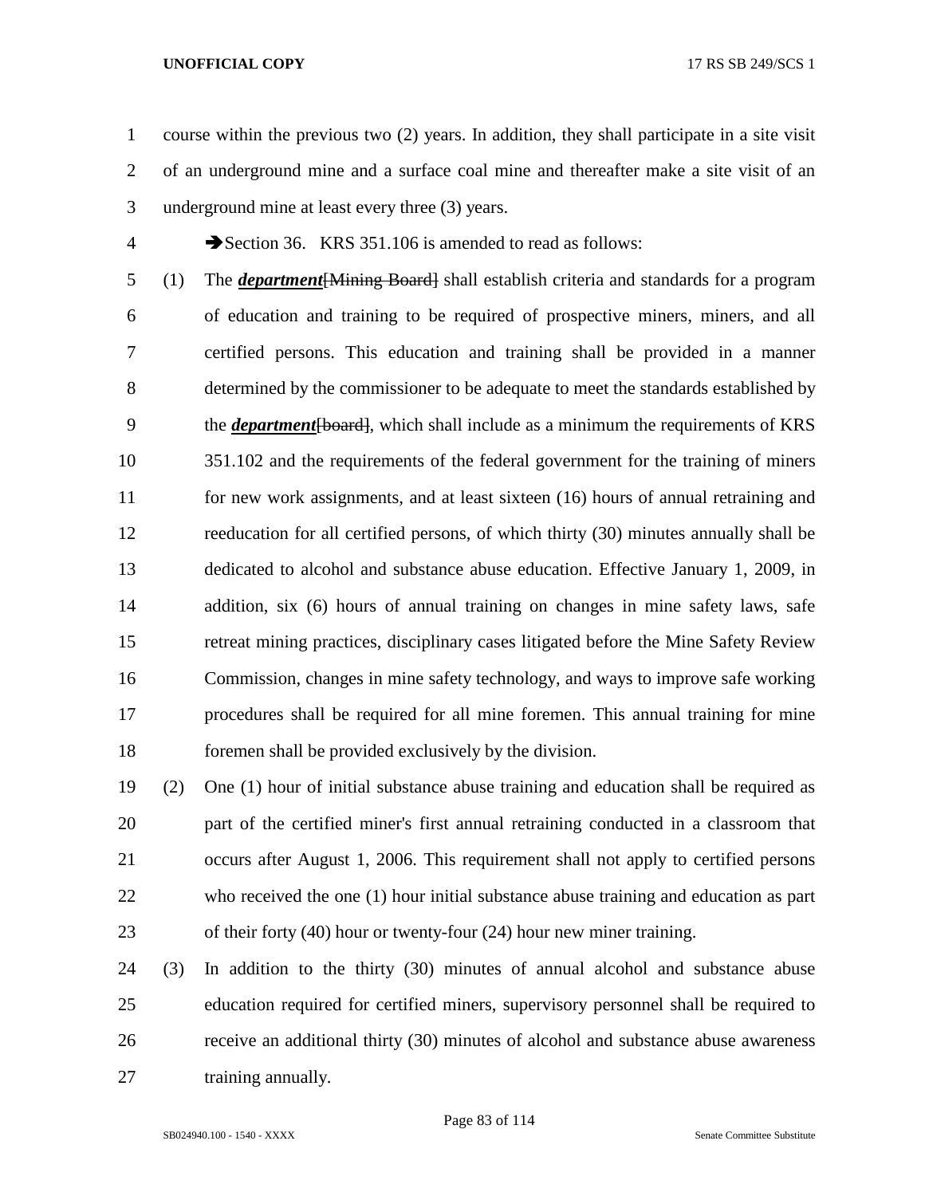course within the previous two (2) years. In addition, they shall participate in a site visit of an underground mine and a surface coal mine and thereafter make a site visit of an underground mine at least every three (3) years.

➔Section 36. KRS 351.106 is amended to read as follows:

(1) The ***department***[~~Mining Board~~] shall establish criteria and standards for a program of education and training to be required of prospective miners, miners, and all certified persons. This education and training shall be provided in a manner determined by the commissioner to be adequate to meet the standards established by the ***department***[~~board~~], which shall include as a minimum the requirements of KRS 351.102 and the requirements of the federal government for the training of miners for new work assignments, and at least sixteen (16) hours of annual retraining and reeducation for all certified persons, of which thirty (30) minutes annually shall be dedicated to alcohol and substance abuse education. Effective January 1, 2009, in addition, six (6) hours of annual training on changes in mine safety laws, safe retreat mining practices, disciplinary cases litigated before the Mine Safety Review Commission, changes in mine safety technology, and ways to improve safe working procedures shall be required for all mine foremen. This annual training for mine foremen shall be provided exclusively by the division.

(2) One (1) hour of initial substance abuse training and education shall be required as part of the certified miner's first annual retraining conducted in a classroom that occurs after August 1, 2006. This requirement shall not apply to certified persons who received the one (1) hour initial substance abuse training and education as part of their forty (40) hour or twenty-four (24) hour new miner training.

(3) In addition to the thirty (30) minutes of annual alcohol and substance abuse education required for certified miners, supervisory personnel shall be required to receive an additional thirty (30) minutes of alcohol and substance abuse awareness training annually.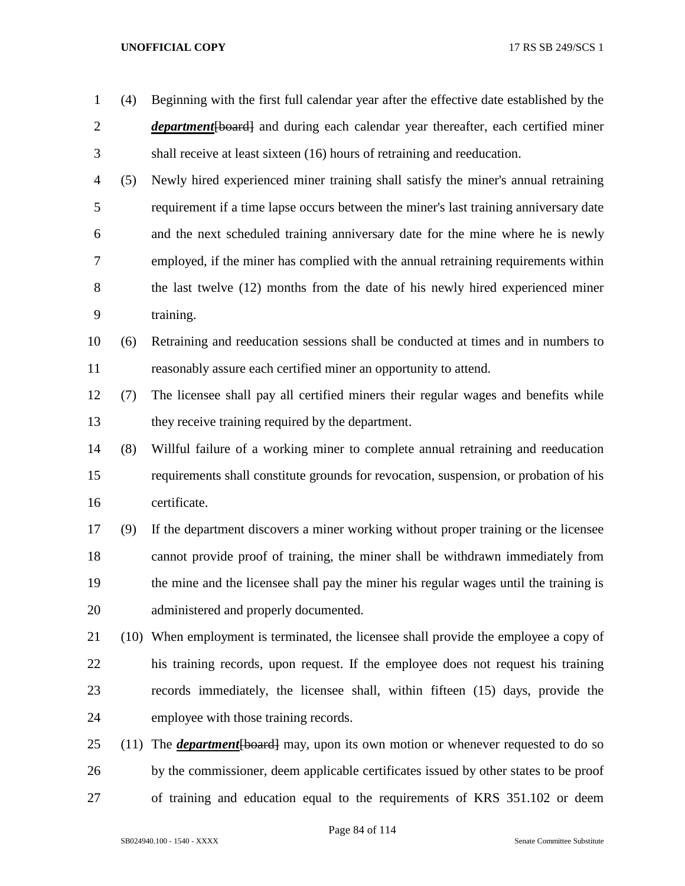(4) Beginning with the first full calendar year after the effective date established by the ***department***~~[board]~~ and during each calendar year thereafter, each certified miner shall receive at least sixteen (16) hours of retraining and reeducation.

(5) Newly hired experienced miner training shall satisfy the miner's annual retraining requirement if a time lapse occurs between the miner's last training anniversary date and the next scheduled training anniversary date for the mine where he is newly employed, if the miner has complied with the annual retraining requirements within the last twelve (12) months from the date of his newly hired experienced miner training.

(6) Retraining and reeducation sessions shall be conducted at times and in numbers to reasonably assure each certified miner an opportunity to attend.

(7) The licensee shall pay all certified miners their regular wages and benefits while they receive training required by the department.

(8) Willful failure of a working miner to complete annual retraining and reeducation requirements shall constitute grounds for revocation, suspension, or probation of his certificate.

(9) If the department discovers a miner working without proper training or the licensee cannot provide proof of training, the miner shall be withdrawn immediately from the mine and the licensee shall pay the miner his regular wages until the training is administered and properly documented.

(10) When employment is terminated, the licensee shall provide the employee a copy of his training records, upon request. If the employee does not request his training records immediately, the licensee shall, within fifteen (15) days, provide the employee with those training records.

(11) The ***department***~~[board]~~ may, upon its own motion or whenever requested to do so by the commissioner, deem applicable certificates issued by other states to be proof of training and education equal to the requirements of KRS 351.102 or deem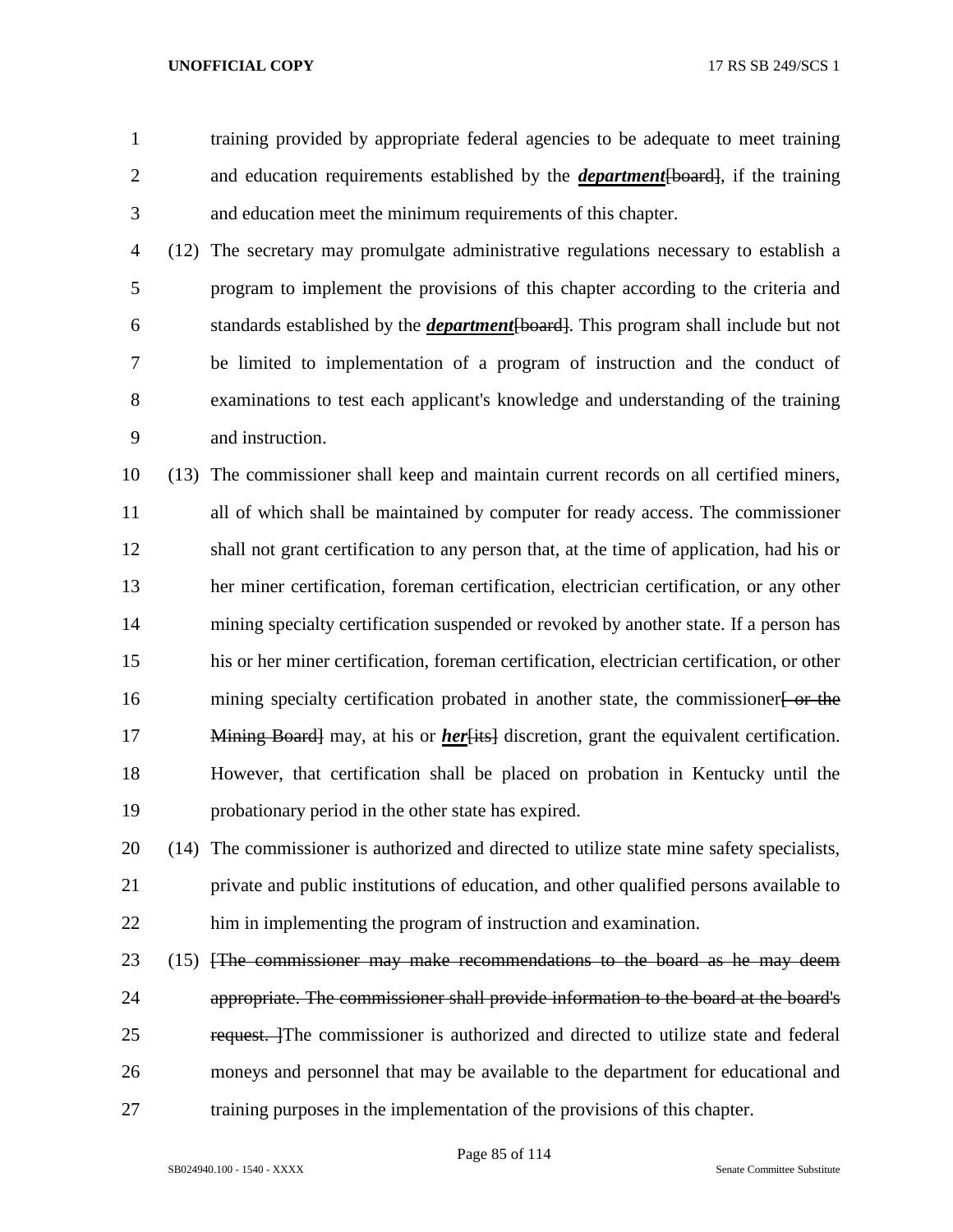training provided by appropriate federal agencies to be adequate to meet training and education requirements established by the ***department***[~~board~~], if the training and education meet the minimum requirements of this chapter.

(12) The secretary may promulgate administrative regulations necessary to establish a program to implement the provisions of this chapter according to the criteria and standards established by the ***department***[~~board~~]. This program shall include but not be limited to implementation of a program of instruction and the conduct of examinations to test each applicant's knowledge and understanding of the training and instruction.

(13) The commissioner shall keep and maintain current records on all certified miners, all of which shall be maintained by computer for ready access. The commissioner shall not grant certification to any person that, at the time of application, had his or her miner certification, foreman certification, electrician certification, or any other mining specialty certification suspended or revoked by another state. If a person has his or her miner certification, foreman certification, electrician certification, or other mining specialty certification probated in another state, the commissioner[~~ or the Mining Board~~] may, at his or ***her***[~~its~~] discretion, grant the equivalent certification. However, that certification shall be placed on probation in Kentucky until the probationary period in the other state has expired.

(14) The commissioner is authorized and directed to utilize state mine safety specialists, private and public institutions of education, and other qualified persons available to him in implementing the program of instruction and examination.

(15) [~~The commissioner may make recommendations to the board as he may deem appropriate. The commissioner shall provide information to the board at the board's request. ~~]The commissioner is authorized and directed to utilize state and federal moneys and personnel that may be available to the department for educational and training purposes in the implementation of the provisions of this chapter.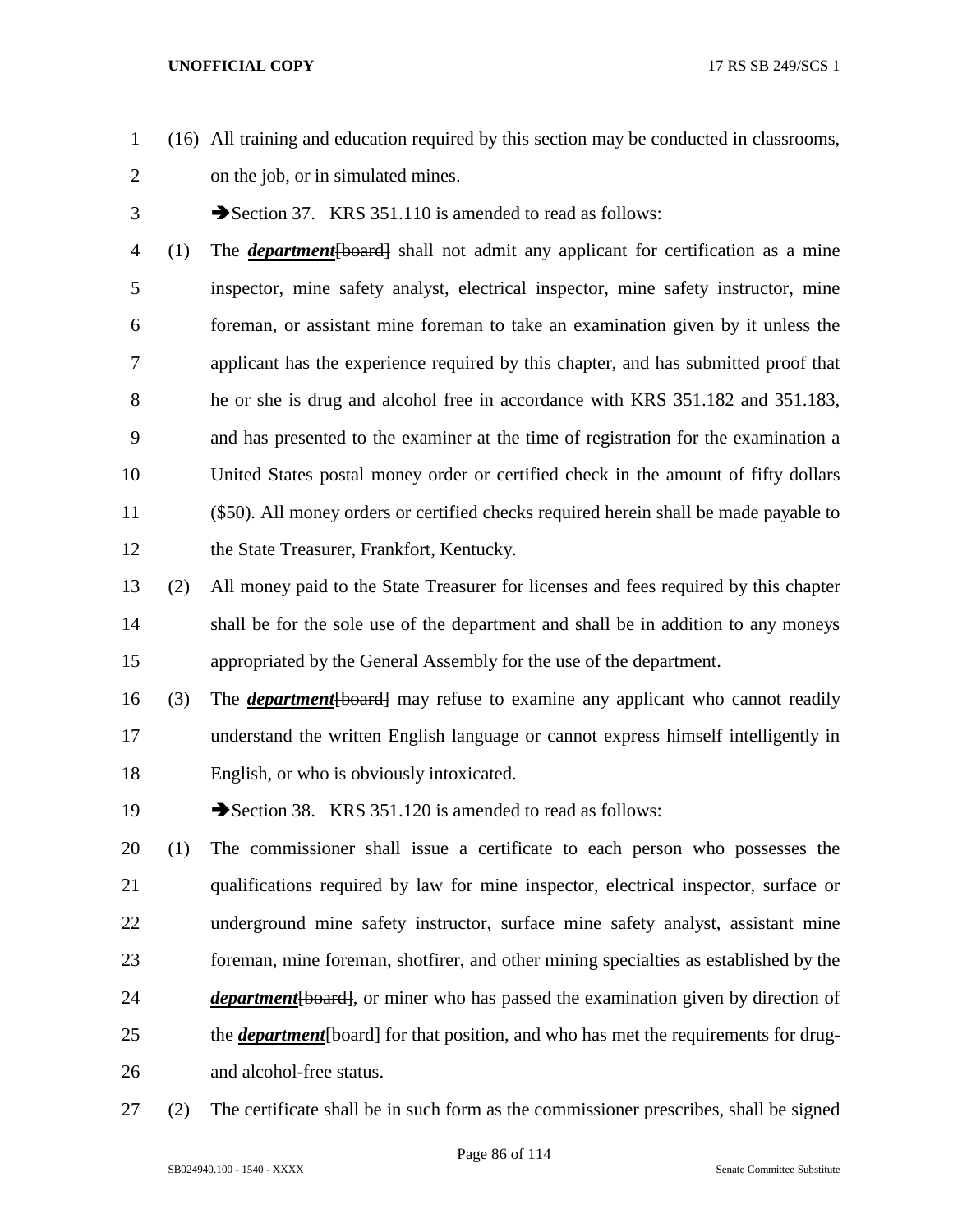(16) All training and education required by this section may be conducted in classrooms, on the job, or in simulated mines.

➔Section 37. KRS 351.110 is amended to read as follows:

(1) The ***department***~~[board]~~ shall not admit any applicant for certification as a mine inspector, mine safety analyst, electrical inspector, mine safety instructor, mine foreman, or assistant mine foreman to take an examination given by it unless the applicant has the experience required by this chapter, and has submitted proof that he or she is drug and alcohol free in accordance with KRS 351.182 and 351.183, and has presented to the examiner at the time of registration for the examination a United States postal money order or certified check in the amount of fifty dollars ($50). All money orders or certified checks required herein shall be made payable to the State Treasurer, Frankfort, Kentucky.

(2) All money paid to the State Treasurer for licenses and fees required by this chapter shall be for the sole use of the department and shall be in addition to any moneys appropriated by the General Assembly for the use of the department.

(3) The ***department***~~[board]~~ may refuse to examine any applicant who cannot readily understand the written English language or cannot express himself intelligently in English, or who is obviously intoxicated.

➔Section 38. KRS 351.120 is amended to read as follows:

(1) The commissioner shall issue a certificate to each person who possesses the qualifications required by law for mine inspector, electrical inspector, surface or underground mine safety instructor, surface mine safety analyst, assistant mine foreman, mine foreman, shotfirer, and other mining specialties as established by the ***department***~~[board]~~, or miner who has passed the examination given by direction of the ***department***~~[board]~~ for that position, and who has met the requirements for drug- and alcohol-free status.

(2) The certificate shall be in such form as the commissioner prescribes, shall be signed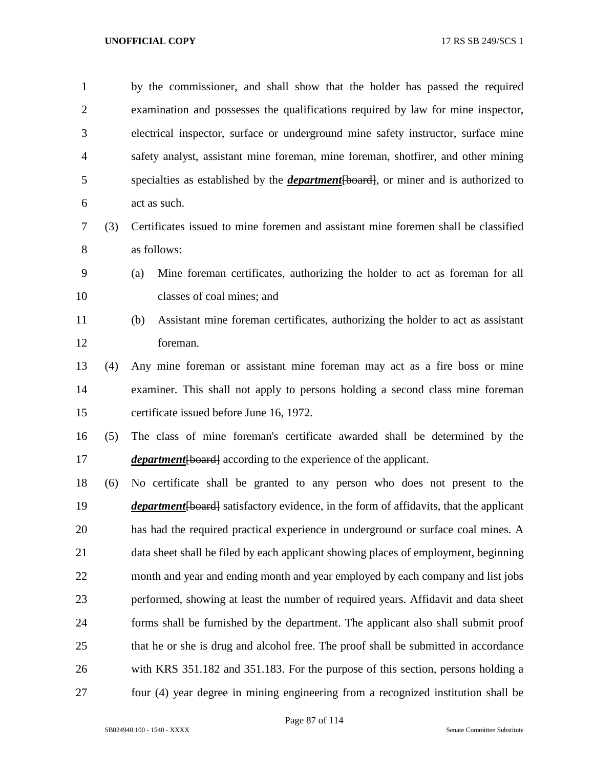by the commissioner, and shall show that the holder has passed the required examination and possesses the qualifications required by law for mine inspector, electrical inspector, surface or underground mine safety instructor, surface mine safety analyst, assistant mine foreman, mine foreman, shotfirer, and other mining specialties as established by the ***department***~~[board]~~, or miner and is authorized to act as such.

(3) Certificates issued to mine foremen and assistant mine foremen shall be classified as follows:

(a) Mine foreman certificates, authorizing the holder to act as foreman for all classes of coal mines; and

(b) Assistant mine foreman certificates, authorizing the holder to act as assistant foreman.

(4) Any mine foreman or assistant mine foreman may act as a fire boss or mine examiner. This shall not apply to persons holding a second class mine foreman certificate issued before June 16, 1972.

(5) The class of mine foreman's certificate awarded shall be determined by the ***department***~~[board]~~ according to the experience of the applicant.

(6) No certificate shall be granted to any person who does not present to the ***department***~~[board]~~ satisfactory evidence, in the form of affidavits, that the applicant has had the required practical experience in underground or surface coal mines. A data sheet shall be filed by each applicant showing places of employment, beginning month and year and ending month and year employed by each company and list jobs performed, showing at least the number of required years. Affidavit and data sheet forms shall be furnished by the department. The applicant also shall submit proof that he or she is drug and alcohol free. The proof shall be submitted in accordance with KRS 351.182 and 351.183. For the purpose of this section, persons holding a four (4) year degree in mining engineering from a recognized institution shall be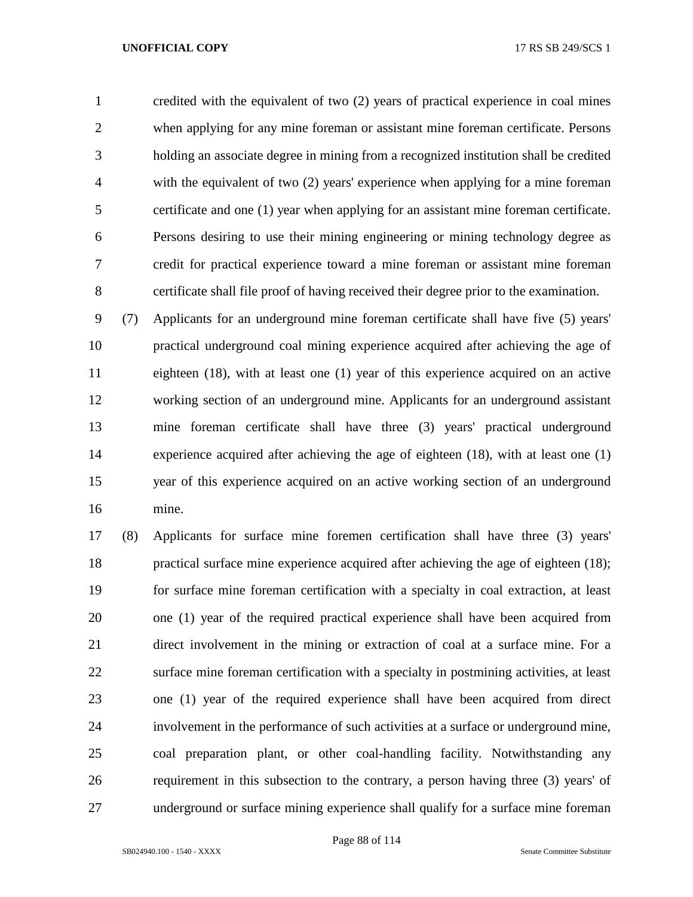credited with the equivalent of two (2) years of practical experience in coal mines when applying for any mine foreman or assistant mine foreman certificate. Persons holding an associate degree in mining from a recognized institution shall be credited with the equivalent of two (2) years' experience when applying for a mine foreman certificate and one (1) year when applying for an assistant mine foreman certificate. Persons desiring to use their mining engineering or mining technology degree as credit for practical experience toward a mine foreman or assistant mine foreman certificate shall file proof of having received their degree prior to the examination.

(7) Applicants for an underground mine foreman certificate shall have five (5) years' practical underground coal mining experience acquired after achieving the age of eighteen (18), with at least one (1) year of this experience acquired on an active working section of an underground mine. Applicants for an underground assistant mine foreman certificate shall have three (3) years' practical underground experience acquired after achieving the age of eighteen (18), with at least one (1) year of this experience acquired on an active working section of an underground mine.

(8) Applicants for surface mine foremen certification shall have three (3) years' practical surface mine experience acquired after achieving the age of eighteen (18); for surface mine foreman certification with a specialty in coal extraction, at least one (1) year of the required practical experience shall have been acquired from direct involvement in the mining or extraction of coal at a surface mine. For a surface mine foreman certification with a specialty in postmining activities, at least one (1) year of the required experience shall have been acquired from direct involvement in the performance of such activities at a surface or underground mine, coal preparation plant, or other coal-handling facility. Notwithstanding any requirement in this subsection to the contrary, a person having three (3) years' of underground or surface mining experience shall qualify for a surface mine foreman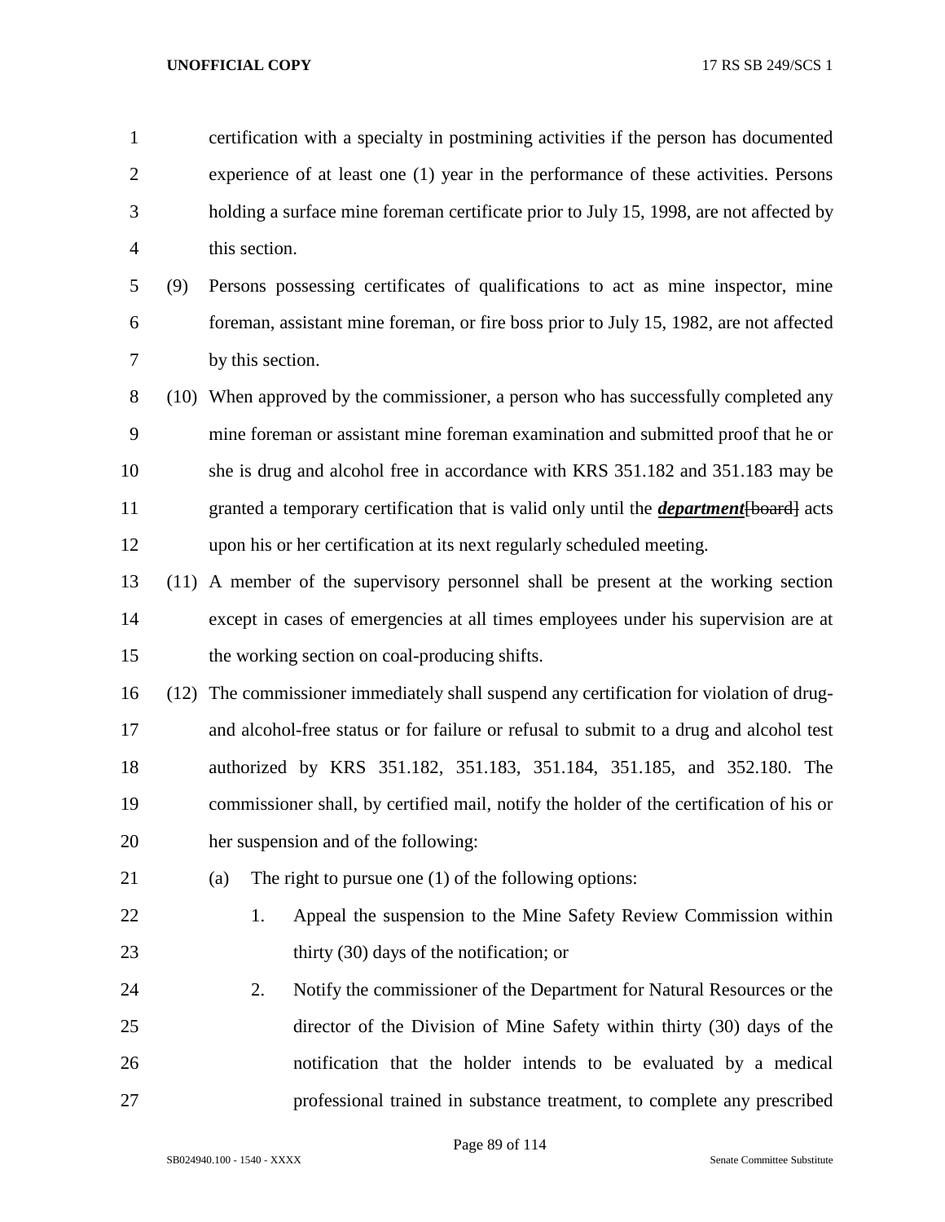certification with a specialty in postmining activities if the person has documented experience of at least one (1) year in the performance of these activities. Persons holding a surface mine foreman certificate prior to July 15, 1998, are not affected by this section.

(9) Persons possessing certificates of qualifications to act as mine inspector, mine foreman, assistant mine foreman, or fire boss prior to July 15, 1982, are not affected by this section.

(10) When approved by the commissioner, a person who has successfully completed any mine foreman or assistant mine foreman examination and submitted proof that he or she is drug and alcohol free in accordance with KRS 351.182 and 351.183 may be granted a temporary certification that is valid only until the ***department***~~[board]~~ acts upon his or her certification at its next regularly scheduled meeting.

(11) A member of the supervisory personnel shall be present at the working section except in cases of emergencies at all times employees under his supervision are at the working section on coal-producing shifts.

(12) The commissioner immediately shall suspend any certification for violation of drug- and alcohol-free status or for failure or refusal to submit to a drug and alcohol test authorized by KRS 351.182, 351.183, 351.184, 351.185, and 352.180. The commissioner shall, by certified mail, notify the holder of the certification of his or her suspension and of the following:

(a) The right to pursue one (1) of the following options:

1. Appeal the suspension to the Mine Safety Review Commission within thirty (30) days of the notification; or

2. Notify the commissioner of the Department for Natural Resources or the director of the Division of Mine Safety within thirty (30) days of the notification that the holder intends to be evaluated by a medical professional trained in substance treatment, to complete any prescribed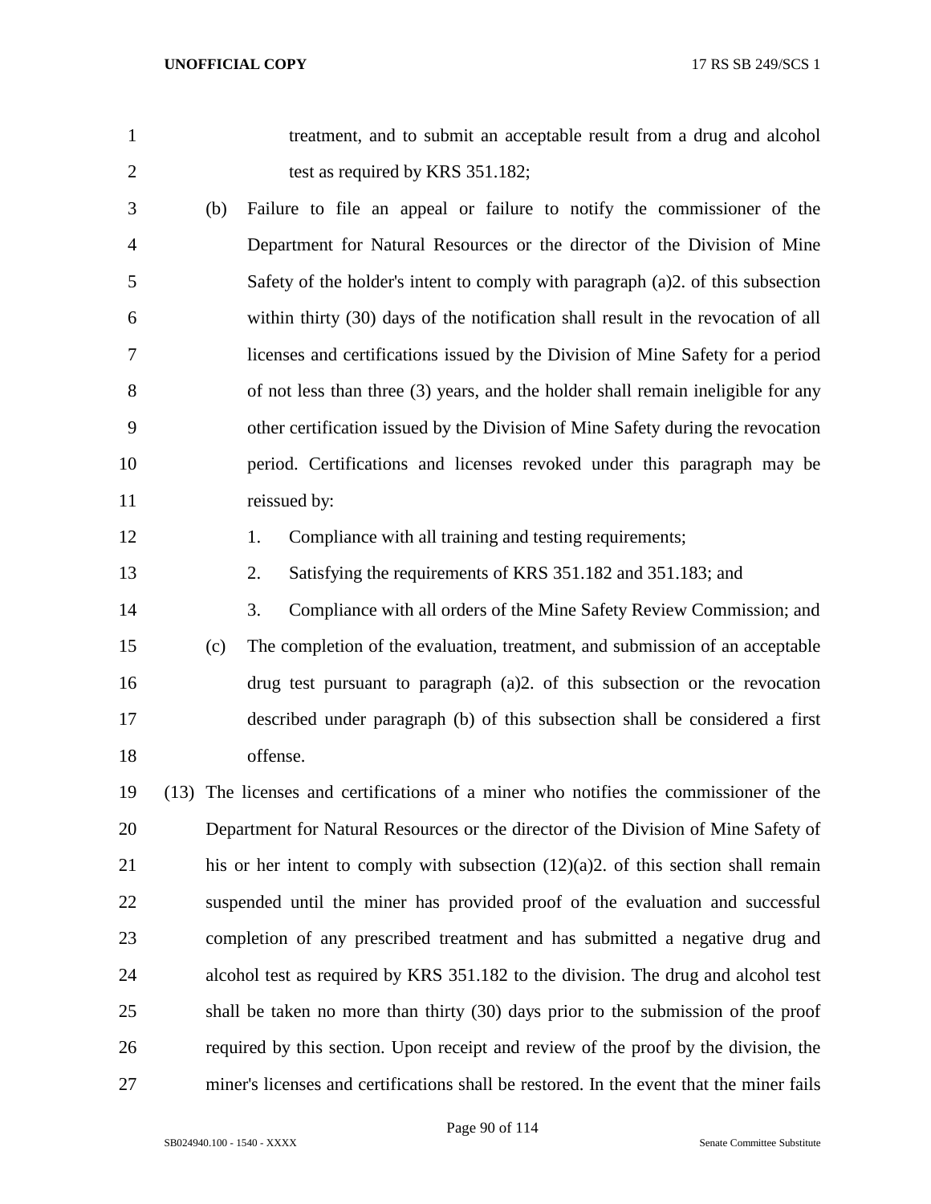treatment, and to submit an acceptable result from a drug and alcohol test as required by KRS 351.182;

(b) Failure to file an appeal or failure to notify the commissioner of the Department for Natural Resources or the director of the Division of Mine Safety of the holder's intent to comply with paragraph (a)2. of this subsection within thirty (30) days of the notification shall result in the revocation of all licenses and certifications issued by the Division of Mine Safety for a period of not less than three (3) years, and the holder shall remain ineligible for any other certification issued by the Division of Mine Safety during the revocation period. Certifications and licenses revoked under this paragraph may be reissued by:

1. Compliance with all training and testing requirements;

2. Satisfying the requirements of KRS 351.182 and 351.183; and

3. Compliance with all orders of the Mine Safety Review Commission; and

(c) The completion of the evaluation, treatment, and submission of an acceptable drug test pursuant to paragraph (a)2. of this subsection or the revocation described under paragraph (b) of this subsection shall be considered a first offense.

(13) The licenses and certifications of a miner who notifies the commissioner of the Department for Natural Resources or the director of the Division of Mine Safety of his or her intent to comply with subsection (12)(a)2. of this section shall remain suspended until the miner has provided proof of the evaluation and successful completion of any prescribed treatment and has submitted a negative drug and alcohol test as required by KRS 351.182 to the division. The drug and alcohol test shall be taken no more than thirty (30) days prior to the submission of the proof required by this section. Upon receipt and review of the proof by the division, the miner's licenses and certifications shall be restored. In the event that the miner fails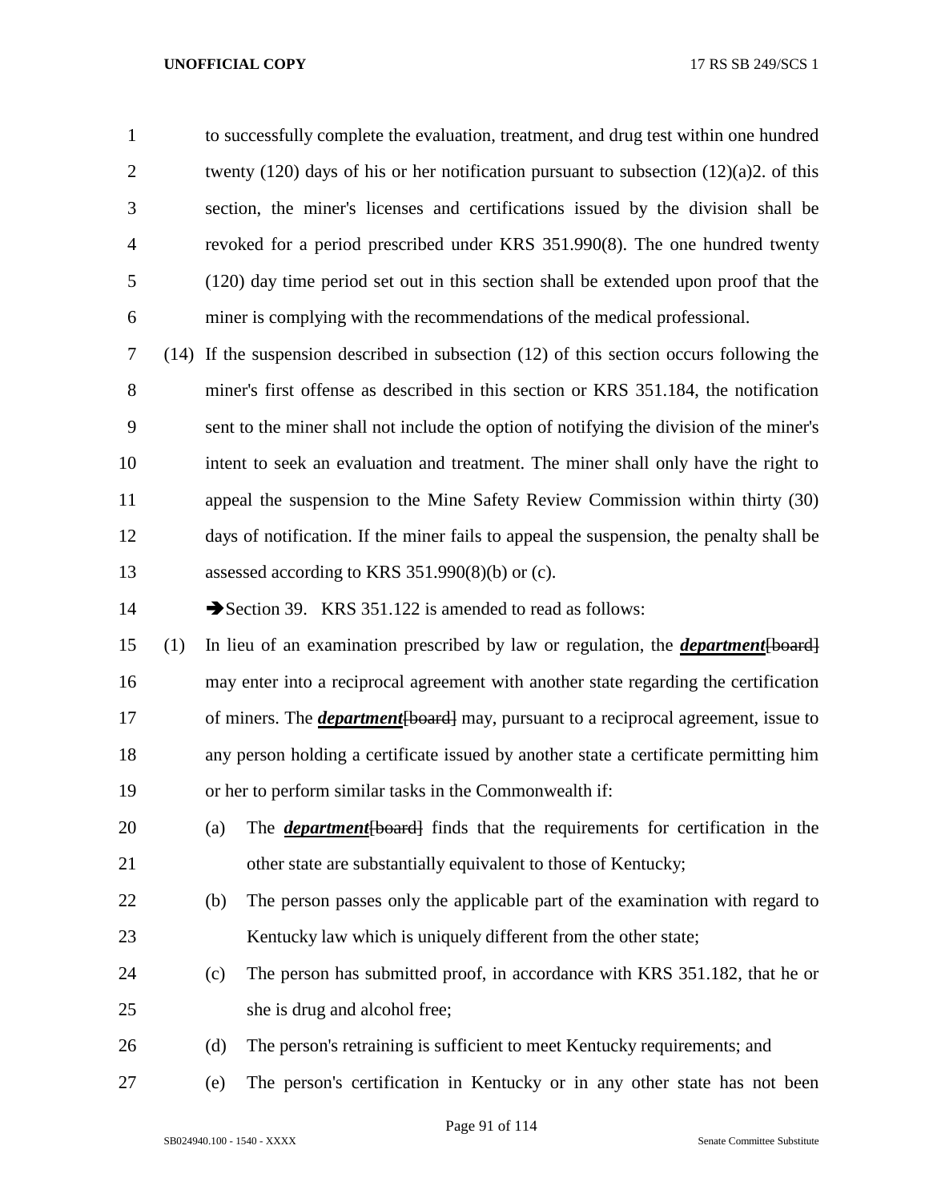to successfully complete the evaluation, treatment, and drug test within one hundred twenty (120) days of his or her notification pursuant to subsection (12)(a)2. of this section, the miner's licenses and certifications issued by the division shall be revoked for a period prescribed under KRS 351.990(8). The one hundred twenty (120) day time period set out in this section shall be extended upon proof that the miner is complying with the recommendations of the medical professional.

(14) If the suspension described in subsection (12) of this section occurs following the miner's first offense as described in this section or KRS 351.184, the notification sent to the miner shall not include the option of notifying the division of the miner's intent to seek an evaluation and treatment. The miner shall only have the right to appeal the suspension to the Mine Safety Review Commission within thirty (30) days of notification. If the miner fails to appeal the suspension, the penalty shall be assessed according to KRS 351.990(8)(b) or (c).

➔Section 39. KRS 351.122 is amended to read as follows:

(1) In lieu of an examination prescribed by law or regulation, the ***department***~~[board]~~ may enter into a reciprocal agreement with another state regarding the certification of miners. The ***department***~~[board]~~ may, pursuant to a reciprocal agreement, issue to any person holding a certificate issued by another state a certificate permitting him or her to perform similar tasks in the Commonwealth if:

(a) The ***department***~~[board]~~ finds that the requirements for certification in the other state are substantially equivalent to those of Kentucky;

(b) The person passes only the applicable part of the examination with regard to Kentucky law which is uniquely different from the other state;

(c) The person has submitted proof, in accordance with KRS 351.182, that he or she is drug and alcohol free;

(d) The person's retraining is sufficient to meet Kentucky requirements; and

(e) The person's certification in Kentucky or in any other state has not been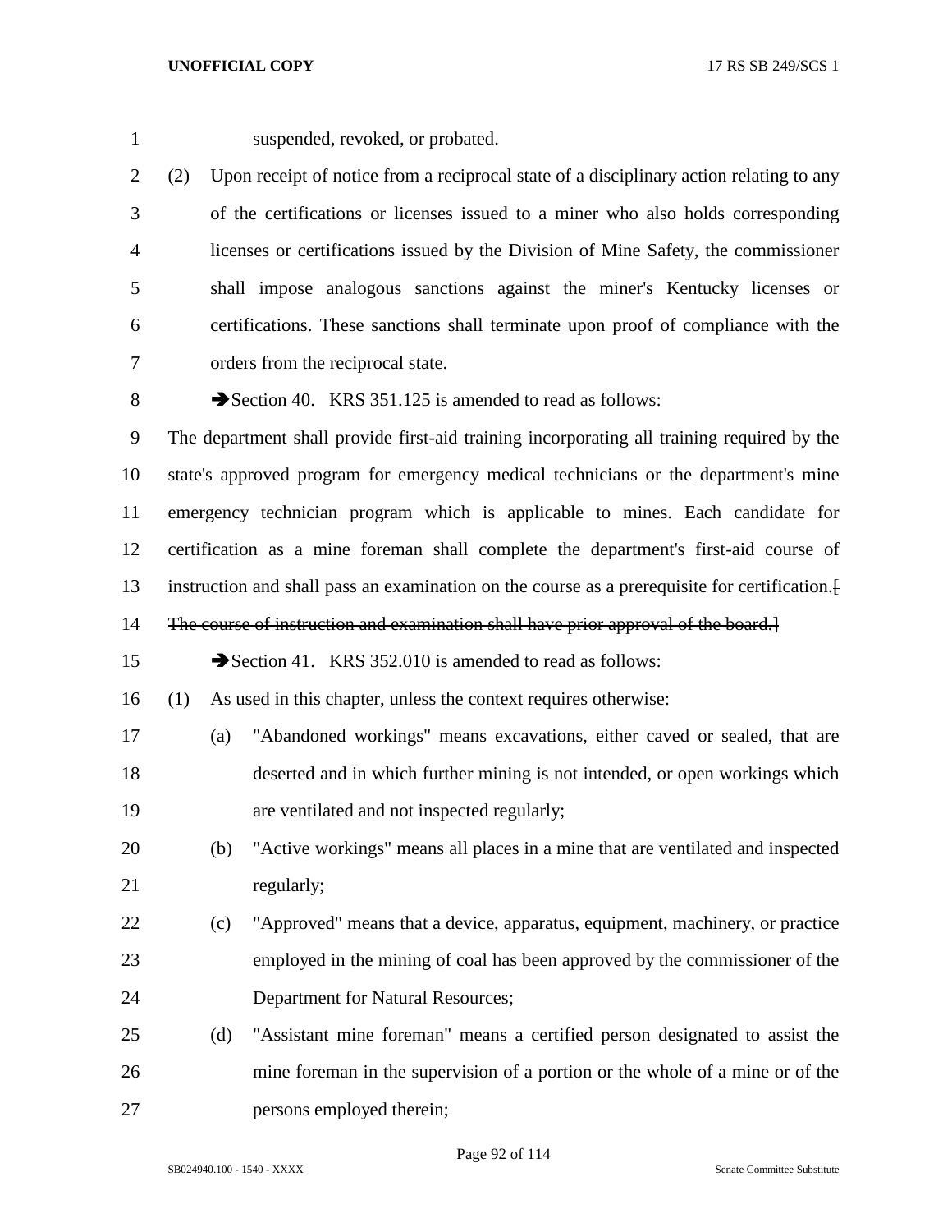suspended, revoked, or probated.

(2) Upon receipt of notice from a reciprocal state of a disciplinary action relating to any of the certifications or licenses issued to a miner who also holds corresponding licenses or certifications issued by the Division of Mine Safety, the commissioner shall impose analogous sanctions against the miner's Kentucky licenses or certifications. These sanctions shall terminate upon proof of compliance with the orders from the reciprocal state.

➔Section 40. KRS 351.125 is amended to read as follows:

The department shall provide first-aid training incorporating all training required by the state's approved program for emergency medical technicians or the department's mine emergency technician program which is applicable to mines. Each candidate for certification as a mine foreman shall complete the department's first-aid course of instruction and shall pass an examination on the course as a prerequisite for certification.[ ~~The course of instruction and examination shall have prior approval of the board.~~]

➔Section 41. KRS 352.010 is amended to read as follows:

(1) As used in this chapter, unless the context requires otherwise:

(a) "Abandoned workings" means excavations, either caved or sealed, that are deserted and in which further mining is not intended, or open workings which are ventilated and not inspected regularly;

(b) "Active workings" means all places in a mine that are ventilated and inspected regularly;

(c) "Approved" means that a device, apparatus, equipment, machinery, or practice employed in the mining of coal has been approved by the commissioner of the Department for Natural Resources;

(d) "Assistant mine foreman" means a certified person designated to assist the mine foreman in the supervision of a portion or the whole of a mine or of the persons employed therein;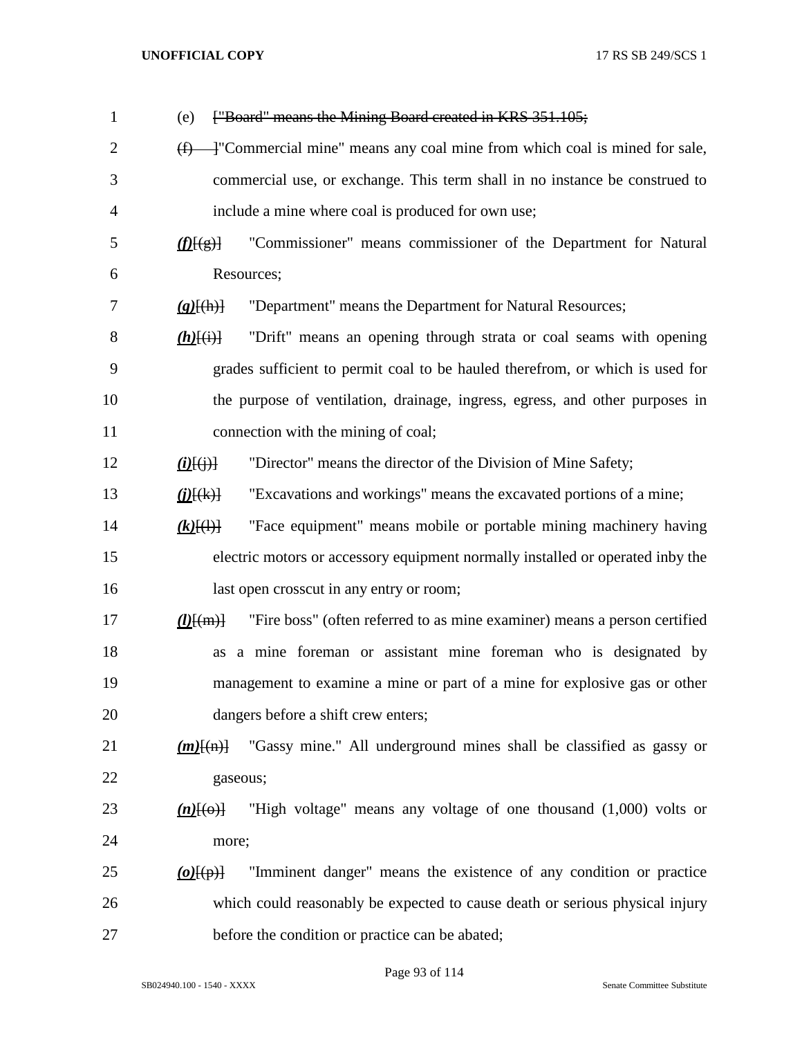(e) ["Board" means the Mining Board created in KRS 351.105;

(f) ]"Commercial mine" means any coal mine from which coal is mined for sale, commercial use, or exchange. This term shall in no instance be construed to include a mine where coal is produced for own use;

***(f)***[(g)] "Commissioner" means commissioner of the Department for Natural Resources;

***(g)***[(h)] "Department" means the Department for Natural Resources;

***(h)***[(i)] "Drift" means an opening through strata or coal seams with opening grades sufficient to permit coal to be hauled therefrom, or which is used for the purpose of ventilation, drainage, ingress, egress, and other purposes in connection with the mining of coal;

***(i)***[(j)] "Director" means the director of the Division of Mine Safety;

***(j)***[(k)] "Excavations and workings" means the excavated portions of a mine;

***(k)***[(l)] "Face equipment" means mobile or portable mining machinery having electric motors or accessory equipment normally installed or operated inby the last open crosscut in any entry or room;

***(l)***[(m)] "Fire boss" (often referred to as mine examiner) means a person certified as a mine foreman or assistant mine foreman who is designated by management to examine a mine or part of a mine for explosive gas or other dangers before a shift crew enters;

***(m)***[(n)] "Gassy mine." All underground mines shall be classified as gassy or gaseous;

***(n)***[(o)] "High voltage" means any voltage of one thousand (1,000) volts or more;

***(o)***[(p)] "Imminent danger" means the existence of any condition or practice which could reasonably be expected to cause death or serious physical injury before the condition or practice can be abated;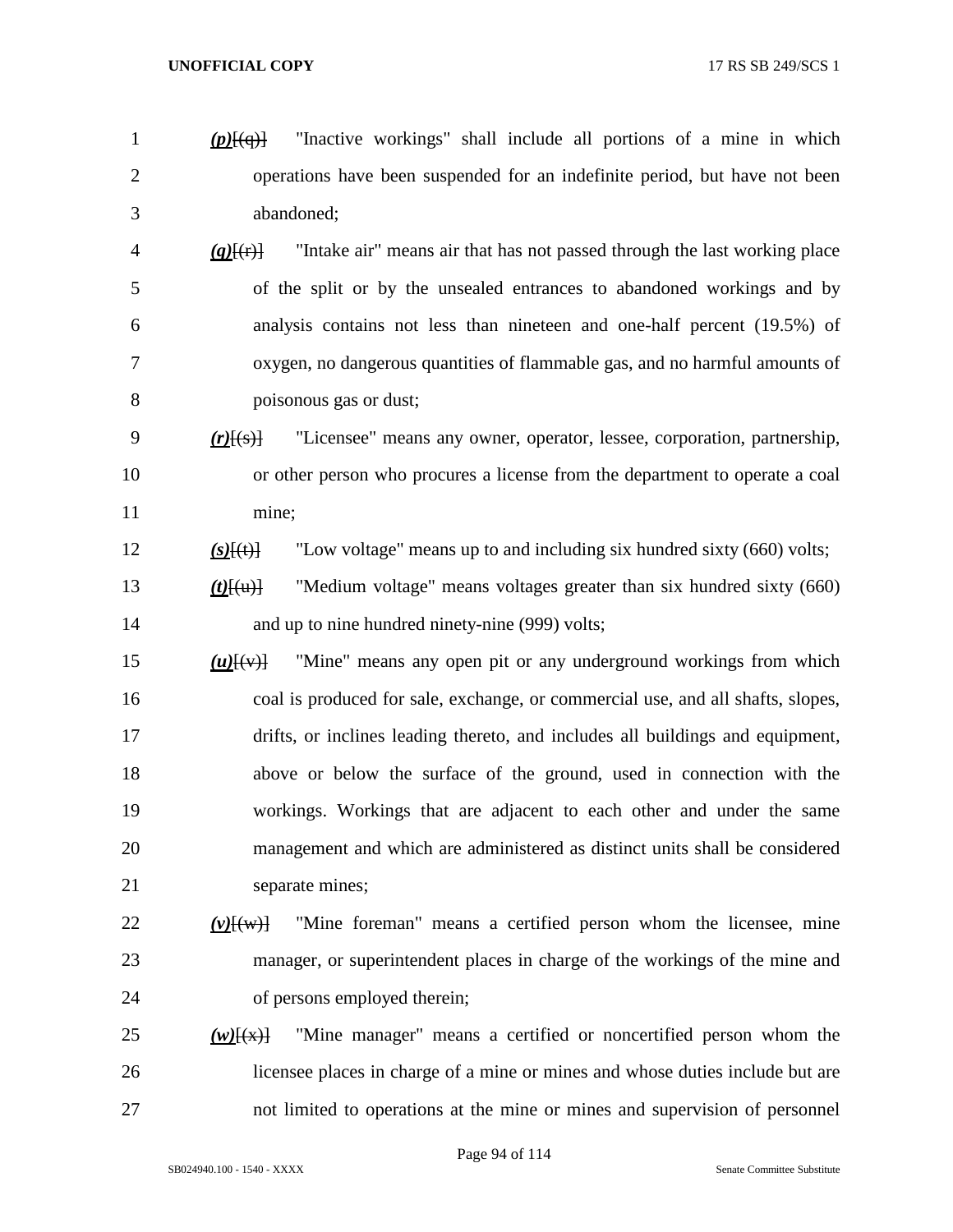*(p)*[(q)] "Inactive workings" shall include all portions of a mine in which operations have been suspended for an indefinite period, but have not been abandoned;

*(q)*[(r)] "Intake air" means air that has not passed through the last working place of the split or by the unsealed entrances to abandoned workings and by analysis contains not less than nineteen and one-half percent (19.5%) of oxygen, no dangerous quantities of flammable gas, and no harmful amounts of poisonous gas or dust;

*(r)*[(s)] "Licensee" means any owner, operator, lessee, corporation, partnership, or other person who procures a license from the department to operate a coal mine;

*(s)*[(t)] "Low voltage" means up to and including six hundred sixty (660) volts;

*(t)*[(u)] "Medium voltage" means voltages greater than six hundred sixty (660) and up to nine hundred ninety-nine (999) volts;

*(u)*[(v)] "Mine" means any open pit or any underground workings from which coal is produced for sale, exchange, or commercial use, and all shafts, slopes, drifts, or inclines leading thereto, and includes all buildings and equipment, above or below the surface of the ground, used in connection with the workings. Workings that are adjacent to each other and under the same management and which are administered as distinct units shall be considered separate mines;

*(v)*[(w)] "Mine foreman" means a certified person whom the licensee, mine manager, or superintendent places in charge of the workings of the mine and of persons employed therein;

*(w)*[(x)] "Mine manager" means a certified or noncertified person whom the licensee places in charge of a mine or mines and whose duties include but are not limited to operations at the mine or mines and supervision of personnel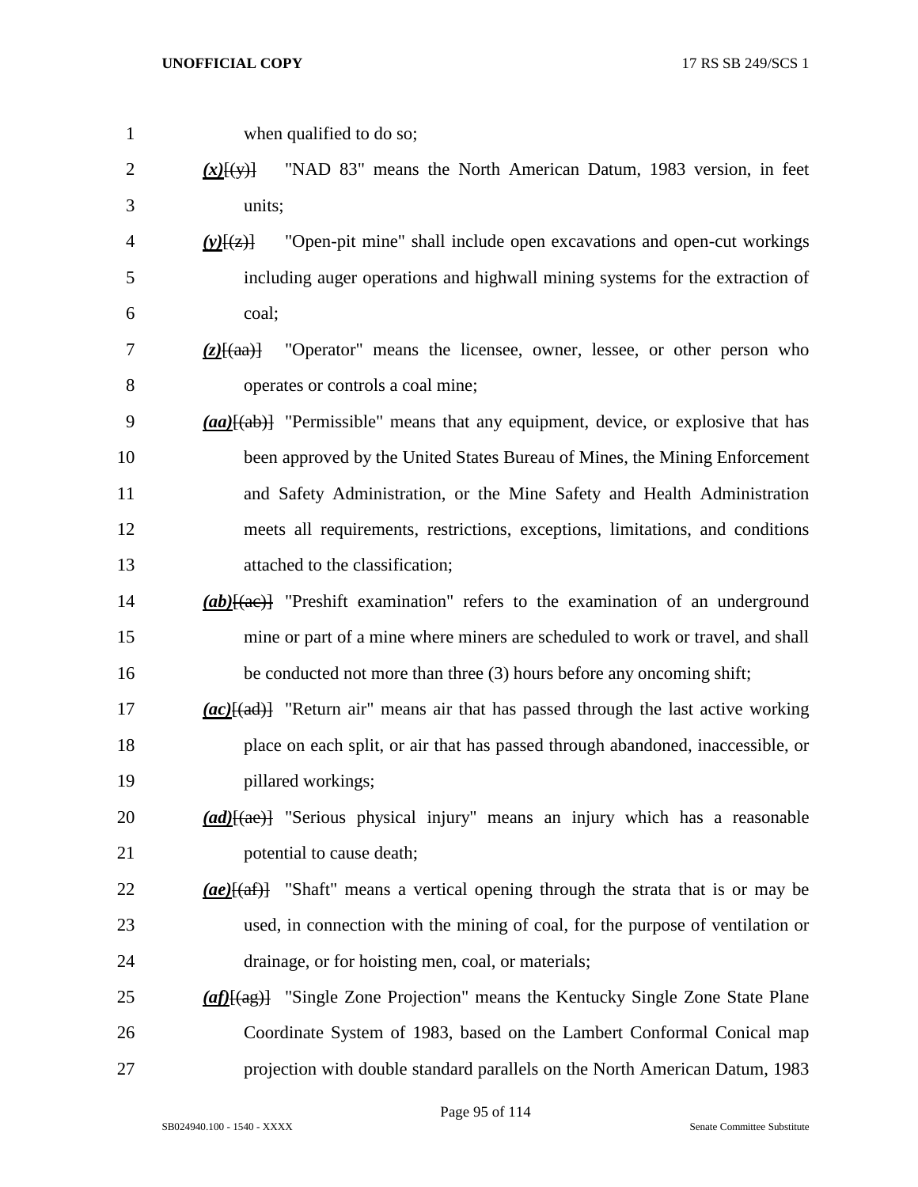when qualified to do so;

***(x)***[(y)] "NAD 83" means the North American Datum, 1983 version, in feet units;

***(y)***[(z)] "Open-pit mine" shall include open excavations and open-cut workings including auger operations and highwall mining systems for the extraction of coal;

***(z)***[(aa)] "Operator" means the licensee, owner, lessee, or other person who operates or controls a coal mine;

***(aa)***[(ab)] "Permissible" means that any equipment, device, or explosive that has been approved by the United States Bureau of Mines, the Mining Enforcement and Safety Administration, or the Mine Safety and Health Administration meets all requirements, restrictions, exceptions, limitations, and conditions attached to the classification;

***(ab)***[(ac)] "Preshift examination" refers to the examination of an underground mine or part of a mine where miners are scheduled to work or travel, and shall be conducted not more than three (3) hours before any oncoming shift;

***(ac)***[(ad)] "Return air" means air that has passed through the last active working place on each split, or air that has passed through abandoned, inaccessible, or pillared workings;

***(ad)***[(ae)] "Serious physical injury" means an injury which has a reasonable potential to cause death;

***(ae)***[(af)] "Shaft" means a vertical opening through the strata that is or may be used, in connection with the mining of coal, for the purpose of ventilation or drainage, or for hoisting men, coal, or materials;

***(af)***[(ag)] "Single Zone Projection" means the Kentucky Single Zone State Plane Coordinate System of 1983, based on the Lambert Conformal Conical map projection with double standard parallels on the North American Datum, 1983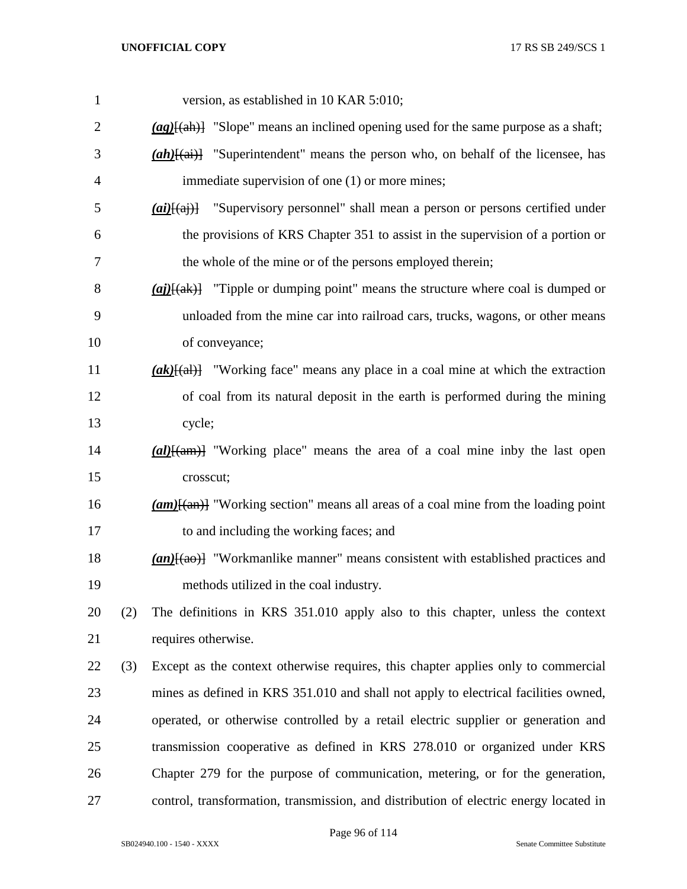version, as established in 10 KAR 5:010;

***(ag)***[(ah)] "Slope" means an inclined opening used for the same purpose as a shaft;

***(ah)***[(ai)] "Superintendent" means the person who, on behalf of the licensee, has immediate supervision of one (1) or more mines;

***(ai)***[(aj)] "Supervisory personnel" shall mean a person or persons certified under the provisions of KRS Chapter 351 to assist in the supervision of a portion or the whole of the mine or of the persons employed therein;

***(aj)***[(ak)] "Tipple or dumping point" means the structure where coal is dumped or unloaded from the mine car into railroad cars, trucks, wagons, or other means of conveyance;

***(ak)***[(al)] "Working face" means any place in a coal mine at which the extraction of coal from its natural deposit in the earth is performed during the mining cycle;

***(al)***[(am)] "Working place" means the area of a coal mine inby the last open crosscut;

***(am)***[(an)] "Working section" means all areas of a coal mine from the loading point to and including the working faces; and

***(an)***[(ao)] "Workmanlike manner" means consistent with established practices and methods utilized in the coal industry.

(2) The definitions in KRS 351.010 apply also to this chapter, unless the context requires otherwise.

(3) Except as the context otherwise requires, this chapter applies only to commercial mines as defined in KRS 351.010 and shall not apply to electrical facilities owned, operated, or otherwise controlled by a retail electric supplier or generation and transmission cooperative as defined in KRS 278.010 or organized under KRS Chapter 279 for the purpose of communication, metering, or for the generation, control, transformation, transmission, and distribution of electric energy located in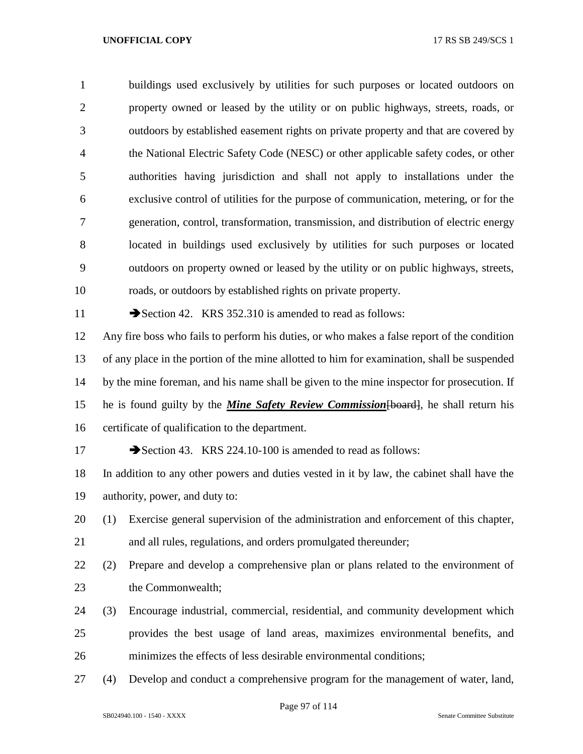buildings used exclusively by utilities for such purposes or located outdoors on property owned or leased by the utility or on public highways, streets, roads, or outdoors by established easement rights on private property and that are covered by the National Electric Safety Code (NESC) or other applicable safety codes, or other authorities having jurisdiction and shall not apply to installations under the exclusive control of utilities for the purpose of communication, metering, or for the generation, control, transformation, transmission, and distribution of electric energy located in buildings used exclusively by utilities for such purposes or located outdoors on property owned or leased by the utility or on public highways, streets, roads, or outdoors by established rights on private property.

➔Section 42. KRS 352.310 is amended to read as follows:

Any fire boss who fails to perform his duties, or who makes a false report of the condition of any place in the portion of the mine allotted to him for examination, shall be suspended by the mine foreman, and his name shall be given to the mine inspector for prosecution. If he is found guilty by the ***Mine Safety Review Commission***[~~board~~], he shall return his certificate of qualification to the department.

➔Section 43. KRS 224.10-100 is amended to read as follows:

In addition to any other powers and duties vested in it by law, the cabinet shall have the authority, power, and duty to:

(1) Exercise general supervision of the administration and enforcement of this chapter, and all rules, regulations, and orders promulgated thereunder;

(2) Prepare and develop a comprehensive plan or plans related to the environment of the Commonwealth;

(3) Encourage industrial, commercial, residential, and community development which provides the best usage of land areas, maximizes environmental benefits, and minimizes the effects of less desirable environmental conditions;

(4) Develop and conduct a comprehensive program for the management of water, land,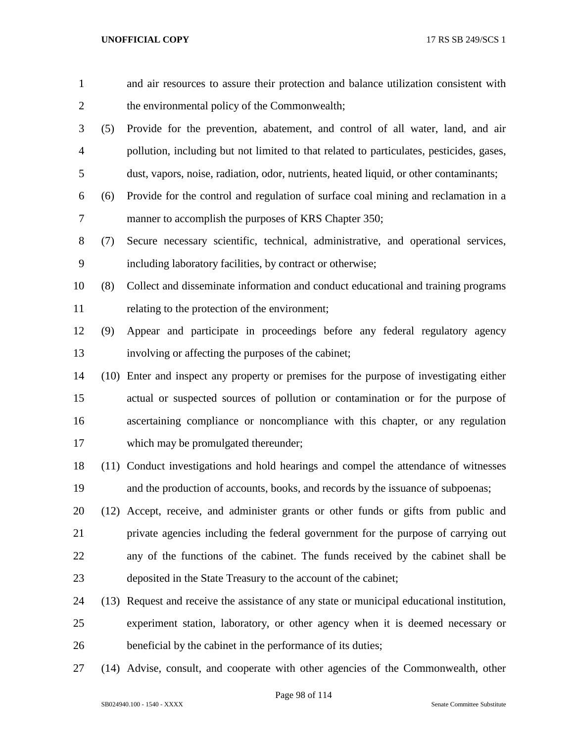and air resources to assure their protection and balance utilization consistent with the environmental policy of the Commonwealth;

(5) Provide for the prevention, abatement, and control of all water, land, and air pollution, including but not limited to that related to particulates, pesticides, gases, dust, vapors, noise, radiation, odor, nutrients, heated liquid, or other contaminants;

(6) Provide for the control and regulation of surface coal mining and reclamation in a manner to accomplish the purposes of KRS Chapter 350;

(7) Secure necessary scientific, technical, administrative, and operational services, including laboratory facilities, by contract or otherwise;

(8) Collect and disseminate information and conduct educational and training programs relating to the protection of the environment;

(9) Appear and participate in proceedings before any federal regulatory agency involving or affecting the purposes of the cabinet;

(10) Enter and inspect any property or premises for the purpose of investigating either actual or suspected sources of pollution or contamination or for the purpose of ascertaining compliance or noncompliance with this chapter, or any regulation which may be promulgated thereunder;

(11) Conduct investigations and hold hearings and compel the attendance of witnesses and the production of accounts, books, and records by the issuance of subpoenas;

(12) Accept, receive, and administer grants or other funds or gifts from public and private agencies including the federal government for the purpose of carrying out any of the functions of the cabinet. The funds received by the cabinet shall be deposited in the State Treasury to the account of the cabinet;

(13) Request and receive the assistance of any state or municipal educational institution, experiment station, laboratory, or other agency when it is deemed necessary or beneficial by the cabinet in the performance of its duties;

(14) Advise, consult, and cooperate with other agencies of the Commonwealth, other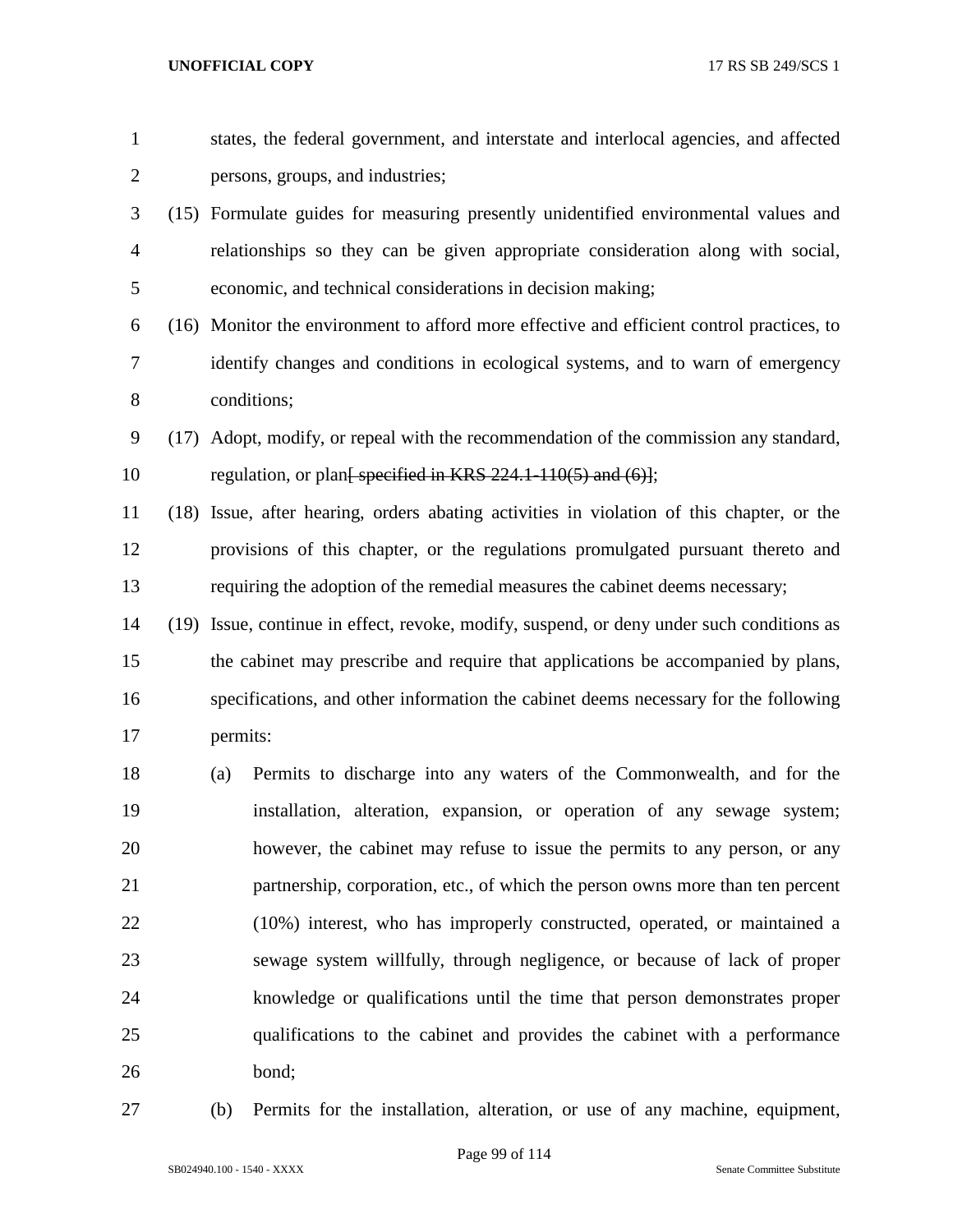states, the federal government, and interstate and interlocal agencies, and affected persons, groups, and industries;

(15) Formulate guides for measuring presently unidentified environmental values and relationships so they can be given appropriate consideration along with social, economic, and technical considerations in decision making;

(16) Monitor the environment to afford more effective and efficient control practices, to identify changes and conditions in ecological systems, and to warn of emergency conditions;

(17) Adopt, modify, or repeal with the recommendation of the commission any standard, regulation, or plan~~[ specified in KRS 224.1-110(5) and (6)]~~;

(18) Issue, after hearing, orders abating activities in violation of this chapter, or the provisions of this chapter, or the regulations promulgated pursuant thereto and requiring the adoption of the remedial measures the cabinet deems necessary;

(19) Issue, continue in effect, revoke, modify, suspend, or deny under such conditions as the cabinet may prescribe and require that applications be accompanied by plans, specifications, and other information the cabinet deems necessary for the following permits:

(a) Permits to discharge into any waters of the Commonwealth, and for the installation, alteration, expansion, or operation of any sewage system; however, the cabinet may refuse to issue the permits to any person, or any partnership, corporation, etc., of which the person owns more than ten percent (10%) interest, who has improperly constructed, operated, or maintained a sewage system willfully, through negligence, or because of lack of proper knowledge or qualifications until the time that person demonstrates proper qualifications to the cabinet and provides the cabinet with a performance bond;

(b) Permits for the installation, alteration, or use of any machine, equipment,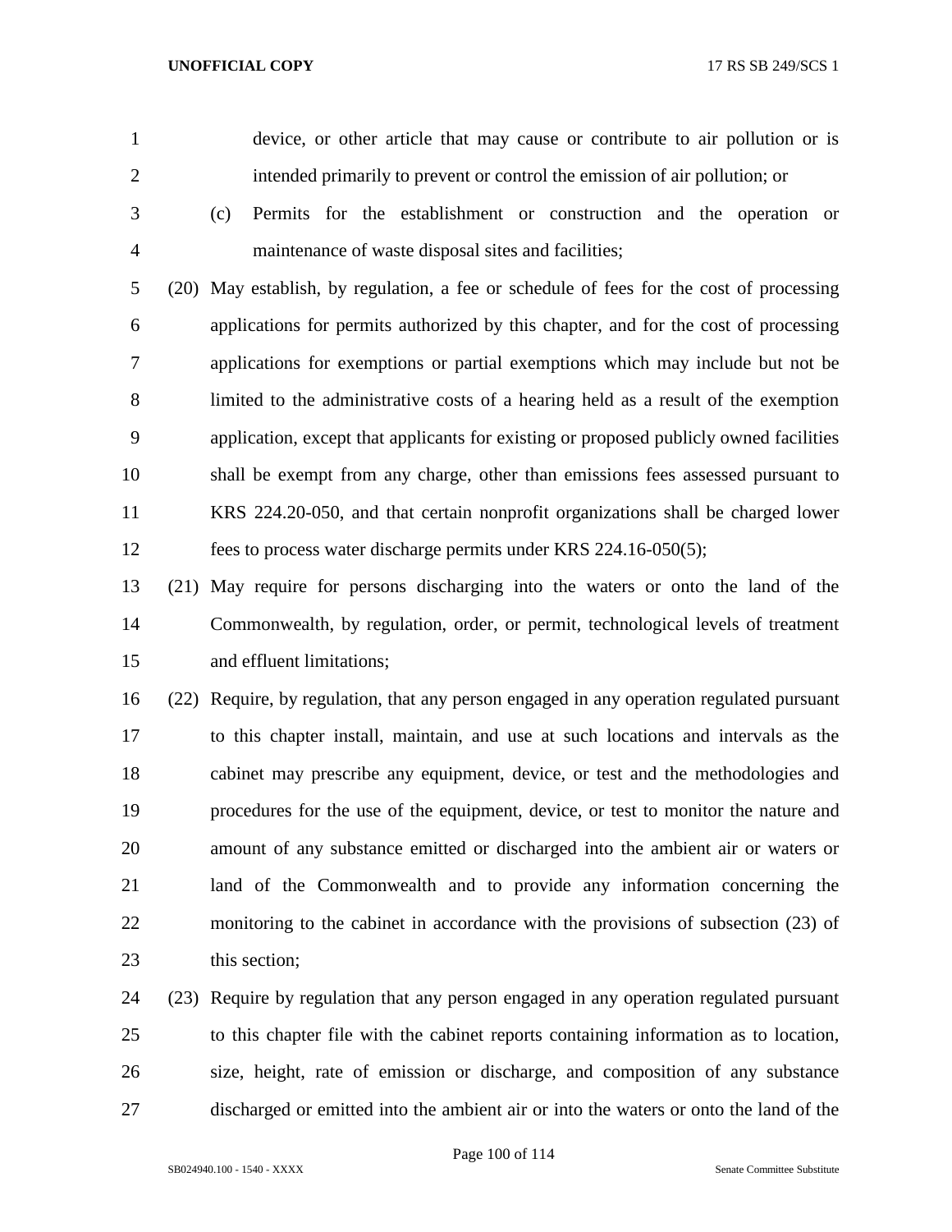device, or other article that may cause or contribute to air pollution or is intended primarily to prevent or control the emission of air pollution; or

(c) Permits for the establishment or construction and the operation or maintenance of waste disposal sites and facilities;

(20) May establish, by regulation, a fee or schedule of fees for the cost of processing applications for permits authorized by this chapter, and for the cost of processing applications for exemptions or partial exemptions which may include but not be limited to the administrative costs of a hearing held as a result of the exemption application, except that applicants for existing or proposed publicly owned facilities shall be exempt from any charge, other than emissions fees assessed pursuant to KRS 224.20-050, and that certain nonprofit organizations shall be charged lower fees to process water discharge permits under KRS 224.16-050(5);

(21) May require for persons discharging into the waters or onto the land of the Commonwealth, by regulation, order, or permit, technological levels of treatment and effluent limitations;

(22) Require, by regulation, that any person engaged in any operation regulated pursuant to this chapter install, maintain, and use at such locations and intervals as the cabinet may prescribe any equipment, device, or test and the methodologies and procedures for the use of the equipment, device, or test to monitor the nature and amount of any substance emitted or discharged into the ambient air or waters or land of the Commonwealth and to provide any information concerning the monitoring to the cabinet in accordance with the provisions of subsection (23) of this section;

(23) Require by regulation that any person engaged in any operation regulated pursuant to this chapter file with the cabinet reports containing information as to location, size, height, rate of emission or discharge, and composition of any substance discharged or emitted into the ambient air or into the waters or onto the land of the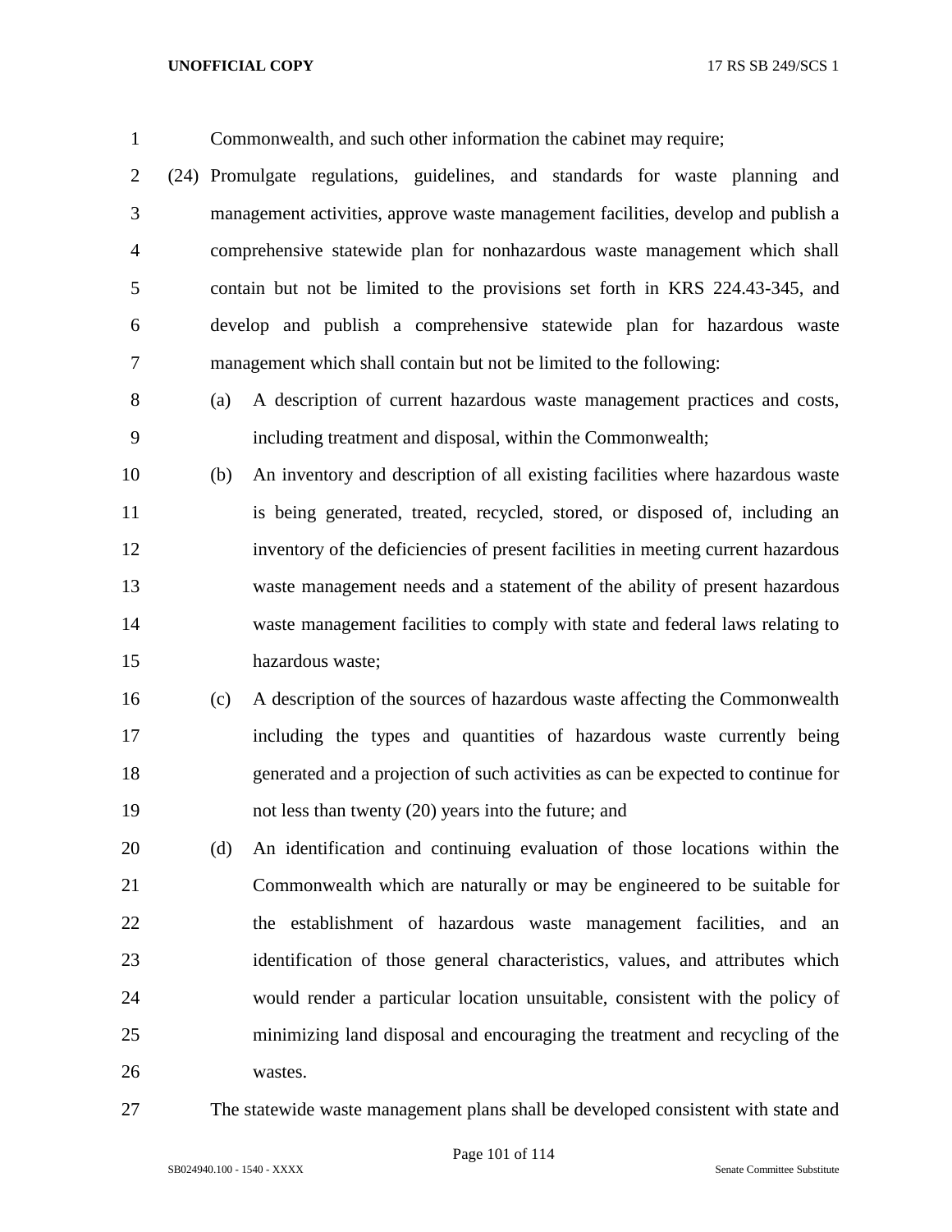Commonwealth, and such other information the cabinet may require;

(24) Promulgate regulations, guidelines, and standards for waste planning and management activities, approve waste management facilities, develop and publish a comprehensive statewide plan for nonhazardous waste management which shall contain but not be limited to the provisions set forth in KRS 224.43-345, and develop and publish a comprehensive statewide plan for hazardous waste management which shall contain but not be limited to the following:

(a) A description of current hazardous waste management practices and costs, including treatment and disposal, within the Commonwealth;

(b) An inventory and description of all existing facilities where hazardous waste is being generated, treated, recycled, stored, or disposed of, including an inventory of the deficiencies of present facilities in meeting current hazardous waste management needs and a statement of the ability of present hazardous waste management facilities to comply with state and federal laws relating to hazardous waste;

(c) A description of the sources of hazardous waste affecting the Commonwealth including the types and quantities of hazardous waste currently being generated and a projection of such activities as can be expected to continue for not less than twenty (20) years into the future; and

(d) An identification and continuing evaluation of those locations within the Commonwealth which are naturally or may be engineered to be suitable for the establishment of hazardous waste management facilities, and an identification of those general characteristics, values, and attributes which would render a particular location unsuitable, consistent with the policy of minimizing land disposal and encouraging the treatment and recycling of the wastes.

The statewide waste management plans shall be developed consistent with state and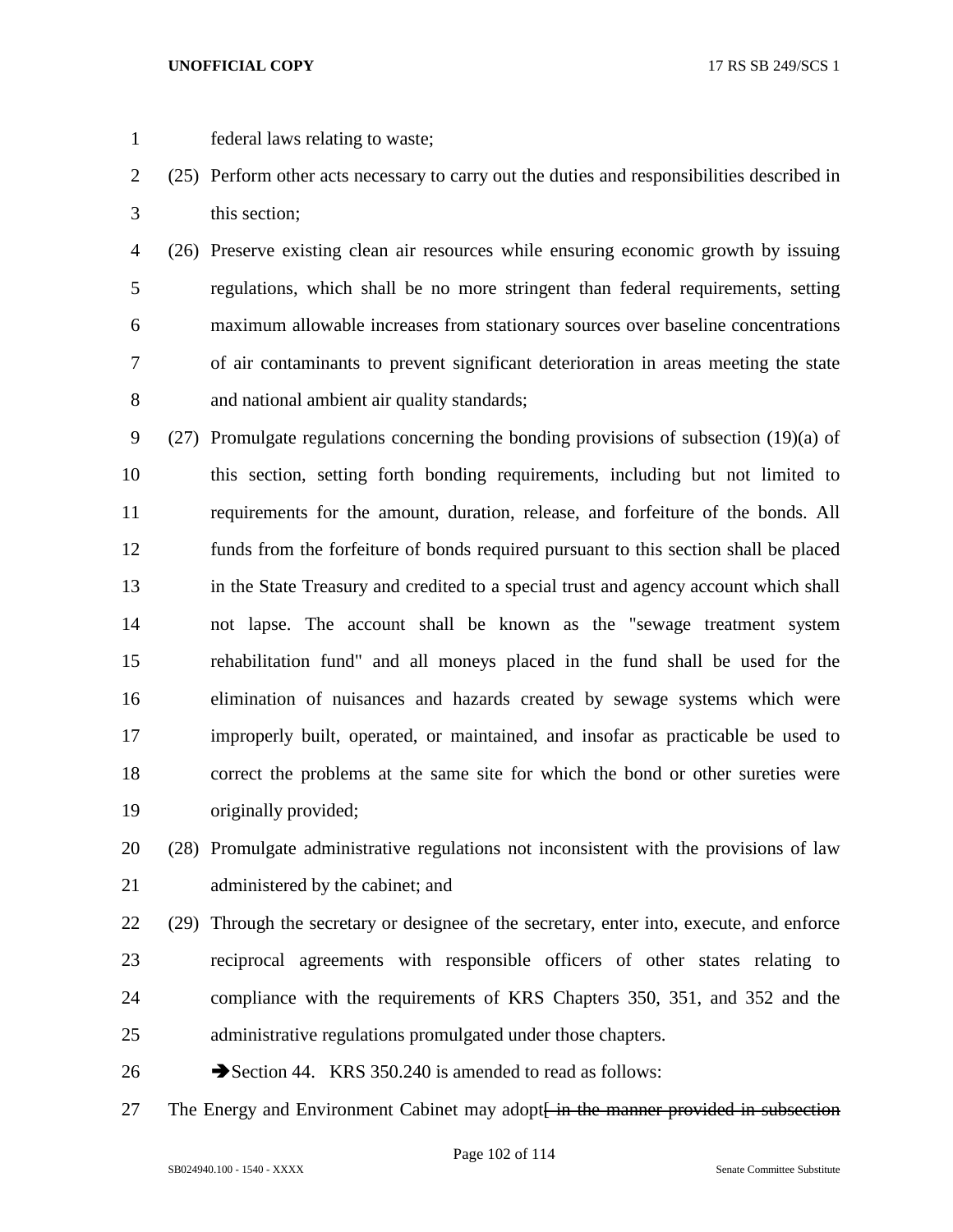federal laws relating to waste;

(25) Perform other acts necessary to carry out the duties and responsibilities described in this section;

(26) Preserve existing clean air resources while ensuring economic growth by issuing regulations, which shall be no more stringent than federal requirements, setting maximum allowable increases from stationary sources over baseline concentrations of air contaminants to prevent significant deterioration in areas meeting the state and national ambient air quality standards;

(27) Promulgate regulations concerning the bonding provisions of subsection (19)(a) of this section, setting forth bonding requirements, including but not limited to requirements for the amount, duration, release, and forfeiture of the bonds. All funds from the forfeiture of bonds required pursuant to this section shall be placed in the State Treasury and credited to a special trust and agency account which shall not lapse. The account shall be known as the "sewage treatment system rehabilitation fund" and all moneys placed in the fund shall be used for the elimination of nuisances and hazards created by sewage systems which were improperly built, operated, or maintained, and insofar as practicable be used to correct the problems at the same site for which the bond or other sureties were originally provided;

(28) Promulgate administrative regulations not inconsistent with the provisions of law administered by the cabinet; and

(29) Through the secretary or designee of the secretary, enter into, execute, and enforce reciprocal agreements with responsible officers of other states relating to compliance with the requirements of KRS Chapters 350, 351, and 352 and the administrative regulations promulgated under those chapters.

➔Section 44. KRS 350.240 is amended to read as follows:

The Energy and Environment Cabinet may adopt~~[ in the manner provided in subsection~~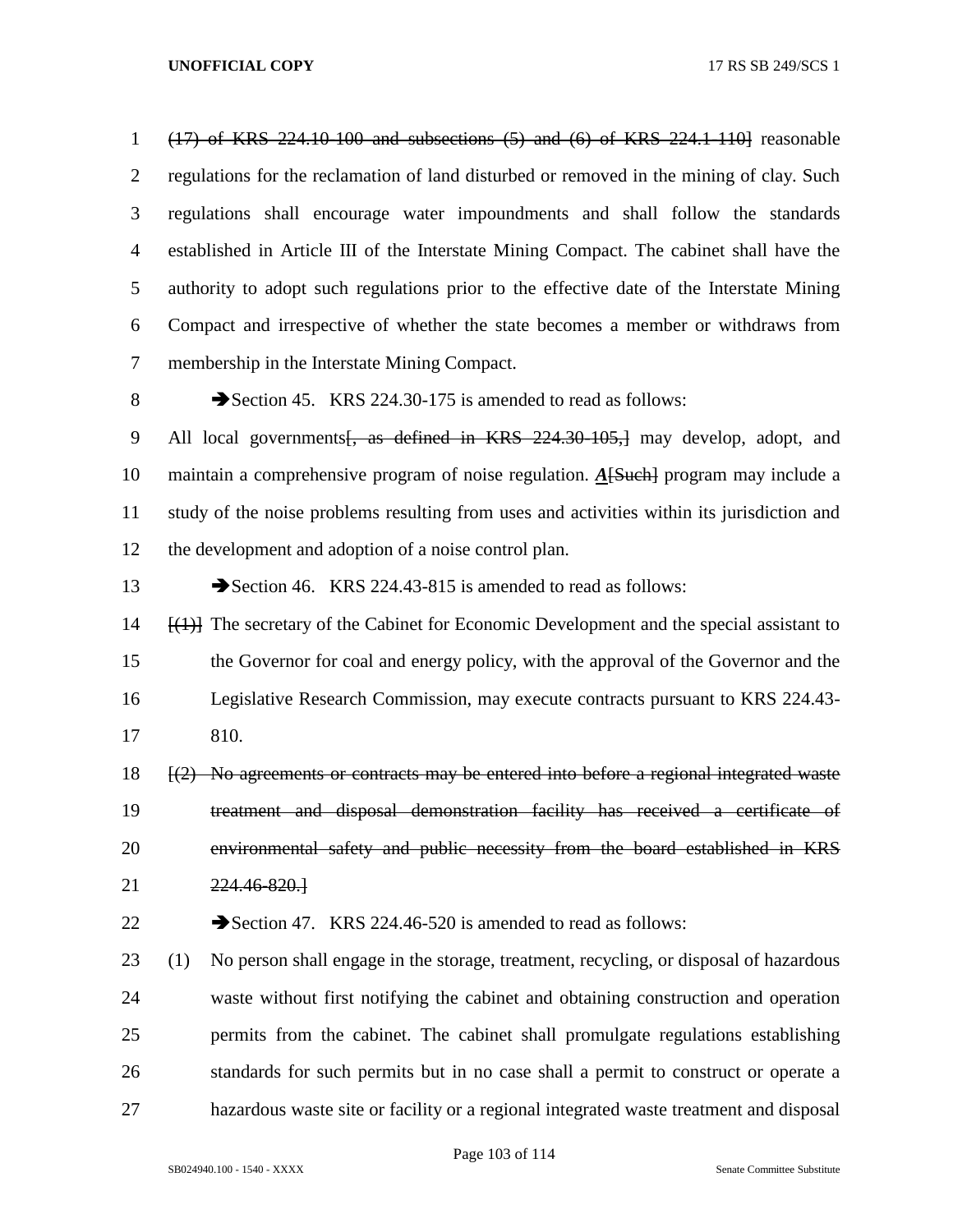~~(17) of KRS 224.10-100 and subsections (5) and (6) of KRS 224.1-110]~~ reasonable regulations for the reclamation of land disturbed or removed in the mining of clay. Such regulations shall encourage water impoundments and shall follow the standards established in Article III of the Interstate Mining Compact. The cabinet shall have the authority to adopt such regulations prior to the effective date of the Interstate Mining Compact and irrespective of whether the state becomes a member or withdraws from membership in the Interstate Mining Compact.

➔Section 45. KRS 224.30-175 is amended to read as follows:

All local governments~~[, as defined in KRS 224.30-105,]~~ may develop, adopt, and maintain a comprehensive program of noise regulation. ***A***~~[Such]~~ program may include a study of the noise problems resulting from uses and activities within its jurisdiction and the development and adoption of a noise control plan.

➔Section 46. KRS 224.43-815 is amended to read as follows:

~~[(1)]~~ The secretary of the Cabinet for Economic Development and the special assistant to the Governor for coal and energy policy, with the approval of the Governor and the Legislative Research Commission, may execute contracts pursuant to KRS 224.43-810.

~~[(2) No agreements or contracts may be entered into before a regional integrated waste treatment and disposal demonstration facility has received a certificate of environmental safety and public necessity from the board established in KRS 224.46-820.]~~

➔Section 47. KRS 224.46-520 is amended to read as follows:

(1) No person shall engage in the storage, treatment, recycling, or disposal of hazardous waste without first notifying the cabinet and obtaining construction and operation permits from the cabinet. The cabinet shall promulgate regulations establishing standards for such permits but in no case shall a permit to construct or operate a hazardous waste site or facility or a regional integrated waste treatment and disposal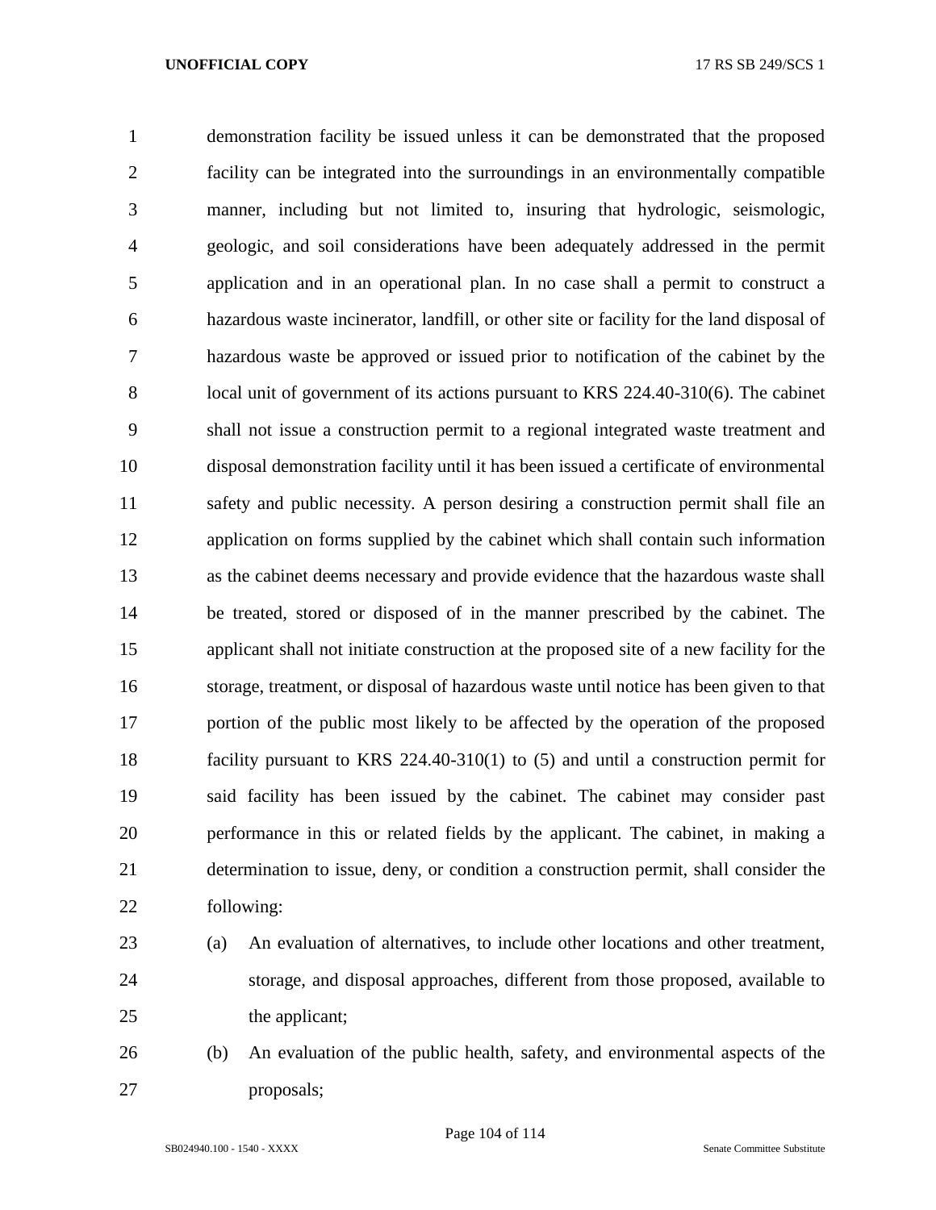demonstration facility be issued unless it can be demonstrated that the proposed facility can be integrated into the surroundings in an environmentally compatible manner, including but not limited to, insuring that hydrologic, seismologic, geologic, and soil considerations have been adequately addressed in the permit application and in an operational plan. In no case shall a permit to construct a hazardous waste incinerator, landfill, or other site or facility for the land disposal of hazardous waste be approved or issued prior to notification of the cabinet by the local unit of government of its actions pursuant to KRS 224.40-310(6). The cabinet shall not issue a construction permit to a regional integrated waste treatment and disposal demonstration facility until it has been issued a certificate of environmental safety and public necessity. A person desiring a construction permit shall file an application on forms supplied by the cabinet which shall contain such information as the cabinet deems necessary and provide evidence that the hazardous waste shall be treated, stored or disposed of in the manner prescribed by the cabinet. The applicant shall not initiate construction at the proposed site of a new facility for the storage, treatment, or disposal of hazardous waste until notice has been given to that portion of the public most likely to be affected by the operation of the proposed facility pursuant to KRS 224.40-310(1) to (5) and until a construction permit for said facility has been issued by the cabinet. The cabinet may consider past performance in this or related fields by the applicant. The cabinet, in making a determination to issue, deny, or condition a construction permit, shall consider the following:

(a) An evaluation of alternatives, to include other locations and other treatment, storage, and disposal approaches, different from those proposed, available to the applicant;

(b) An evaluation of the public health, safety, and environmental aspects of the proposals;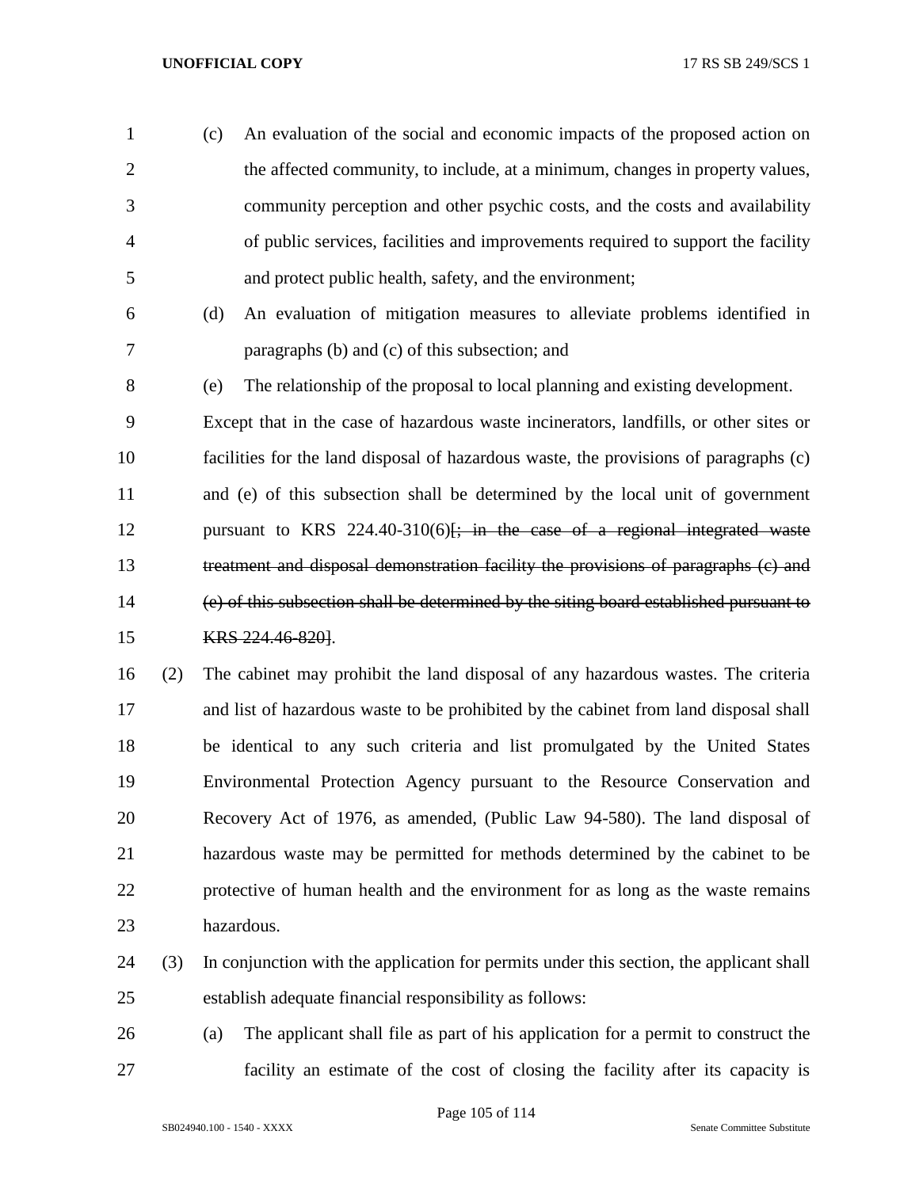(c) An evaluation of the social and economic impacts of the proposed action on the affected community, to include, at a minimum, changes in property values, community perception and other psychic costs, and the costs and availability of public services, facilities and improvements required to support the facility and protect public health, safety, and the environment;

(d) An evaluation of mitigation measures to alleviate problems identified in paragraphs (b) and (c) of this subsection; and

(e) The relationship of the proposal to local planning and existing development.

Except that in the case of hazardous waste incinerators, landfills, or other sites or facilities for the land disposal of hazardous waste, the provisions of paragraphs (c) and (e) of this subsection shall be determined by the local unit of government pursuant to KRS 224.40-310(6)[~~; in the case of a regional integrated waste treatment and disposal demonstration facility the provisions of paragraphs (c) and (e) of this subsection shall be determined by the siting board established pursuant to KRS 224.46-820~~].

(2) The cabinet may prohibit the land disposal of any hazardous wastes. The criteria and list of hazardous waste to be prohibited by the cabinet from land disposal shall be identical to any such criteria and list promulgated by the United States Environmental Protection Agency pursuant to the Resource Conservation and Recovery Act of 1976, as amended, (Public Law 94-580). The land disposal of hazardous waste may be permitted for methods determined by the cabinet to be protective of human health and the environment for as long as the waste remains hazardous.

(3) In conjunction with the application for permits under this section, the applicant shall establish adequate financial responsibility as follows:

(a) The applicant shall file as part of his application for a permit to construct the facility an estimate of the cost of closing the facility after its capacity is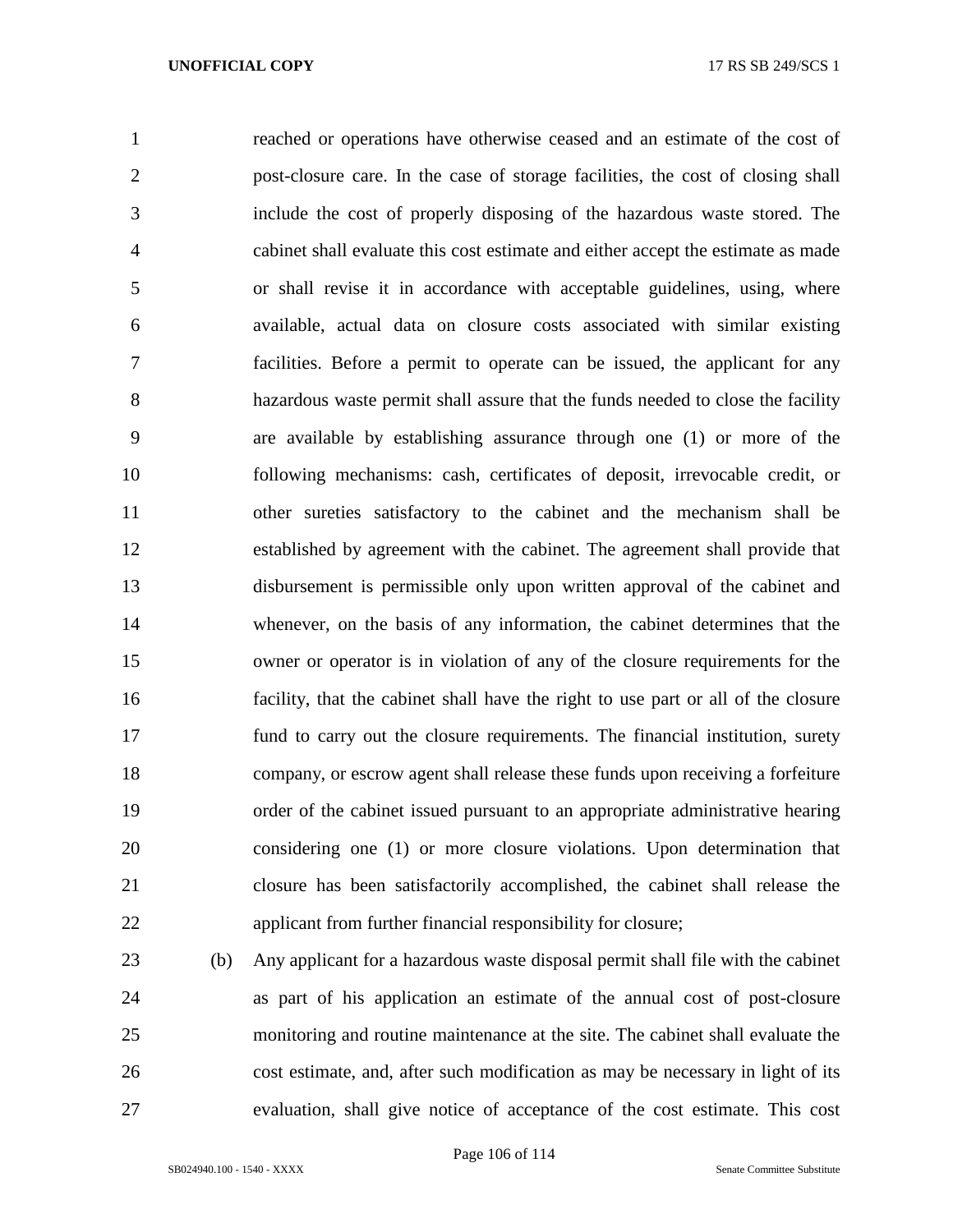reached or operations have otherwise ceased and an estimate of the cost of post-closure care. In the case of storage facilities, the cost of closing shall include the cost of properly disposing of the hazardous waste stored. The cabinet shall evaluate this cost estimate and either accept the estimate as made or shall revise it in accordance with acceptable guidelines, using, where available, actual data on closure costs associated with similar existing facilities. Before a permit to operate can be issued, the applicant for any hazardous waste permit shall assure that the funds needed to close the facility are available by establishing assurance through one (1) or more of the following mechanisms: cash, certificates of deposit, irrevocable credit, or other sureties satisfactory to the cabinet and the mechanism shall be established by agreement with the cabinet. The agreement shall provide that disbursement is permissible only upon written approval of the cabinet and whenever, on the basis of any information, the cabinet determines that the owner or operator is in violation of any of the closure requirements for the facility, that the cabinet shall have the right to use part or all of the closure fund to carry out the closure requirements. The financial institution, surety company, or escrow agent shall release these funds upon receiving a forfeiture order of the cabinet issued pursuant to an appropriate administrative hearing considering one (1) or more closure violations. Upon determination that closure has been satisfactorily accomplished, the cabinet shall release the applicant from further financial responsibility for closure;

(b) Any applicant for a hazardous waste disposal permit shall file with the cabinet as part of his application an estimate of the annual cost of post-closure monitoring and routine maintenance at the site. The cabinet shall evaluate the cost estimate, and, after such modification as may be necessary in light of its evaluation, shall give notice of acceptance of the cost estimate. This cost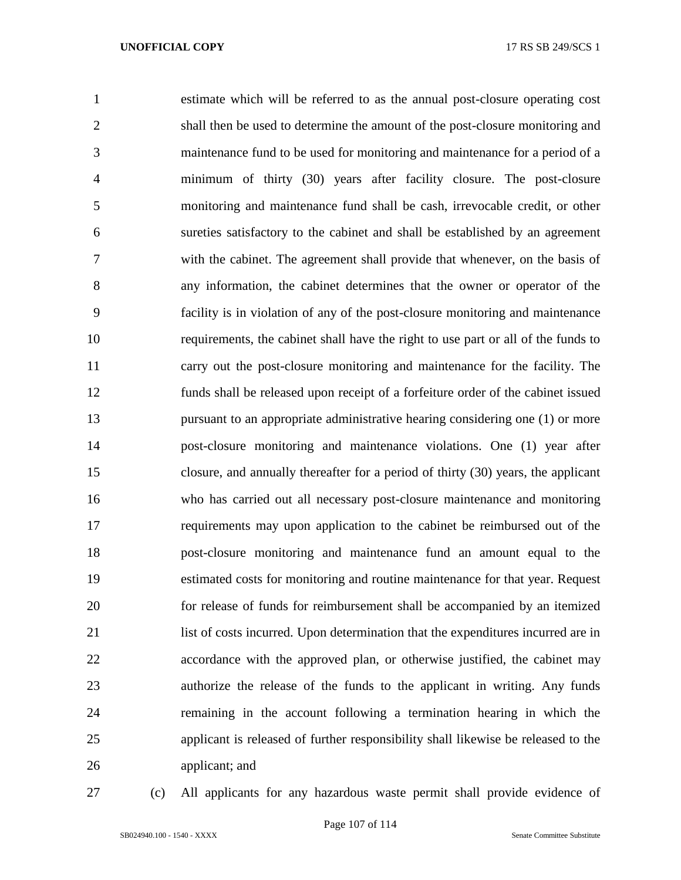estimate which will be referred to as the annual post-closure operating cost shall then be used to determine the amount of the post-closure monitoring and maintenance fund to be used for monitoring and maintenance for a period of a minimum of thirty (30) years after facility closure. The post-closure monitoring and maintenance fund shall be cash, irrevocable credit, or other sureties satisfactory to the cabinet and shall be established by an agreement with the cabinet. The agreement shall provide that whenever, on the basis of any information, the cabinet determines that the owner or operator of the facility is in violation of any of the post-closure monitoring and maintenance requirements, the cabinet shall have the right to use part or all of the funds to carry out the post-closure monitoring and maintenance for the facility. The funds shall be released upon receipt of a forfeiture order of the cabinet issued pursuant to an appropriate administrative hearing considering one (1) or more post-closure monitoring and maintenance violations. One (1) year after closure, and annually thereafter for a period of thirty (30) years, the applicant who has carried out all necessary post-closure maintenance and monitoring requirements may upon application to the cabinet be reimbursed out of the post-closure monitoring and maintenance fund an amount equal to the estimated costs for monitoring and routine maintenance for that year. Request for release of funds for reimbursement shall be accompanied by an itemized list of costs incurred. Upon determination that the expenditures incurred are in accordance with the approved plan, or otherwise justified, the cabinet may authorize the release of the funds to the applicant in writing. Any funds remaining in the account following a termination hearing in which the applicant is released of further responsibility shall likewise be released to the applicant; and

(c) All applicants for any hazardous waste permit shall provide evidence of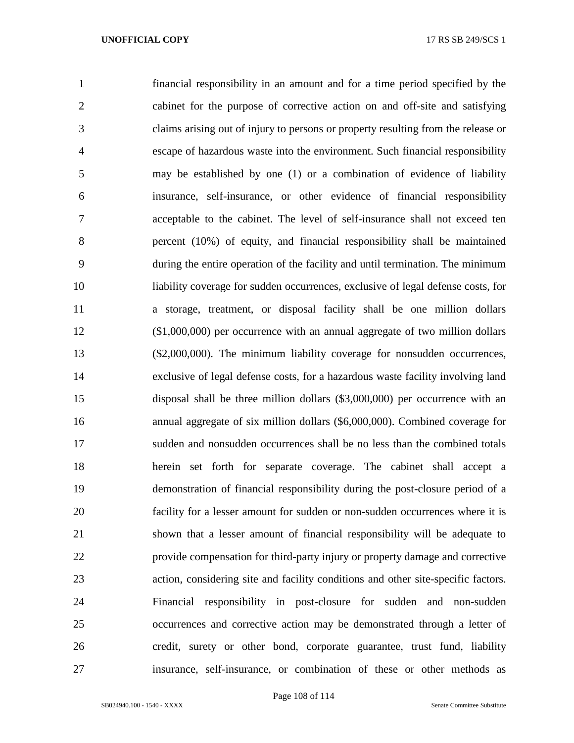financial responsibility in an amount and for a time period specified by the cabinet for the purpose of corrective action on and off-site and satisfying claims arising out of injury to persons or property resulting from the release or escape of hazardous waste into the environment. Such financial responsibility may be established by one (1) or a combination of evidence of liability insurance, self-insurance, or other evidence of financial responsibility acceptable to the cabinet. The level of self-insurance shall not exceed ten percent (10%) of equity, and financial responsibility shall be maintained during the entire operation of the facility and until termination. The minimum liability coverage for sudden occurrences, exclusive of legal defense costs, for a storage, treatment, or disposal facility shall be one million dollars ($1,000,000) per occurrence with an annual aggregate of two million dollars ($2,000,000). The minimum liability coverage for nonsudden occurrences, exclusive of legal defense costs, for a hazardous waste facility involving land disposal shall be three million dollars ($3,000,000) per occurrence with an annual aggregate of six million dollars ($6,000,000). Combined coverage for sudden and nonsudden occurrences shall be no less than the combined totals herein set forth for separate coverage. The cabinet shall accept a demonstration of financial responsibility during the post-closure period of a facility for a lesser amount for sudden or non-sudden occurrences where it is shown that a lesser amount of financial responsibility will be adequate to provide compensation for third-party injury or property damage and corrective action, considering site and facility conditions and other site-specific factors. Financial responsibility in post-closure for sudden and non-sudden occurrences and corrective action may be demonstrated through a letter of credit, surety or other bond, corporate guarantee, trust fund, liability insurance, self-insurance, or combination of these or other methods as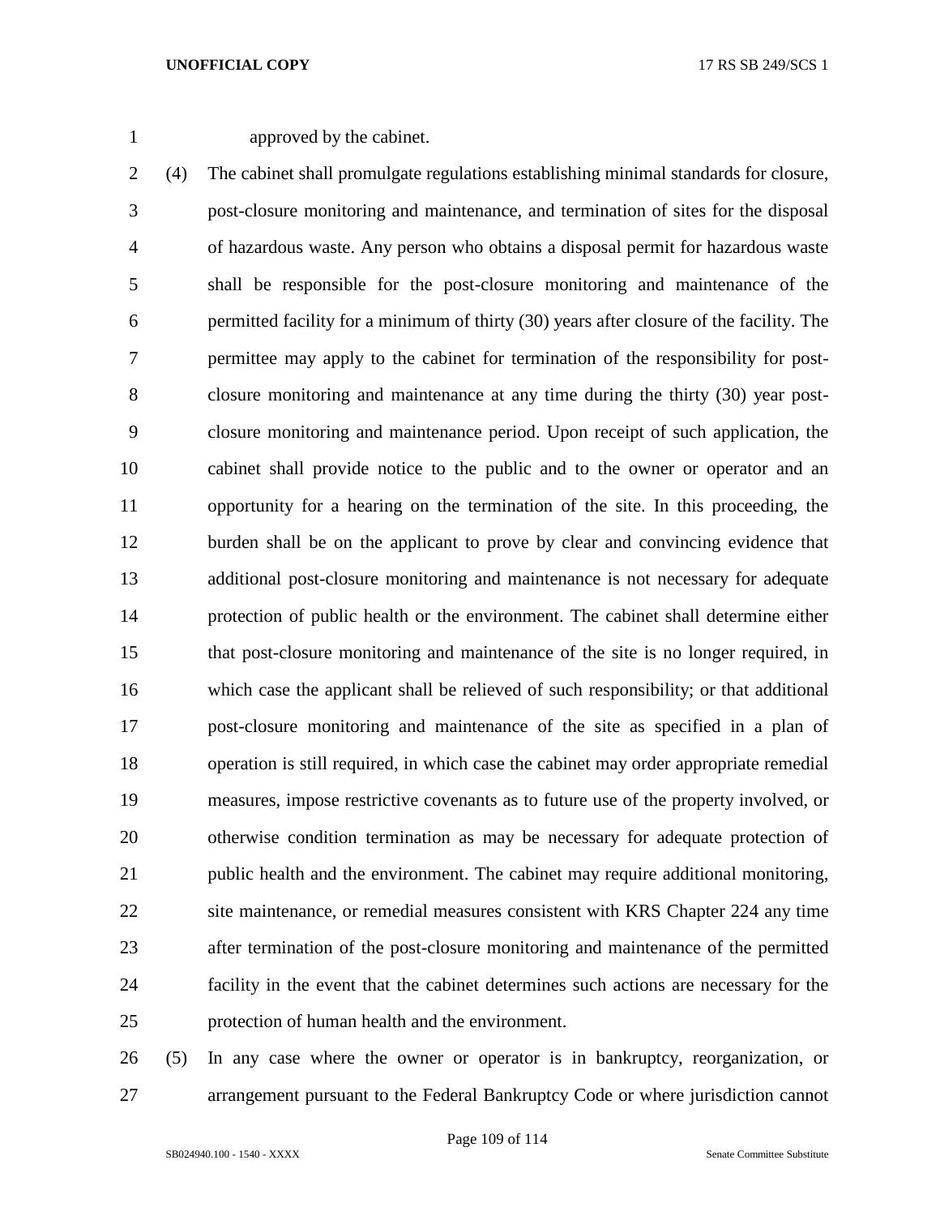approved by the cabinet.

(4) The cabinet shall promulgate regulations establishing minimal standards for closure, post-closure monitoring and maintenance, and termination of sites for the disposal of hazardous waste. Any person who obtains a disposal permit for hazardous waste shall be responsible for the post-closure monitoring and maintenance of the permitted facility for a minimum of thirty (30) years after closure of the facility. The permittee may apply to the cabinet for termination of the responsibility for post-closure monitoring and maintenance at any time during the thirty (30) year post-closure monitoring and maintenance period. Upon receipt of such application, the cabinet shall provide notice to the public and to the owner or operator and an opportunity for a hearing on the termination of the site. In this proceeding, the burden shall be on the applicant to prove by clear and convincing evidence that additional post-closure monitoring and maintenance is not necessary for adequate protection of public health or the environment. The cabinet shall determine either that post-closure monitoring and maintenance of the site is no longer required, in which case the applicant shall be relieved of such responsibility; or that additional post-closure monitoring and maintenance of the site as specified in a plan of operation is still required, in which case the cabinet may order appropriate remedial measures, impose restrictive covenants as to future use of the property involved, or otherwise condition termination as may be necessary for adequate protection of public health and the environment. The cabinet may require additional monitoring, site maintenance, or remedial measures consistent with KRS Chapter 224 any time after termination of the post-closure monitoring and maintenance of the permitted facility in the event that the cabinet determines such actions are necessary for the protection of human health and the environment.

(5) In any case where the owner or operator is in bankruptcy, reorganization, or arrangement pursuant to the Federal Bankruptcy Code or where jurisdiction cannot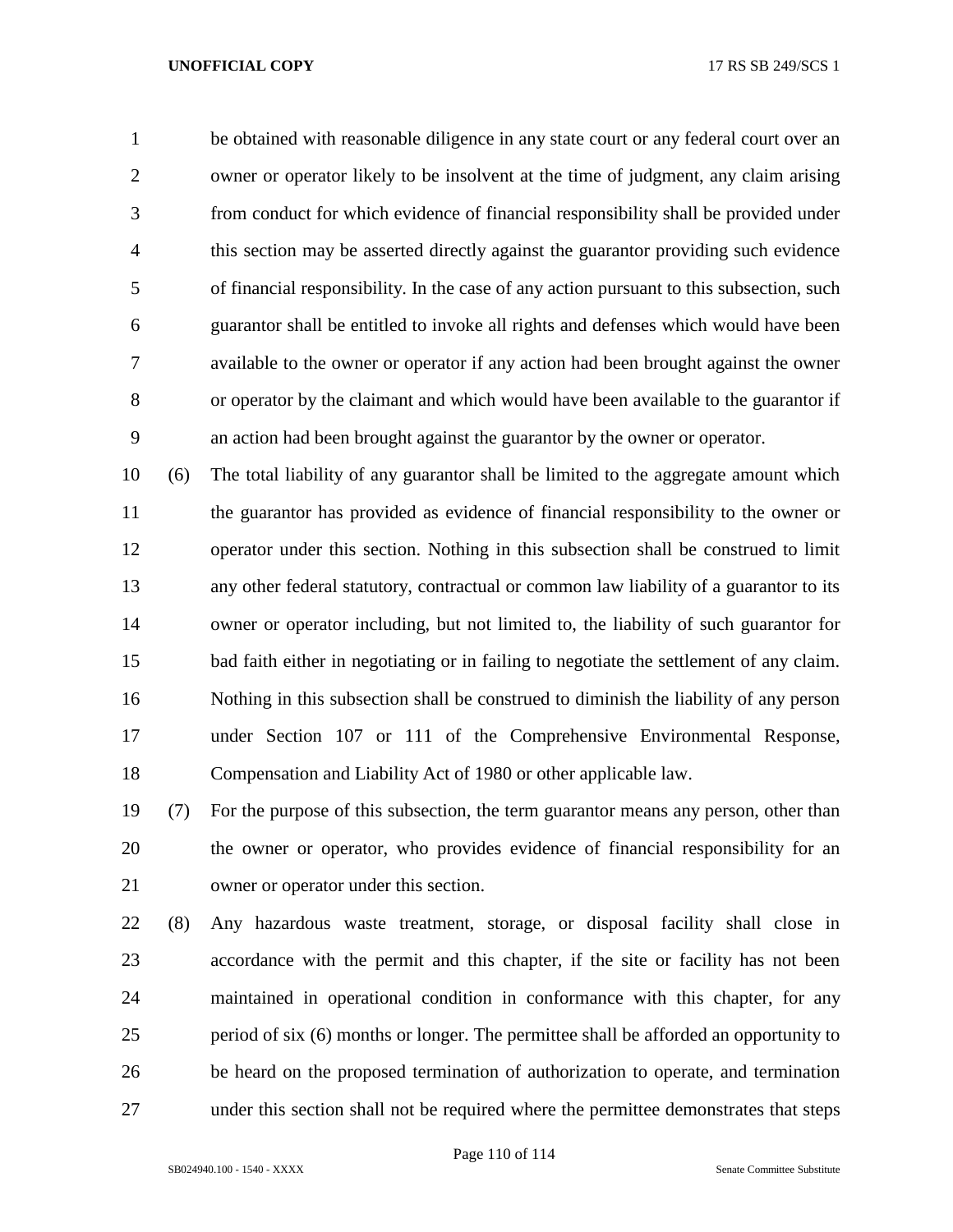be obtained with reasonable diligence in any state court or any federal court over an owner or operator likely to be insolvent at the time of judgment, any claim arising from conduct for which evidence of financial responsibility shall be provided under this section may be asserted directly against the guarantor providing such evidence of financial responsibility. In the case of any action pursuant to this subsection, such guarantor shall be entitled to invoke all rights and defenses which would have been available to the owner or operator if any action had been brought against the owner or operator by the claimant and which would have been available to the guarantor if an action had been brought against the guarantor by the owner or operator.

(6) The total liability of any guarantor shall be limited to the aggregate amount which the guarantor has provided as evidence of financial responsibility to the owner or operator under this section. Nothing in this subsection shall be construed to limit any other federal statutory, contractual or common law liability of a guarantor to its owner or operator including, but not limited to, the liability of such guarantor for bad faith either in negotiating or in failing to negotiate the settlement of any claim. Nothing in this subsection shall be construed to diminish the liability of any person under Section 107 or 111 of the Comprehensive Environmental Response, Compensation and Liability Act of 1980 or other applicable law.

(7) For the purpose of this subsection, the term guarantor means any person, other than the owner or operator, who provides evidence of financial responsibility for an owner or operator under this section.

(8) Any hazardous waste treatment, storage, or disposal facility shall close in accordance with the permit and this chapter, if the site or facility has not been maintained in operational condition in conformance with this chapter, for any period of six (6) months or longer. The permittee shall be afforded an opportunity to be heard on the proposed termination of authorization to operate, and termination under this section shall not be required where the permittee demonstrates that steps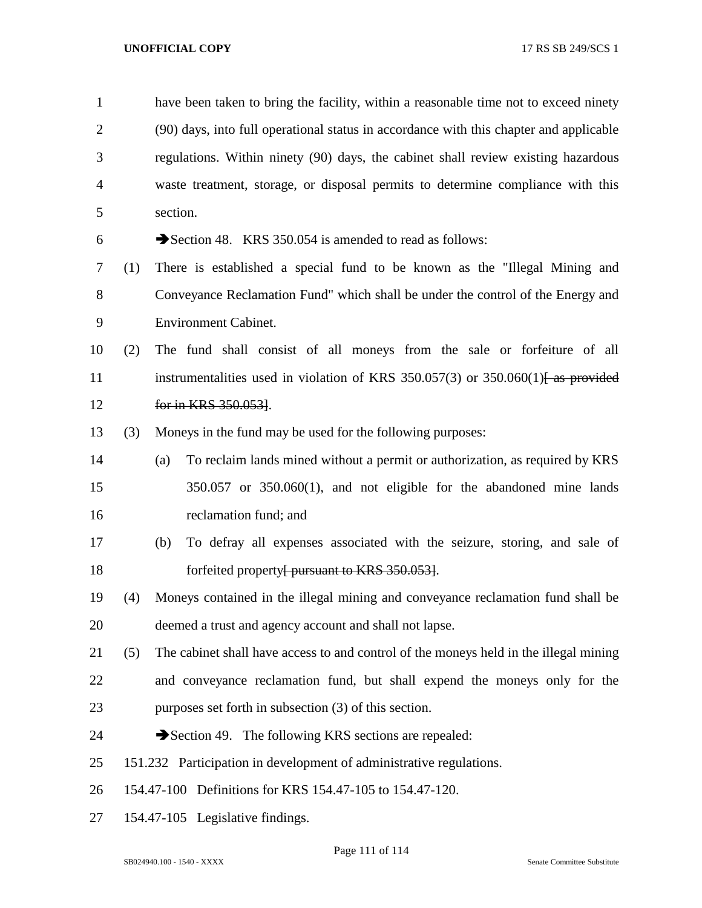have been taken to bring the facility, within a reasonable time not to exceed ninety (90) days, into full operational status in accordance with this chapter and applicable regulations. Within ninety (90) days, the cabinet shall review existing hazardous waste treatment, storage, or disposal permits to determine compliance with this section.

➔Section 48. KRS 350.054 is amended to read as follows:

(1) There is established a special fund to be known as the "Illegal Mining and Conveyance Reclamation Fund" which shall be under the control of the Energy and Environment Cabinet.

(2) The fund shall consist of all moneys from the sale or forfeiture of all instrumentalities used in violation of KRS 350.057(3) or 350.060(1)~~[ as provided for in KRS 350.053]~~.

(3) Moneys in the fund may be used for the following purposes:

(a) To reclaim lands mined without a permit or authorization, as required by KRS 350.057 or 350.060(1), and not eligible for the abandoned mine lands reclamation fund; and

(b) To defray all expenses associated with the seizure, storing, and sale of forfeited property~~[ pursuant to KRS 350.053]~~.

(4) Moneys contained in the illegal mining and conveyance reclamation fund shall be deemed a trust and agency account and shall not lapse.

(5) The cabinet shall have access to and control of the moneys held in the illegal mining and conveyance reclamation fund, but shall expend the moneys only for the purposes set forth in subsection (3) of this section.

➔Section 49. The following KRS sections are repealed:

151.232 Participation in development of administrative regulations.

154.47-100 Definitions for KRS 154.47-105 to 154.47-120.

154.47-105 Legislative findings.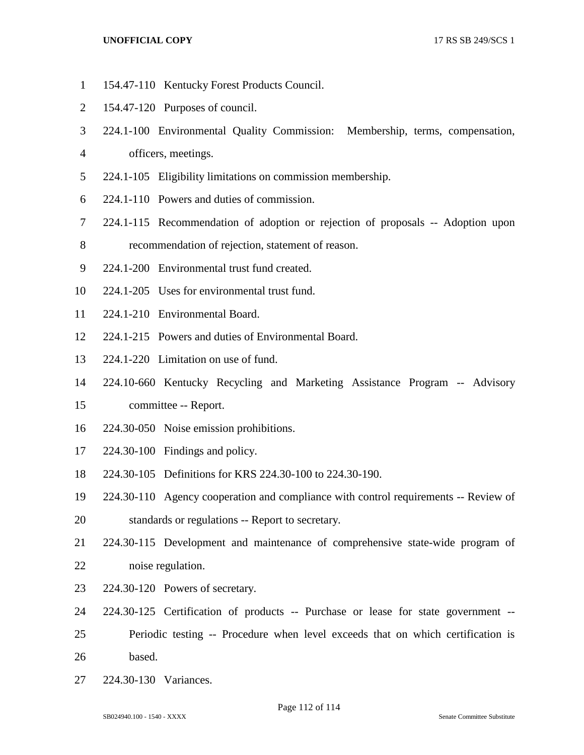154.47-110 Kentucky Forest Products Council.

154.47-120 Purposes of council.

224.1-100 Environmental Quality Commission: Membership, terms, compensation, officers, meetings.

224.1-105 Eligibility limitations on commission membership.

224.1-110 Powers and duties of commission.

224.1-115 Recommendation of adoption or rejection of proposals -- Adoption upon recommendation of rejection, statement of reason.

224.1-200 Environmental trust fund created.

224.1-205 Uses for environmental trust fund.

224.1-210 Environmental Board.

224.1-215 Powers and duties of Environmental Board.

224.1-220 Limitation on use of fund.

224.10-660 Kentucky Recycling and Marketing Assistance Program -- Advisory committee -- Report.

224.30-050 Noise emission prohibitions.

224.30-100 Findings and policy.

224.30-105 Definitions for KRS 224.30-100 to 224.30-190.

224.30-110 Agency cooperation and compliance with control requirements -- Review of standards or regulations -- Report to secretary.

224.30-115 Development and maintenance of comprehensive state-wide program of noise regulation.

224.30-120 Powers of secretary.

224.30-125 Certification of products -- Purchase or lease for state government -- Periodic testing -- Procedure when level exceeds that on which certification is based.

224.30-130 Variances.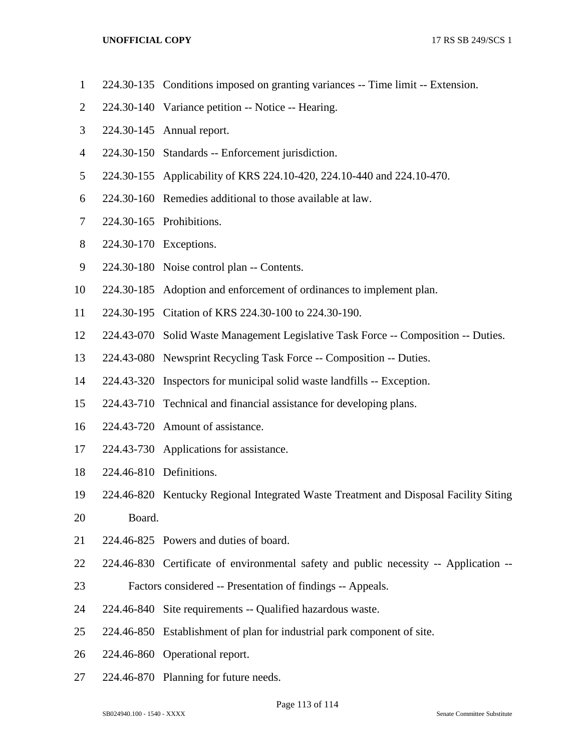224.30-135 Conditions imposed on granting variances -- Time limit -- Extension.

224.30-140 Variance petition -- Notice -- Hearing.

224.30-145 Annual report.

224.30-150 Standards -- Enforcement jurisdiction.

224.30-155 Applicability of KRS 224.10-420, 224.10-440 and 224.10-470.

224.30-160 Remedies additional to those available at law.

224.30-165 Prohibitions.

224.30-170 Exceptions.

224.30-180 Noise control plan -- Contents.

224.30-185 Adoption and enforcement of ordinances to implement plan.

224.30-195 Citation of KRS 224.30-100 to 224.30-190.

224.43-070 Solid Waste Management Legislative Task Force -- Composition -- Duties.

224.43-080 Newsprint Recycling Task Force -- Composition -- Duties.

224.43-320 Inspectors for municipal solid waste landfills -- Exception.

224.43-710 Technical and financial assistance for developing plans.

224.43-720 Amount of assistance.

224.43-730 Applications for assistance.

224.46-810 Definitions.

224.46-820 Kentucky Regional Integrated Waste Treatment and Disposal Facility Siting Board.

224.46-825 Powers and duties of board.

224.46-830 Certificate of environmental safety and public necessity -- Application -- Factors considered -- Presentation of findings -- Appeals.

224.46-840 Site requirements -- Qualified hazardous waste.

224.46-850 Establishment of plan for industrial park component of site.

224.46-860 Operational report.

224.46-870 Planning for future needs.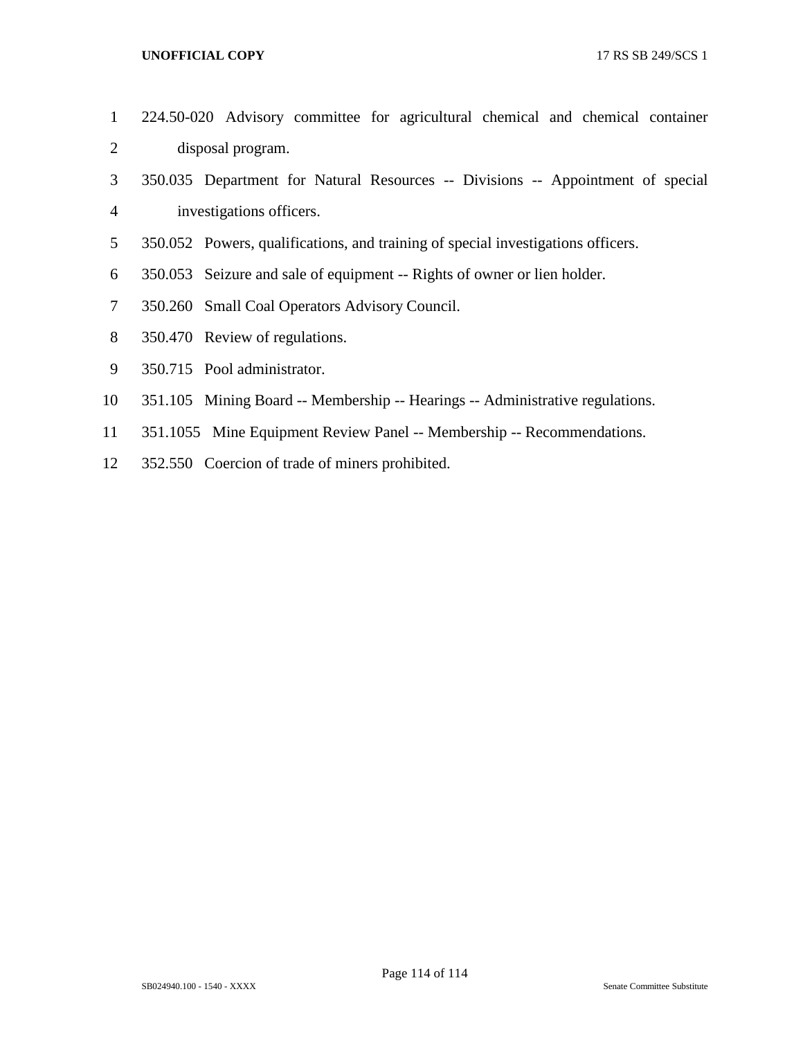224.50-020 Advisory committee for agricultural chemical and chemical container disposal program.

350.035 Department for Natural Resources -- Divisions -- Appointment of special investigations officers.

350.052 Powers, qualifications, and training of special investigations officers.

350.053 Seizure and sale of equipment -- Rights of owner or lien holder.

350.260 Small Coal Operators Advisory Council.

350.470 Review of regulations.

350.715 Pool administrator.

351.105 Mining Board -- Membership -- Hearings -- Administrative regulations.

351.1055 Mine Equipment Review Panel -- Membership -- Recommendations.

352.550 Coercion of trade of miners prohibited.